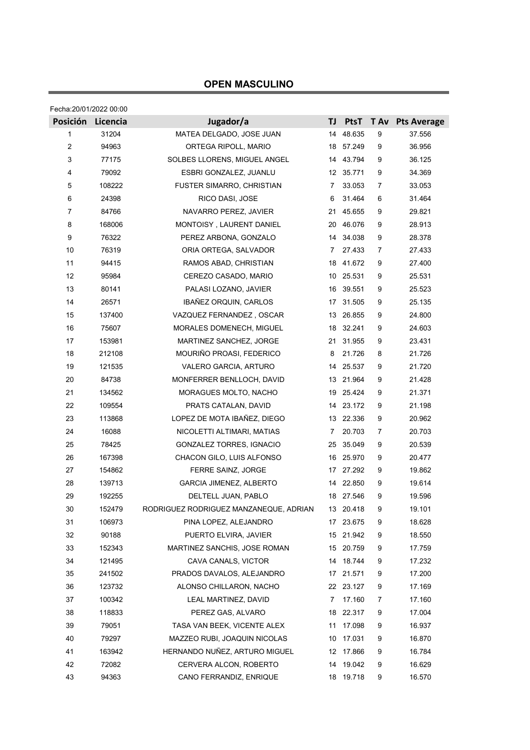## OPEN MASCULINO

Fecha:20/01/2022 00:00

| Posición | Licencia | Jugador/a | TJ | PtsT | T Av | Pts Average |
|---|---|---|---|---|---|---|
| 1 | 31204 | MATEA DELGADO, JOSE JUAN | 14 | 48.635 | 9 | 37.556 |
| 2 | 94963 | ORTEGA RIPOLL, MARIO | 18 | 57.249 | 9 | 36.956 |
| 3 | 77175 | SOLBES LLORENS, MIGUEL ANGEL | 14 | 43.794 | 9 | 36.125 |
| 4 | 79092 | ESBRI GONZALEZ, JUANLU | 12 | 35.771 | 9 | 34.369 |
| 5 | 108222 | FUSTER SIMARRO, CHRISTIAN | 7 | 33.053 | 7 | 33.053 |
| 6 | 24398 | RICO DASI, JOSE | 6 | 31.464 | 6 | 31.464 |
| 7 | 84766 | NAVARRO PEREZ, JAVIER | 21 | 45.655 | 9 | 29.821 |
| 8 | 168006 | MONTOISY , LAURENT DANIEL | 20 | 46.076 | 9 | 28.913 |
| 9 | 76322 | PEREZ ARBONA, GONZALO | 14 | 34.038 | 9 | 28.378 |
| 10 | 76319 | ORIA ORTEGA, SALVADOR | 7 | 27.433 | 7 | 27.433 |
| 11 | 94415 | RAMOS ABAD, CHRISTIAN | 18 | 41.672 | 9 | 27.400 |
| 12 | 95984 | CEREZO CASADO, MARIO | 10 | 25.531 | 9 | 25.531 |
| 13 | 80141 | PALASI LOZANO, JAVIER | 16 | 39.551 | 9 | 25.523 |
| 14 | 26571 | IBAÑEZ ORQUIN, CARLOS | 17 | 31.505 | 9 | 25.135 |
| 15 | 137400 | VAZQUEZ FERNANDEZ , OSCAR | 13 | 26.855 | 9 | 24.800 |
| 16 | 75607 | MORALES DOMENECH, MIGUEL | 18 | 32.241 | 9 | 24.603 |
| 17 | 153981 | MARTINEZ SANCHEZ, JORGE | 21 | 31.955 | 9 | 23.431 |
| 18 | 212108 | MOURIÑO PROASI, FEDERICO | 8 | 21.726 | 8 | 21.726 |
| 19 | 121535 | VALERO GARCIA, ARTURO | 14 | 25.537 | 9 | 21.720 |
| 20 | 84738 | MONFERRER BENLLOCH, DAVID | 13 | 21.964 | 9 | 21.428 |
| 21 | 134562 | MORAGUES MOLTO, NACHO | 19 | 25.424 | 9 | 21.371 |
| 22 | 109554 | PRATS CATALAN, DAVID | 14 | 23.172 | 9 | 21.198 |
| 23 | 113868 | LOPEZ DE MOTA IBAÑEZ, DIEGO | 13 | 22.336 | 9 | 20.962 |
| 24 | 16088 | NICOLETTI ALTIMARI, MATIAS | 7 | 20.703 | 7 | 20.703 |
| 25 | 78425 | GONZALEZ TORRES, IGNACIO | 25 | 35.049 | 9 | 20.539 |
| 26 | 167398 | CHACON GILO, LUIS ALFONSO | 16 | 25.970 | 9 | 20.477 |
| 27 | 154862 | FERRE SAINZ, JORGE | 17 | 27.292 | 9 | 19.862 |
| 28 | 139713 | GARCIA JIMENEZ, ALBERTO | 14 | 22.850 | 9 | 19.614 |
| 29 | 192255 | DELTELL JUAN, PABLO | 18 | 27.546 | 9 | 19.596 |
| 30 | 152479 | RODRIGUEZ RODRIGUEZ MANZANEQUE, ADRIAN | 13 | 20.418 | 9 | 19.101 |
| 31 | 106973 | PINA LOPEZ, ALEJANDRO | 17 | 23.675 | 9 | 18.628 |
| 32 | 90188 | PUERTO ELVIRA, JAVIER | 15 | 21.942 | 9 | 18.550 |
| 33 | 152343 | MARTINEZ SANCHIS, JOSE ROMAN | 15 | 20.759 | 9 | 17.759 |
| 34 | 121495 | CAVA CANALS, VICTOR | 14 | 18.744 | 9 | 17.232 |
| 35 | 241502 | PRADOS DAVALOS, ALEJANDRO | 17 | 21.571 | 9 | 17.200 |
| 36 | 123732 | ALONSO CHILLARON, NACHO | 22 | 23.127 | 9 | 17.169 |
| 37 | 100342 | LEAL MARTINEZ, DAVID | 7 | 17.160 | 7 | 17.160 |
| 38 | 118833 | PEREZ GAS, ALVARO | 18 | 22.317 | 9 | 17.004 |
| 39 | 79051 | TASA VAN BEEK, VICENTE ALEX | 11 | 17.098 | 9 | 16.937 |
| 40 | 79297 | MAZZEO RUBI, JOAQUIN NICOLAS | 10 | 17.031 | 9 | 16.870 |
| 41 | 163942 | HERNANDO NUÑEZ, ARTURO MIGUEL | 12 | 17.866 | 9 | 16.784 |
| 42 | 72082 | CERVERA ALCON, ROBERTO | 14 | 19.042 | 9 | 16.629 |
| 43 | 94363 | CANO FERRANDIZ, ENRIQUE | 18 | 19.718 | 9 | 16.570 |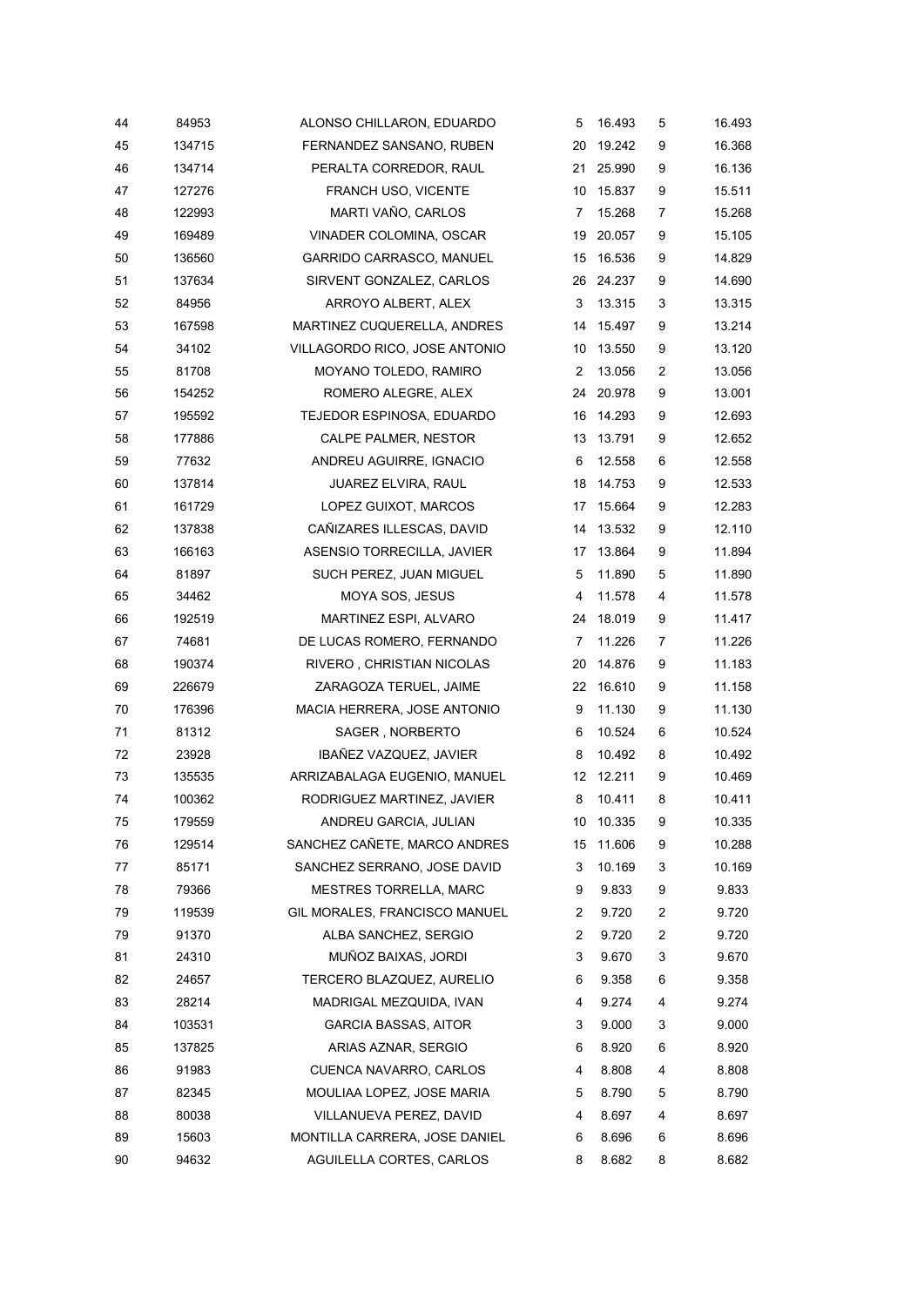| | | | | | | |
|---|---|---|---|---|---|---|
| 44 | 84953 | ALONSO CHILLARON, EDUARDO | 5 | 16.493 | 5 | 16.493 |
| 45 | 134715 | FERNANDEZ SANSANO, RUBEN | 20 | 19.242 | 9 | 16.368 |
| 46 | 134714 | PERALTA CORREDOR, RAUL | 21 | 25.990 | 9 | 16.136 |
| 47 | 127276 | FRANCH USO, VICENTE | 10 | 15.837 | 9 | 15.511 |
| 48 | 122993 | MARTI VAÑO, CARLOS | 7 | 15.268 | 7 | 15.268 |
| 49 | 169489 | VINADER COLOMINA, OSCAR | 19 | 20.057 | 9 | 15.105 |
| 50 | 136560 | GARRIDO CARRASCO, MANUEL | 15 | 16.536 | 9 | 14.829 |
| 51 | 137634 | SIRVENT GONZALEZ, CARLOS | 26 | 24.237 | 9 | 14.690 |
| 52 | 84956 | ARROYO ALBERT, ALEX | 3 | 13.315 | 3 | 13.315 |
| 53 | 167598 | MARTINEZ CUQUERELLA, ANDRES | 14 | 15.497 | 9 | 13.214 |
| 54 | 34102 | VILLAGORDO RICO, JOSE ANTONIO | 10 | 13.550 | 9 | 13.120 |
| 55 | 81708 | MOYANO TOLEDO, RAMIRO | 2 | 13.056 | 2 | 13.056 |
| 56 | 154252 | ROMERO ALEGRE, ALEX | 24 | 20.978 | 9 | 13.001 |
| 57 | 195592 | TEJEDOR ESPINOSA, EDUARDO | 16 | 14.293 | 9 | 12.693 |
| 58 | 177886 | CALPE PALMER, NESTOR | 13 | 13.791 | 9 | 12.652 |
| 59 | 77632 | ANDREU AGUIRRE, IGNACIO | 6 | 12.558 | 6 | 12.558 |
| 60 | 137814 | JUAREZ ELVIRA, RAUL | 18 | 14.753 | 9 | 12.533 |
| 61 | 161729 | LOPEZ GUIXOT, MARCOS | 17 | 15.664 | 9 | 12.283 |
| 62 | 137838 | CAÑIZARES ILLESCAS, DAVID | 14 | 13.532 | 9 | 12.110 |
| 63 | 166163 | ASENSIO TORRECILLA, JAVIER | 17 | 13.864 | 9 | 11.894 |
| 64 | 81897 | SUCH PEREZ, JUAN MIGUEL | 5 | 11.890 | 5 | 11.890 |
| 65 | 34462 | MOYA SOS, JESUS | 4 | 11.578 | 4 | 11.578 |
| 66 | 192519 | MARTINEZ ESPI, ALVARO | 24 | 18.019 | 9 | 11.417 |
| 67 | 74681 | DE LUCAS ROMERO, FERNANDO | 7 | 11.226 | 7 | 11.226 |
| 68 | 190374 | RIVERO , CHRISTIAN NICOLAS | 20 | 14.876 | 9 | 11.183 |
| 69 | 226679 | ZARAGOZA TERUEL, JAIME | 22 | 16.610 | 9 | 11.158 |
| 70 | 176396 | MACIA HERRERA, JOSE ANTONIO | 9 | 11.130 | 9 | 11.130 |
| 71 | 81312 | SAGER , NORBERTO | 6 | 10.524 | 6 | 10.524 |
| 72 | 23928 | IBAÑEZ VAZQUEZ, JAVIER | 8 | 10.492 | 8 | 10.492 |
| 73 | 135535 | ARRIZABALAGA EUGENIO, MANUEL | 12 | 12.211 | 9 | 10.469 |
| 74 | 100362 | RODRIGUEZ MARTINEZ, JAVIER | 8 | 10.411 | 8 | 10.411 |
| 75 | 179559 | ANDREU GARCIA, JULIAN | 10 | 10.335 | 9 | 10.335 |
| 76 | 129514 | SANCHEZ CAÑETE, MARCO ANDRES | 15 | 11.606 | 9 | 10.288 |
| 77 | 85171 | SANCHEZ SERRANO, JOSE DAVID | 3 | 10.169 | 3 | 10.169 |
| 78 | 79366 | MESTRES TORRELLA, MARC | 9 | 9.833 | 9 | 9.833 |
| 79 | 119539 | GIL MORALES, FRANCISCO MANUEL | 2 | 9.720 | 2 | 9.720 |
| 79 | 91370 | ALBA SANCHEZ, SERGIO | 2 | 9.720 | 2 | 9.720 |
| 81 | 24310 | MUÑOZ BAIXAS, JORDI | 3 | 9.670 | 3 | 9.670 |
| 82 | 24657 | TERCERO BLAZQUEZ, AURELIO | 6 | 9.358 | 6 | 9.358 |
| 83 | 28214 | MADRIGAL MEZQUIDA, IVAN | 4 | 9.274 | 4 | 9.274 |
| 84 | 103531 | GARCIA BASSAS, AITOR | 3 | 9.000 | 3 | 9.000 |
| 85 | 137825 | ARIAS AZNAR, SERGIO | 6 | 8.920 | 6 | 8.920 |
| 86 | 91983 | CUENCA NAVARRO, CARLOS | 4 | 8.808 | 4 | 8.808 |
| 87 | 82345 | MOULIAA LOPEZ, JOSE MARIA | 5 | 8.790 | 5 | 8.790 |
| 88 | 80038 | VILLANUEVA PEREZ, DAVID | 4 | 8.697 | 4 | 8.697 |
| 89 | 15603 | MONTILLA CARRERA, JOSE DANIEL | 6 | 8.696 | 6 | 8.696 |
| 90 | 94632 | AGUILELLA CORTES, CARLOS | 8 | 8.682 | 8 | 8.682 |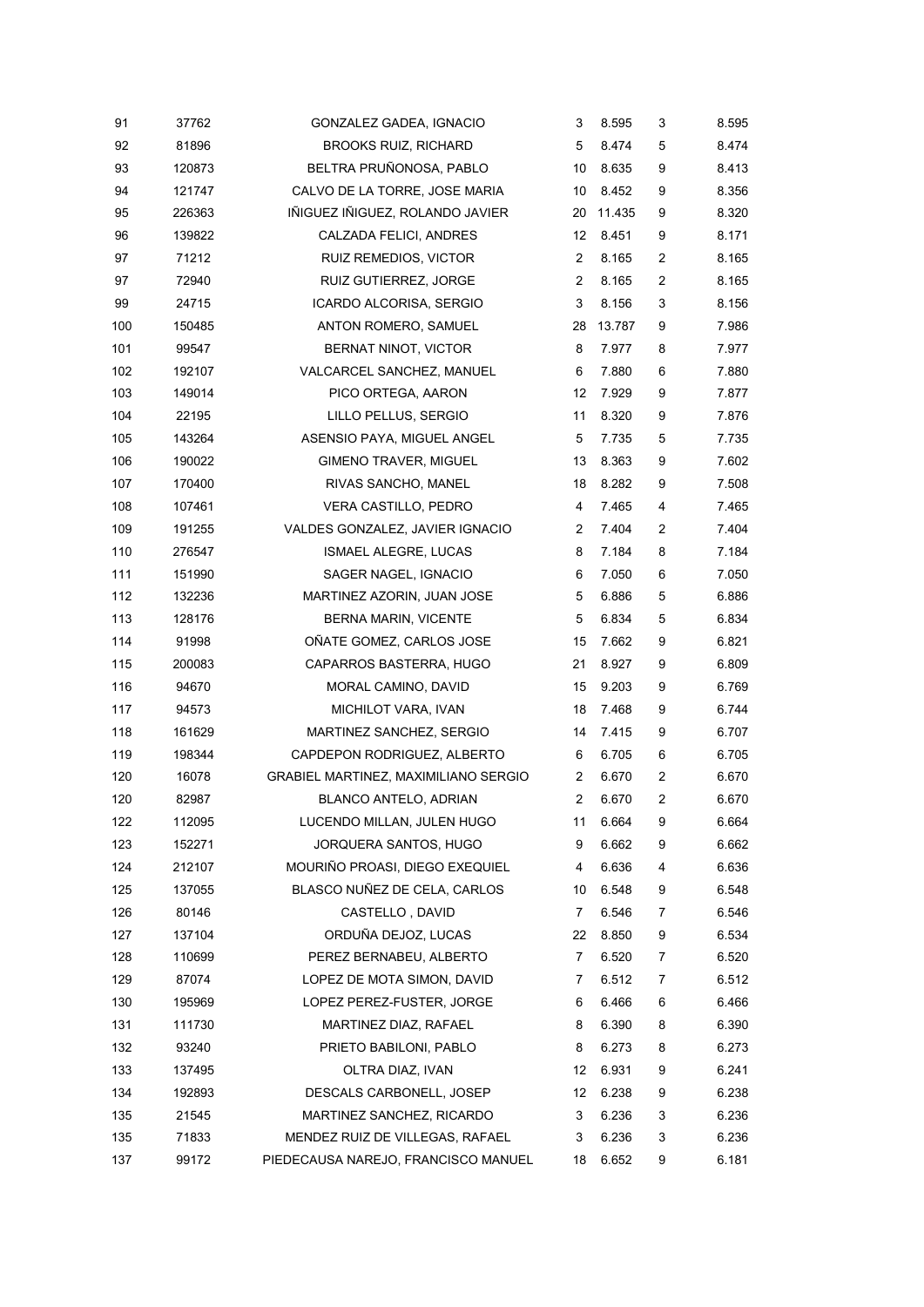| | | | | | | |
|---|---|---|---|---|---|---|
| 91 | 37762 | GONZALEZ GADEA, IGNACIO | 3 | 8.595 | 3 | 8.595 |
| 92 | 81896 | BROOKS RUIZ, RICHARD | 5 | 8.474 | 5 | 8.474 |
| 93 | 120873 | BELTRA PRUÑONOSA, PABLO | 10 | 8.635 | 9 | 8.413 |
| 94 | 121747 | CALVO DE LA TORRE, JOSE MARIA | 10 | 8.452 | 9 | 8.356 |
| 95 | 226363 | IÑIGUEZ IÑIGUEZ, ROLANDO JAVIER | 20 | 11.435 | 9 | 8.320 |
| 96 | 139822 | CALZADA FELICI, ANDRES | 12 | 8.451 | 9 | 8.171 |
| 97 | 71212 | RUIZ REMEDIOS, VICTOR | 2 | 8.165 | 2 | 8.165 |
| 97 | 72940 | RUIZ GUTIERREZ, JORGE | 2 | 8.165 | 2 | 8.165 |
| 99 | 24715 | ICARDO ALCORISA, SERGIO | 3 | 8.156 | 3 | 8.156 |
| 100 | 150485 | ANTON ROMERO, SAMUEL | 28 | 13.787 | 9 | 7.986 |
| 101 | 99547 | BERNAT NINOT, VICTOR | 8 | 7.977 | 8 | 7.977 |
| 102 | 192107 | VALCARCEL SANCHEZ, MANUEL | 6 | 7.880 | 6 | 7.880 |
| 103 | 149014 | PICO ORTEGA, AARON | 12 | 7.929 | 9 | 7.877 |
| 104 | 22195 | LILLO PELLUS, SERGIO | 11 | 8.320 | 9 | 7.876 |
| 105 | 143264 | ASENSIO PAYA, MIGUEL ANGEL | 5 | 7.735 | 5 | 7.735 |
| 106 | 190022 | GIMENO TRAVER, MIGUEL | 13 | 8.363 | 9 | 7.602 |
| 107 | 170400 | RIVAS SANCHO, MANEL | 18 | 8.282 | 9 | 7.508 |
| 108 | 107461 | VERA CASTILLO, PEDRO | 4 | 7.465 | 4 | 7.465 |
| 109 | 191255 | VALDES GONZALEZ, JAVIER IGNACIO | 2 | 7.404 | 2 | 7.404 |
| 110 | 276547 | ISMAEL ALEGRE, LUCAS | 8 | 7.184 | 8 | 7.184 |
| 111 | 151990 | SAGER NAGEL, IGNACIO | 6 | 7.050 | 6 | 7.050 |
| 112 | 132236 | MARTINEZ AZORIN, JUAN JOSE | 5 | 6.886 | 5 | 6.886 |
| 113 | 128176 | BERNA MARIN, VICENTE | 5 | 6.834 | 5 | 6.834 |
| 114 | 91998 | OÑATE GOMEZ, CARLOS JOSE | 15 | 7.662 | 9 | 6.821 |
| 115 | 200083 | CAPARROS BASTERRA, HUGO | 21 | 8.927 | 9 | 6.809 |
| 116 | 94670 | MORAL CAMINO, DAVID | 15 | 9.203 | 9 | 6.769 |
| 117 | 94573 | MICHILOT VARA, IVAN | 18 | 7.468 | 9 | 6.744 |
| 118 | 161629 | MARTINEZ SANCHEZ, SERGIO | 14 | 7.415 | 9 | 6.707 |
| 119 | 198344 | CAPDEPON RODRIGUEZ, ALBERTO | 6 | 6.705 | 6 | 6.705 |
| 120 | 16078 | GRABIEL MARTINEZ, MAXIMILIANO SERGIO | 2 | 6.670 | 2 | 6.670 |
| 120 | 82987 | BLANCO ANTELO, ADRIAN | 2 | 6.670 | 2 | 6.670 |
| 122 | 112095 | LUCENDO MILLAN, JULEN HUGO | 11 | 6.664 | 9 | 6.664 |
| 123 | 152271 | JORQUERA SANTOS, HUGO | 9 | 6.662 | 9 | 6.662 |
| 124 | 212107 | MOURIÑO PROASI, DIEGO EXEQUIEL | 4 | 6.636 | 4 | 6.636 |
| 125 | 137055 | BLASCO NUÑEZ DE CELA, CARLOS | 10 | 6.548 | 9 | 6.548 |
| 126 | 80146 | CASTELLO , DAVID | 7 | 6.546 | 7 | 6.546 |
| 127 | 137104 | ORDUÑA DEJOZ, LUCAS | 22 | 8.850 | 9 | 6.534 |
| 128 | 110699 | PEREZ BERNABEU, ALBERTO | 7 | 6.520 | 7 | 6.520 |
| 129 | 87074 | LOPEZ DE MOTA SIMON, DAVID | 7 | 6.512 | 7 | 6.512 |
| 130 | 195969 | LOPEZ PEREZ-FUSTER, JORGE | 6 | 6.466 | 6 | 6.466 |
| 131 | 111730 | MARTINEZ DIAZ, RAFAEL | 8 | 6.390 | 8 | 6.390 |
| 132 | 93240 | PRIETO BABILONI, PABLO | 8 | 6.273 | 8 | 6.273 |
| 133 | 137495 | OLTRA DIAZ, IVAN | 12 | 6.931 | 9 | 6.241 |
| 134 | 192893 | DESCALS CARBONELL, JOSEP | 12 | 6.238 | 9 | 6.238 |
| 135 | 21545 | MARTINEZ SANCHEZ, RICARDO | 3 | 6.236 | 3 | 6.236 |
| 135 | 71833 | MENDEZ RUIZ DE VILLEGAS, RAFAEL | 3 | 6.236 | 3 | 6.236 |
| 137 | 99172 | PIEDECAUSA NAREJO, FRANCISCO MANUEL | 18 | 6.652 | 9 | 6.181 |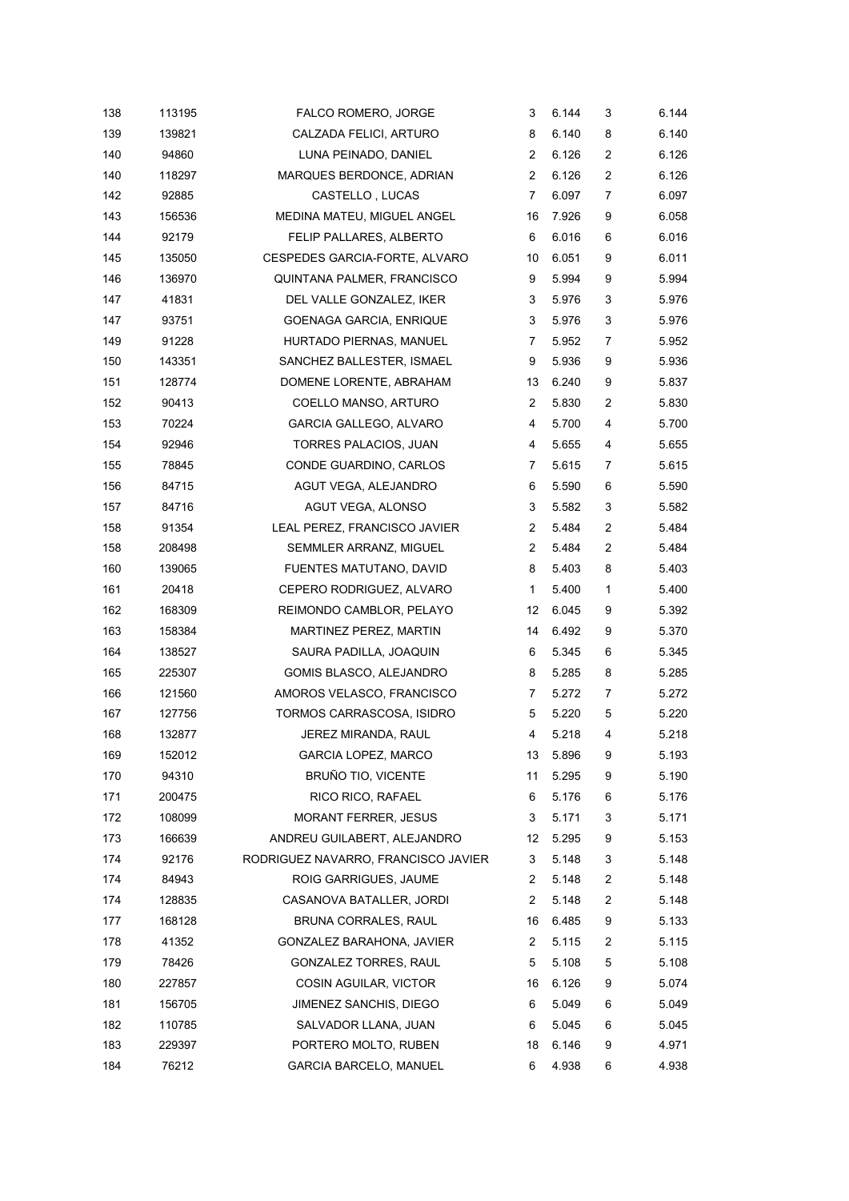| | | | | | | |
|---|---|---|---|---|---|---|
| 138 | 113195 | FALCO ROMERO, JORGE | 3 | 6.144 | 3 | 6.144 |
| 139 | 139821 | CALZADA FELICI, ARTURO | 8 | 6.140 | 8 | 6.140 |
| 140 | 94860 | LUNA PEINADO, DANIEL | 2 | 6.126 | 2 | 6.126 |
| 140 | 118297 | MARQUES BERDONCE, ADRIAN | 2 | 6.126 | 2 | 6.126 |
| 142 | 92885 | CASTELLO , LUCAS | 7 | 6.097 | 7 | 6.097 |
| 143 | 156536 | MEDINA MATEU, MIGUEL ANGEL | 16 | 7.926 | 9 | 6.058 |
| 144 | 92179 | FELIP PALLARES, ALBERTO | 6 | 6.016 | 6 | 6.016 |
| 145 | 135050 | CESPEDES GARCIA-FORTE, ALVARO | 10 | 6.051 | 9 | 6.011 |
| 146 | 136970 | QUINTANA PALMER, FRANCISCO | 9 | 5.994 | 9 | 5.994 |
| 147 | 41831 | DEL VALLE GONZALEZ, IKER | 3 | 5.976 | 3 | 5.976 |
| 147 | 93751 | GOENAGA GARCIA, ENRIQUE | 3 | 5.976 | 3 | 5.976 |
| 149 | 91228 | HURTADO PIERNAS, MANUEL | 7 | 5.952 | 7 | 5.952 |
| 150 | 143351 | SANCHEZ BALLESTER, ISMAEL | 9 | 5.936 | 9 | 5.936 |
| 151 | 128774 | DOMENE LORENTE, ABRAHAM | 13 | 6.240 | 9 | 5.837 |
| 152 | 90413 | COELLO MANSO, ARTURO | 2 | 5.830 | 2 | 5.830 |
| 153 | 70224 | GARCIA GALLEGO, ALVARO | 4 | 5.700 | 4 | 5.700 |
| 154 | 92946 | TORRES PALACIOS, JUAN | 4 | 5.655 | 4 | 5.655 |
| 155 | 78845 | CONDE GUARDINO, CARLOS | 7 | 5.615 | 7 | 5.615 |
| 156 | 84715 | AGUT VEGA, ALEJANDRO | 6 | 5.590 | 6 | 5.590 |
| 157 | 84716 | AGUT VEGA, ALONSO | 3 | 5.582 | 3 | 5.582 |
| 158 | 91354 | LEAL PEREZ, FRANCISCO JAVIER | 2 | 5.484 | 2 | 5.484 |
| 158 | 208498 | SEMMLER ARRANZ, MIGUEL | 2 | 5.484 | 2 | 5.484 |
| 160 | 139065 | FUENTES MATUTANO, DAVID | 8 | 5.403 | 8 | 5.403 |
| 161 | 20418 | CEPERO RODRIGUEZ, ALVARO | 1 | 5.400 | 1 | 5.400 |
| 162 | 168309 | REIMONDO CAMBLOR, PELAYO | 12 | 6.045 | 9 | 5.392 |
| 163 | 158384 | MARTINEZ PEREZ, MARTIN | 14 | 6.492 | 9 | 5.370 |
| 164 | 138527 | SAURA PADILLA, JOAQUIN | 6 | 5.345 | 6 | 5.345 |
| 165 | 225307 | GOMIS BLASCO, ALEJANDRO | 8 | 5.285 | 8 | 5.285 |
| 166 | 121560 | AMOROS VELASCO, FRANCISCO | 7 | 5.272 | 7 | 5.272 |
| 167 | 127756 | TORMOS CARRASCOSA, ISIDRO | 5 | 5.220 | 5 | 5.220 |
| 168 | 132877 | JEREZ MIRANDA, RAUL | 4 | 5.218 | 4 | 5.218 |
| 169 | 152012 | GARCIA LOPEZ, MARCO | 13 | 5.896 | 9 | 5.193 |
| 170 | 94310 | BRUÑO TIO, VICENTE | 11 | 5.295 | 9 | 5.190 |
| 171 | 200475 | RICO RICO, RAFAEL | 6 | 5.176 | 6 | 5.176 |
| 172 | 108099 | MORANT FERRER, JESUS | 3 | 5.171 | 3 | 5.171 |
| 173 | 166639 | ANDREU GUILABERT, ALEJANDRO | 12 | 5.295 | 9 | 5.153 |
| 174 | 92176 | RODRIGUEZ NAVARRO, FRANCISCO JAVIER | 3 | 5.148 | 3 | 5.148 |
| 174 | 84943 | ROIG GARRIGUES, JAUME | 2 | 5.148 | 2 | 5.148 |
| 174 | 128835 | CASANOVA BATALLER, JORDI | 2 | 5.148 | 2 | 5.148 |
| 177 | 168128 | BRUNA CORRALES, RAUL | 16 | 6.485 | 9 | 5.133 |
| 178 | 41352 | GONZALEZ BARAHONA, JAVIER | 2 | 5.115 | 2 | 5.115 |
| 179 | 78426 | GONZALEZ TORRES, RAUL | 5 | 5.108 | 5 | 5.108 |
| 180 | 227857 | COSIN AGUILAR, VICTOR | 16 | 6.126 | 9 | 5.074 |
| 181 | 156705 | JIMENEZ SANCHIS, DIEGO | 6 | 5.049 | 6 | 5.049 |
| 182 | 110785 | SALVADOR LLANA, JUAN | 6 | 5.045 | 6 | 5.045 |
| 183 | 229397 | PORTERO MOLTO, RUBEN | 18 | 6.146 | 9 | 4.971 |
| 184 | 76212 | GARCIA BARCELO, MANUEL | 6 | 4.938 | 6 | 4.938 |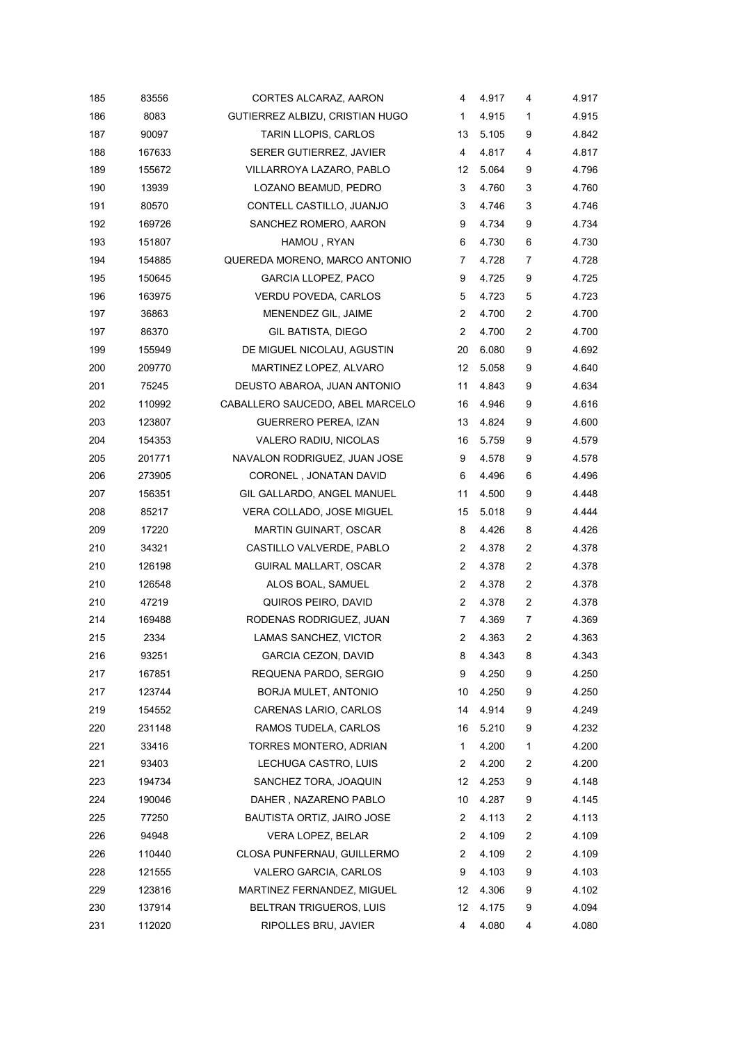| | | | | | | |
|---|---|---|---|---|---|---|
| 185 | 83556 | CORTES ALCARAZ, AARON | 4 | 4.917 | 4 | 4.917 |
| 186 | 8083 | GUTIERREZ ALBIZU, CRISTIAN HUGO | 1 | 4.915 | 1 | 4.915 |
| 187 | 90097 | TARIN LLOPIS, CARLOS | 13 | 5.105 | 9 | 4.842 |
| 188 | 167633 | SERER GUTIERREZ, JAVIER | 4 | 4.817 | 4 | 4.817 |
| 189 | 155672 | VILLARROYA LAZARO, PABLO | 12 | 5.064 | 9 | 4.796 |
| 190 | 13939 | LOZANO BEAMUD, PEDRO | 3 | 4.760 | 3 | 4.760 |
| 191 | 80570 | CONTELL CASTILLO, JUANJO | 3 | 4.746 | 3 | 4.746 |
| 192 | 169726 | SANCHEZ ROMERO, AARON | 9 | 4.734 | 9 | 4.734 |
| 193 | 151807 | HAMOU , RYAN | 6 | 4.730 | 6 | 4.730 |
| 194 | 154885 | QUEREDA MORENO, MARCO ANTONIO | 7 | 4.728 | 7 | 4.728 |
| 195 | 150645 | GARCIA LLOPEZ, PACO | 9 | 4.725 | 9 | 4.725 |
| 196 | 163975 | VERDU POVEDA, CARLOS | 5 | 4.723 | 5 | 4.723 |
| 197 | 36863 | MENENDEZ GIL, JAIME | 2 | 4.700 | 2 | 4.700 |
| 197 | 86370 | GIL BATISTA, DIEGO | 2 | 4.700 | 2 | 4.700 |
| 199 | 155949 | DE MIGUEL NICOLAU, AGUSTIN | 20 | 6.080 | 9 | 4.692 |
| 200 | 209770 | MARTINEZ LOPEZ, ALVARO | 12 | 5.058 | 9 | 4.640 |
| 201 | 75245 | DEUSTO ABAROA, JUAN ANTONIO | 11 | 4.843 | 9 | 4.634 |
| 202 | 110992 | CABALLERO SAUCEDO, ABEL MARCELO | 16 | 4.946 | 9 | 4.616 |
| 203 | 123807 | GUERRERO PEREA, IZAN | 13 | 4.824 | 9 | 4.600 |
| 204 | 154353 | VALERO RADIU, NICOLAS | 16 | 5.759 | 9 | 4.579 |
| 205 | 201771 | NAVALON RODRIGUEZ, JUAN JOSE | 9 | 4.578 | 9 | 4.578 |
| 206 | 273905 | CORONEL , JONATAN DAVID | 6 | 4.496 | 6 | 4.496 |
| 207 | 156351 | GIL GALLARDO, ANGEL MANUEL | 11 | 4.500 | 9 | 4.448 |
| 208 | 85217 | VERA COLLADO, JOSE MIGUEL | 15 | 5.018 | 9 | 4.444 |
| 209 | 17220 | MARTIN GUINART, OSCAR | 8 | 4.426 | 8 | 4.426 |
| 210 | 34321 | CASTILLO VALVERDE, PABLO | 2 | 4.378 | 2 | 4.378 |
| 210 | 126198 | GUIRAL MALLART, OSCAR | 2 | 4.378 | 2 | 4.378 |
| 210 | 126548 | ALOS BOAL, SAMUEL | 2 | 4.378 | 2 | 4.378 |
| 210 | 47219 | QUIROS PEIRO, DAVID | 2 | 4.378 | 2 | 4.378 |
| 214 | 169488 | RODENAS RODRIGUEZ, JUAN | 7 | 4.369 | 7 | 4.369 |
| 215 | 2334 | LAMAS SANCHEZ, VICTOR | 2 | 4.363 | 2 | 4.363 |
| 216 | 93251 | GARCIA CEZON, DAVID | 8 | 4.343 | 8 | 4.343 |
| 217 | 167851 | REQUENA PARDO, SERGIO | 9 | 4.250 | 9 | 4.250 |
| 217 | 123744 | BORJA MULET, ANTONIO | 10 | 4.250 | 9 | 4.250 |
| 219 | 154552 | CARENAS LARIO, CARLOS | 14 | 4.914 | 9 | 4.249 |
| 220 | 231148 | RAMOS TUDELA, CARLOS | 16 | 5.210 | 9 | 4.232 |
| 221 | 33416 | TORRES MONTERO, ADRIAN | 1 | 4.200 | 1 | 4.200 |
| 221 | 93403 | LECHUGA CASTRO, LUIS | 2 | 4.200 | 2 | 4.200 |
| 223 | 194734 | SANCHEZ TORA, JOAQUIN | 12 | 4.253 | 9 | 4.148 |
| 224 | 190046 | DAHER , NAZARENO PABLO | 10 | 4.287 | 9 | 4.145 |
| 225 | 77250 | BAUTISTA ORTIZ, JAIRO JOSE | 2 | 4.113 | 2 | 4.113 |
| 226 | 94948 | VERA LOPEZ, BELAR | 2 | 4.109 | 2 | 4.109 |
| 226 | 110440 | CLOSA PUNFERNAU, GUILLERMO | 2 | 4.109 | 2 | 4.109 |
| 228 | 121555 | VALERO GARCIA, CARLOS | 9 | 4.103 | 9 | 4.103 |
| 229 | 123816 | MARTINEZ FERNANDEZ, MIGUEL | 12 | 4.306 | 9 | 4.102 |
| 230 | 137914 | BELTRAN TRIGUEROS, LUIS | 12 | 4.175 | 9 | 4.094 |
| 231 | 112020 | RIPOLLES BRU, JAVIER | 4 | 4.080 | 4 | 4.080 |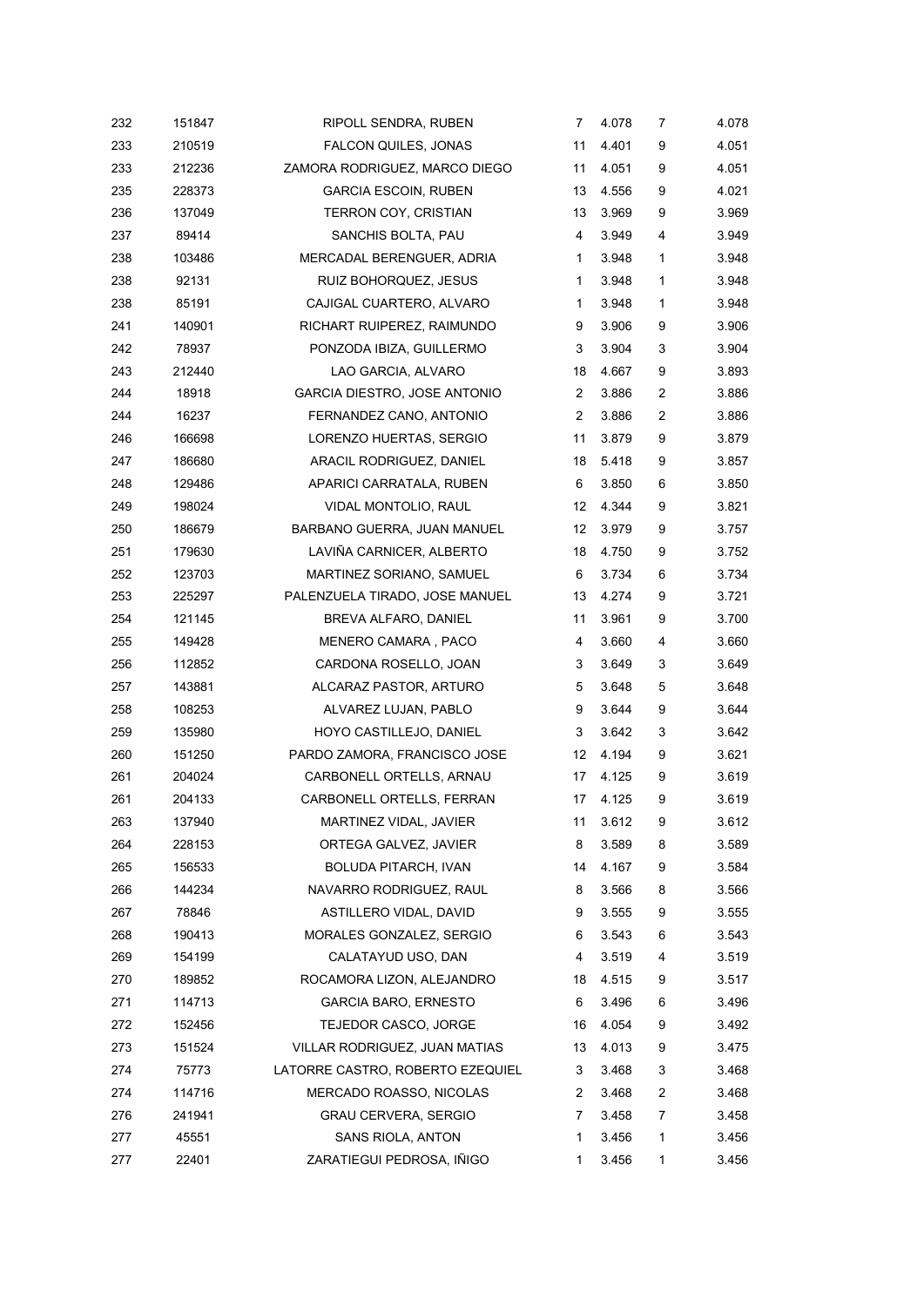| | | | | | | |
|---|---|---|---|---|---|---|
| 232 | 151847 | RIPOLL SENDRA, RUBEN | 7 | 4.078 | 7 | 4.078 |
| 233 | 210519 | FALCON QUILES, JONAS | 11 | 4.401 | 9 | 4.051 |
| 233 | 212236 | ZAMORA RODRIGUEZ, MARCO DIEGO | 11 | 4.051 | 9 | 4.051 |
| 235 | 228373 | GARCIA ESCOIN, RUBEN | 13 | 4.556 | 9 | 4.021 |
| 236 | 137049 | TERRON COY, CRISTIAN | 13 | 3.969 | 9 | 3.969 |
| 237 | 89414 | SANCHIS BOLTA, PAU | 4 | 3.949 | 4 | 3.949 |
| 238 | 103486 | MERCADAL BERENGUER, ADRIA | 1 | 3.948 | 1 | 3.948 |
| 238 | 92131 | RUIZ BOHORQUEZ, JESUS | 1 | 3.948 | 1 | 3.948 |
| 238 | 85191 | CAJIGAL CUARTERO, ALVARO | 1 | 3.948 | 1 | 3.948 |
| 241 | 140901 | RICHART RUIPEREZ, RAIMUNDO | 9 | 3.906 | 9 | 3.906 |
| 242 | 78937 | PONZODA IBIZA, GUILLERMO | 3 | 3.904 | 3 | 3.904 |
| 243 | 212440 | LAO GARCIA, ALVARO | 18 | 4.667 | 9 | 3.893 |
| 244 | 18918 | GARCIA DIESTRO, JOSE ANTONIO | 2 | 3.886 | 2 | 3.886 |
| 244 | 16237 | FERNANDEZ CANO, ANTONIO | 2 | 3.886 | 2 | 3.886 |
| 246 | 166698 | LORENZO HUERTAS, SERGIO | 11 | 3.879 | 9 | 3.879 |
| 247 | 186680 | ARACIL RODRIGUEZ, DANIEL | 18 | 5.418 | 9 | 3.857 |
| 248 | 129486 | APARICI CARRATALA, RUBEN | 6 | 3.850 | 6 | 3.850 |
| 249 | 198024 | VIDAL MONTOLIO, RAUL | 12 | 4.344 | 9 | 3.821 |
| 250 | 186679 | BARBANO GUERRA, JUAN MANUEL | 12 | 3.979 | 9 | 3.757 |
| 251 | 179630 | LAVIÑA CARNICER, ALBERTO | 18 | 4.750 | 9 | 3.752 |
| 252 | 123703 | MARTINEZ SORIANO, SAMUEL | 6 | 3.734 | 6 | 3.734 |
| 253 | 225297 | PALENZUELA TIRADO, JOSE MANUEL | 13 | 4.274 | 9 | 3.721 |
| 254 | 121145 | BREVA ALFARO, DANIEL | 11 | 3.961 | 9 | 3.700 |
| 255 | 149428 | MENERO CAMARA , PACO | 4 | 3.660 | 4 | 3.660 |
| 256 | 112852 | CARDONA ROSELLO, JOAN | 3 | 3.649 | 3 | 3.649 |
| 257 | 143881 | ALCARAZ PASTOR, ARTURO | 5 | 3.648 | 5 | 3.648 |
| 258 | 108253 | ALVAREZ LUJAN, PABLO | 9 | 3.644 | 9 | 3.644 |
| 259 | 135980 | HOYO CASTILLEJO, DANIEL | 3 | 3.642 | 3 | 3.642 |
| 260 | 151250 | PARDO ZAMORA, FRANCISCO JOSE | 12 | 4.194 | 9 | 3.621 |
| 261 | 204024 | CARBONELL ORTELLS, ARNAU | 17 | 4.125 | 9 | 3.619 |
| 261 | 204133 | CARBONELL ORTELLS, FERRAN | 17 | 4.125 | 9 | 3.619 |
| 263 | 137940 | MARTINEZ VIDAL, JAVIER | 11 | 3.612 | 9 | 3.612 |
| 264 | 228153 | ORTEGA GALVEZ, JAVIER | 8 | 3.589 | 8 | 3.589 |
| 265 | 156533 | BOLUDA PITARCH, IVAN | 14 | 4.167 | 9 | 3.584 |
| 266 | 144234 | NAVARRO RODRIGUEZ, RAUL | 8 | 3.566 | 8 | 3.566 |
| 267 | 78846 | ASTILLERO VIDAL, DAVID | 9 | 3.555 | 9 | 3.555 |
| 268 | 190413 | MORALES GONZALEZ, SERGIO | 6 | 3.543 | 6 | 3.543 |
| 269 | 154199 | CALATAYUD USO, DAN | 4 | 3.519 | 4 | 3.519 |
| 270 | 189852 | ROCAMORA LIZON, ALEJANDRO | 18 | 4.515 | 9 | 3.517 |
| 271 | 114713 | GARCIA BARO, ERNESTO | 6 | 3.496 | 6 | 3.496 |
| 272 | 152456 | TEJEDOR CASCO, JORGE | 16 | 4.054 | 9 | 3.492 |
| 273 | 151524 | VILLAR RODRIGUEZ, JUAN MATIAS | 13 | 4.013 | 9 | 3.475 |
| 274 | 75773 | LATORRE CASTRO, ROBERTO EZEQUIEL | 3 | 3.468 | 3 | 3.468 |
| 274 | 114716 | MERCADO ROASSO, NICOLAS | 2 | 3.468 | 2 | 3.468 |
| 276 | 241941 | GRAU CERVERA, SERGIO | 7 | 3.458 | 7 | 3.458 |
| 277 | 45551 | SANS RIOLA, ANTON | 1 | 3.456 | 1 | 3.456 |
| 277 | 22401 | ZARATIEGUI PEDROSA, IÑIGO | 1 | 3.456 | 1 | 3.456 |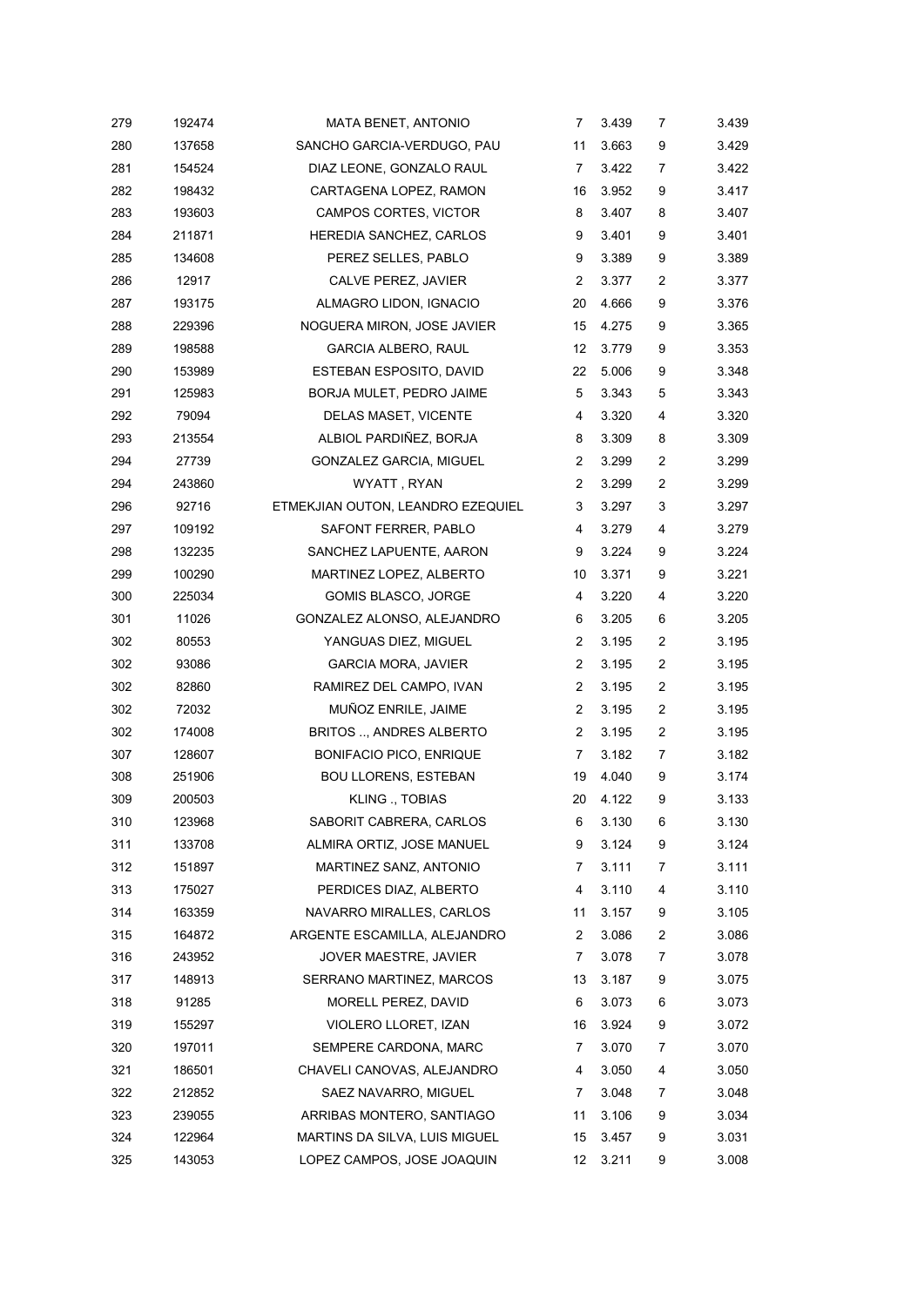| | | | | | | |
|---|---|---|---|---|---|---|
| 279 | 192474 | MATA BENET, ANTONIO | 7 | 3.439 | 7 | 3.439 |
| 280 | 137658 | SANCHO GARCIA-VERDUGO, PAU | 11 | 3.663 | 9 | 3.429 |
| 281 | 154524 | DIAZ LEONE, GONZALO RAUL | 7 | 3.422 | 7 | 3.422 |
| 282 | 198432 | CARTAGENA LOPEZ, RAMON | 16 | 3.952 | 9 | 3.417 |
| 283 | 193603 | CAMPOS CORTES, VICTOR | 8 | 3.407 | 8 | 3.407 |
| 284 | 211871 | HEREDIA SANCHEZ, CARLOS | 9 | 3.401 | 9 | 3.401 |
| 285 | 134608 | PEREZ SELLES, PABLO | 9 | 3.389 | 9 | 3.389 |
| 286 | 12917 | CALVE PEREZ, JAVIER | 2 | 3.377 | 2 | 3.377 |
| 287 | 193175 | ALMAGRO LIDON, IGNACIO | 20 | 4.666 | 9 | 3.376 |
| 288 | 229396 | NOGUERA MIRON, JOSE JAVIER | 15 | 4.275 | 9 | 3.365 |
| 289 | 198588 | GARCIA ALBERO, RAUL | 12 | 3.779 | 9 | 3.353 |
| 290 | 153989 | ESTEBAN ESPOSITO, DAVID | 22 | 5.006 | 9 | 3.348 |
| 291 | 125983 | BORJA MULET, PEDRO JAIME | 5 | 3.343 | 5 | 3.343 |
| 292 | 79094 | DELAS MASET, VICENTE | 4 | 3.320 | 4 | 3.320 |
| 293 | 213554 | ALBIOL PARDIÑEZ, BORJA | 8 | 3.309 | 8 | 3.309 |
| 294 | 27739 | GONZALEZ GARCIA, MIGUEL | 2 | 3.299 | 2 | 3.299 |
| 294 | 243860 | WYATT , RYAN | 2 | 3.299 | 2 | 3.299 |
| 296 | 92716 | ETMEKJIAN OUTON, LEANDRO EZEQUIEL | 3 | 3.297 | 3 | 3.297 |
| 297 | 109192 | SAFONT FERRER, PABLO | 4 | 3.279 | 4 | 3.279 |
| 298 | 132235 | SANCHEZ LAPUENTE, AARON | 9 | 3.224 | 9 | 3.224 |
| 299 | 100290 | MARTINEZ LOPEZ, ALBERTO | 10 | 3.371 | 9 | 3.221 |
| 300 | 225034 | GOMIS BLASCO, JORGE | 4 | 3.220 | 4 | 3.220 |
| 301 | 11026 | GONZALEZ ALONSO, ALEJANDRO | 6 | 3.205 | 6 | 3.205 |
| 302 | 80553 | YANGUAS DIEZ, MIGUEL | 2 | 3.195 | 2 | 3.195 |
| 302 | 93086 | GARCIA MORA, JAVIER | 2 | 3.195 | 2 | 3.195 |
| 302 | 82860 | RAMIREZ DEL CAMPO, IVAN | 2 | 3.195 | 2 | 3.195 |
| 302 | 72032 | MUÑOZ ENRILE, JAIME | 2 | 3.195 | 2 | 3.195 |
| 302 | 174008 | BRITOS .., ANDRES ALBERTO | 2 | 3.195 | 2 | 3.195 |
| 307 | 128607 | BONIFACIO PICO, ENRIQUE | 7 | 3.182 | 7 | 3.182 |
| 308 | 251906 | BOU LLORENS, ESTEBAN | 19 | 4.040 | 9 | 3.174 |
| 309 | 200503 | KLING ., TOBIAS | 20 | 4.122 | 9 | 3.133 |
| 310 | 123968 | SABORIT CABRERA, CARLOS | 6 | 3.130 | 6 | 3.130 |
| 311 | 133708 | ALMIRA ORTIZ, JOSE MANUEL | 9 | 3.124 | 9 | 3.124 |
| 312 | 151897 | MARTINEZ SANZ, ANTONIO | 7 | 3.111 | 7 | 3.111 |
| 313 | 175027 | PERDICES DIAZ, ALBERTO | 4 | 3.110 | 4 | 3.110 |
| 314 | 163359 | NAVARRO MIRALLES, CARLOS | 11 | 3.157 | 9 | 3.105 |
| 315 | 164872 | ARGENTE ESCAMILLA, ALEJANDRO | 2 | 3.086 | 2 | 3.086 |
| 316 | 243952 | JOVER MAESTRE, JAVIER | 7 | 3.078 | 7 | 3.078 |
| 317 | 148913 | SERRANO MARTINEZ, MARCOS | 13 | 3.187 | 9 | 3.075 |
| 318 | 91285 | MORELL PEREZ, DAVID | 6 | 3.073 | 6 | 3.073 |
| 319 | 155297 | VIOLERO LLORET, IZAN | 16 | 3.924 | 9 | 3.072 |
| 320 | 197011 | SEMPERE CARDONA, MARC | 7 | 3.070 | 7 | 3.070 |
| 321 | 186501 | CHAVELI CANOVAS, ALEJANDRO | 4 | 3.050 | 4 | 3.050 |
| 322 | 212852 | SAEZ NAVARRO, MIGUEL | 7 | 3.048 | 7 | 3.048 |
| 323 | 239055 | ARRIBAS MONTERO, SANTIAGO | 11 | 3.106 | 9 | 3.034 |
| 324 | 122964 | MARTINS DA SILVA, LUIS MIGUEL | 15 | 3.457 | 9 | 3.031 |
| 325 | 143053 | LOPEZ CAMPOS, JOSE JOAQUIN | 12 | 3.211 | 9 | 3.008 |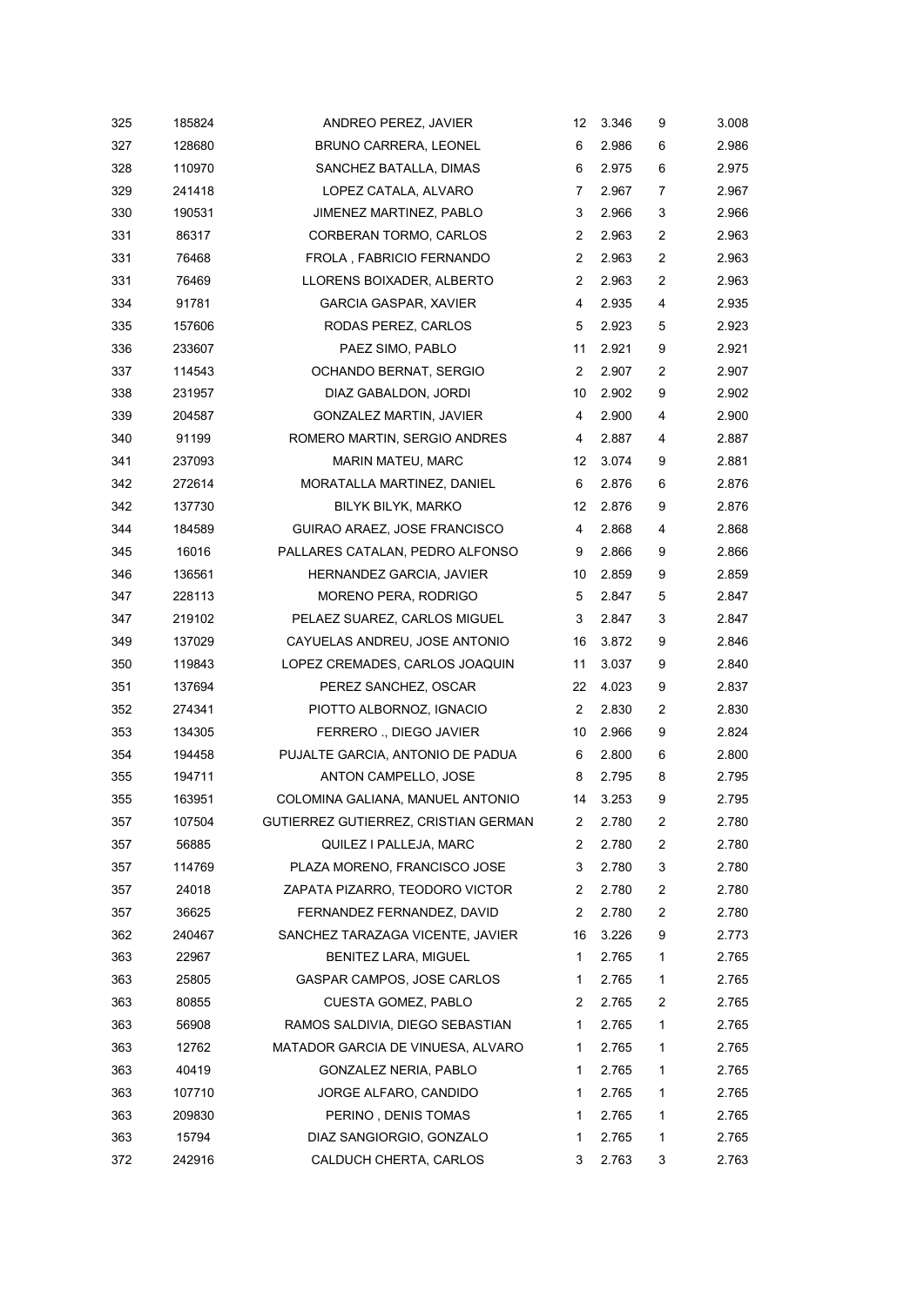| | | | | | | |
|---|---|---|---|---|---|---|
| 325 | 185824 | ANDREO PEREZ, JAVIER | 12 | 3.346 | 9 | 3.008 |
| 327 | 128680 | BRUNO CARRERA, LEONEL | 6 | 2.986 | 6 | 2.986 |
| 328 | 110970 | SANCHEZ BATALLA, DIMAS | 6 | 2.975 | 6 | 2.975 |
| 329 | 241418 | LOPEZ CATALA, ALVARO | 7 | 2.967 | 7 | 2.967 |
| 330 | 190531 | JIMENEZ MARTINEZ, PABLO | 3 | 2.966 | 3 | 2.966 |
| 331 | 86317 | CORBERAN TORMO, CARLOS | 2 | 2.963 | 2 | 2.963 |
| 331 | 76468 | FROLA , FABRICIO FERNANDO | 2 | 2.963 | 2 | 2.963 |
| 331 | 76469 | LLORENS BOIXADER, ALBERTO | 2 | 2.963 | 2 | 2.963 |
| 334 | 91781 | GARCIA GASPAR, XAVIER | 4 | 2.935 | 4 | 2.935 |
| 335 | 157606 | RODAS PEREZ, CARLOS | 5 | 2.923 | 5 | 2.923 |
| 336 | 233607 | PAEZ SIMO, PABLO | 11 | 2.921 | 9 | 2.921 |
| 337 | 114543 | OCHANDO BERNAT, SERGIO | 2 | 2.907 | 2 | 2.907 |
| 338 | 231957 | DIAZ GABALDON, JORDI | 10 | 2.902 | 9 | 2.902 |
| 339 | 204587 | GONZALEZ MARTIN, JAVIER | 4 | 2.900 | 4 | 2.900 |
| 340 | 91199 | ROMERO MARTIN, SERGIO ANDRES | 4 | 2.887 | 4 | 2.887 |
| 341 | 237093 | MARIN MATEU, MARC | 12 | 3.074 | 9 | 2.881 |
| 342 | 272614 | MORATALLA MARTINEZ, DANIEL | 6 | 2.876 | 6 | 2.876 |
| 342 | 137730 | BILYK BILYK, MARKO | 12 | 2.876 | 9 | 2.876 |
| 344 | 184589 | GUIRAO ARAEZ, JOSE FRANCISCO | 4 | 2.868 | 4 | 2.868 |
| 345 | 16016 | PALLARES CATALAN, PEDRO ALFONSO | 9 | 2.866 | 9 | 2.866 |
| 346 | 136561 | HERNANDEZ GARCIA, JAVIER | 10 | 2.859 | 9 | 2.859 |
| 347 | 228113 | MORENO PERA, RODRIGO | 5 | 2.847 | 5 | 2.847 |
| 347 | 219102 | PELAEZ SUAREZ, CARLOS MIGUEL | 3 | 2.847 | 3 | 2.847 |
| 349 | 137029 | CAYUELAS ANDREU, JOSE ANTONIO | 16 | 3.872 | 9 | 2.846 |
| 350 | 119843 | LOPEZ CREMADES, CARLOS JOAQUIN | 11 | 3.037 | 9 | 2.840 |
| 351 | 137694 | PEREZ SANCHEZ, OSCAR | 22 | 4.023 | 9 | 2.837 |
| 352 | 274341 | PIOTTO ALBORNOZ, IGNACIO | 2 | 2.830 | 2 | 2.830 |
| 353 | 134305 | FERRERO ., DIEGO JAVIER | 10 | 2.966 | 9 | 2.824 |
| 354 | 194458 | PUJALTE GARCIA, ANTONIO DE PADUA | 6 | 2.800 | 6 | 2.800 |
| 355 | 194711 | ANTON CAMPELLO, JOSE | 8 | 2.795 | 8 | 2.795 |
| 355 | 163951 | COLOMINA GALIANA, MANUEL ANTONIO | 14 | 3.253 | 9 | 2.795 |
| 357 | 107504 | GUTIERREZ GUTIERREZ, CRISTIAN GERMAN | 2 | 2.780 | 2 | 2.780 |
| 357 | 56885 | QUILEZ I PALLEJA, MARC | 2 | 2.780 | 2 | 2.780 |
| 357 | 114769 | PLAZA MORENO, FRANCISCO JOSE | 3 | 2.780 | 3 | 2.780 |
| 357 | 24018 | ZAPATA PIZARRO, TEODORO VICTOR | 2 | 2.780 | 2 | 2.780 |
| 357 | 36625 | FERNANDEZ FERNANDEZ, DAVID | 2 | 2.780 | 2 | 2.780 |
| 362 | 240467 | SANCHEZ TARAZAGA VICENTE, JAVIER | 16 | 3.226 | 9 | 2.773 |
| 363 | 22967 | BENITEZ LARA, MIGUEL | 1 | 2.765 | 1 | 2.765 |
| 363 | 25805 | GASPAR CAMPOS, JOSE CARLOS | 1 | 2.765 | 1 | 2.765 |
| 363 | 80855 | CUESTA GOMEZ, PABLO | 2 | 2.765 | 2 | 2.765 |
| 363 | 56908 | RAMOS SALDIVIA, DIEGO SEBASTIAN | 1 | 2.765 | 1 | 2.765 |
| 363 | 12762 | MATADOR GARCIA DE VINUESA, ALVARO | 1 | 2.765 | 1 | 2.765 |
| 363 | 40419 | GONZALEZ NERIA, PABLO | 1 | 2.765 | 1 | 2.765 |
| 363 | 107710 | JORGE ALFARO, CANDIDO | 1 | 2.765 | 1 | 2.765 |
| 363 | 209830 | PERINO , DENIS TOMAS | 1 | 2.765 | 1 | 2.765 |
| 363 | 15794 | DIAZ SANGIORGIO, GONZALO | 1 | 2.765 | 1 | 2.765 |
| 372 | 242916 | CALDUCH CHERTA, CARLOS | 3 | 2.763 | 3 | 2.763 |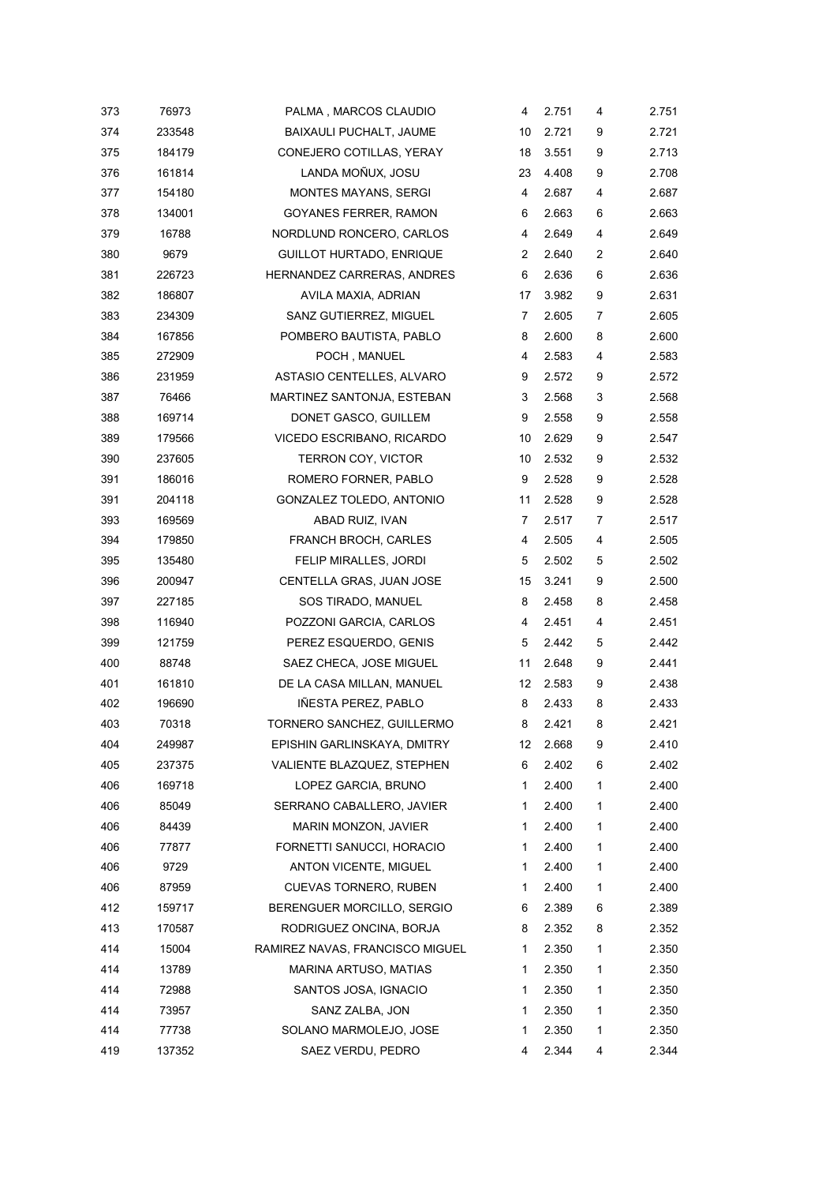| | | | | | | |
|---|---|---|---|---|---|---|
| 373 | 76973 | PALMA , MARCOS CLAUDIO | 4 | 2.751 | 4 | 2.751 |
| 374 | 233548 | BAIXAULI PUCHALT, JAUME | 10 | 2.721 | 9 | 2.721 |
| 375 | 184179 | CONEJERO COTILLAS, YERAY | 18 | 3.551 | 9 | 2.713 |
| 376 | 161814 | LANDA MOÑUX, JOSU | 23 | 4.408 | 9 | 2.708 |
| 377 | 154180 | MONTES MAYANS, SERGI | 4 | 2.687 | 4 | 2.687 |
| 378 | 134001 | GOYANES FERRER, RAMON | 6 | 2.663 | 6 | 2.663 |
| 379 | 16788 | NORDLUND RONCERO, CARLOS | 4 | 2.649 | 4 | 2.649 |
| 380 | 9679 | GUILLOT HURTADO, ENRIQUE | 2 | 2.640 | 2 | 2.640 |
| 381 | 226723 | HERNANDEZ CARRERAS, ANDRES | 6 | 2.636 | 6 | 2.636 |
| 382 | 186807 | AVILA MAXIA, ADRIAN | 17 | 3.982 | 9 | 2.631 |
| 383 | 234309 | SANZ GUTIERREZ, MIGUEL | 7 | 2.605 | 7 | 2.605 |
| 384 | 167856 | POMBERO BAUTISTA, PABLO | 8 | 2.600 | 8 | 2.600 |
| 385 | 272909 | POCH , MANUEL | 4 | 2.583 | 4 | 2.583 |
| 386 | 231959 | ASTASIO CENTELLES, ALVARO | 9 | 2.572 | 9 | 2.572 |
| 387 | 76466 | MARTINEZ SANTONJA, ESTEBAN | 3 | 2.568 | 3 | 2.568 |
| 388 | 169714 | DONET GASCO, GUILLEM | 9 | 2.558 | 9 | 2.558 |
| 389 | 179566 | VICEDO ESCRIBANO, RICARDO | 10 | 2.629 | 9 | 2.547 |
| 390 | 237605 | TERRON COY, VICTOR | 10 | 2.532 | 9 | 2.532 |
| 391 | 186016 | ROMERO FORNER, PABLO | 9 | 2.528 | 9 | 2.528 |
| 391 | 204118 | GONZALEZ TOLEDO, ANTONIO | 11 | 2.528 | 9 | 2.528 |
| 393 | 169569 | ABAD RUIZ, IVAN | 7 | 2.517 | 7 | 2.517 |
| 394 | 179850 | FRANCH BROCH, CARLES | 4 | 2.505 | 4 | 2.505 |
| 395 | 135480 | FELIP MIRALLES, JORDI | 5 | 2.502 | 5 | 2.502 |
| 396 | 200947 | CENTELLA GRAS, JUAN JOSE | 15 | 3.241 | 9 | 2.500 |
| 397 | 227185 | SOS TIRADO, MANUEL | 8 | 2.458 | 8 | 2.458 |
| 398 | 116940 | POZZONI GARCIA, CARLOS | 4 | 2.451 | 4 | 2.451 |
| 399 | 121759 | PEREZ ESQUERDO, GENIS | 5 | 2.442 | 5 | 2.442 |
| 400 | 88748 | SAEZ CHECA, JOSE MIGUEL | 11 | 2.648 | 9 | 2.441 |
| 401 | 161810 | DE LA CASA MILLAN, MANUEL | 12 | 2.583 | 9 | 2.438 |
| 402 | 196690 | IÑESTA PEREZ, PABLO | 8 | 2.433 | 8 | 2.433 |
| 403 | 70318 | TORNERO SANCHEZ, GUILLERMO | 8 | 2.421 | 8 | 2.421 |
| 404 | 249987 | EPISHIN GARLINSKAYA, DMITRY | 12 | 2.668 | 9 | 2.410 |
| 405 | 237375 | VALIENTE BLAZQUEZ, STEPHEN | 6 | 2.402 | 6 | 2.402 |
| 406 | 169718 | LOPEZ GARCIA, BRUNO | 1 | 2.400 | 1 | 2.400 |
| 406 | 85049 | SERRANO CABALLERO, JAVIER | 1 | 2.400 | 1 | 2.400 |
| 406 | 84439 | MARIN MONZON, JAVIER | 1 | 2.400 | 1 | 2.400 |
| 406 | 77877 | FORNETTI SANUCCI, HORACIO | 1 | 2.400 | 1 | 2.400 |
| 406 | 9729 | ANTON VICENTE, MIGUEL | 1 | 2.400 | 1 | 2.400 |
| 406 | 87959 | CUEVAS TORNERO, RUBEN | 1 | 2.400 | 1 | 2.400 |
| 412 | 159717 | BERENGUER MORCILLO, SERGIO | 6 | 2.389 | 6 | 2.389 |
| 413 | 170587 | RODRIGUEZ ONCINA, BORJA | 8 | 2.352 | 8 | 2.352 |
| 414 | 15004 | RAMIREZ NAVAS, FRANCISCO MIGUEL | 1 | 2.350 | 1 | 2.350 |
| 414 | 13789 | MARINA ARTUSO, MATIAS | 1 | 2.350 | 1 | 2.350 |
| 414 | 72988 | SANTOS JOSA, IGNACIO | 1 | 2.350 | 1 | 2.350 |
| 414 | 73957 | SANZ ZALBA, JON | 1 | 2.350 | 1 | 2.350 |
| 414 | 77738 | SOLANO MARMOLEJO, JOSE | 1 | 2.350 | 1 | 2.350 |
| 419 | 137352 | SAEZ VERDU, PEDRO | 4 | 2.344 | 4 | 2.344 |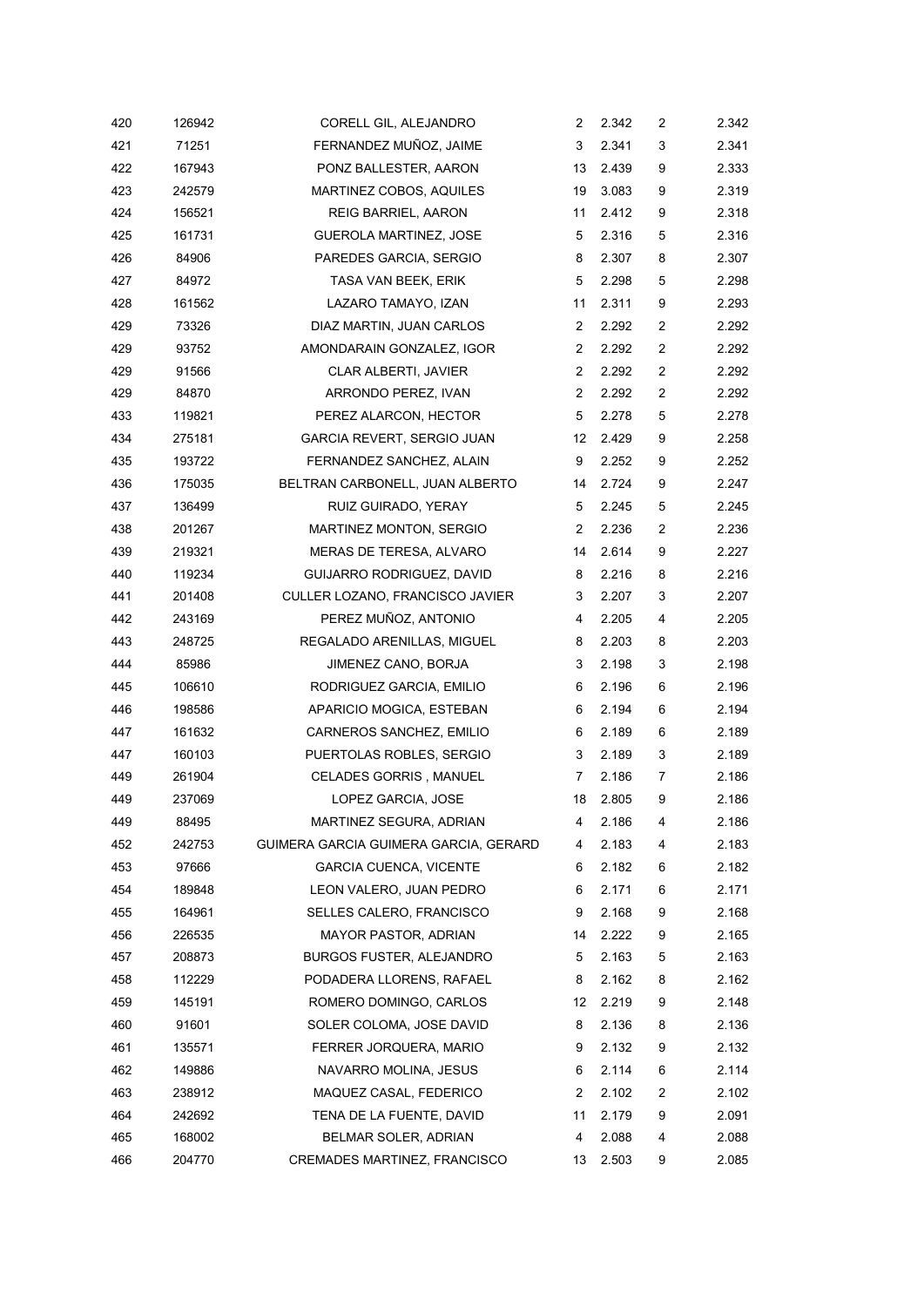| 420 | 126942 | CORELL GIL, ALEJANDRO | 2 | 2.342 | 2 | 2.342 |
|---|---|---|---|---|---|---|
| 421 | 71251 | FERNANDEZ MUÑOZ, JAIME | 3 | 2.341 | 3 | 2.341 |
| 422 | 167943 | PONZ BALLESTER, AARON | 13 | 2.439 | 9 | 2.333 |
| 423 | 242579 | MARTINEZ COBOS, AQUILES | 19 | 3.083 | 9 | 2.319 |
| 424 | 156521 | REIG BARRIEL, AARON | 11 | 2.412 | 9 | 2.318 |
| 425 | 161731 | GUEROLA MARTINEZ, JOSE | 5 | 2.316 | 5 | 2.316 |
| 426 | 84906 | PAREDES GARCIA, SERGIO | 8 | 2.307 | 8 | 2.307 |
| 427 | 84972 | TASA VAN BEEK, ERIK | 5 | 2.298 | 5 | 2.298 |
| 428 | 161562 | LAZARO TAMAYO, IZAN | 11 | 2.311 | 9 | 2.293 |
| 429 | 73326 | DIAZ MARTIN, JUAN CARLOS | 2 | 2.292 | 2 | 2.292 |
| 429 | 93752 | AMONDARAIN GONZALEZ, IGOR | 2 | 2.292 | 2 | 2.292 |
| 429 | 91566 | CLAR ALBERTI, JAVIER | 2 | 2.292 | 2 | 2.292 |
| 429 | 84870 | ARRONDO PEREZ, IVAN | 2 | 2.292 | 2 | 2.292 |
| 433 | 119821 | PEREZ ALARCON, HECTOR | 5 | 2.278 | 5 | 2.278 |
| 434 | 275181 | GARCIA REVERT, SERGIO JUAN | 12 | 2.429 | 9 | 2.258 |
| 435 | 193722 | FERNANDEZ SANCHEZ, ALAIN | 9 | 2.252 | 9 | 2.252 |
| 436 | 175035 | BELTRAN CARBONELL, JUAN ALBERTO | 14 | 2.724 | 9 | 2.247 |
| 437 | 136499 | RUIZ GUIRADO, YERAY | 5 | 2.245 | 5 | 2.245 |
| 438 | 201267 | MARTINEZ MONTON, SERGIO | 2 | 2.236 | 2 | 2.236 |
| 439 | 219321 | MERAS DE TERESA, ALVARO | 14 | 2.614 | 9 | 2.227 |
| 440 | 119234 | GUIJARRO RODRIGUEZ, DAVID | 8 | 2.216 | 8 | 2.216 |
| 441 | 201408 | CULLER LOZANO, FRANCISCO JAVIER | 3 | 2.207 | 3 | 2.207 |
| 442 | 243169 | PEREZ MUÑOZ, ANTONIO | 4 | 2.205 | 4 | 2.205 |
| 443 | 248725 | REGALADO ARENILLAS, MIGUEL | 8 | 2.203 | 8 | 2.203 |
| 444 | 85986 | JIMENEZ CANO, BORJA | 3 | 2.198 | 3 | 2.198 |
| 445 | 106610 | RODRIGUEZ GARCIA, EMILIO | 6 | 2.196 | 6 | 2.196 |
| 446 | 198586 | APARICIO MOGICA, ESTEBAN | 6 | 2.194 | 6 | 2.194 |
| 447 | 161632 | CARNEROS SANCHEZ, EMILIO | 6 | 2.189 | 6 | 2.189 |
| 447 | 160103 | PUERTOLAS ROBLES, SERGIO | 3 | 2.189 | 3 | 2.189 |
| 449 | 261904 | CELADES GORRIS , MANUEL | 7 | 2.186 | 7 | 2.186 |
| 449 | 237069 | LOPEZ GARCIA, JOSE | 18 | 2.805 | 9 | 2.186 |
| 449 | 88495 | MARTINEZ SEGURA, ADRIAN | 4 | 2.186 | 4 | 2.186 |
| 452 | 242753 | GUIMERA GARCIA GUIMERA GARCIA, GERARD | 4 | 2.183 | 4 | 2.183 |
| 453 | 97666 | GARCIA CUENCA, VICENTE | 6 | 2.182 | 6 | 2.182 |
| 454 | 189848 | LEON VALERO, JUAN PEDRO | 6 | 2.171 | 6 | 2.171 |
| 455 | 164961 | SELLES CALERO, FRANCISCO | 9 | 2.168 | 9 | 2.168 |
| 456 | 226535 | MAYOR PASTOR, ADRIAN | 14 | 2.222 | 9 | 2.165 |
| 457 | 208873 | BURGOS FUSTER, ALEJANDRO | 5 | 2.163 | 5 | 2.163 |
| 458 | 112229 | PODADERA LLORENS, RAFAEL | 8 | 2.162 | 8 | 2.162 |
| 459 | 145191 | ROMERO DOMINGO, CARLOS | 12 | 2.219 | 9 | 2.148 |
| 460 | 91601 | SOLER COLOMA, JOSE DAVID | 8 | 2.136 | 8 | 2.136 |
| 461 | 135571 | FERRER JORQUERA, MARIO | 9 | 2.132 | 9 | 2.132 |
| 462 | 149886 | NAVARRO MOLINA, JESUS | 6 | 2.114 | 6 | 2.114 |
| 463 | 238912 | MAQUEZ CASAL, FEDERICO | 2 | 2.102 | 2 | 2.102 |
| 464 | 242692 | TENA DE LA FUENTE, DAVID | 11 | 2.179 | 9 | 2.091 |
| 465 | 168002 | BELMAR SOLER, ADRIAN | 4 | 2.088 | 4 | 2.088 |
| 466 | 204770 | CREMADES MARTINEZ, FRANCISCO | 13 | 2.503 | 9 | 2.085 |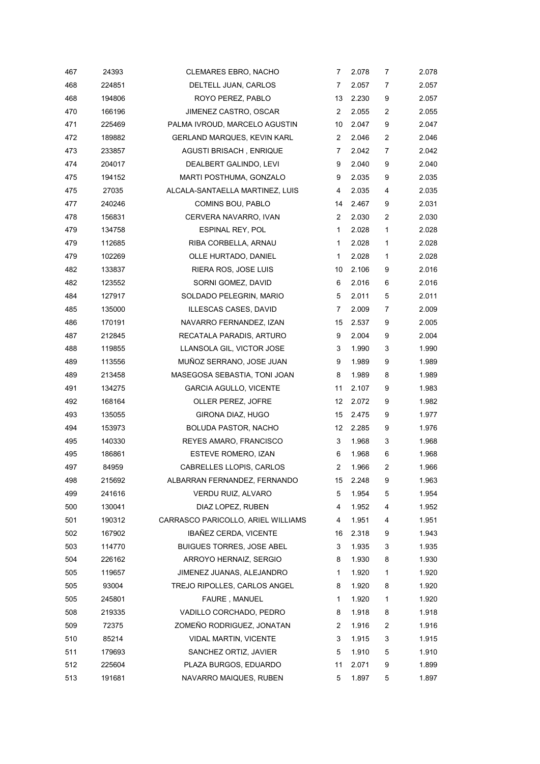| | | | | | | |
|---|---|---|---|---|---|---|
| 467 | 24393 | CLEMARES EBRO, NACHO | 7 | 2.078 | 7 | 2.078 |
| 468 | 224851 | DELTELL JUAN, CARLOS | 7 | 2.057 | 7 | 2.057 |
| 468 | 194806 | ROYO PEREZ, PABLO | 13 | 2.230 | 9 | 2.057 |
| 470 | 166196 | JIMENEZ CASTRO, OSCAR | 2 | 2.055 | 2 | 2.055 |
| 471 | 225469 | PALMA IVROUD, MARCELO AGUSTIN | 10 | 2.047 | 9 | 2.047 |
| 472 | 189882 | GERLAND MARQUES, KEVIN KARL | 2 | 2.046 | 2 | 2.046 |
| 473 | 233857 | AGUSTI BRISACH , ENRIQUE | 7 | 2.042 | 7 | 2.042 |
| 474 | 204017 | DEALBERT GALINDO, LEVI | 9 | 2.040 | 9 | 2.040 |
| 475 | 194152 | MARTI POSTHUMA, GONZALO | 9 | 2.035 | 9 | 2.035 |
| 475 | 27035 | ALCALA-SANTAELLA MARTINEZ, LUIS | 4 | 2.035 | 4 | 2.035 |
| 477 | 240246 | COMINS BOU, PABLO | 14 | 2.467 | 9 | 2.031 |
| 478 | 156831 | CERVERA NAVARRO, IVAN | 2 | 2.030 | 2 | 2.030 |
| 479 | 134758 | ESPINAL REY, POL | 1 | 2.028 | 1 | 2.028 |
| 479 | 112685 | RIBA CORBELLA, ARNAU | 1 | 2.028 | 1 | 2.028 |
| 479 | 102269 | OLLE HURTADO, DANIEL | 1 | 2.028 | 1 | 2.028 |
| 482 | 133837 | RIERA ROS, JOSE LUIS | 10 | 2.106 | 9 | 2.016 |
| 482 | 123552 | SORNI GOMEZ, DAVID | 6 | 2.016 | 6 | 2.016 |
| 484 | 127917 | SOLDADO PELEGRIN, MARIO | 5 | 2.011 | 5 | 2.011 |
| 485 | 135000 | ILLESCAS CASES, DAVID | 7 | 2.009 | 7 | 2.009 |
| 486 | 170191 | NAVARRO FERNANDEZ, IZAN | 15 | 2.537 | 9 | 2.005 |
| 487 | 212845 | RECATALA PARADIS, ARTURO | 9 | 2.004 | 9 | 2.004 |
| 488 | 119855 | LLANSOLA GIL, VICTOR JOSE | 3 | 1.990 | 3 | 1.990 |
| 489 | 113556 | MUÑOZ SERRANO, JOSE JUAN | 9 | 1.989 | 9 | 1.989 |
| 489 | 213458 | MASEGOSA SEBASTIA, TONI JOAN | 8 | 1.989 | 8 | 1.989 |
| 491 | 134275 | GARCIA AGULLO, VICENTE | 11 | 2.107 | 9 | 1.983 |
| 492 | 168164 | OLLER PEREZ, JOFRE | 12 | 2.072 | 9 | 1.982 |
| 493 | 135055 | GIRONA DIAZ, HUGO | 15 | 2.475 | 9 | 1.977 |
| 494 | 153973 | BOLUDA PASTOR, NACHO | 12 | 2.285 | 9 | 1.976 |
| 495 | 140330 | REYES AMARO, FRANCISCO | 3 | 1.968 | 3 | 1.968 |
| 495 | 186861 | ESTEVE ROMERO, IZAN | 6 | 1.968 | 6 | 1.968 |
| 497 | 84959 | CABRELLES LLOPIS, CARLOS | 2 | 1.966 | 2 | 1.966 |
| 498 | 215692 | ALBARRAN FERNANDEZ, FERNANDO | 15 | 2.248 | 9 | 1.963 |
| 499 | 241616 | VERDU RUIZ, ALVARO | 5 | 1.954 | 5 | 1.954 |
| 500 | 130041 | DIAZ LOPEZ, RUBEN | 4 | 1.952 | 4 | 1.952 |
| 501 | 190312 | CARRASCO PARICOLLO, ARIEL WILLIAMS | 4 | 1.951 | 4 | 1.951 |
| 502 | 167902 | IBAÑEZ CERDA, VICENTE | 16 | 2.318 | 9 | 1.943 |
| 503 | 114770 | BUIGUES TORRES, JOSE ABEL | 3 | 1.935 | 3 | 1.935 |
| 504 | 226162 | ARROYO HERNAIZ, SERGIO | 8 | 1.930 | 8 | 1.930 |
| 505 | 119657 | JIMENEZ JUANAS, ALEJANDRO | 1 | 1.920 | 1 | 1.920 |
| 505 | 93004 | TREJO RIPOLLES, CARLOS ANGEL | 8 | 1.920 | 8 | 1.920 |
| 505 | 245801 | FAURE , MANUEL | 1 | 1.920 | 1 | 1.920 |
| 508 | 219335 | VADILLO CORCHADO, PEDRO | 8 | 1.918 | 8 | 1.918 |
| 509 | 72375 | ZOMEÑO RODRIGUEZ, JONATAN | 2 | 1.916 | 2 | 1.916 |
| 510 | 85214 | VIDAL MARTIN, VICENTE | 3 | 1.915 | 3 | 1.915 |
| 511 | 179693 | SANCHEZ ORTIZ, JAVIER | 5 | 1.910 | 5 | 1.910 |
| 512 | 225604 | PLAZA BURGOS, EDUARDO | 11 | 2.071 | 9 | 1.899 |
| 513 | 191681 | NAVARRO MAIQUES, RUBEN | 5 | 1.897 | 5 | 1.897 |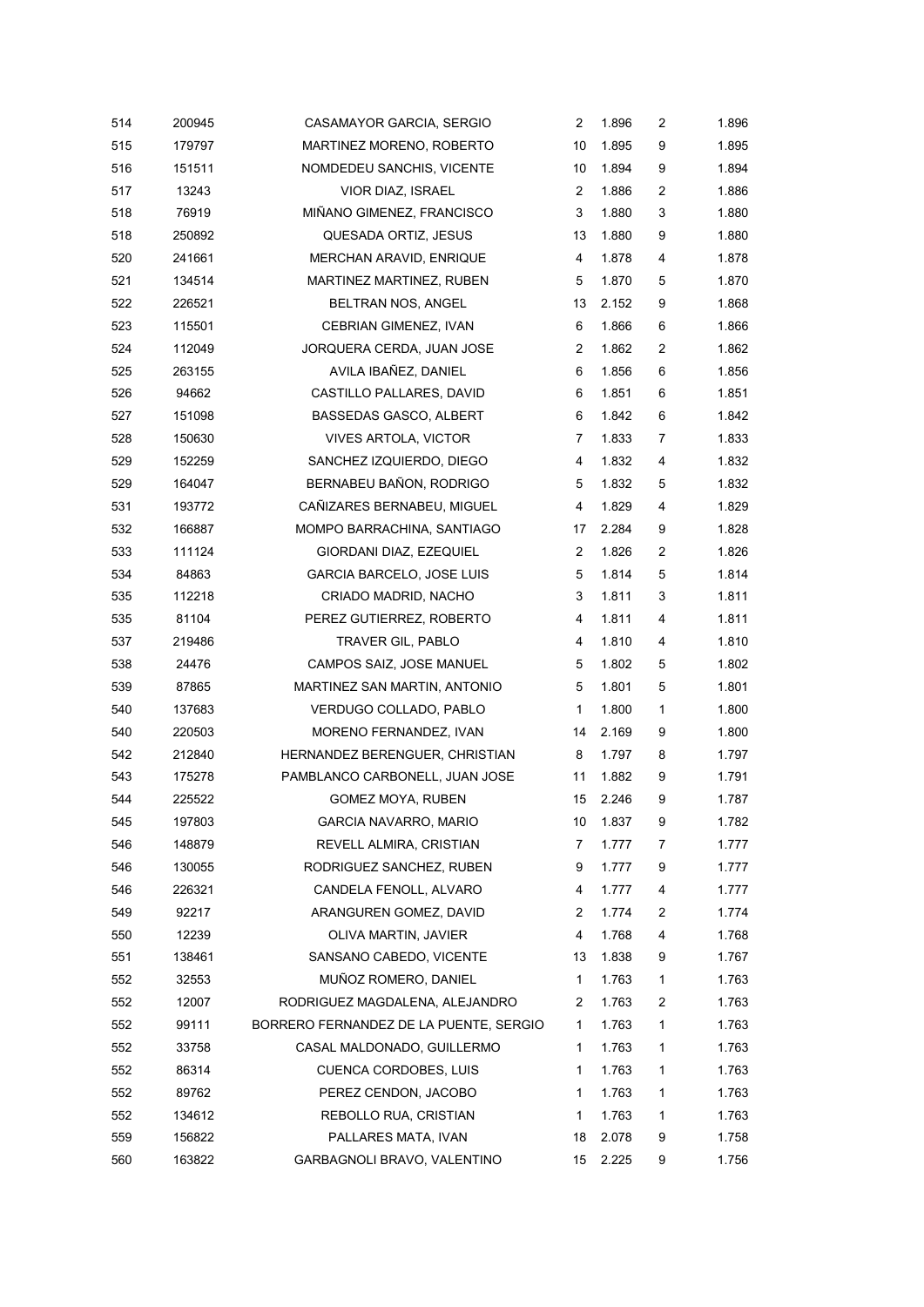| | | | | | | |
|---|---|---|---|---|---|---|
| 514 | 200945 | CASAMAYOR GARCIA, SERGIO | 2 | 1.896 | 2 | 1.896 |
| 515 | 179797 | MARTINEZ MORENO, ROBERTO | 10 | 1.895 | 9 | 1.895 |
| 516 | 151511 | NOMDEDEU SANCHIS, VICENTE | 10 | 1.894 | 9 | 1.894 |
| 517 | 13243 | VIOR DIAZ, ISRAEL | 2 | 1.886 | 2 | 1.886 |
| 518 | 76919 | MIÑANO GIMENEZ, FRANCISCO | 3 | 1.880 | 3 | 1.880 |
| 518 | 250892 | QUESADA ORTIZ, JESUS | 13 | 1.880 | 9 | 1.880 |
| 520 | 241661 | MERCHAN ARAVID, ENRIQUE | 4 | 1.878 | 4 | 1.878 |
| 521 | 134514 | MARTINEZ MARTINEZ, RUBEN | 5 | 1.870 | 5 | 1.870 |
| 522 | 226521 | BELTRAN NOS, ANGEL | 13 | 2.152 | 9 | 1.868 |
| 523 | 115501 | CEBRIAN GIMENEZ, IVAN | 6 | 1.866 | 6 | 1.866 |
| 524 | 112049 | JORQUERA CERDA, JUAN JOSE | 2 | 1.862 | 2 | 1.862 |
| 525 | 263155 | AVILA IBAÑEZ, DANIEL | 6 | 1.856 | 6 | 1.856 |
| 526 | 94662 | CASTILLO PALLARES, DAVID | 6 | 1.851 | 6 | 1.851 |
| 527 | 151098 | BASSEDAS GASCO, ALBERT | 6 | 1.842 | 6 | 1.842 |
| 528 | 150630 | VIVES ARTOLA, VICTOR | 7 | 1.833 | 7 | 1.833 |
| 529 | 152259 | SANCHEZ IZQUIERDO, DIEGO | 4 | 1.832 | 4 | 1.832 |
| 529 | 164047 | BERNABEU BAÑON, RODRIGO | 5 | 1.832 | 5 | 1.832 |
| 531 | 193772 | CAÑIZARES BERNABEU, MIGUEL | 4 | 1.829 | 4 | 1.829 |
| 532 | 166887 | MOMPO BARRACHINA, SANTIAGO | 17 | 2.284 | 9 | 1.828 |
| 533 | 111124 | GIORDANI DIAZ, EZEQUIEL | 2 | 1.826 | 2 | 1.826 |
| 534 | 84863 | GARCIA BARCELO, JOSE LUIS | 5 | 1.814 | 5 | 1.814 |
| 535 | 112218 | CRIADO MADRID, NACHO | 3 | 1.811 | 3 | 1.811 |
| 535 | 81104 | PEREZ GUTIERREZ, ROBERTO | 4 | 1.811 | 4 | 1.811 |
| 537 | 219486 | TRAVER GIL, PABLO | 4 | 1.810 | 4 | 1.810 |
| 538 | 24476 | CAMPOS SAIZ, JOSE MANUEL | 5 | 1.802 | 5 | 1.802 |
| 539 | 87865 | MARTINEZ SAN MARTIN, ANTONIO | 5 | 1.801 | 5 | 1.801 |
| 540 | 137683 | VERDUGO COLLADO, PABLO | 1 | 1.800 | 1 | 1.800 |
| 540 | 220503 | MORENO FERNANDEZ, IVAN | 14 | 2.169 | 9 | 1.800 |
| 542 | 212840 | HERNANDEZ BERENGUER, CHRISTIAN | 8 | 1.797 | 8 | 1.797 |
| 543 | 175278 | PAMBLANCO CARBONELL, JUAN JOSE | 11 | 1.882 | 9 | 1.791 |
| 544 | 225522 | GOMEZ MOYA, RUBEN | 15 | 2.246 | 9 | 1.787 |
| 545 | 197803 | GARCIA NAVARRO, MARIO | 10 | 1.837 | 9 | 1.782 |
| 546 | 148879 | REVELL ALMIRA, CRISTIAN | 7 | 1.777 | 7 | 1.777 |
| 546 | 130055 | RODRIGUEZ SANCHEZ, RUBEN | 9 | 1.777 | 9 | 1.777 |
| 546 | 226321 | CANDELA FENOLL, ALVARO | 4 | 1.777 | 4 | 1.777 |
| 549 | 92217 | ARANGUREN GOMEZ, DAVID | 2 | 1.774 | 2 | 1.774 |
| 550 | 12239 | OLIVA MARTIN, JAVIER | 4 | 1.768 | 4 | 1.768 |
| 551 | 138461 | SANSANO CABEDO, VICENTE | 13 | 1.838 | 9 | 1.767 |
| 552 | 32553 | MUÑOZ ROMERO, DANIEL | 1 | 1.763 | 1 | 1.763 |
| 552 | 12007 | RODRIGUEZ MAGDALENA, ALEJANDRO | 2 | 1.763 | 2 | 1.763 |
| 552 | 99111 | BORRERO FERNANDEZ DE LA PUENTE, SERGIO | 1 | 1.763 | 1 | 1.763 |
| 552 | 33758 | CASAL MALDONADO, GUILLERMO | 1 | 1.763 | 1 | 1.763 |
| 552 | 86314 | CUENCA CORDOBES, LUIS | 1 | 1.763 | 1 | 1.763 |
| 552 | 89762 | PEREZ CENDON, JACOBO | 1 | 1.763 | 1 | 1.763 |
| 552 | 134612 | REBOLLO RUA, CRISTIAN | 1 | 1.763 | 1 | 1.763 |
| 559 | 156822 | PALLARES MATA, IVAN | 18 | 2.078 | 9 | 1.758 |
| 560 | 163822 | GARBAGNOLI BRAVO, VALENTINO | 15 | 2.225 | 9 | 1.756 |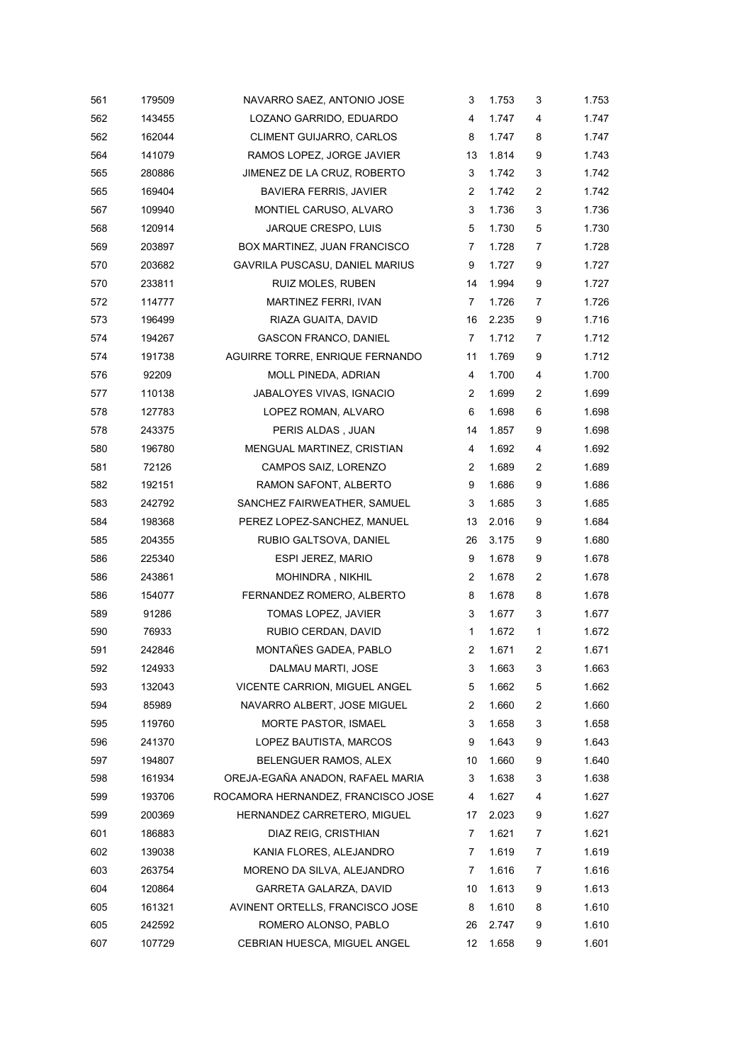| | | | | | | |
|---|---|---|---|---|---|---|
| 561 | 179509 | NAVARRO SAEZ, ANTONIO JOSE | 3 | 1.753 | 3 | 1.753 |
| 562 | 143455 | LOZANO GARRIDO, EDUARDO | 4 | 1.747 | 4 | 1.747 |
| 562 | 162044 | CLIMENT GUIJARRO, CARLOS | 8 | 1.747 | 8 | 1.747 |
| 564 | 141079 | RAMOS LOPEZ, JORGE JAVIER | 13 | 1.814 | 9 | 1.743 |
| 565 | 280886 | JIMENEZ DE LA CRUZ, ROBERTO | 3 | 1.742 | 3 | 1.742 |
| 565 | 169404 | BAVIERA FERRIS, JAVIER | 2 | 1.742 | 2 | 1.742 |
| 567 | 109940 | MONTIEL CARUSO, ALVARO | 3 | 1.736 | 3 | 1.736 |
| 568 | 120914 | JARQUE CRESPO, LUIS | 5 | 1.730 | 5 | 1.730 |
| 569 | 203897 | BOX MARTINEZ, JUAN FRANCISCO | 7 | 1.728 | 7 | 1.728 |
| 570 | 203682 | GAVRILA PUSCASU, DANIEL MARIUS | 9 | 1.727 | 9 | 1.727 |
| 570 | 233811 | RUIZ MOLES, RUBEN | 14 | 1.994 | 9 | 1.727 |
| 572 | 114777 | MARTINEZ FERRI, IVAN | 7 | 1.726 | 7 | 1.726 |
| 573 | 196499 | RIAZA GUAITA, DAVID | 16 | 2.235 | 9 | 1.716 |
| 574 | 194267 | GASCON FRANCO, DANIEL | 7 | 1.712 | 7 | 1.712 |
| 574 | 191738 | AGUIRRE TORRE, ENRIQUE FERNANDO | 11 | 1.769 | 9 | 1.712 |
| 576 | 92209 | MOLL PINEDA, ADRIAN | 4 | 1.700 | 4 | 1.700 |
| 577 | 110138 | JABALOYES VIVAS, IGNACIO | 2 | 1.699 | 2 | 1.699 |
| 578 | 127783 | LOPEZ ROMAN, ALVARO | 6 | 1.698 | 6 | 1.698 |
| 578 | 243375 | PERIS ALDAS , JUAN | 14 | 1.857 | 9 | 1.698 |
| 580 | 196780 | MENGUAL MARTINEZ, CRISTIAN | 4 | 1.692 | 4 | 1.692 |
| 581 | 72126 | CAMPOS SAIZ, LORENZO | 2 | 1.689 | 2 | 1.689 |
| 582 | 192151 | RAMON SAFONT, ALBERTO | 9 | 1.686 | 9 | 1.686 |
| 583 | 242792 | SANCHEZ FAIRWEATHER, SAMUEL | 3 | 1.685 | 3 | 1.685 |
| 584 | 198368 | PEREZ LOPEZ-SANCHEZ, MANUEL | 13 | 2.016 | 9 | 1.684 |
| 585 | 204355 | RUBIO GALTSOVA, DANIEL | 26 | 3.175 | 9 | 1.680 |
| 586 | 225340 | ESPI JEREZ, MARIO | 9 | 1.678 | 9 | 1.678 |
| 586 | 243861 | MOHINDRA , NIKHIL | 2 | 1.678 | 2 | 1.678 |
| 586 | 154077 | FERNANDEZ ROMERO, ALBERTO | 8 | 1.678 | 8 | 1.678 |
| 589 | 91286 | TOMAS LOPEZ, JAVIER | 3 | 1.677 | 3 | 1.677 |
| 590 | 76933 | RUBIO CERDAN, DAVID | 1 | 1.672 | 1 | 1.672 |
| 591 | 242846 | MONTAÑES GADEA, PABLO | 2 | 1.671 | 2 | 1.671 |
| 592 | 124933 | DALMAU MARTI, JOSE | 3 | 1.663 | 3 | 1.663 |
| 593 | 132043 | VICENTE CARRION, MIGUEL ANGEL | 5 | 1.662 | 5 | 1.662 |
| 594 | 85989 | NAVARRO ALBERT, JOSE MIGUEL | 2 | 1.660 | 2 | 1.660 |
| 595 | 119760 | MORTE PASTOR, ISMAEL | 3 | 1.658 | 3 | 1.658 |
| 596 | 241370 | LOPEZ BAUTISTA, MARCOS | 9 | 1.643 | 9 | 1.643 |
| 597 | 194807 | BELENGUER RAMOS, ALEX | 10 | 1.660 | 9 | 1.640 |
| 598 | 161934 | OREJA-EGAÑA ANADON, RAFAEL MARIA | 3 | 1.638 | 3 | 1.638 |
| 599 | 193706 | ROCAMORA HERNANDEZ, FRANCISCO JOSE | 4 | 1.627 | 4 | 1.627 |
| 599 | 200369 | HERNANDEZ CARRETERO, MIGUEL | 17 | 2.023 | 9 | 1.627 |
| 601 | 186883 | DIAZ REIG, CRISTHIAN | 7 | 1.621 | 7 | 1.621 |
| 602 | 139038 | KANIA FLORES, ALEJANDRO | 7 | 1.619 | 7 | 1.619 |
| 603 | 263754 | MORENO DA SILVA, ALEJANDRO | 7 | 1.616 | 7 | 1.616 |
| 604 | 120864 | GARRETA GALARZA, DAVID | 10 | 1.613 | 9 | 1.613 |
| 605 | 161321 | AVINENT ORTELLS, FRANCISCO JOSE | 8 | 1.610 | 8 | 1.610 |
| 605 | 242592 | ROMERO ALONSO, PABLO | 26 | 2.747 | 9 | 1.610 |
| 607 | 107729 | CEBRIAN HUESCA, MIGUEL ANGEL | 12 | 1.658 | 9 | 1.601 |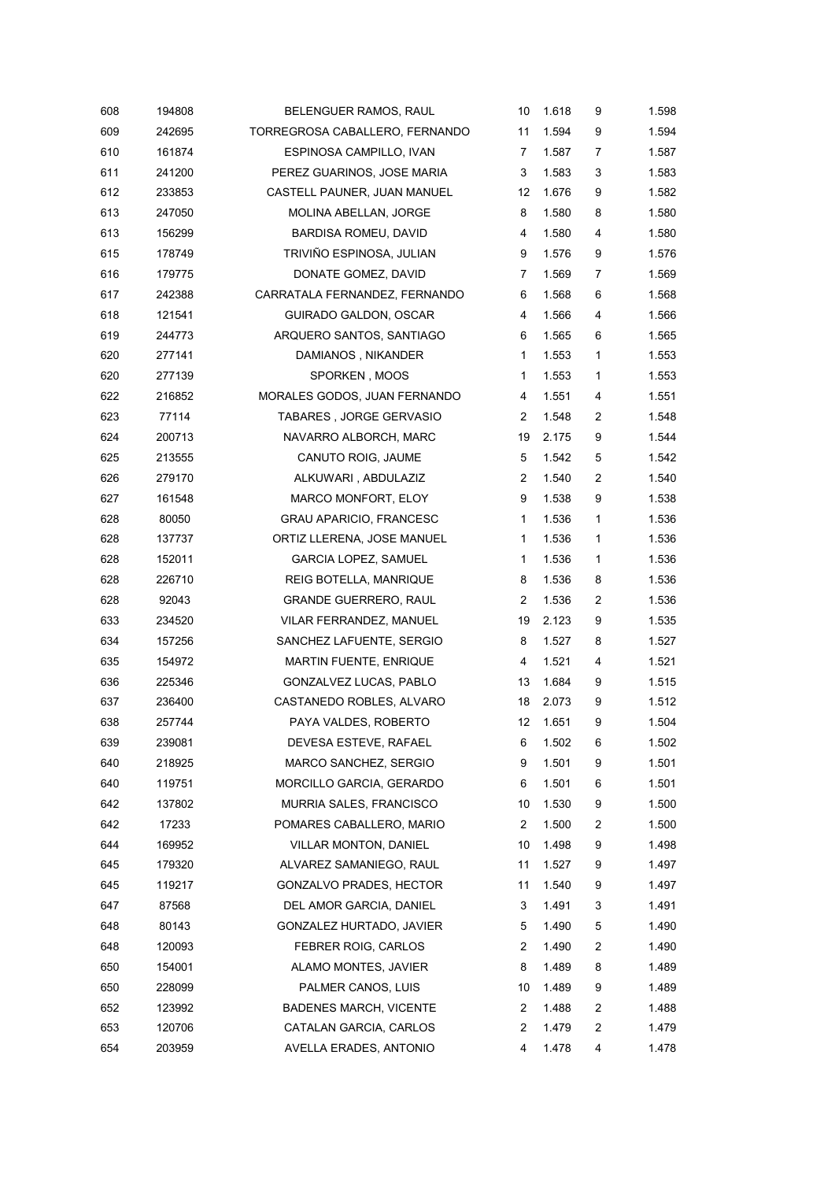| | | | | | | |
|---|---|---|---|---|---|---|
| 608 | 194808 | BELENGUER RAMOS, RAUL | 10 | 1.618 | 9 | 1.598 |
| 609 | 242695 | TORREGROSA CABALLERO, FERNANDO | 11 | 1.594 | 9 | 1.594 |
| 610 | 161874 | ESPINOSA CAMPILLO, IVAN | 7 | 1.587 | 7 | 1.587 |
| 611 | 241200 | PEREZ GUARINOS, JOSE MARIA | 3 | 1.583 | 3 | 1.583 |
| 612 | 233853 | CASTELL PAUNER, JUAN MANUEL | 12 | 1.676 | 9 | 1.582 |
| 613 | 247050 | MOLINA ABELLAN, JORGE | 8 | 1.580 | 8 | 1.580 |
| 613 | 156299 | BARDISA ROMEU, DAVID | 4 | 1.580 | 4 | 1.580 |
| 615 | 178749 | TRIVIÑO ESPINOSA, JULIAN | 9 | 1.576 | 9 | 1.576 |
| 616 | 179775 | DONATE GOMEZ, DAVID | 7 | 1.569 | 7 | 1.569 |
| 617 | 242388 | CARRATALA FERNANDEZ, FERNANDO | 6 | 1.568 | 6 | 1.568 |
| 618 | 121541 | GUIRADO GALDON, OSCAR | 4 | 1.566 | 4 | 1.566 |
| 619 | 244773 | ARQUERO SANTOS, SANTIAGO | 6 | 1.565 | 6 | 1.565 |
| 620 | 277141 | DAMIANOS , NIKANDER | 1 | 1.553 | 1 | 1.553 |
| 620 | 277139 | SPORKEN , MOOS | 1 | 1.553 | 1 | 1.553 |
| 622 | 216852 | MORALES GODOS, JUAN FERNANDO | 4 | 1.551 | 4 | 1.551 |
| 623 | 77114 | TABARES , JORGE GERVASIO | 2 | 1.548 | 2 | 1.548 |
| 624 | 200713 | NAVARRO ALBORCH, MARC | 19 | 2.175 | 9 | 1.544 |
| 625 | 213555 | CANUTO ROIG, JAUME | 5 | 1.542 | 5 | 1.542 |
| 626 | 279170 | ALKUWARI , ABDULAZIZ | 2 | 1.540 | 2 | 1.540 |
| 627 | 161548 | MARCO MONFORT, ELOY | 9 | 1.538 | 9 | 1.538 |
| 628 | 80050 | GRAU APARICIO, FRANCESC | 1 | 1.536 | 1 | 1.536 |
| 628 | 137737 | ORTIZ LLERENA, JOSE MANUEL | 1 | 1.536 | 1 | 1.536 |
| 628 | 152011 | GARCIA LOPEZ, SAMUEL | 1 | 1.536 | 1 | 1.536 |
| 628 | 226710 | REIG BOTELLA, MANRIQUE | 8 | 1.536 | 8 | 1.536 |
| 628 | 92043 | GRANDE GUERRERO, RAUL | 2 | 1.536 | 2 | 1.536 |
| 633 | 234520 | VILAR FERRANDEZ, MANUEL | 19 | 2.123 | 9 | 1.535 |
| 634 | 157256 | SANCHEZ LAFUENTE, SERGIO | 8 | 1.527 | 8 | 1.527 |
| 635 | 154972 | MARTIN FUENTE, ENRIQUE | 4 | 1.521 | 4 | 1.521 |
| 636 | 225346 | GONZALVEZ LUCAS, PABLO | 13 | 1.684 | 9 | 1.515 |
| 637 | 236400 | CASTANEDO ROBLES, ALVARO | 18 | 2.073 | 9 | 1.512 |
| 638 | 257744 | PAYA VALDES, ROBERTO | 12 | 1.651 | 9 | 1.504 |
| 639 | 239081 | DEVESA ESTEVE, RAFAEL | 6 | 1.502 | 6 | 1.502 |
| 640 | 218925 | MARCO SANCHEZ, SERGIO | 9 | 1.501 | 9 | 1.501 |
| 640 | 119751 | MORCILLO GARCIA, GERARDO | 6 | 1.501 | 6 | 1.501 |
| 642 | 137802 | MURRIA SALES, FRANCISCO | 10 | 1.530 | 9 | 1.500 |
| 642 | 17233 | POMARES CABALLERO, MARIO | 2 | 1.500 | 2 | 1.500 |
| 644 | 169952 | VILLAR MONTON, DANIEL | 10 | 1.498 | 9 | 1.498 |
| 645 | 179320 | ALVAREZ SAMANIEGO, RAUL | 11 | 1.527 | 9 | 1.497 |
| 645 | 119217 | GONZALVO PRADES, HECTOR | 11 | 1.540 | 9 | 1.497 |
| 647 | 87568 | DEL AMOR GARCIA, DANIEL | 3 | 1.491 | 3 | 1.491 |
| 648 | 80143 | GONZALEZ HURTADO, JAVIER | 5 | 1.490 | 5 | 1.490 |
| 648 | 120093 | FEBRER ROIG, CARLOS | 2 | 1.490 | 2 | 1.490 |
| 650 | 154001 | ALAMO MONTES, JAVIER | 8 | 1.489 | 8 | 1.489 |
| 650 | 228099 | PALMER CANOS, LUIS | 10 | 1.489 | 9 | 1.489 |
| 652 | 123992 | BADENES MARCH, VICENTE | 2 | 1.488 | 2 | 1.488 |
| 653 | 120706 | CATALAN GARCIA, CARLOS | 2 | 1.479 | 2 | 1.479 |
| 654 | 203959 | AVELLA ERADES, ANTONIO | 4 | 1.478 | 4 | 1.478 |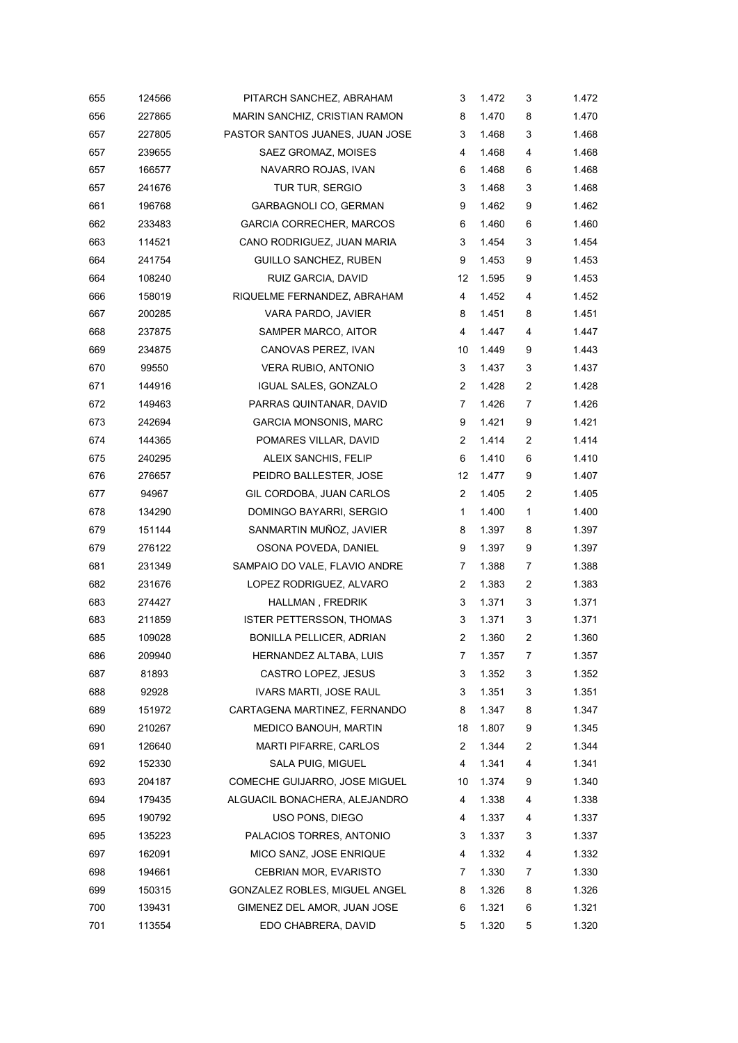| | | | | | | |
|---|---|---|---|---|---|---|
| 655 | 124566 | PITARCH SANCHEZ, ABRAHAM | 3 | 1.472 | 3 | 1.472 |
| 656 | 227865 | MARIN SANCHIZ, CRISTIAN RAMON | 8 | 1.470 | 8 | 1.470 |
| 657 | 227805 | PASTOR SANTOS JUANES, JUAN JOSE | 3 | 1.468 | 3 | 1.468 |
| 657 | 239655 | SAEZ GROMAZ, MOISES | 4 | 1.468 | 4 | 1.468 |
| 657 | 166577 | NAVARRO ROJAS, IVAN | 6 | 1.468 | 6 | 1.468 |
| 657 | 241676 | TUR TUR, SERGIO | 3 | 1.468 | 3 | 1.468 |
| 661 | 196768 | GARBAGNOLI CO, GERMAN | 9 | 1.462 | 9 | 1.462 |
| 662 | 233483 | GARCIA CORRECHER, MARCOS | 6 | 1.460 | 6 | 1.460 |
| 663 | 114521 | CANO RODRIGUEZ, JUAN MARIA | 3 | 1.454 | 3 | 1.454 |
| 664 | 241754 | GUILLO SANCHEZ, RUBEN | 9 | 1.453 | 9 | 1.453 |
| 664 | 108240 | RUIZ GARCIA, DAVID | 12 | 1.595 | 9 | 1.453 |
| 666 | 158019 | RIQUELME FERNANDEZ, ABRAHAM | 4 | 1.452 | 4 | 1.452 |
| 667 | 200285 | VARA PARDO, JAVIER | 8 | 1.451 | 8 | 1.451 |
| 668 | 237875 | SAMPER MARCO, AITOR | 4 | 1.447 | 4 | 1.447 |
| 669 | 234875 | CANOVAS PEREZ, IVAN | 10 | 1.449 | 9 | 1.443 |
| 670 | 99550 | VERA RUBIO, ANTONIO | 3 | 1.437 | 3 | 1.437 |
| 671 | 144916 | IGUAL SALES, GONZALO | 2 | 1.428 | 2 | 1.428 |
| 672 | 149463 | PARRAS QUINTANAR, DAVID | 7 | 1.426 | 7 | 1.426 |
| 673 | 242694 | GARCIA MONSONIS, MARC | 9 | 1.421 | 9 | 1.421 |
| 674 | 144365 | POMARES VILLAR, DAVID | 2 | 1.414 | 2 | 1.414 |
| 675 | 240295 | ALEIX SANCHIS, FELIP | 6 | 1.410 | 6 | 1.410 |
| 676 | 276657 | PEIDRO BALLESTER, JOSE | 12 | 1.477 | 9 | 1.407 |
| 677 | 94967 | GIL CORDOBA, JUAN CARLOS | 2 | 1.405 | 2 | 1.405 |
| 678 | 134290 | DOMINGO BAYARRI, SERGIO | 1 | 1.400 | 1 | 1.400 |
| 679 | 151144 | SANMARTIN MUÑOZ, JAVIER | 8 | 1.397 | 8 | 1.397 |
| 679 | 276122 | OSONA POVEDA, DANIEL | 9 | 1.397 | 9 | 1.397 |
| 681 | 231349 | SAMPAIO DO VALE, FLAVIO ANDRE | 7 | 1.388 | 7 | 1.388 |
| 682 | 231676 | LOPEZ RODRIGUEZ, ALVARO | 2 | 1.383 | 2 | 1.383 |
| 683 | 274427 | HALLMAN , FREDRIK | 3 | 1.371 | 3 | 1.371 |
| 683 | 211859 | ISTER PETTERSSON, THOMAS | 3 | 1.371 | 3 | 1.371 |
| 685 | 109028 | BONILLA PELLICER, ADRIAN | 2 | 1.360 | 2 | 1.360 |
| 686 | 209940 | HERNANDEZ ALTABA, LUIS | 7 | 1.357 | 7 | 1.357 |
| 687 | 81893 | CASTRO LOPEZ, JESUS | 3 | 1.352 | 3 | 1.352 |
| 688 | 92928 | IVARS MARTI, JOSE RAUL | 3 | 1.351 | 3 | 1.351 |
| 689 | 151972 | CARTAGENA MARTINEZ, FERNANDO | 8 | 1.347 | 8 | 1.347 |
| 690 | 210267 | MEDICO BANOUH, MARTIN | 18 | 1.807 | 9 | 1.345 |
| 691 | 126640 | MARTI PIFARRE, CARLOS | 2 | 1.344 | 2 | 1.344 |
| 692 | 152330 | SALA PUIG, MIGUEL | 4 | 1.341 | 4 | 1.341 |
| 693 | 204187 | COMECHE GUIJARRO, JOSE MIGUEL | 10 | 1.374 | 9 | 1.340 |
| 694 | 179435 | ALGUACIL BONACHERA, ALEJANDRO | 4 | 1.338 | 4 | 1.338 |
| 695 | 190792 | USO PONS, DIEGO | 4 | 1.337 | 4 | 1.337 |
| 695 | 135223 | PALACIOS TORRES, ANTONIO | 3 | 1.337 | 3 | 1.337 |
| 697 | 162091 | MICO SANZ, JOSE ENRIQUE | 4 | 1.332 | 4 | 1.332 |
| 698 | 194661 | CEBRIAN MOR, EVARISTO | 7 | 1.330 | 7 | 1.330 |
| 699 | 150315 | GONZALEZ ROBLES, MIGUEL ANGEL | 8 | 1.326 | 8 | 1.326 |
| 700 | 139431 | GIMENEZ DEL AMOR, JUAN JOSE | 6 | 1.321 | 6 | 1.321 |
| 701 | 113554 | EDO CHABRERA, DAVID | 5 | 1.320 | 5 | 1.320 |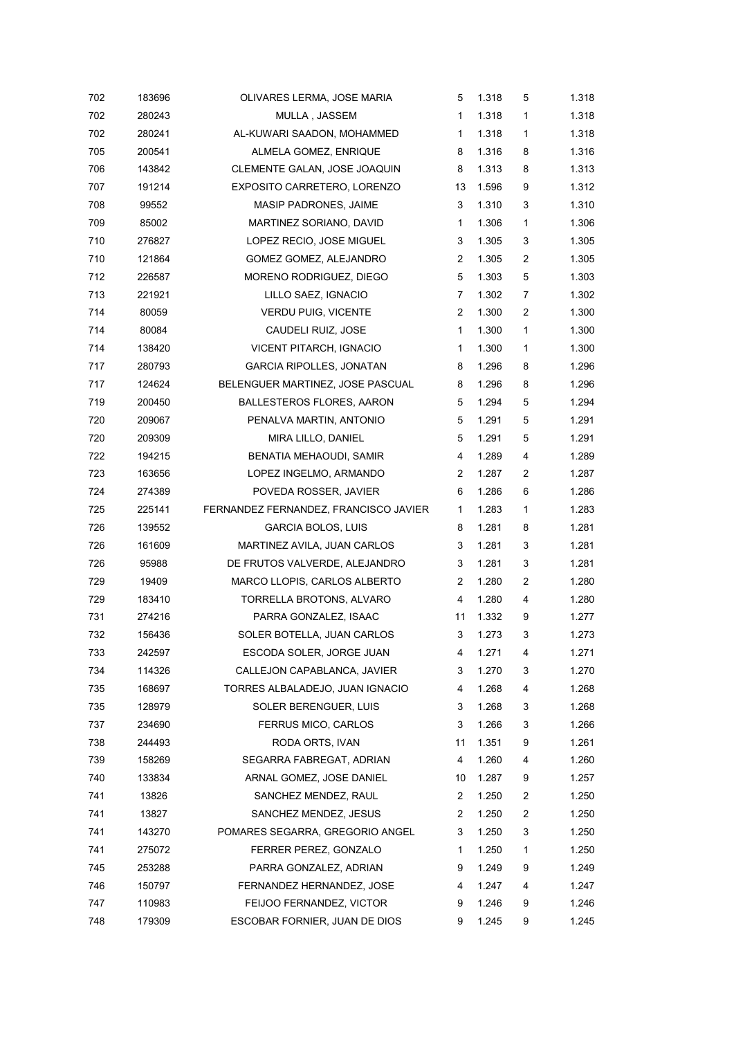| | | | | | | |
|---|---|---|---|---|---|---|
| 702 | 183696 | OLIVARES LERMA, JOSE MARIA | 5 | 1.318 | 5 | 1.318 |
| 702 | 280243 | MULLA , JASSEM | 1 | 1.318 | 1 | 1.318 |
| 702 | 280241 | AL-KUWARI SAADON, MOHAMMED | 1 | 1.318 | 1 | 1.318 |
| 705 | 200541 | ALMELA GOMEZ, ENRIQUE | 8 | 1.316 | 8 | 1.316 |
| 706 | 143842 | CLEMENTE GALAN, JOSE JOAQUIN | 8 | 1.313 | 8 | 1.313 |
| 707 | 191214 | EXPOSITO CARRETERO, LORENZO | 13 | 1.596 | 9 | 1.312 |
| 708 | 99552 | MASIP PADRONES, JAIME | 3 | 1.310 | 3 | 1.310 |
| 709 | 85002 | MARTINEZ SORIANO, DAVID | 1 | 1.306 | 1 | 1.306 |
| 710 | 276827 | LOPEZ RECIO, JOSE MIGUEL | 3 | 1.305 | 3 | 1.305 |
| 710 | 121864 | GOMEZ GOMEZ, ALEJANDRO | 2 | 1.305 | 2 | 1.305 |
| 712 | 226587 | MORENO RODRIGUEZ, DIEGO | 5 | 1.303 | 5 | 1.303 |
| 713 | 221921 | LILLO SAEZ, IGNACIO | 7 | 1.302 | 7 | 1.302 |
| 714 | 80059 | VERDU PUIG, VICENTE | 2 | 1.300 | 2 | 1.300 |
| 714 | 80084 | CAUDELI RUIZ, JOSE | 1 | 1.300 | 1 | 1.300 |
| 714 | 138420 | VICENT PITARCH, IGNACIO | 1 | 1.300 | 1 | 1.300 |
| 717 | 280793 | GARCIA RIPOLLES, JONATAN | 8 | 1.296 | 8 | 1.296 |
| 717 | 124624 | BELENGUER MARTINEZ, JOSE PASCUAL | 8 | 1.296 | 8 | 1.296 |
| 719 | 200450 | BALLESTEROS FLORES, AARON | 5 | 1.294 | 5 | 1.294 |
| 720 | 209067 | PENALVA MARTIN, ANTONIO | 5 | 1.291 | 5 | 1.291 |
| 720 | 209309 | MIRA LILLO, DANIEL | 5 | 1.291 | 5 | 1.291 |
| 722 | 194215 | BENATIA MEHAOUDI, SAMIR | 4 | 1.289 | 4 | 1.289 |
| 723 | 163656 | LOPEZ INGELMO, ARMANDO | 2 | 1.287 | 2 | 1.287 |
| 724 | 274389 | POVEDA ROSSER, JAVIER | 6 | 1.286 | 6 | 1.286 |
| 725 | 225141 | FERNANDEZ FERNANDEZ, FRANCISCO JAVIER | 1 | 1.283 | 1 | 1.283 |
| 726 | 139552 | GARCIA BOLOS, LUIS | 8 | 1.281 | 8 | 1.281 |
| 726 | 161609 | MARTINEZ AVILA, JUAN CARLOS | 3 | 1.281 | 3 | 1.281 |
| 726 | 95988 | DE FRUTOS VALVERDE, ALEJANDRO | 3 | 1.281 | 3 | 1.281 |
| 729 | 19409 | MARCO LLOPIS, CARLOS ALBERTO | 2 | 1.280 | 2 | 1.280 |
| 729 | 183410 | TORRELLA BROTONS, ALVARO | 4 | 1.280 | 4 | 1.280 |
| 731 | 274216 | PARRA GONZALEZ, ISAAC | 11 | 1.332 | 9 | 1.277 |
| 732 | 156436 | SOLER BOTELLA, JUAN CARLOS | 3 | 1.273 | 3 | 1.273 |
| 733 | 242597 | ESCODA SOLER, JORGE JUAN | 4 | 1.271 | 4 | 1.271 |
| 734 | 114326 | CALLEJON CAPABLANCA, JAVIER | 3 | 1.270 | 3 | 1.270 |
| 735 | 168697 | TORRES ALBALADEJO, JUAN IGNACIO | 4 | 1.268 | 4 | 1.268 |
| 735 | 128979 | SOLER BERENGUER, LUIS | 3 | 1.268 | 3 | 1.268 |
| 737 | 234690 | FERRUS MICO, CARLOS | 3 | 1.266 | 3 | 1.266 |
| 738 | 244493 | RODA ORTS, IVAN | 11 | 1.351 | 9 | 1.261 |
| 739 | 158269 | SEGARRA FABREGAT, ADRIAN | 4 | 1.260 | 4 | 1.260 |
| 740 | 133834 | ARNAL GOMEZ, JOSE DANIEL | 10 | 1.287 | 9 | 1.257 |
| 741 | 13826 | SANCHEZ MENDEZ, RAUL | 2 | 1.250 | 2 | 1.250 |
| 741 | 13827 | SANCHEZ MENDEZ, JESUS | 2 | 1.250 | 2 | 1.250 |
| 741 | 143270 | POMARES SEGARRA, GREGORIO ANGEL | 3 | 1.250 | 3 | 1.250 |
| 741 | 275072 | FERRER PEREZ, GONZALO | 1 | 1.250 | 1 | 1.250 |
| 745 | 253288 | PARRA GONZALEZ, ADRIAN | 9 | 1.249 | 9 | 1.249 |
| 746 | 150797 | FERNANDEZ HERNANDEZ, JOSE | 4 | 1.247 | 4 | 1.247 |
| 747 | 110983 | FEIJOO FERNANDEZ, VICTOR | 9 | 1.246 | 9 | 1.246 |
| 748 | 179309 | ESCOBAR FORNIER, JUAN DE DIOS | 9 | 1.245 | 9 | 1.245 |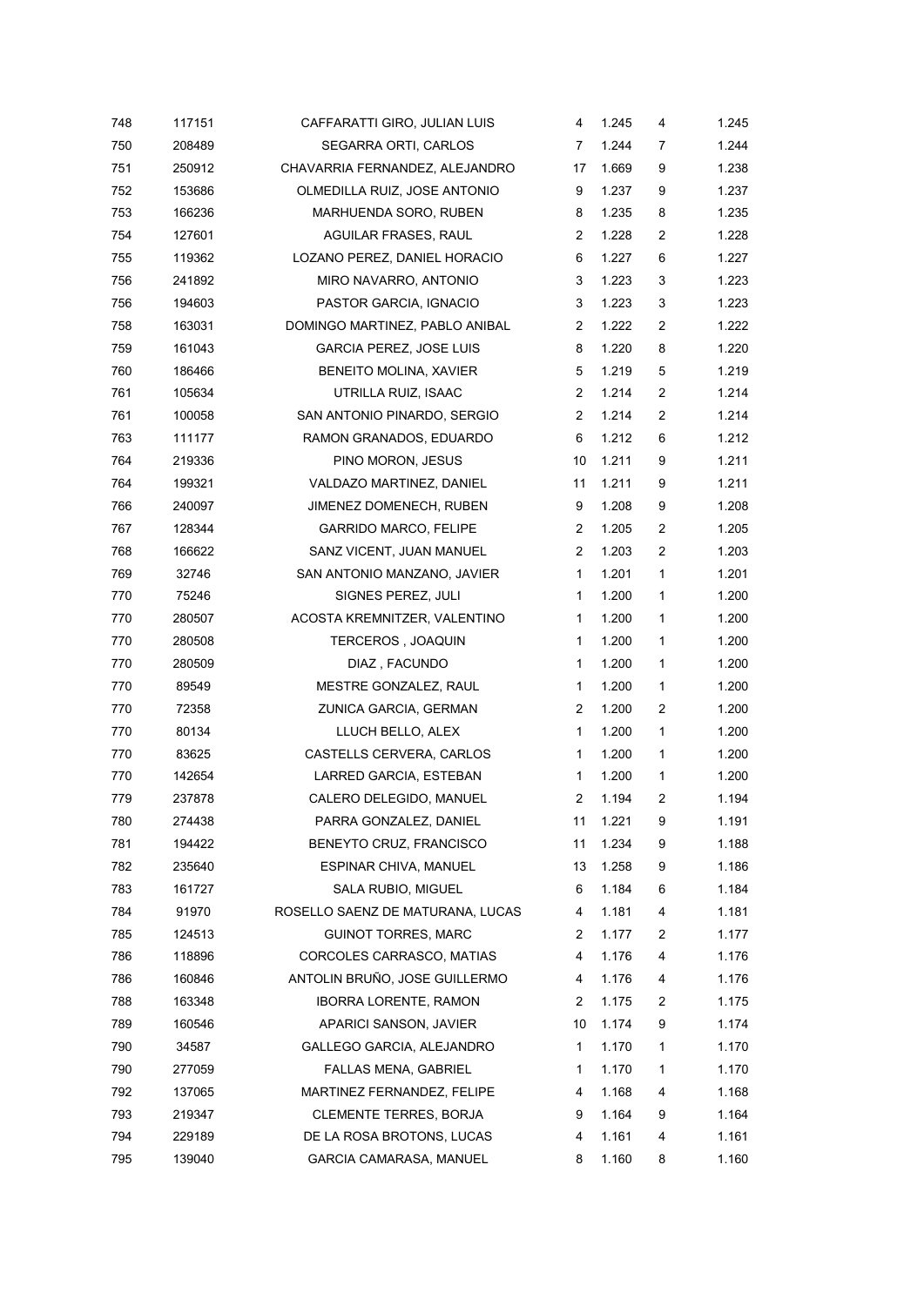| | | | | | | |
|---|---|---|---|---|---|---|
| 748 | 117151 | CAFFARATTI GIRO, JULIAN LUIS | 4 | 1.245 | 4 | 1.245 |
| 750 | 208489 | SEGARRA ORTI, CARLOS | 7 | 1.244 | 7 | 1.244 |
| 751 | 250912 | CHAVARRIA FERNANDEZ, ALEJANDRO | 17 | 1.669 | 9 | 1.238 |
| 752 | 153686 | OLMEDILLA RUIZ, JOSE ANTONIO | 9 | 1.237 | 9 | 1.237 |
| 753 | 166236 | MARHUENDA SORO, RUBEN | 8 | 1.235 | 8 | 1.235 |
| 754 | 127601 | AGUILAR FRASES, RAUL | 2 | 1.228 | 2 | 1.228 |
| 755 | 119362 | LOZANO PEREZ, DANIEL HORACIO | 6 | 1.227 | 6 | 1.227 |
| 756 | 241892 | MIRO NAVARRO, ANTONIO | 3 | 1.223 | 3 | 1.223 |
| 756 | 194603 | PASTOR GARCIA, IGNACIO | 3 | 1.223 | 3 | 1.223 |
| 758 | 163031 | DOMINGO MARTINEZ, PABLO ANIBAL | 2 | 1.222 | 2 | 1.222 |
| 759 | 161043 | GARCIA PEREZ, JOSE LUIS | 8 | 1.220 | 8 | 1.220 |
| 760 | 186466 | BENEITO MOLINA, XAVIER | 5 | 1.219 | 5 | 1.219 |
| 761 | 105634 | UTRILLA RUIZ, ISAAC | 2 | 1.214 | 2 | 1.214 |
| 761 | 100058 | SAN ANTONIO PINARDO, SERGIO | 2 | 1.214 | 2 | 1.214 |
| 763 | 111177 | RAMON GRANADOS, EDUARDO | 6 | 1.212 | 6 | 1.212 |
| 764 | 219336 | PINO MORON, JESUS | 10 | 1.211 | 9 | 1.211 |
| 764 | 199321 | VALDAZO MARTINEZ, DANIEL | 11 | 1.211 | 9 | 1.211 |
| 766 | 240097 | JIMENEZ DOMENECH, RUBEN | 9 | 1.208 | 9 | 1.208 |
| 767 | 128344 | GARRIDO MARCO, FELIPE | 2 | 1.205 | 2 | 1.205 |
| 768 | 166622 | SANZ VICENT, JUAN MANUEL | 2 | 1.203 | 2 | 1.203 |
| 769 | 32746 | SAN ANTONIO MANZANO, JAVIER | 1 | 1.201 | 1 | 1.201 |
| 770 | 75246 | SIGNES PEREZ, JULI | 1 | 1.200 | 1 | 1.200 |
| 770 | 280507 | ACOSTA KREMNITZER, VALENTINO | 1 | 1.200 | 1 | 1.200 |
| 770 | 280508 | TERCEROS , JOAQUIN | 1 | 1.200 | 1 | 1.200 |
| 770 | 280509 | DIAZ , FACUNDO | 1 | 1.200 | 1 | 1.200 |
| 770 | 89549 | MESTRE GONZALEZ, RAUL | 1 | 1.200 | 1 | 1.200 |
| 770 | 72358 | ZUNICA GARCIA, GERMAN | 2 | 1.200 | 2 | 1.200 |
| 770 | 80134 | LLUCH BELLO, ALEX | 1 | 1.200 | 1 | 1.200 |
| 770 | 83625 | CASTELLS CERVERA, CARLOS | 1 | 1.200 | 1 | 1.200 |
| 770 | 142654 | LARRED GARCIA, ESTEBAN | 1 | 1.200 | 1 | 1.200 |
| 779 | 237878 | CALERO DELEGIDO, MANUEL | 2 | 1.194 | 2 | 1.194 |
| 780 | 274438 | PARRA GONZALEZ, DANIEL | 11 | 1.221 | 9 | 1.191 |
| 781 | 194422 | BENEYTO CRUZ, FRANCISCO | 11 | 1.234 | 9 | 1.188 |
| 782 | 235640 | ESPINAR CHIVA, MANUEL | 13 | 1.258 | 9 | 1.186 |
| 783 | 161727 | SALA RUBIO, MIGUEL | 6 | 1.184 | 6 | 1.184 |
| 784 | 91970 | ROSELLO SAENZ DE MATURANA, LUCAS | 4 | 1.181 | 4 | 1.181 |
| 785 | 124513 | GUINOT TORRES, MARC | 2 | 1.177 | 2 | 1.177 |
| 786 | 118896 | CORCOLES CARRASCO, MATIAS | 4 | 1.176 | 4 | 1.176 |
| 786 | 160846 | ANTOLIN BRUÑO, JOSE GUILLERMO | 4 | 1.176 | 4 | 1.176 |
| 788 | 163348 | IBORRA LORENTE, RAMON | 2 | 1.175 | 2 | 1.175 |
| 789 | 160546 | APARICI SANSON, JAVIER | 10 | 1.174 | 9 | 1.174 |
| 790 | 34587 | GALLEGO GARCIA, ALEJANDRO | 1 | 1.170 | 1 | 1.170 |
| 790 | 277059 | FALLAS MENA, GABRIEL | 1 | 1.170 | 1 | 1.170 |
| 792 | 137065 | MARTINEZ FERNANDEZ, FELIPE | 4 | 1.168 | 4 | 1.168 |
| 793 | 219347 | CLEMENTE TERRES, BORJA | 9 | 1.164 | 9 | 1.164 |
| 794 | 229189 | DE LA ROSA BROTONS, LUCAS | 4 | 1.161 | 4 | 1.161 |
| 795 | 139040 | GARCIA CAMARASA, MANUEL | 8 | 1.160 | 8 | 1.160 |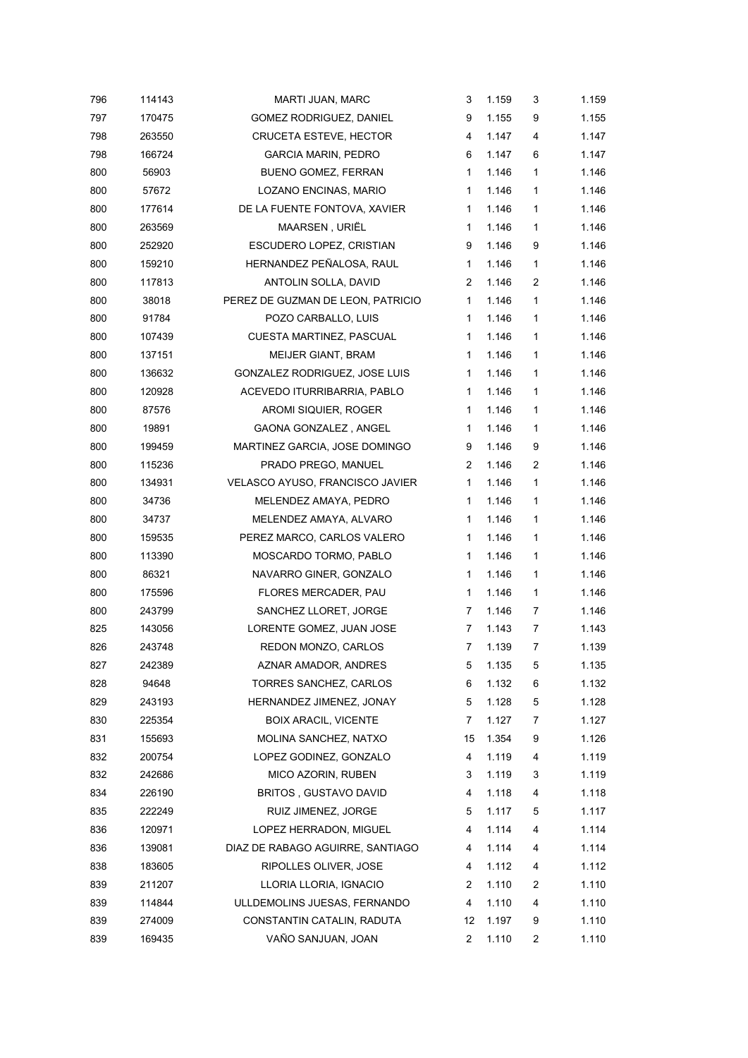| | | | | | | |
|---|---|---|---|---|---|---|
| 796 | 114143 | MARTI JUAN, MARC | 3 | 1.159 | 3 | 1.159 |
| 797 | 170475 | GOMEZ RODRIGUEZ, DANIEL | 9 | 1.155 | 9 | 1.155 |
| 798 | 263550 | CRUCETA ESTEVE, HECTOR | 4 | 1.147 | 4 | 1.147 |
| 798 | 166724 | GARCIA MARIN, PEDRO | 6 | 1.147 | 6 | 1.147 |
| 800 | 56903 | BUENO GOMEZ, FERRAN | 1 | 1.146 | 1 | 1.146 |
| 800 | 57672 | LOZANO ENCINAS, MARIO | 1 | 1.146 | 1 | 1.146 |
| 800 | 177614 | DE LA FUENTE FONTOVA, XAVIER | 1 | 1.146 | 1 | 1.146 |
| 800 | 263569 | MAARSEN , URIËL | 1 | 1.146 | 1 | 1.146 |
| 800 | 252920 | ESCUDERO LOPEZ, CRISTIAN | 9 | 1.146 | 9 | 1.146 |
| 800 | 159210 | HERNANDEZ PEÑALOSA, RAUL | 1 | 1.146 | 1 | 1.146 |
| 800 | 117813 | ANTOLIN SOLLA, DAVID | 2 | 1.146 | 2 | 1.146 |
| 800 | 38018 | PEREZ DE GUZMAN DE LEON, PATRICIO | 1 | 1.146 | 1 | 1.146 |
| 800 | 91784 | POZO CARBALLO, LUIS | 1 | 1.146 | 1 | 1.146 |
| 800 | 107439 | CUESTA MARTINEZ, PASCUAL | 1 | 1.146 | 1 | 1.146 |
| 800 | 137151 | MEIJER GIANT, BRAM | 1 | 1.146 | 1 | 1.146 |
| 800 | 136632 | GONZALEZ RODRIGUEZ, JOSE LUIS | 1 | 1.146 | 1 | 1.146 |
| 800 | 120928 | ACEVEDO ITURRIBARRIA, PABLO | 1 | 1.146 | 1 | 1.146 |
| 800 | 87576 | AROMI SIQUIER, ROGER | 1 | 1.146 | 1 | 1.146 |
| 800 | 19891 | GAONA GONZALEZ , ANGEL | 1 | 1.146 | 1 | 1.146 |
| 800 | 199459 | MARTINEZ GARCIA, JOSE DOMINGO | 9 | 1.146 | 9 | 1.146 |
| 800 | 115236 | PRADO PREGO, MANUEL | 2 | 1.146 | 2 | 1.146 |
| 800 | 134931 | VELASCO AYUSO, FRANCISCO JAVIER | 1 | 1.146 | 1 | 1.146 |
| 800 | 34736 | MELENDEZ AMAYA, PEDRO | 1 | 1.146 | 1 | 1.146 |
| 800 | 34737 | MELENDEZ AMAYA, ALVARO | 1 | 1.146 | 1 | 1.146 |
| 800 | 159535 | PEREZ MARCO, CARLOS VALERO | 1 | 1.146 | 1 | 1.146 |
| 800 | 113390 | MOSCARDO TORMO, PABLO | 1 | 1.146 | 1 | 1.146 |
| 800 | 86321 | NAVARRO GINER, GONZALO | 1 | 1.146 | 1 | 1.146 |
| 800 | 175596 | FLORES MERCADER, PAU | 1 | 1.146 | 1 | 1.146 |
| 800 | 243799 | SANCHEZ LLORET, JORGE | 7 | 1.146 | 7 | 1.146 |
| 825 | 143056 | LORENTE GOMEZ, JUAN JOSE | 7 | 1.143 | 7 | 1.143 |
| 826 | 243748 | REDON MONZO, CARLOS | 7 | 1.139 | 7 | 1.139 |
| 827 | 242389 | AZNAR AMADOR, ANDRES | 5 | 1.135 | 5 | 1.135 |
| 828 | 94648 | TORRES SANCHEZ, CARLOS | 6 | 1.132 | 6 | 1.132 |
| 829 | 243193 | HERNANDEZ JIMENEZ, JONAY | 5 | 1.128 | 5 | 1.128 |
| 830 | 225354 | BOIX ARACIL, VICENTE | 7 | 1.127 | 7 | 1.127 |
| 831 | 155693 | MOLINA SANCHEZ, NATXO | 15 | 1.354 | 9 | 1.126 |
| 832 | 200754 | LOPEZ GODINEZ, GONZALO | 4 | 1.119 | 4 | 1.119 |
| 832 | 242686 | MICO AZORIN, RUBEN | 3 | 1.119 | 3 | 1.119 |
| 834 | 226190 | BRITOS , GUSTAVO DAVID | 4 | 1.118 | 4 | 1.118 |
| 835 | 222249 | RUIZ JIMENEZ, JORGE | 5 | 1.117 | 5 | 1.117 |
| 836 | 120971 | LOPEZ HERRADON, MIGUEL | 4 | 1.114 | 4 | 1.114 |
| 836 | 139081 | DIAZ DE RABAGO AGUIRRE, SANTIAGO | 4 | 1.114 | 4 | 1.114 |
| 838 | 183605 | RIPOLLES OLIVER, JOSE | 4 | 1.112 | 4 | 1.112 |
| 839 | 211207 | LLORIA LLORIA, IGNACIO | 2 | 1.110 | 2 | 1.110 |
| 839 | 114844 | ULLDEMOLINS JUESAS, FERNANDO | 4 | 1.110 | 4 | 1.110 |
| 839 | 274009 | CONSTANTIN CATALIN, RADUTA | 12 | 1.197 | 9 | 1.110 |
| 839 | 169435 | VAÑO SANJUAN, JOAN | 2 | 1.110 | 2 | 1.110 |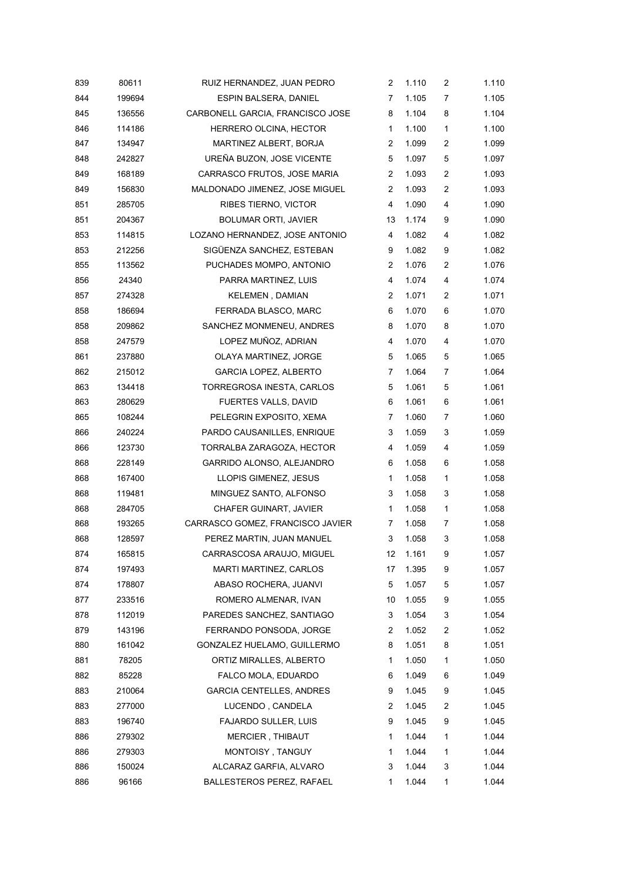| | | | | | | |
|---|---|---|---|---|---|---|
| 839 | 80611 | RUIZ HERNANDEZ, JUAN PEDRO | 2 | 1.110 | 2 | 1.110 |
| 844 | 199694 | ESPIN BALSERA, DANIEL | 7 | 1.105 | 7 | 1.105 |
| 845 | 136556 | CARBONELL GARCIA, FRANCISCO JOSE | 8 | 1.104 | 8 | 1.104 |
| 846 | 114186 | HERRERO OLCINA, HECTOR | 1 | 1.100 | 1 | 1.100 |
| 847 | 134947 | MARTINEZ ALBERT, BORJA | 2 | 1.099 | 2 | 1.099 |
| 848 | 242827 | UREÑA BUZON, JOSE VICENTE | 5 | 1.097 | 5 | 1.097 |
| 849 | 168189 | CARRASCO FRUTOS, JOSE MARIA | 2 | 1.093 | 2 | 1.093 |
| 849 | 156830 | MALDONADO JIMENEZ, JOSE MIGUEL | 2 | 1.093 | 2 | 1.093 |
| 851 | 285705 | RIBES TIERNO, VICTOR | 4 | 1.090 | 4 | 1.090 |
| 851 | 204367 | BOLUMAR ORTI, JAVIER | 13 | 1.174 | 9 | 1.090 |
| 853 | 114815 | LOZANO HERNANDEZ, JOSE ANTONIO | 4 | 1.082 | 4 | 1.082 |
| 853 | 212256 | SIGÜENZA SANCHEZ, ESTEBAN | 9 | 1.082 | 9 | 1.082 |
| 855 | 113562 | PUCHADES MOMPO, ANTONIO | 2 | 1.076 | 2 | 1.076 |
| 856 | 24340 | PARRA MARTINEZ, LUIS | 4 | 1.074 | 4 | 1.074 |
| 857 | 274328 | KELEMEN , DAMIAN | 2 | 1.071 | 2 | 1.071 |
| 858 | 186694 | FERRADA BLASCO, MARC | 6 | 1.070 | 6 | 1.070 |
| 858 | 209862 | SANCHEZ MONMENEU, ANDRES | 8 | 1.070 | 8 | 1.070 |
| 858 | 247579 | LOPEZ MUÑOZ, ADRIAN | 4 | 1.070 | 4 | 1.070 |
| 861 | 237880 | OLAYA MARTINEZ, JORGE | 5 | 1.065 | 5 | 1.065 |
| 862 | 215012 | GARCIA LOPEZ, ALBERTO | 7 | 1.064 | 7 | 1.064 |
| 863 | 134418 | TORREGROSA INESTA, CARLOS | 5 | 1.061 | 5 | 1.061 |
| 863 | 280629 | FUERTES VALLS, DAVID | 6 | 1.061 | 6 | 1.061 |
| 865 | 108244 | PELEGRIN EXPOSITO, XEMA | 7 | 1.060 | 7 | 1.060 |
| 866 | 240224 | PARDO CAUSANILLES, ENRIQUE | 3 | 1.059 | 3 | 1.059 |
| 866 | 123730 | TORRALBA ZARAGOZA, HECTOR | 4 | 1.059 | 4 | 1.059 |
| 868 | 228149 | GARRIDO ALONSO, ALEJANDRO | 6 | 1.058 | 6 | 1.058 |
| 868 | 167400 | LLOPIS GIMENEZ, JESUS | 1 | 1.058 | 1 | 1.058 |
| 868 | 119481 | MINGUEZ SANTO, ALFONSO | 3 | 1.058 | 3 | 1.058 |
| 868 | 284705 | CHAFER GUINART, JAVIER | 1 | 1.058 | 1 | 1.058 |
| 868 | 193265 | CARRASCO GOMEZ, FRANCISCO JAVIER | 7 | 1.058 | 7 | 1.058 |
| 868 | 128597 | PEREZ MARTIN, JUAN MANUEL | 3 | 1.058 | 3 | 1.058 |
| 874 | 165815 | CARRASCOSA ARAUJO, MIGUEL | 12 | 1.161 | 9 | 1.057 |
| 874 | 197493 | MARTI MARTINEZ, CARLOS | 17 | 1.395 | 9 | 1.057 |
| 874 | 178807 | ABASO ROCHERA, JUANVI | 5 | 1.057 | 5 | 1.057 |
| 877 | 233516 | ROMERO ALMENAR, IVAN | 10 | 1.055 | 9 | 1.055 |
| 878 | 112019 | PAREDES SANCHEZ, SANTIAGO | 3 | 1.054 | 3 | 1.054 |
| 879 | 143196 | FERRANDO PONSODA, JORGE | 2 | 1.052 | 2 | 1.052 |
| 880 | 161042 | GONZALEZ HUELAMO, GUILLERMO | 8 | 1.051 | 8 | 1.051 |
| 881 | 78205 | ORTIZ MIRALLES, ALBERTO | 1 | 1.050 | 1 | 1.050 |
| 882 | 85228 | FALCO MOLA, EDUARDO | 6 | 1.049 | 6 | 1.049 |
| 883 | 210064 | GARCIA CENTELLES, ANDRES | 9 | 1.045 | 9 | 1.045 |
| 883 | 277000 | LUCENDO , CANDELA | 2 | 1.045 | 2 | 1.045 |
| 883 | 196740 | FAJARDO SULLER, LUIS | 9 | 1.045 | 9 | 1.045 |
| 886 | 279302 | MERCIER , THIBAUT | 1 | 1.044 | 1 | 1.044 |
| 886 | 279303 | MONTOISY , TANGUY | 1 | 1.044 | 1 | 1.044 |
| 886 | 150024 | ALCARAZ GARFIA, ALVARO | 3 | 1.044 | 3 | 1.044 |
| 886 | 96166 | BALLESTEROS PEREZ, RAFAEL | 1 | 1.044 | 1 | 1.044 |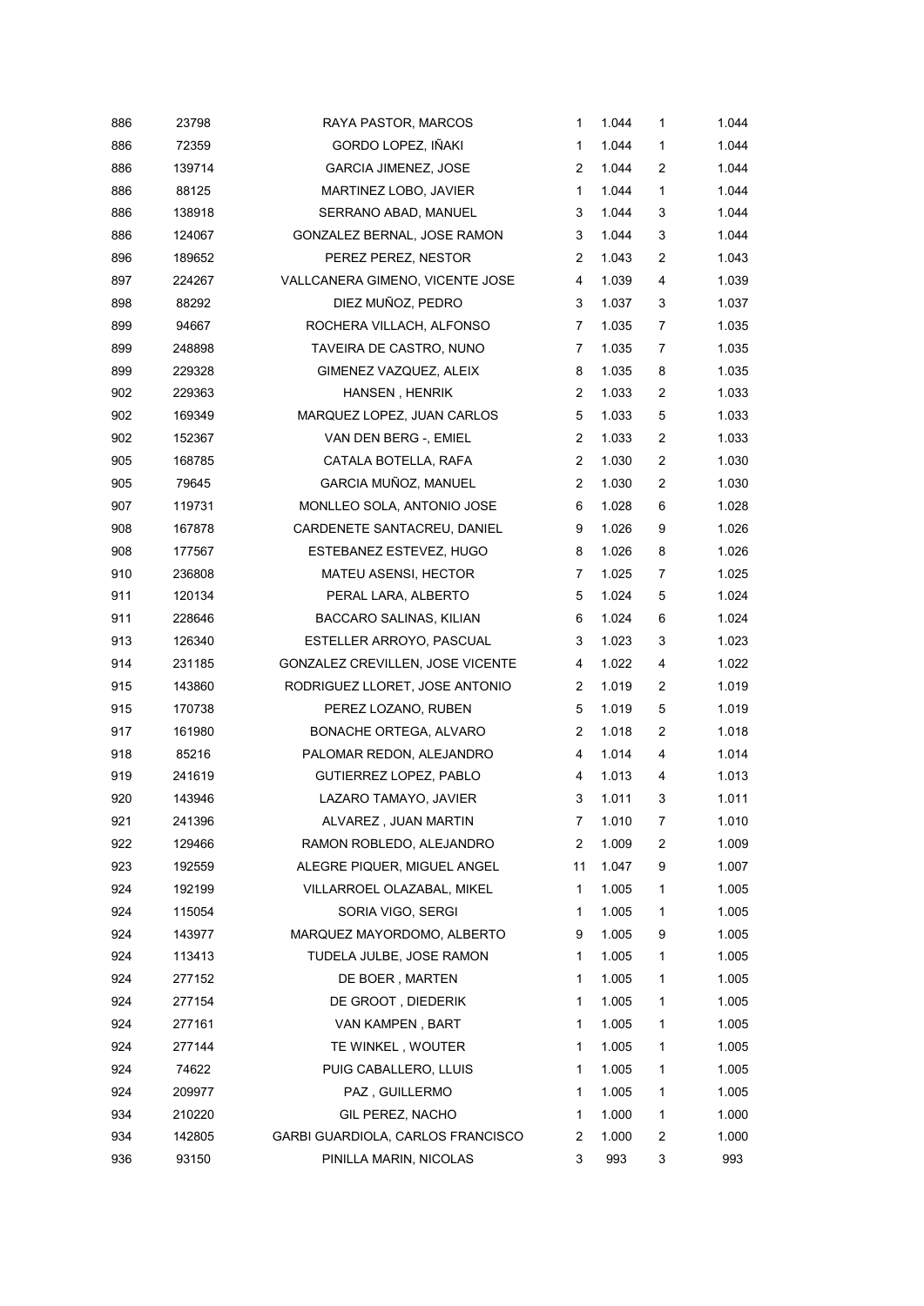| | | | | | | |
|---|---|---|---|---|---|---|
| 886 | 23798 | RAYA PASTOR, MARCOS | 1 | 1.044 | 1 | 1.044 |
| 886 | 72359 | GORDO LOPEZ, IÑAKI | 1 | 1.044 | 1 | 1.044 |
| 886 | 139714 | GARCIA JIMENEZ, JOSE | 2 | 1.044 | 2 | 1.044 |
| 886 | 88125 | MARTINEZ LOBO, JAVIER | 1 | 1.044 | 1 | 1.044 |
| 886 | 138918 | SERRANO ABAD, MANUEL | 3 | 1.044 | 3 | 1.044 |
| 886 | 124067 | GONZALEZ BERNAL, JOSE RAMON | 3 | 1.044 | 3 | 1.044 |
| 896 | 189652 | PEREZ PEREZ, NESTOR | 2 | 1.043 | 2 | 1.043 |
| 897 | 224267 | VALLCANERA GIMENO, VICENTE JOSE | 4 | 1.039 | 4 | 1.039 |
| 898 | 88292 | DIEZ MUÑOZ, PEDRO | 3 | 1.037 | 3 | 1.037 |
| 899 | 94667 | ROCHERA VILLACH, ALFONSO | 7 | 1.035 | 7 | 1.035 |
| 899 | 248898 | TAVEIRA DE CASTRO, NUNO | 7 | 1.035 | 7 | 1.035 |
| 899 | 229328 | GIMENEZ VAZQUEZ, ALEIX | 8 | 1.035 | 8 | 1.035 |
| 902 | 229363 | HANSEN , HENRIK | 2 | 1.033 | 2 | 1.033 |
| 902 | 169349 | MARQUEZ LOPEZ, JUAN CARLOS | 5 | 1.033 | 5 | 1.033 |
| 902 | 152367 | VAN DEN BERG -, EMIEL | 2 | 1.033 | 2 | 1.033 |
| 905 | 168785 | CATALA BOTELLA, RAFA | 2 | 1.030 | 2 | 1.030 |
| 905 | 79645 | GARCIA MUÑOZ, MANUEL | 2 | 1.030 | 2 | 1.030 |
| 907 | 119731 | MONLLEO SOLA, ANTONIO JOSE | 6 | 1.028 | 6 | 1.028 |
| 908 | 167878 | CARDENETE SANTACREU, DANIEL | 9 | 1.026 | 9 | 1.026 |
| 908 | 177567 | ESTEBANEZ ESTEVEZ, HUGO | 8 | 1.026 | 8 | 1.026 |
| 910 | 236808 | MATEU ASENSI, HECTOR | 7 | 1.025 | 7 | 1.025 |
| 911 | 120134 | PERAL LARA, ALBERTO | 5 | 1.024 | 5 | 1.024 |
| 911 | 228646 | BACCARO SALINAS, KILIAN | 6 | 1.024 | 6 | 1.024 |
| 913 | 126340 | ESTELLER ARROYO, PASCUAL | 3 | 1.023 | 3 | 1.023 |
| 914 | 231185 | GONZALEZ CREVILLEN, JOSE VICENTE | 4 | 1.022 | 4 | 1.022 |
| 915 | 143860 | RODRIGUEZ LLORET, JOSE ANTONIO | 2 | 1.019 | 2 | 1.019 |
| 915 | 170738 | PEREZ LOZANO, RUBEN | 5 | 1.019 | 5 | 1.019 |
| 917 | 161980 | BONACHE ORTEGA, ALVARO | 2 | 1.018 | 2 | 1.018 |
| 918 | 85216 | PALOMAR REDON, ALEJANDRO | 4 | 1.014 | 4 | 1.014 |
| 919 | 241619 | GUTIERREZ LOPEZ, PABLO | 4 | 1.013 | 4 | 1.013 |
| 920 | 143946 | LAZARO TAMAYO, JAVIER | 3 | 1.011 | 3 | 1.011 |
| 921 | 241396 | ALVAREZ , JUAN MARTIN | 7 | 1.010 | 7 | 1.010 |
| 922 | 129466 | RAMON ROBLEDO, ALEJANDRO | 2 | 1.009 | 2 | 1.009 |
| 923 | 192559 | ALEGRE PIQUER, MIGUEL ANGEL | 11 | 1.047 | 9 | 1.007 |
| 924 | 192199 | VILLARROEL OLAZABAL, MIKEL | 1 | 1.005 | 1 | 1.005 |
| 924 | 115054 | SORIA VIGO, SERGI | 1 | 1.005 | 1 | 1.005 |
| 924 | 143977 | MARQUEZ MAYORDOMO, ALBERTO | 9 | 1.005 | 9 | 1.005 |
| 924 | 113413 | TUDELA JULBE, JOSE RAMON | 1 | 1.005 | 1 | 1.005 |
| 924 | 277152 | DE BOER , MARTEN | 1 | 1.005 | 1 | 1.005 |
| 924 | 277154 | DE GROOT , DIEDERIK | 1 | 1.005 | 1 | 1.005 |
| 924 | 277161 | VAN KAMPEN , BART | 1 | 1.005 | 1 | 1.005 |
| 924 | 277144 | TE WINKEL , WOUTER | 1 | 1.005 | 1 | 1.005 |
| 924 | 74622 | PUIG CABALLERO, LLUIS | 1 | 1.005 | 1 | 1.005 |
| 924 | 209977 | PAZ , GUILLERMO | 1 | 1.005 | 1 | 1.005 |
| 934 | 210220 | GIL PEREZ, NACHO | 1 | 1.000 | 1 | 1.000 |
| 934 | 142805 | GARBI GUARDIOLA, CARLOS FRANCISCO | 2 | 1.000 | 2 | 1.000 |
| 936 | 93150 | PINILLA MARIN, NICOLAS | 3 | 993 | 3 | 993 |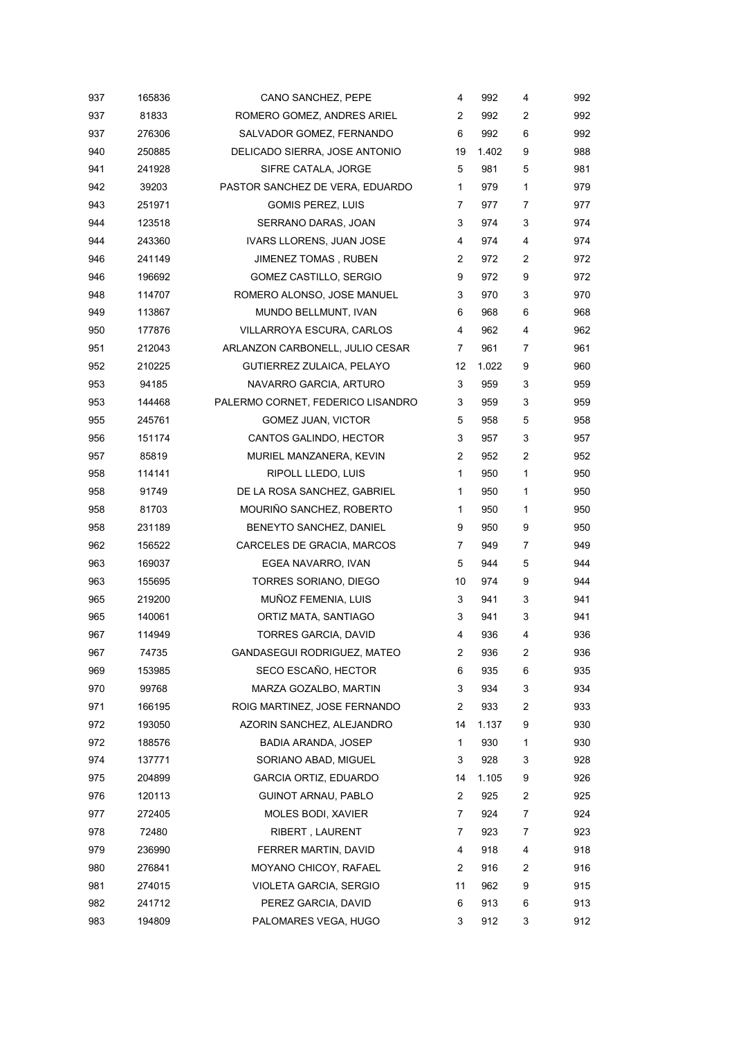| | | | | | | |
|---|---|---|---|---|---|---|
| 937 | 165836 | CANO SANCHEZ, PEPE | 4 | 992 | 4 | 992 |
| 937 | 81833 | ROMERO GOMEZ, ANDRES ARIEL | 2 | 992 | 2 | 992 |
| 937 | 276306 | SALVADOR GOMEZ, FERNANDO | 6 | 992 | 6 | 992 |
| 940 | 250885 | DELICADO SIERRA, JOSE ANTONIO | 19 | 1.402 | 9 | 988 |
| 941 | 241928 | SIFRE CATALA, JORGE | 5 | 981 | 5 | 981 |
| 942 | 39203 | PASTOR SANCHEZ DE VERA, EDUARDO | 1 | 979 | 1 | 979 |
| 943 | 251971 | GOMIS PEREZ, LUIS | 7 | 977 | 7 | 977 |
| 944 | 123518 | SERRANO DARAS, JOAN | 3 | 974 | 3 | 974 |
| 944 | 243360 | IVARS LLORENS, JUAN JOSE | 4 | 974 | 4 | 974 |
| 946 | 241149 | JIMENEZ TOMAS , RUBEN | 2 | 972 | 2 | 972 |
| 946 | 196692 | GOMEZ CASTILLO, SERGIO | 9 | 972 | 9 | 972 |
| 948 | 114707 | ROMERO ALONSO, JOSE MANUEL | 3 | 970 | 3 | 970 |
| 949 | 113867 | MUNDO BELLMUNT, IVAN | 6 | 968 | 6 | 968 |
| 950 | 177876 | VILLARROYA ESCURA, CARLOS | 4 | 962 | 4 | 962 |
| 951 | 212043 | ARLANZON CARBONELL, JULIO CESAR | 7 | 961 | 7 | 961 |
| 952 | 210225 | GUTIERREZ ZULAICA, PELAYO | 12 | 1.022 | 9 | 960 |
| 953 | 94185 | NAVARRO GARCIA, ARTURO | 3 | 959 | 3 | 959 |
| 953 | 144468 | PALERMO CORNET, FEDERICO LISANDRO | 3 | 959 | 3 | 959 |
| 955 | 245761 | GOMEZ JUAN, VICTOR | 5 | 958 | 5 | 958 |
| 956 | 151174 | CANTOS GALINDO, HECTOR | 3 | 957 | 3 | 957 |
| 957 | 85819 | MURIEL MANZANERA, KEVIN | 2 | 952 | 2 | 952 |
| 958 | 114141 | RIPOLL LLEDO, LUIS | 1 | 950 | 1 | 950 |
| 958 | 91749 | DE LA ROSA SANCHEZ, GABRIEL | 1 | 950 | 1 | 950 |
| 958 | 81703 | MOURIÑO SANCHEZ, ROBERTO | 1 | 950 | 1 | 950 |
| 958 | 231189 | BENEYTO SANCHEZ, DANIEL | 9 | 950 | 9 | 950 |
| 962 | 156522 | CARCELES DE GRACIA, MARCOS | 7 | 949 | 7 | 949 |
| 963 | 169037 | EGEA NAVARRO, IVAN | 5 | 944 | 5 | 944 |
| 963 | 155695 | TORRES SORIANO, DIEGO | 10 | 974 | 9 | 944 |
| 965 | 219200 | MUÑOZ FEMENIA, LUIS | 3 | 941 | 3 | 941 |
| 965 | 140061 | ORTIZ MATA, SANTIAGO | 3 | 941 | 3 | 941 |
| 967 | 114949 | TORRES GARCIA, DAVID | 4 | 936 | 4 | 936 |
| 967 | 74735 | GANDASEGUI RODRIGUEZ, MATEO | 2 | 936 | 2 | 936 |
| 969 | 153985 | SECO ESCAÑO, HECTOR | 6 | 935 | 6 | 935 |
| 970 | 99768 | MARZA GOZALBO, MARTIN | 3 | 934 | 3 | 934 |
| 971 | 166195 | ROIG MARTINEZ, JOSE FERNANDO | 2 | 933 | 2 | 933 |
| 972 | 193050 | AZORIN SANCHEZ, ALEJANDRO | 14 | 1.137 | 9 | 930 |
| 972 | 188576 | BADIA ARANDA, JOSEP | 1 | 930 | 1 | 930 |
| 974 | 137771 | SORIANO ABAD, MIGUEL | 3 | 928 | 3 | 928 |
| 975 | 204899 | GARCIA ORTIZ, EDUARDO | 14 | 1.105 | 9 | 926 |
| 976 | 120113 | GUINOT ARNAU, PABLO | 2 | 925 | 2 | 925 |
| 977 | 272405 | MOLES BODI, XAVIER | 7 | 924 | 7 | 924 |
| 978 | 72480 | RIBERT , LAURENT | 7 | 923 | 7 | 923 |
| 979 | 236990 | FERRER MARTIN, DAVID | 4 | 918 | 4 | 918 |
| 980 | 276841 | MOYANO CHICOY, RAFAEL | 2 | 916 | 2 | 916 |
| 981 | 274015 | VIOLETA GARCIA, SERGIO | 11 | 962 | 9 | 915 |
| 982 | 241712 | PEREZ GARCIA, DAVID | 6 | 913 | 6 | 913 |
| 983 | 194809 | PALOMARES VEGA, HUGO | 3 | 912 | 3 | 912 |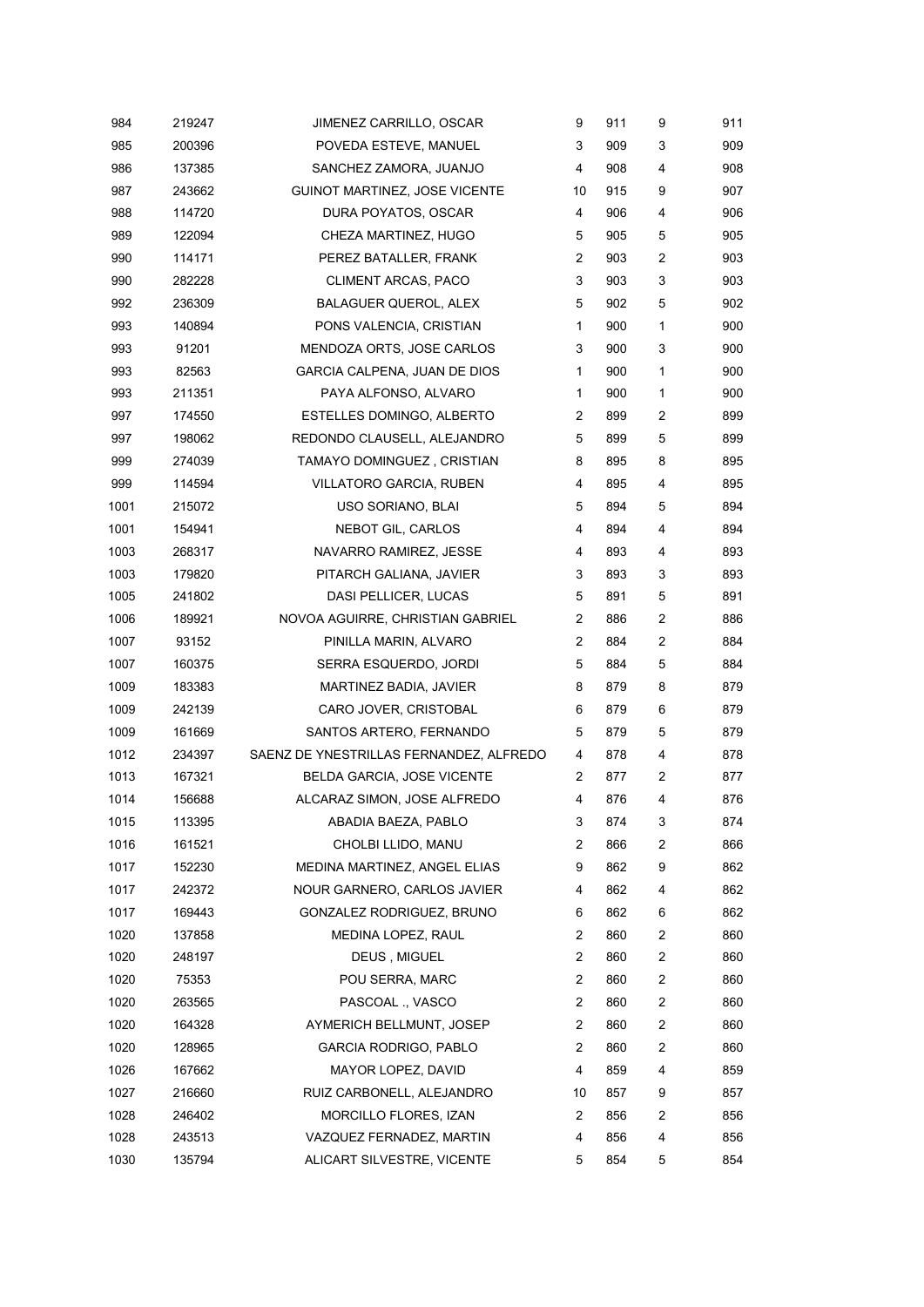| | | | | | | |
|---|---|---|---|---|---|---|
| 984 | 219247 | JIMENEZ CARRILLO, OSCAR | 9 | 911 | 9 | 911 |
| 985 | 200396 | POVEDA ESTEVE, MANUEL | 3 | 909 | 3 | 909 |
| 986 | 137385 | SANCHEZ ZAMORA, JUANJO | 4 | 908 | 4 | 908 |
| 987 | 243662 | GUINOT MARTINEZ, JOSE VICENTE | 10 | 915 | 9 | 907 |
| 988 | 114720 | DURA POYATOS, OSCAR | 4 | 906 | 4 | 906 |
| 989 | 122094 | CHEZA MARTINEZ, HUGO | 5 | 905 | 5 | 905 |
| 990 | 114171 | PEREZ BATALLER, FRANK | 2 | 903 | 2 | 903 |
| 990 | 282228 | CLIMENT ARCAS, PACO | 3 | 903 | 3 | 903 |
| 992 | 236309 | BALAGUER QUEROL, ALEX | 5 | 902 | 5 | 902 |
| 993 | 140894 | PONS VALENCIA, CRISTIAN | 1 | 900 | 1 | 900 |
| 993 | 91201 | MENDOZA ORTS, JOSE CARLOS | 3 | 900 | 3 | 900 |
| 993 | 82563 | GARCIA CALPENA, JUAN DE DIOS | 1 | 900 | 1 | 900 |
| 993 | 211351 | PAYA ALFONSO, ALVARO | 1 | 900 | 1 | 900 |
| 997 | 174550 | ESTELLES DOMINGO, ALBERTO | 2 | 899 | 2 | 899 |
| 997 | 198062 | REDONDO CLAUSELL, ALEJANDRO | 5 | 899 | 5 | 899 |
| 999 | 274039 | TAMAYO DOMINGUEZ , CRISTIAN | 8 | 895 | 8 | 895 |
| 999 | 114594 | VILLATORO GARCIA, RUBEN | 4 | 895 | 4 | 895 |
| 1001 | 215072 | USO SORIANO, BLAI | 5 | 894 | 5 | 894 |
| 1001 | 154941 | NEBOT GIL, CARLOS | 4 | 894 | 4 | 894 |
| 1003 | 268317 | NAVARRO RAMIREZ, JESSE | 4 | 893 | 4 | 893 |
| 1003 | 179820 | PITARCH GALIANA, JAVIER | 3 | 893 | 3 | 893 |
| 1005 | 241802 | DASI PELLICER, LUCAS | 5 | 891 | 5 | 891 |
| 1006 | 189921 | NOVOA AGUIRRE, CHRISTIAN GABRIEL | 2 | 886 | 2 | 886 |
| 1007 | 93152 | PINILLA MARIN, ALVARO | 2 | 884 | 2 | 884 |
| 1007 | 160375 | SERRA ESQUERDO, JORDI | 5 | 884 | 5 | 884 |
| 1009 | 183383 | MARTINEZ BADIA, JAVIER | 8 | 879 | 8 | 879 |
| 1009 | 242139 | CARO JOVER, CRISTOBAL | 6 | 879 | 6 | 879 |
| 1009 | 161669 | SANTOS ARTERO, FERNANDO | 5 | 879 | 5 | 879 |
| 1012 | 234397 | SAENZ DE YNESTRILLAS FERNANDEZ, ALFREDO | 4 | 878 | 4 | 878 |
| 1013 | 167321 | BELDA GARCIA, JOSE VICENTE | 2 | 877 | 2 | 877 |
| 1014 | 156688 | ALCARAZ SIMON, JOSE ALFREDO | 4 | 876 | 4 | 876 |
| 1015 | 113395 | ABADIA BAEZA, PABLO | 3 | 874 | 3 | 874 |
| 1016 | 161521 | CHOLBI LLIDO, MANU | 2 | 866 | 2 | 866 |
| 1017 | 152230 | MEDINA MARTINEZ, ANGEL ELIAS | 9 | 862 | 9 | 862 |
| 1017 | 242372 | NOUR GARNERO, CARLOS JAVIER | 4 | 862 | 4 | 862 |
| 1017 | 169443 | GONZALEZ RODRIGUEZ, BRUNO | 6 | 862 | 6 | 862 |
| 1020 | 137858 | MEDINA LOPEZ, RAUL | 2 | 860 | 2 | 860 |
| 1020 | 248197 | DEUS , MIGUEL | 2 | 860 | 2 | 860 |
| 1020 | 75353 | POU SERRA, MARC | 2 | 860 | 2 | 860 |
| 1020 | 263565 | PASCOAL ., VASCO | 2 | 860 | 2 | 860 |
| 1020 | 164328 | AYMERICH BELLMUNT, JOSEP | 2 | 860 | 2 | 860 |
| 1020 | 128965 | GARCIA RODRIGO, PABLO | 2 | 860 | 2 | 860 |
| 1026 | 167662 | MAYOR LOPEZ, DAVID | 4 | 859 | 4 | 859 |
| 1027 | 216660 | RUIZ CARBONELL, ALEJANDRO | 10 | 857 | 9 | 857 |
| 1028 | 246402 | MORCILLO FLORES, IZAN | 2 | 856 | 2 | 856 |
| 1028 | 243513 | VAZQUEZ FERNADEZ, MARTIN | 4 | 856 | 4 | 856 |
| 1030 | 135794 | ALICART SILVESTRE, VICENTE | 5 | 854 | 5 | 854 |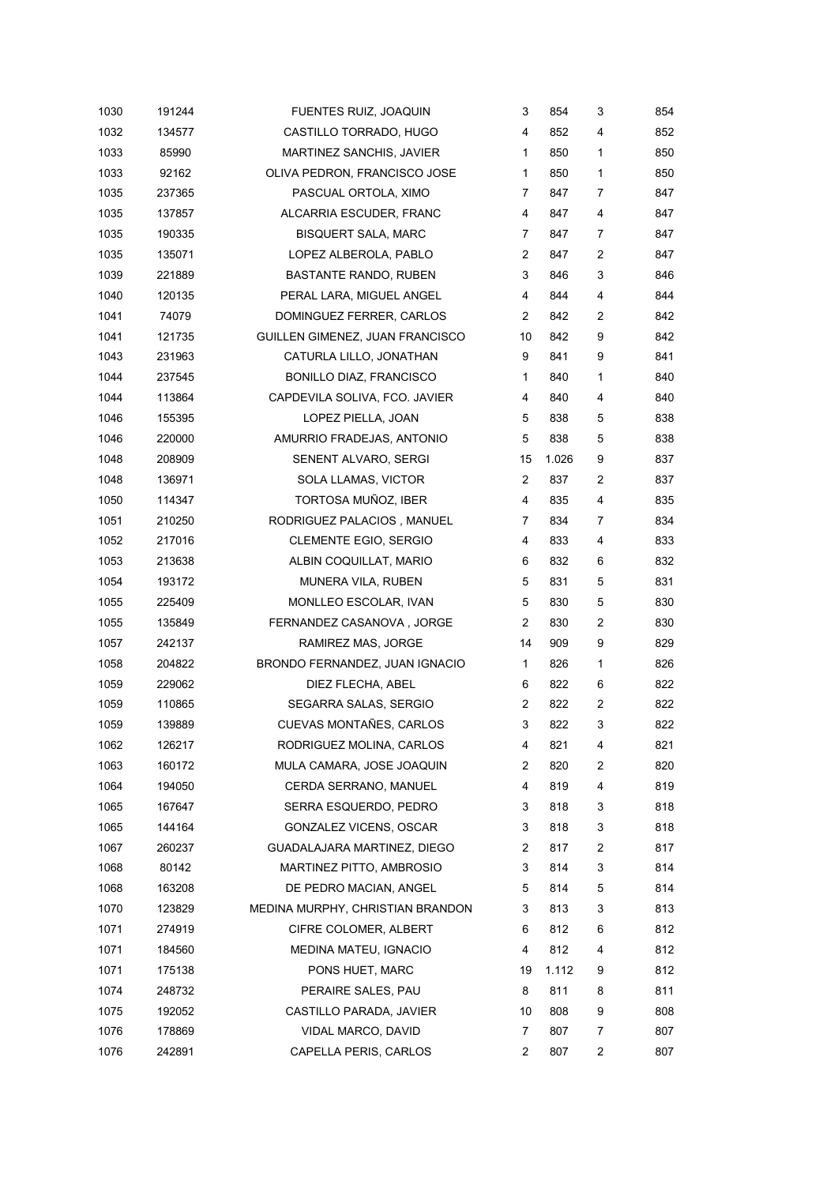| | | | | | | |
|---|---|---|---|---|---|---|
| 1030 | 191244 | FUENTES RUIZ, JOAQUIN | 3 | 854 | 3 | 854 |
| 1032 | 134577 | CASTILLO TORRADO, HUGO | 4 | 852 | 4 | 852 |
| 1033 | 85990 | MARTINEZ SANCHIS, JAVIER | 1 | 850 | 1 | 850 |
| 1033 | 92162 | OLIVA PEDRON, FRANCISCO JOSE | 1 | 850 | 1 | 850 |
| 1035 | 237365 | PASCUAL ORTOLA, XIMO | 7 | 847 | 7 | 847 |
| 1035 | 137857 | ALCARRIA ESCUDER, FRANC | 4 | 847 | 4 | 847 |
| 1035 | 190335 | BISQUERT SALA, MARC | 7 | 847 | 7 | 847 |
| 1035 | 135071 | LOPEZ ALBEROLA, PABLO | 2 | 847 | 2 | 847 |
| 1039 | 221889 | BASTANTE RANDO, RUBEN | 3 | 846 | 3 | 846 |
| 1040 | 120135 | PERAL LARA, MIGUEL ANGEL | 4 | 844 | 4 | 844 |
| 1041 | 74079 | DOMINGUEZ FERRER, CARLOS | 2 | 842 | 2 | 842 |
| 1041 | 121735 | GUILLEN GIMENEZ, JUAN FRANCISCO | 10 | 842 | 9 | 842 |
| 1043 | 231963 | CATURLA LILLO, JONATHAN | 9 | 841 | 9 | 841 |
| 1044 | 237545 | BONILLO DIAZ, FRANCISCO | 1 | 840 | 1 | 840 |
| 1044 | 113864 | CAPDEVILA SOLIVA, FCO. JAVIER | 4 | 840 | 4 | 840 |
| 1046 | 155395 | LOPEZ PIELLA, JOAN | 5 | 838 | 5 | 838 |
| 1046 | 220000 | AMURRIO FRADEJAS, ANTONIO | 5 | 838 | 5 | 838 |
| 1048 | 208909 | SENENT ALVARO, SERGI | 15 | 1.026 | 9 | 837 |
| 1048 | 136971 | SOLA LLAMAS, VICTOR | 2 | 837 | 2 | 837 |
| 1050 | 114347 | TORTOSA MUÑOZ, IBER | 4 | 835 | 4 | 835 |
| 1051 | 210250 | RODRIGUEZ PALACIOS , MANUEL | 7 | 834 | 7 | 834 |
| 1052 | 217016 | CLEMENTE EGIO, SERGIO | 4 | 833 | 4 | 833 |
| 1053 | 213638 | ALBIN COQUILLAT, MARIO | 6 | 832 | 6 | 832 |
| 1054 | 193172 | MUNERA VILA, RUBEN | 5 | 831 | 5 | 831 |
| 1055 | 225409 | MONLLEO ESCOLAR, IVAN | 5 | 830 | 5 | 830 |
| 1055 | 135849 | FERNANDEZ CASANOVA , JORGE | 2 | 830 | 2 | 830 |
| 1057 | 242137 | RAMIREZ MAS, JORGE | 14 | 909 | 9 | 829 |
| 1058 | 204822 | BRONDO FERNANDEZ, JUAN IGNACIO | 1 | 826 | 1 | 826 |
| 1059 | 229062 | DIEZ FLECHA, ABEL | 6 | 822 | 6 | 822 |
| 1059 | 110865 | SEGARRA SALAS, SERGIO | 2 | 822 | 2 | 822 |
| 1059 | 139889 | CUEVAS MONTAÑES, CARLOS | 3 | 822 | 3 | 822 |
| 1062 | 126217 | RODRIGUEZ MOLINA, CARLOS | 4 | 821 | 4 | 821 |
| 1063 | 160172 | MULA CAMARA, JOSE JOAQUIN | 2 | 820 | 2 | 820 |
| 1064 | 194050 | CERDA SERRANO, MANUEL | 4 | 819 | 4 | 819 |
| 1065 | 167647 | SERRA ESQUERDO, PEDRO | 3 | 818 | 3 | 818 |
| 1065 | 144164 | GONZALEZ VICENS, OSCAR | 3 | 818 | 3 | 818 |
| 1067 | 260237 | GUADALAJARA MARTINEZ, DIEGO | 2 | 817 | 2 | 817 |
| 1068 | 80142 | MARTINEZ PITTO, AMBROSIO | 3 | 814 | 3 | 814 |
| 1068 | 163208 | DE PEDRO MACIAN, ANGEL | 5 | 814 | 5 | 814 |
| 1070 | 123829 | MEDINA MURPHY, CHRISTIAN BRANDON | 3 | 813 | 3 | 813 |
| 1071 | 274919 | CIFRE COLOMER, ALBERT | 6 | 812 | 6 | 812 |
| 1071 | 184560 | MEDINA MATEU, IGNACIO | 4 | 812 | 4 | 812 |
| 1071 | 175138 | PONS HUET, MARC | 19 | 1.112 | 9 | 812 |
| 1074 | 248732 | PERAIRE SALES, PAU | 8 | 811 | 8 | 811 |
| 1075 | 192052 | CASTILLO PARADA, JAVIER | 10 | 808 | 9 | 808 |
| 1076 | 178869 | VIDAL MARCO, DAVID | 7 | 807 | 7 | 807 |
| 1076 | 242891 | CAPELLA PERIS, CARLOS | 2 | 807 | 2 | 807 |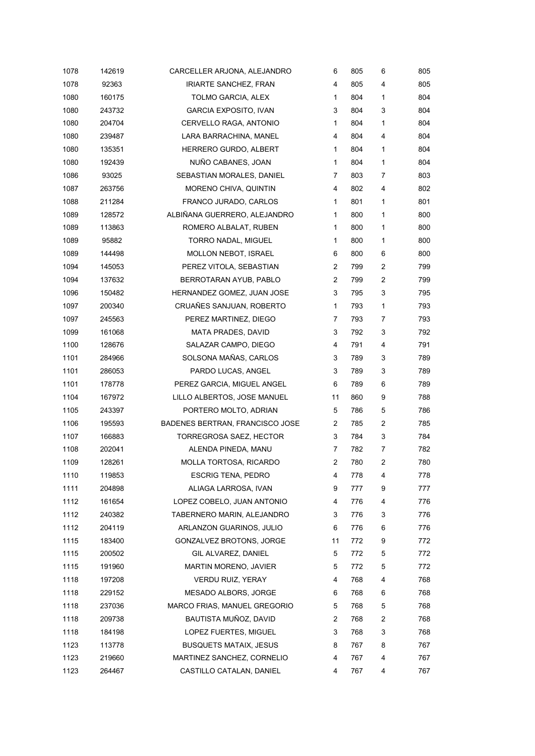| | | | | | | |
|---|---|---|---|---|---|---|
| 1078 | 142619 | CARCELLER ARJONA, ALEJANDRO | 6 | 805 | 6 | 805 |
| 1078 | 92363 | IRIARTE SANCHEZ, FRAN | 4 | 805 | 4 | 805 |
| 1080 | 160175 | TOLMO GARCIA, ALEX | 1 | 804 | 1 | 804 |
| 1080 | 243732 | GARCIA EXPOSITO, IVAN | 3 | 804 | 3 | 804 |
| 1080 | 204704 | CERVELLO RAGA, ANTONIO | 1 | 804 | 1 | 804 |
| 1080 | 239487 | LARA BARRACHINA, MANEL | 4 | 804 | 4 | 804 |
| 1080 | 135351 | HERRERO GURDO, ALBERT | 1 | 804 | 1 | 804 |
| 1080 | 192439 | NUÑO CABANES, JOAN | 1 | 804 | 1 | 804 |
| 1086 | 93025 | SEBASTIAN MORALES, DANIEL | 7 | 803 | 7 | 803 |
| 1087 | 263756 | MORENO CHIVA, QUINTIN | 4 | 802 | 4 | 802 |
| 1088 | 211284 | FRANCO JURADO, CARLOS | 1 | 801 | 1 | 801 |
| 1089 | 128572 | ALBIÑANA GUERRERO, ALEJANDRO | 1 | 800 | 1 | 800 |
| 1089 | 113863 | ROMERO ALBALAT, RUBEN | 1 | 800 | 1 | 800 |
| 1089 | 95882 | TORRO NADAL, MIGUEL | 1 | 800 | 1 | 800 |
| 1089 | 144498 | MOLLON NEBOT, ISRAEL | 6 | 800 | 6 | 800 |
| 1094 | 145053 | PEREZ VITOLA, SEBASTIAN | 2 | 799 | 2 | 799 |
| 1094 | 137632 | BERROTARAN AYUB, PABLO | 2 | 799 | 2 | 799 |
| 1096 | 150482 | HERNANDEZ GOMEZ, JUAN JOSE | 3 | 795 | 3 | 795 |
| 1097 | 200340 | CRUAÑES SANJUAN, ROBERTO | 1 | 793 | 1 | 793 |
| 1097 | 245563 | PEREZ MARTINEZ, DIEGO | 7 | 793 | 7 | 793 |
| 1099 | 161068 | MATA PRADES, DAVID | 3 | 792 | 3 | 792 |
| 1100 | 128676 | SALAZAR CAMPO, DIEGO | 4 | 791 | 4 | 791 |
| 1101 | 284966 | SOLSONA MAÑAS, CARLOS | 3 | 789 | 3 | 789 |
| 1101 | 286053 | PARDO LUCAS, ANGEL | 3 | 789 | 3 | 789 |
| 1101 | 178778 | PEREZ GARCIA, MIGUEL ANGEL | 6 | 789 | 6 | 789 |
| 1104 | 167972 | LILLO ALBERTOS, JOSE MANUEL | 11 | 860 | 9 | 788 |
| 1105 | 243397 | PORTERO MOLTO, ADRIAN | 5 | 786 | 5 | 786 |
| 1106 | 195593 | BADENES BERTRAN, FRANCISCO JOSE | 2 | 785 | 2 | 785 |
| 1107 | 166883 | TORREGROSA SAEZ, HECTOR | 3 | 784 | 3 | 784 |
| 1108 | 202041 | ALENDA PINEDA, MANU | 7 | 782 | 7 | 782 |
| 1109 | 128261 | MOLLA TORTOSA, RICARDO | 2 | 780 | 2 | 780 |
| 1110 | 119853 | ESCRIG TENA, PEDRO | 4 | 778 | 4 | 778 |
| 1111 | 204898 | ALIAGA LARROSA, IVAN | 9 | 777 | 9 | 777 |
| 1112 | 161654 | LOPEZ COBELO, JUAN ANTONIO | 4 | 776 | 4 | 776 |
| 1112 | 240382 | TABERNERO MARIN, ALEJANDRO | 3 | 776 | 3 | 776 |
| 1112 | 204119 | ARLANZON GUARINOS, JULIO | 6 | 776 | 6 | 776 |
| 1115 | 183400 | GONZALVEZ BROTONS, JORGE | 11 | 772 | 9 | 772 |
| 1115 | 200502 | GIL ALVAREZ, DANIEL | 5 | 772 | 5 | 772 |
| 1115 | 191960 | MARTIN MORENO, JAVIER | 5 | 772 | 5 | 772 |
| 1118 | 197208 | VERDU RUIZ, YERAY | 4 | 768 | 4 | 768 |
| 1118 | 229152 | MESADO ALBORS, JORGE | 6 | 768 | 6 | 768 |
| 1118 | 237036 | MARCO FRIAS, MANUEL GREGORIO | 5 | 768 | 5 | 768 |
| 1118 | 209738 | BAUTISTA MUÑOZ, DAVID | 2 | 768 | 2 | 768 |
| 1118 | 184198 | LOPEZ FUERTES, MIGUEL | 3 | 768 | 3 | 768 |
| 1123 | 113778 | BUSQUETS MATAIX, JESUS | 8 | 767 | 8 | 767 |
| 1123 | 219660 | MARTINEZ SANCHEZ, CORNELIO | 4 | 767 | 4 | 767 |
| 1123 | 264467 | CASTILLO CATALAN, DANIEL | 4 | 767 | 4 | 767 |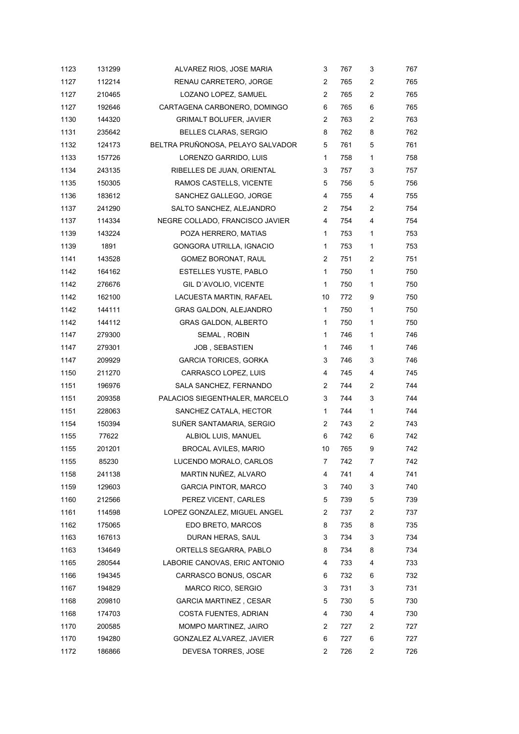| | | | | | | |
|---|---|---|---|---|---|---|
| 1123 | 131299 | ALVAREZ RIOS, JOSE MARIA | 3 | 767 | 3 | 767 |
| 1127 | 112214 | RENAU CARRETERO, JORGE | 2 | 765 | 2 | 765 |
| 1127 | 210465 | LOZANO LOPEZ, SAMUEL | 2 | 765 | 2 | 765 |
| 1127 | 192646 | CARTAGENA CARBONERO, DOMINGO | 6 | 765 | 6 | 765 |
| 1130 | 144320 | GRIMALT BOLUFER, JAVIER | 2 | 763 | 2 | 763 |
| 1131 | 235642 | BELLES CLARAS, SERGIO | 8 | 762 | 8 | 762 |
| 1132 | 124173 | BELTRA PRUÑONOSA, PELAYO SALVADOR | 5 | 761 | 5 | 761 |
| 1133 | 157726 | LORENZO GARRIDO, LUIS | 1 | 758 | 1 | 758 |
| 1134 | 243135 | RIBELLES DE JUAN, ORIENTAL | 3 | 757 | 3 | 757 |
| 1135 | 150305 | RAMOS CASTELLS, VICENTE | 5 | 756 | 5 | 756 |
| 1136 | 183612 | SANCHEZ GALLEGO, JORGE | 4 | 755 | 4 | 755 |
| 1137 | 241290 | SALTO SANCHEZ, ALEJANDRO | 2 | 754 | 2 | 754 |
| 1137 | 114334 | NEGRE COLLADO, FRANCISCO JAVIER | 4 | 754 | 4 | 754 |
| 1139 | 143224 | POZA HERRERO, MATIAS | 1 | 753 | 1 | 753 |
| 1139 | 1891 | GONGORA UTRILLA, IGNACIO | 1 | 753 | 1 | 753 |
| 1141 | 143528 | GOMEZ BORONAT, RAUL | 2 | 751 | 2 | 751 |
| 1142 | 164162 | ESTELLES YUSTE, PABLO | 1 | 750 | 1 | 750 |
| 1142 | 276676 | GIL D´AVOLIO, VICENTE | 1 | 750 | 1 | 750 |
| 1142 | 162100 | LACUESTA MARTIN, RAFAEL | 10 | 772 | 9 | 750 |
| 1142 | 144111 | GRAS GALDON, ALEJANDRO | 1 | 750 | 1 | 750 |
| 1142 | 144112 | GRAS GALDON, ALBERTO | 1 | 750 | 1 | 750 |
| 1147 | 279300 | SEMAL , ROBIN | 1 | 746 | 1 | 746 |
| 1147 | 279301 | JOB , SEBASTIEN | 1 | 746 | 1 | 746 |
| 1147 | 209929 | GARCIA TORICES, GORKA | 3 | 746 | 3 | 746 |
| 1150 | 211270 | CARRASCO LOPEZ, LUIS | 4 | 745 | 4 | 745 |
| 1151 | 196976 | SALA SANCHEZ, FERNANDO | 2 | 744 | 2 | 744 |
| 1151 | 209358 | PALACIOS SIEGENTHALER, MARCELO | 3 | 744 | 3 | 744 |
| 1151 | 228063 | SANCHEZ CATALA, HECTOR | 1 | 744 | 1 | 744 |
| 1154 | 150394 | SUÑER SANTAMARIA, SERGIO | 2 | 743 | 2 | 743 |
| 1155 | 77622 | ALBIOL LUIS, MANUEL | 6 | 742 | 6 | 742 |
| 1155 | 201201 | BROCAL AVILES, MARIO | 10 | 765 | 9 | 742 |
| 1155 | 85230 | LUCENDO MORALO, CARLOS | 7 | 742 | 7 | 742 |
| 1158 | 241138 | MARTIN NUÑEZ, ALVARO | 4 | 741 | 4 | 741 |
| 1159 | 129603 | GARCIA PINTOR, MARCO | 3 | 740 | 3 | 740 |
| 1160 | 212566 | PEREZ VICENT, CARLES | 5 | 739 | 5 | 739 |
| 1161 | 114598 | LOPEZ GONZALEZ, MIGUEL ANGEL | 2 | 737 | 2 | 737 |
| 1162 | 175065 | EDO BRETO, MARCOS | 8 | 735 | 8 | 735 |
| 1163 | 167613 | DURAN HERAS, SAUL | 3 | 734 | 3 | 734 |
| 1163 | 134649 | ORTELLS SEGARRA, PABLO | 8 | 734 | 8 | 734 |
| 1165 | 280544 | LABORIE CANOVAS, ERIC ANTONIO | 4 | 733 | 4 | 733 |
| 1166 | 194345 | CARRASCO BONUS, OSCAR | 6 | 732 | 6 | 732 |
| 1167 | 194829 | MARCO RICO, SERGIO | 3 | 731 | 3 | 731 |
| 1168 | 209810 | GARCIA MARTINEZ , CESAR | 5 | 730 | 5 | 730 |
| 1168 | 174703 | COSTA FUENTES, ADRIAN | 4 | 730 | 4 | 730 |
| 1170 | 200585 | MOMPO MARTINEZ, JAIRO | 2 | 727 | 2 | 727 |
| 1170 | 194280 | GONZALEZ ALVAREZ, JAVIER | 6 | 727 | 6 | 727 |
| 1172 | 186866 | DEVESA TORRES, JOSE | 2 | 726 | 2 | 726 |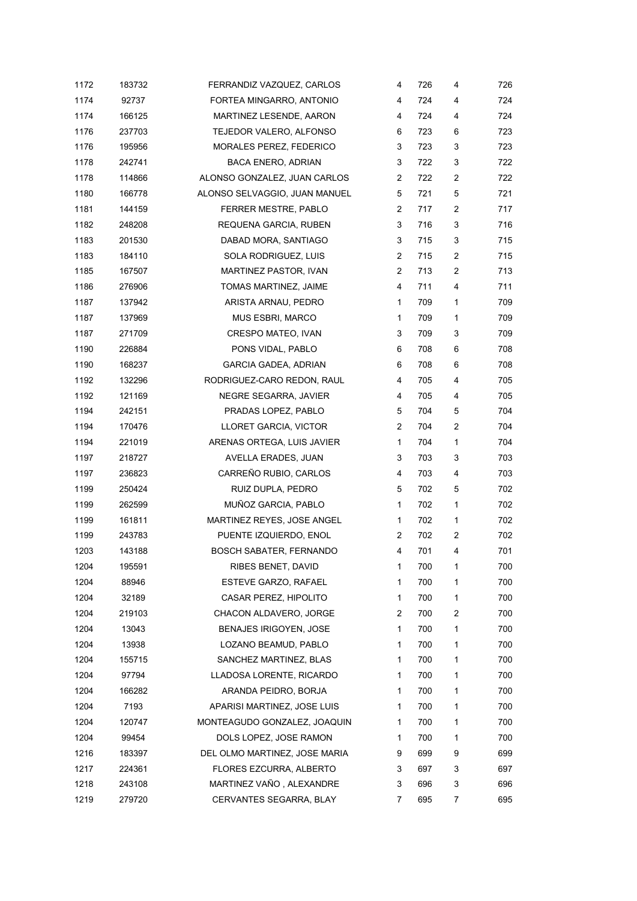| | | | | | | |
|---|---|---|---|---|---|---|
| 1172 | 183732 | FERRANDIZ VAZQUEZ, CARLOS | 4 | 726 | 4 | 726 |
| 1174 | 92737 | FORTEA MINGARRO, ANTONIO | 4 | 724 | 4 | 724 |
| 1174 | 166125 | MARTINEZ LESENDE, AARON | 4 | 724 | 4 | 724 |
| 1176 | 237703 | TEJEDOR VALERO, ALFONSO | 6 | 723 | 6 | 723 |
| 1176 | 195956 | MORALES PEREZ, FEDERICO | 3 | 723 | 3 | 723 |
| 1178 | 242741 | BACA ENERO, ADRIAN | 3 | 722 | 3 | 722 |
| 1178 | 114866 | ALONSO GONZALEZ, JUAN CARLOS | 2 | 722 | 2 | 722 |
| 1180 | 166778 | ALONSO SELVAGGIO, JUAN MANUEL | 5 | 721 | 5 | 721 |
| 1181 | 144159 | FERRER MESTRE, PABLO | 2 | 717 | 2 | 717 |
| 1182 | 248208 | REQUENA GARCIA, RUBEN | 3 | 716 | 3 | 716 |
| 1183 | 201530 | DABAD MORA, SANTIAGO | 3 | 715 | 3 | 715 |
| 1183 | 184110 | SOLA RODRIGUEZ, LUIS | 2 | 715 | 2 | 715 |
| 1185 | 167507 | MARTINEZ PASTOR, IVAN | 2 | 713 | 2 | 713 |
| 1186 | 276906 | TOMAS MARTINEZ, JAIME | 4 | 711 | 4 | 711 |
| 1187 | 137942 | ARISTA ARNAU, PEDRO | 1 | 709 | 1 | 709 |
| 1187 | 137969 | MUS ESBRI, MARCO | 1 | 709 | 1 | 709 |
| 1187 | 271709 | CRESPO MATEO, IVAN | 3 | 709 | 3 | 709 |
| 1190 | 226884 | PONS VIDAL, PABLO | 6 | 708 | 6 | 708 |
| 1190 | 168237 | GARCIA GADEA, ADRIAN | 6 | 708 | 6 | 708 |
| 1192 | 132296 | RODRIGUEZ-CARO REDON, RAUL | 4 | 705 | 4 | 705 |
| 1192 | 121169 | NEGRE SEGARRA, JAVIER | 4 | 705 | 4 | 705 |
| 1194 | 242151 | PRADAS LOPEZ, PABLO | 5 | 704 | 5 | 704 |
| 1194 | 170476 | LLORET GARCIA, VICTOR | 2 | 704 | 2 | 704 |
| 1194 | 221019 | ARENAS ORTEGA, LUIS JAVIER | 1 | 704 | 1 | 704 |
| 1197 | 218727 | AVELLA ERADES, JUAN | 3 | 703 | 3 | 703 |
| 1197 | 236823 | CARREÑO RUBIO, CARLOS | 4 | 703 | 4 | 703 |
| 1199 | 250424 | RUIZ DUPLA, PEDRO | 5 | 702 | 5 | 702 |
| 1199 | 262599 | MUÑOZ GARCIA, PABLO | 1 | 702 | 1 | 702 |
| 1199 | 161811 | MARTINEZ REYES, JOSE ANGEL | 1 | 702 | 1 | 702 |
| 1199 | 243783 | PUENTE IZQUIERDO, ENOL | 2 | 702 | 2 | 702 |
| 1203 | 143188 | BOSCH SABATER, FERNANDO | 4 | 701 | 4 | 701 |
| 1204 | 195591 | RIBES BENET, DAVID | 1 | 700 | 1 | 700 |
| 1204 | 88946 | ESTEVE GARZO, RAFAEL | 1 | 700 | 1 | 700 |
| 1204 | 32189 | CASAR PEREZ, HIPOLITO | 1 | 700 | 1 | 700 |
| 1204 | 219103 | CHACON ALDAVERO, JORGE | 2 | 700 | 2 | 700 |
| 1204 | 13043 | BENAJES IRIGOYEN, JOSE | 1 | 700 | 1 | 700 |
| 1204 | 13938 | LOZANO BEAMUD, PABLO | 1 | 700 | 1 | 700 |
| 1204 | 155715 | SANCHEZ MARTINEZ, BLAS | 1 | 700 | 1 | 700 |
| 1204 | 97794 | LLADOSA LORENTE, RICARDO | 1 | 700 | 1 | 700 |
| 1204 | 166282 | ARANDA PEIDRO, BORJA | 1 | 700 | 1 | 700 |
| 1204 | 7193 | APARISI MARTINEZ, JOSE LUIS | 1 | 700 | 1 | 700 |
| 1204 | 120747 | MONTEAGUDO GONZALEZ, JOAQUIN | 1 | 700 | 1 | 700 |
| 1204 | 99454 | DOLS LOPEZ, JOSE RAMON | 1 | 700 | 1 | 700 |
| 1216 | 183397 | DEL OLMO MARTINEZ, JOSE MARIA | 9 | 699 | 9 | 699 |
| 1217 | 224361 | FLORES EZCURRA, ALBERTO | 3 | 697 | 3 | 697 |
| 1218 | 243108 | MARTINEZ VAÑO , ALEXANDRE | 3 | 696 | 3 | 696 |
| 1219 | 279720 | CERVANTES SEGARRA, BLAY | 7 | 695 | 7 | 695 |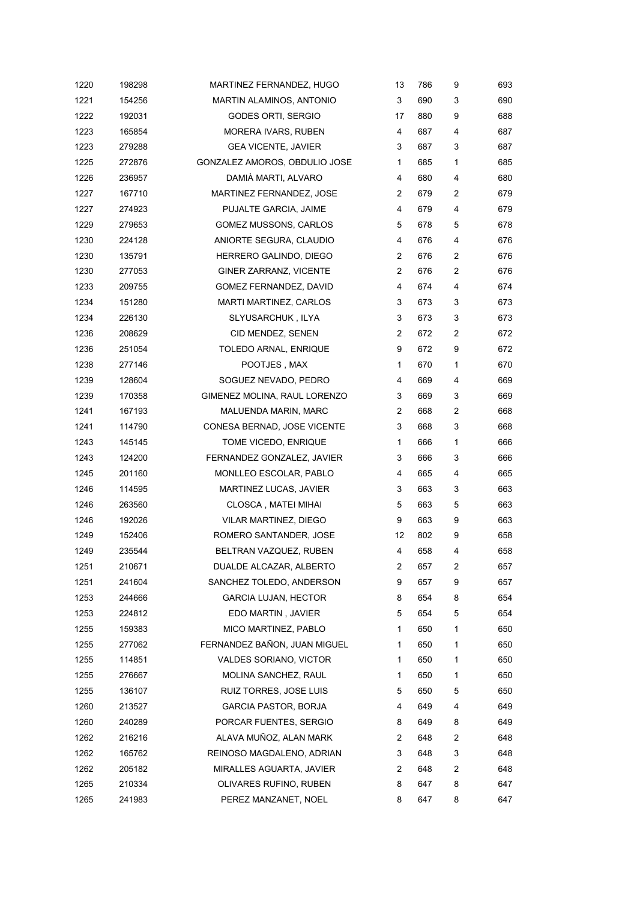| | | | | | | |
|---|---|---|---|---|---|---|
| 1220 | 198298 | MARTINEZ FERNANDEZ, HUGO | 13 | 786 | 9 | 693 |
| 1221 | 154256 | MARTIN ALAMINOS, ANTONIO | 3 | 690 | 3 | 690 |
| 1222 | 192031 | GODES ORTI, SERGIO | 17 | 880 | 9 | 688 |
| 1223 | 165854 | MORERA IVARS, RUBEN | 4 | 687 | 4 | 687 |
| 1223 | 279288 | GEA VICENTE, JAVIER | 3 | 687 | 3 | 687 |
| 1225 | 272876 | GONZALEZ AMOROS, OBDULIO JOSE | 1 | 685 | 1 | 685 |
| 1226 | 236957 | DAMIÀ MARTI, ALVARO | 4 | 680 | 4 | 680 |
| 1227 | 167710 | MARTINEZ FERNANDEZ, JOSE | 2 | 679 | 2 | 679 |
| 1227 | 274923 | PUJALTE GARCIA, JAIME | 4 | 679 | 4 | 679 |
| 1229 | 279653 | GOMEZ MUSSONS, CARLOS | 5 | 678 | 5 | 678 |
| 1230 | 224128 | ANIORTE SEGURA, CLAUDIO | 4 | 676 | 4 | 676 |
| 1230 | 135791 | HERRERO GALINDO, DIEGO | 2 | 676 | 2 | 676 |
| 1230 | 277053 | GINER ZARRANZ, VICENTE | 2 | 676 | 2 | 676 |
| 1233 | 209755 | GOMEZ FERNANDEZ, DAVID | 4 | 674 | 4 | 674 |
| 1234 | 151280 | MARTI MARTINEZ, CARLOS | 3 | 673 | 3 | 673 |
| 1234 | 226130 | SLYUSARCHUK , ILYA | 3 | 673 | 3 | 673 |
| 1236 | 208629 | CID MENDEZ, SENEN | 2 | 672 | 2 | 672 |
| 1236 | 251054 | TOLEDO ARNAL, ENRIQUE | 9 | 672 | 9 | 672 |
| 1238 | 277146 | POOTJES , MAX | 1 | 670 | 1 | 670 |
| 1239 | 128604 | SOGUEZ NEVADO, PEDRO | 4 | 669 | 4 | 669 |
| 1239 | 170358 | GIMENEZ MOLINA, RAUL LORENZO | 3 | 669 | 3 | 669 |
| 1241 | 167193 | MALUENDA MARIN, MARC | 2 | 668 | 2 | 668 |
| 1241 | 114790 | CONESA BERNAD, JOSE VICENTE | 3 | 668 | 3 | 668 |
| 1243 | 145145 | TOME VICEDO, ENRIQUE | 1 | 666 | 1 | 666 |
| 1243 | 124200 | FERNANDEZ GONZALEZ, JAVIER | 3 | 666 | 3 | 666 |
| 1245 | 201160 | MONLLEO ESCOLAR, PABLO | 4 | 665 | 4 | 665 |
| 1246 | 114595 | MARTINEZ LUCAS, JAVIER | 3 | 663 | 3 | 663 |
| 1246 | 263560 | CLOSCA , MATEI MIHAI | 5 | 663 | 5 | 663 |
| 1246 | 192026 | VILAR MARTINEZ, DIEGO | 9 | 663 | 9 | 663 |
| 1249 | 152406 | ROMERO SANTANDER, JOSE | 12 | 802 | 9 | 658 |
| 1249 | 235544 | BELTRAN VAZQUEZ, RUBEN | 4 | 658 | 4 | 658 |
| 1251 | 210671 | DUALDE ALCAZAR, ALBERTO | 2 | 657 | 2 | 657 |
| 1251 | 241604 | SANCHEZ TOLEDO, ANDERSON | 9 | 657 | 9 | 657 |
| 1253 | 244666 | GARCIA LUJAN, HECTOR | 8 | 654 | 8 | 654 |
| 1253 | 224812 | EDO MARTIN , JAVIER | 5 | 654 | 5 | 654 |
| 1255 | 159383 | MICO MARTINEZ, PABLO | 1 | 650 | 1 | 650 |
| 1255 | 277062 | FERNANDEZ BAÑON, JUAN MIGUEL | 1 | 650 | 1 | 650 |
| 1255 | 114851 | VALDES SORIANO, VICTOR | 1 | 650 | 1 | 650 |
| 1255 | 276667 | MOLINA SANCHEZ, RAUL | 1 | 650 | 1 | 650 |
| 1255 | 136107 | RUIZ TORRES, JOSE LUIS | 5 | 650 | 5 | 650 |
| 1260 | 213527 | GARCIA PASTOR, BORJA | 4 | 649 | 4 | 649 |
| 1260 | 240289 | PORCAR FUENTES, SERGIO | 8 | 649 | 8 | 649 |
| 1262 | 216216 | ALAVA MUÑOZ, ALAN MARK | 2 | 648 | 2 | 648 |
| 1262 | 165762 | REINOSO MAGDALENO, ADRIAN | 3 | 648 | 3 | 648 |
| 1262 | 205182 | MIRALLES AGUARTA, JAVIER | 2 | 648 | 2 | 648 |
| 1265 | 210334 | OLIVARES RUFINO, RUBEN | 8 | 647 | 8 | 647 |
| 1265 | 241983 | PEREZ MANZANET, NOEL | 8 | 647 | 8 | 647 |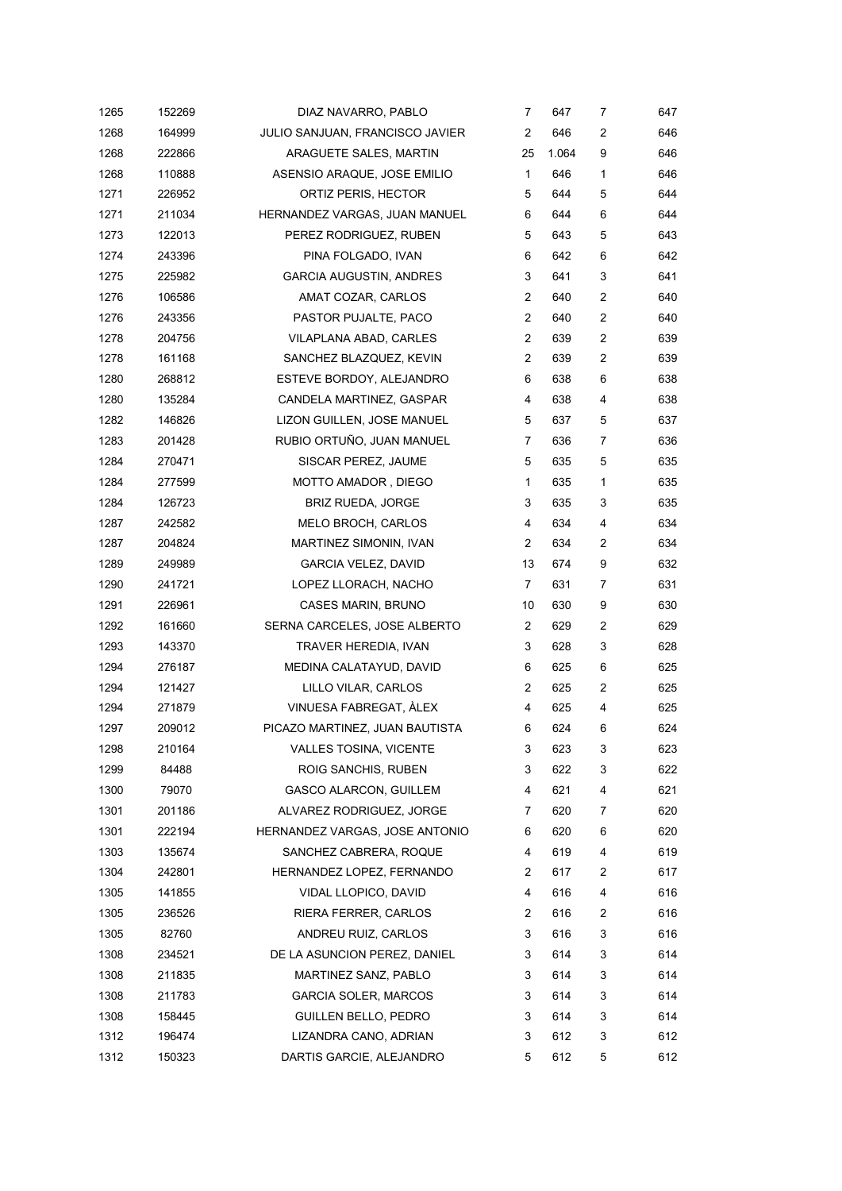| | | | | | | |
|---|---|---|---|---|---|---|
| 1265 | 152269 | DIAZ NAVARRO, PABLO | 7 | 647 | 7 | 647 |
| 1268 | 164999 | JULIO SANJUAN, FRANCISCO JAVIER | 2 | 646 | 2 | 646 |
| 1268 | 222866 | ARAGUETE SALES, MARTIN | 25 | 1.064 | 9 | 646 |
| 1268 | 110888 | ASENSIO ARAQUE, JOSE EMILIO | 1 | 646 | 1 | 646 |
| 1271 | 226952 | ORTIZ PERIS, HECTOR | 5 | 644 | 5 | 644 |
| 1271 | 211034 | HERNANDEZ VARGAS, JUAN MANUEL | 6 | 644 | 6 | 644 |
| 1273 | 122013 | PEREZ RODRIGUEZ, RUBEN | 5 | 643 | 5 | 643 |
| 1274 | 243396 | PINA FOLGADO, IVAN | 6 | 642 | 6 | 642 |
| 1275 | 225982 | GARCIA AUGUSTIN, ANDRES | 3 | 641 | 3 | 641 |
| 1276 | 106586 | AMAT COZAR, CARLOS | 2 | 640 | 2 | 640 |
| 1276 | 243356 | PASTOR PUJALTE, PACO | 2 | 640 | 2 | 640 |
| 1278 | 204756 | VILAPLANA ABAD, CARLES | 2 | 639 | 2 | 639 |
| 1278 | 161168 | SANCHEZ BLAZQUEZ, KEVIN | 2 | 639 | 2 | 639 |
| 1280 | 268812 | ESTEVE BORDOY, ALEJANDRO | 6 | 638 | 6 | 638 |
| 1280 | 135284 | CANDELA MARTINEZ, GASPAR | 4 | 638 | 4 | 638 |
| 1282 | 146826 | LIZON GUILLEN, JOSE MANUEL | 5 | 637 | 5 | 637 |
| 1283 | 201428 | RUBIO ORTUÑO, JUAN MANUEL | 7 | 636 | 7 | 636 |
| 1284 | 270471 | SISCAR PEREZ, JAUME | 5 | 635 | 5 | 635 |
| 1284 | 277599 | MOTTO AMADOR , DIEGO | 1 | 635 | 1 | 635 |
| 1284 | 126723 | BRIZ RUEDA, JORGE | 3 | 635 | 3 | 635 |
| 1287 | 242582 | MELO BROCH, CARLOS | 4 | 634 | 4 | 634 |
| 1287 | 204824 | MARTINEZ SIMONIN, IVAN | 2 | 634 | 2 | 634 |
| 1289 | 249989 | GARCIA VELEZ, DAVID | 13 | 674 | 9 | 632 |
| 1290 | 241721 | LOPEZ LLORACH, NACHO | 7 | 631 | 7 | 631 |
| 1291 | 226961 | CASES MARIN, BRUNO | 10 | 630 | 9 | 630 |
| 1292 | 161660 | SERNA CARCELES, JOSE ALBERTO | 2 | 629 | 2 | 629 |
| 1293 | 143370 | TRAVER HEREDIA, IVAN | 3 | 628 | 3 | 628 |
| 1294 | 276187 | MEDINA CALATAYUD, DAVID | 6 | 625 | 6 | 625 |
| 1294 | 121427 | LILLO VILAR, CARLOS | 2 | 625 | 2 | 625 |
| 1294 | 271879 | VINUESA FABREGAT, ÀLEX | 4 | 625 | 4 | 625 |
| 1297 | 209012 | PICAZO MARTINEZ, JUAN BAUTISTA | 6 | 624 | 6 | 624 |
| 1298 | 210164 | VALLES TOSINA, VICENTE | 3 | 623 | 3 | 623 |
| 1299 | 84488 | ROIG SANCHIS, RUBEN | 3 | 622 | 3 | 622 |
| 1300 | 79070 | GASCO ALARCON, GUILLEM | 4 | 621 | 4 | 621 |
| 1301 | 201186 | ALVAREZ RODRIGUEZ, JORGE | 7 | 620 | 7 | 620 |
| 1301 | 222194 | HERNANDEZ VARGAS, JOSE ANTONIO | 6 | 620 | 6 | 620 |
| 1303 | 135674 | SANCHEZ CABRERA, ROQUE | 4 | 619 | 4 | 619 |
| 1304 | 242801 | HERNANDEZ LOPEZ, FERNANDO | 2 | 617 | 2 | 617 |
| 1305 | 141855 | VIDAL LLOPICO, DAVID | 4 | 616 | 4 | 616 |
| 1305 | 236526 | RIERA FERRER, CARLOS | 2 | 616 | 2 | 616 |
| 1305 | 82760 | ANDREU RUIZ, CARLOS | 3 | 616 | 3 | 616 |
| 1308 | 234521 | DE LA ASUNCION PEREZ, DANIEL | 3 | 614 | 3 | 614 |
| 1308 | 211835 | MARTINEZ SANZ, PABLO | 3 | 614 | 3 | 614 |
| 1308 | 211783 | GARCIA SOLER, MARCOS | 3 | 614 | 3 | 614 |
| 1308 | 158445 | GUILLEN BELLO, PEDRO | 3 | 614 | 3 | 614 |
| 1312 | 196474 | LIZANDRA CANO, ADRIAN | 3 | 612 | 3 | 612 |
| 1312 | 150323 | DARTIS GARCIE, ALEJANDRO | 5 | 612 | 5 | 612 |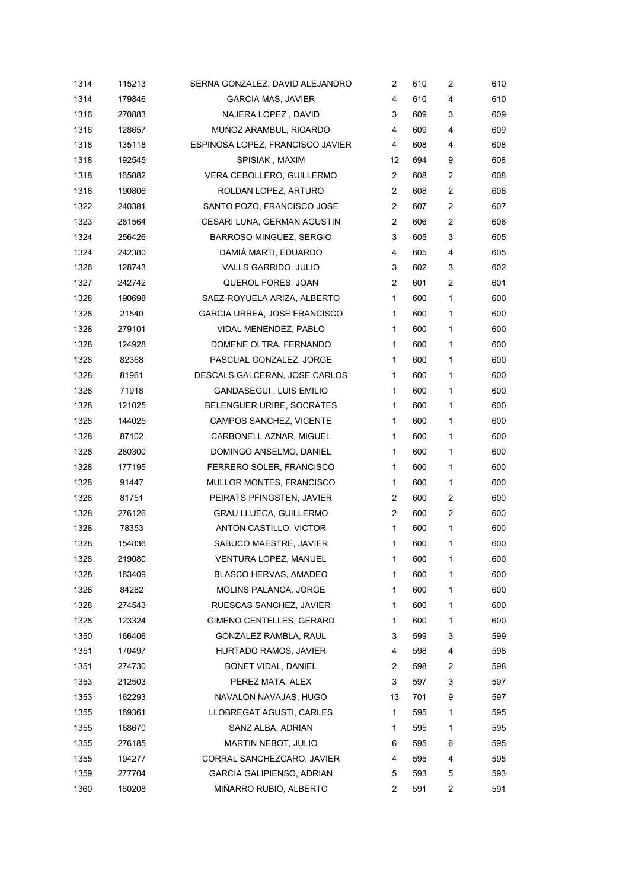| | | | | | | |
|---|---|---|---|---|---|---|
| 1314 | 115213 | SERNA GONZALEZ, DAVID ALEJANDRO | 2 | 610 | 2 | 610 |
| 1314 | 179846 | GARCIA MAS, JAVIER | 4 | 610 | 4 | 610 |
| 1316 | 270883 | NAJERA LOPEZ , DAVID | 3 | 609 | 3 | 609 |
| 1316 | 128657 | MUÑOZ ARAMBUL, RICARDO | 4 | 609 | 4 | 609 |
| 1318 | 135118 | ESPINOSA LOPEZ, FRANCISCO JAVIER | 4 | 608 | 4 | 608 |
| 1318 | 192545 | SPISIAK , MAXIM | 12 | 694 | 9 | 608 |
| 1318 | 165882 | VERA CEBOLLERO, GUILLERMO | 2 | 608 | 2 | 608 |
| 1318 | 190806 | ROLDAN LOPEZ, ARTURO | 2 | 608 | 2 | 608 |
| 1322 | 240381 | SANTO POZO, FRANCISCO JOSE | 2 | 607 | 2 | 607 |
| 1323 | 281564 | CESARI LUNA, GERMAN AGUSTIN | 2 | 606 | 2 | 606 |
| 1324 | 256426 | BARROSO MINGUEZ, SERGIO | 3 | 605 | 3 | 605 |
| 1324 | 242380 | DAMIÀ MARTI, EDUARDO | 4 | 605 | 4 | 605 |
| 1326 | 128743 | VALLS GARRIDO, JULIO | 3 | 602 | 3 | 602 |
| 1327 | 242742 | QUEROL FORES, JOAN | 2 | 601 | 2 | 601 |
| 1328 | 190698 | SAEZ-ROYUELA ARIZA, ALBERTO | 1 | 600 | 1 | 600 |
| 1328 | 21540 | GARCIA URREA, JOSE FRANCISCO | 1 | 600 | 1 | 600 |
| 1328 | 279101 | VIDAL MENENDEZ, PABLO | 1 | 600 | 1 | 600 |
| 1328 | 124928 | DOMENE OLTRA, FERNANDO | 1 | 600 | 1 | 600 |
| 1328 | 82368 | PASCUAL GONZALEZ, JORGE | 1 | 600 | 1 | 600 |
| 1328 | 81961 | DESCALS GALCERAN, JOSE CARLOS | 1 | 600 | 1 | 600 |
| 1328 | 71918 | GANDASEGUI , LUIS EMILIO | 1 | 600 | 1 | 600 |
| 1328 | 121025 | BELENGUER URIBE, SOCRATES | 1 | 600 | 1 | 600 |
| 1328 | 144025 | CAMPOS SANCHEZ, VICENTE | 1 | 600 | 1 | 600 |
| 1328 | 87102 | CARBONELL AZNAR, MIGUEL | 1 | 600 | 1 | 600 |
| 1328 | 280300 | DOMINGO ANSELMO, DANIEL | 1 | 600 | 1 | 600 |
| 1328 | 177195 | FERRERO SOLER, FRANCISCO | 1 | 600 | 1 | 600 |
| 1328 | 91447 | MULLOR MONTES, FRANCISCO | 1 | 600 | 1 | 600 |
| 1328 | 81751 | PEIRATS PFINGSTEN, JAVIER | 2 | 600 | 2 | 600 |
| 1328 | 276126 | GRAU LLUECA, GUILLERMO | 2 | 600 | 2 | 600 |
| 1328 | 78353 | ANTON CASTILLO, VICTOR | 1 | 600 | 1 | 600 |
| 1328 | 154836 | SABUCO MAESTRE, JAVIER | 1 | 600 | 1 | 600 |
| 1328 | 219080 | VENTURA LOPEZ, MANUEL | 1 | 600 | 1 | 600 |
| 1328 | 163409 | BLASCO HERVAS, AMADEO | 1 | 600 | 1 | 600 |
| 1328 | 84282 | MOLINS PALANCA, JORGE | 1 | 600 | 1 | 600 |
| 1328 | 274543 | RUESCAS SANCHEZ, JAVIER | 1 | 600 | 1 | 600 |
| 1328 | 123324 | GIMENO CENTELLES, GERARD | 1 | 600 | 1 | 600 |
| 1350 | 166406 | GONZALEZ RAMBLA, RAUL | 3 | 599 | 3 | 599 |
| 1351 | 170497 | HURTADO RAMOS, JAVIER | 4 | 598 | 4 | 598 |
| 1351 | 274730 | BONET VIDAL, DANIEL | 2 | 598 | 2 | 598 |
| 1353 | 212503 | PEREZ MATA, ALEX | 3 | 597 | 3 | 597 |
| 1353 | 162293 | NAVALON NAVAJAS, HUGO | 13 | 701 | 9 | 597 |
| 1355 | 169361 | LLOBREGAT AGUSTI, CARLES | 1 | 595 | 1 | 595 |
| 1355 | 168670 | SANZ ALBA, ADRIAN | 1 | 595 | 1 | 595 |
| 1355 | 276185 | MARTIN NEBOT, JULIO | 6 | 595 | 6 | 595 |
| 1355 | 194277 | CORRAL SANCHEZCARO, JAVIER | 4 | 595 | 4 | 595 |
| 1359 | 277704 | GARCIA GALIPIENSO, ADRIAN | 5 | 593 | 5 | 593 |
| 1360 | 160208 | MIÑARRO RUBIO, ALBERTO | 2 | 591 | 2 | 591 |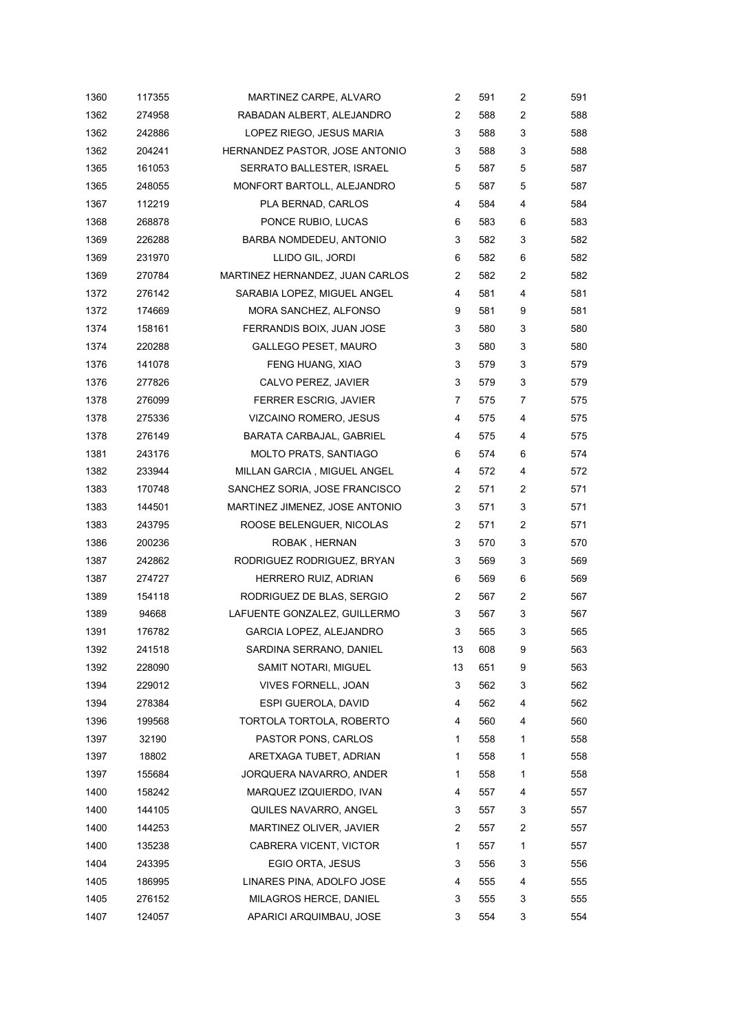| | | | | | | |
|---|---|---|---|---|---|---|
| 1360 | 117355 | MARTINEZ CARPE, ALVARO | 2 | 591 | 2 | 591 |
| 1362 | 274958 | RABADAN ALBERT, ALEJANDRO | 2 | 588 | 2 | 588 |
| 1362 | 242886 | LOPEZ RIEGO, JESUS MARIA | 3 | 588 | 3 | 588 |
| 1362 | 204241 | HERNANDEZ PASTOR, JOSE ANTONIO | 3 | 588 | 3 | 588 |
| 1365 | 161053 | SERRATO BALLESTER, ISRAEL | 5 | 587 | 5 | 587 |
| 1365 | 248055 | MONFORT BARTOLL, ALEJANDRO | 5 | 587 | 5 | 587 |
| 1367 | 112219 | PLA BERNAD, CARLOS | 4 | 584 | 4 | 584 |
| 1368 | 268878 | PONCE RUBIO, LUCAS | 6 | 583 | 6 | 583 |
| 1369 | 226288 | BARBA NOMDEDEU, ANTONIO | 3 | 582 | 3 | 582 |
| 1369 | 231970 | LLIDO GIL, JORDI | 6 | 582 | 6 | 582 |
| 1369 | 270784 | MARTINEZ HERNANDEZ, JUAN CARLOS | 2 | 582 | 2 | 582 |
| 1372 | 276142 | SARABIA LOPEZ, MIGUEL ANGEL | 4 | 581 | 4 | 581 |
| 1372 | 174669 | MORA SANCHEZ, ALFONSO | 9 | 581 | 9 | 581 |
| 1374 | 158161 | FERRANDIS BOIX, JUAN JOSE | 3 | 580 | 3 | 580 |
| 1374 | 220288 | GALLEGO PESET, MAURO | 3 | 580 | 3 | 580 |
| 1376 | 141078 | FENG HUANG, XIAO | 3 | 579 | 3 | 579 |
| 1376 | 277826 | CALVO PEREZ, JAVIER | 3 | 579 | 3 | 579 |
| 1378 | 276099 | FERRER ESCRIG, JAVIER | 7 | 575 | 7 | 575 |
| 1378 | 275336 | VIZCAINO ROMERO, JESUS | 4 | 575 | 4 | 575 |
| 1378 | 276149 | BARATA CARBAJAL, GABRIEL | 4 | 575 | 4 | 575 |
| 1381 | 243176 | MOLTO PRATS, SANTIAGO | 6 | 574 | 6 | 574 |
| 1382 | 233944 | MILLAN GARCIA , MIGUEL ANGEL | 4 | 572 | 4 | 572 |
| 1383 | 170748 | SANCHEZ SORIA, JOSE FRANCISCO | 2 | 571 | 2 | 571 |
| 1383 | 144501 | MARTINEZ JIMENEZ, JOSE ANTONIO | 3 | 571 | 3 | 571 |
| 1383 | 243795 | ROOSE BELENGUER, NICOLAS | 2 | 571 | 2 | 571 |
| 1386 | 200236 | ROBAK , HERNAN | 3 | 570 | 3 | 570 |
| 1387 | 242862 | RODRIGUEZ RODRIGUEZ, BRYAN | 3 | 569 | 3 | 569 |
| 1387 | 274727 | HERRERO RUIZ, ADRIAN | 6 | 569 | 6 | 569 |
| 1389 | 154118 | RODRIGUEZ DE BLAS, SERGIO | 2 | 567 | 2 | 567 |
| 1389 | 94668 | LAFUENTE GONZALEZ, GUILLERMO | 3 | 567 | 3 | 567 |
| 1391 | 176782 | GARCIA LOPEZ, ALEJANDRO | 3 | 565 | 3 | 565 |
| 1392 | 241518 | SARDINA SERRANO, DANIEL | 13 | 608 | 9 | 563 |
| 1392 | 228090 | SAMIT NOTARI, MIGUEL | 13 | 651 | 9 | 563 |
| 1394 | 229012 | VIVES FORNELL, JOAN | 3 | 562 | 3 | 562 |
| 1394 | 278384 | ESPI GUEROLA, DAVID | 4 | 562 | 4 | 562 |
| 1396 | 199568 | TORTOLA TORTOLA, ROBERTO | 4 | 560 | 4 | 560 |
| 1397 | 32190 | PASTOR PONS, CARLOS | 1 | 558 | 1 | 558 |
| 1397 | 18802 | ARETXAGA TUBET, ADRIAN | 1 | 558 | 1 | 558 |
| 1397 | 155684 | JORQUERA NAVARRO, ANDER | 1 | 558 | 1 | 558 |
| 1400 | 158242 | MARQUEZ IZQUIERDO, IVAN | 4 | 557 | 4 | 557 |
| 1400 | 144105 | QUILES NAVARRO, ANGEL | 3 | 557 | 3 | 557 |
| 1400 | 144253 | MARTINEZ OLIVER, JAVIER | 2 | 557 | 2 | 557 |
| 1400 | 135238 | CABRERA VICENT, VICTOR | 1 | 557 | 1 | 557 |
| 1404 | 243395 | EGIO ORTA, JESUS | 3 | 556 | 3 | 556 |
| 1405 | 186995 | LINARES PINA, ADOLFO JOSE | 4 | 555 | 4 | 555 |
| 1405 | 276152 | MILAGROS HERCE, DANIEL | 3 | 555 | 3 | 555 |
| 1407 | 124057 | APARICI ARQUIMBAU, JOSE | 3 | 554 | 3 | 554 |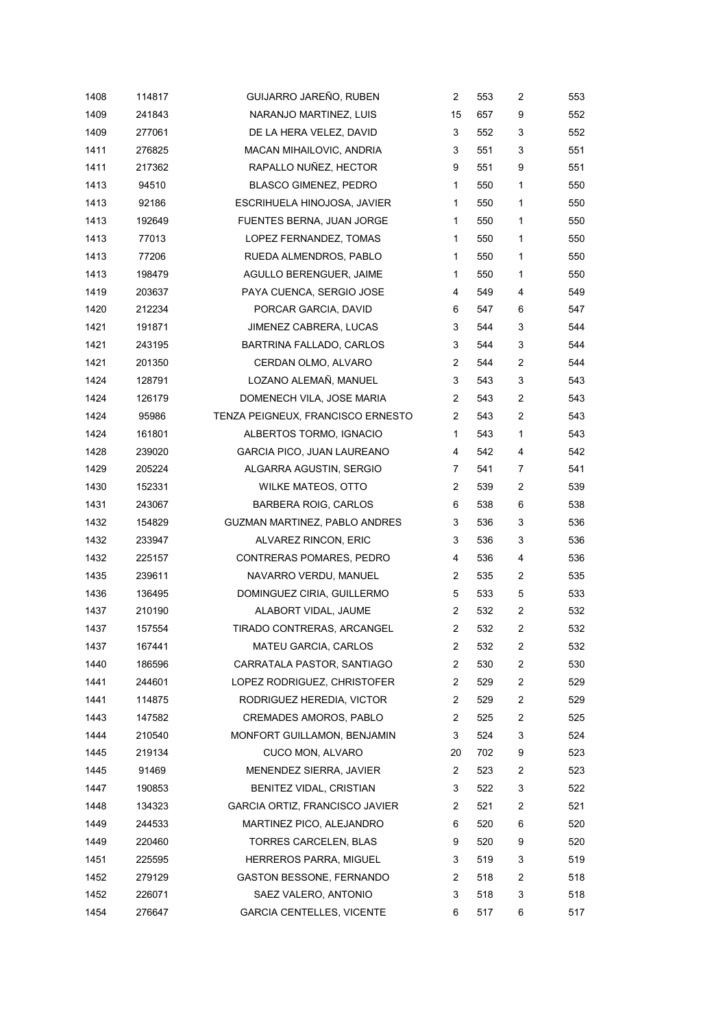| | | | | | | |
|---|---|---|---|---|---|---|
| 1408 | 114817 | GUIJARRO JAREÑO, RUBEN | 2 | 553 | 2 | 553 |
| 1409 | 241843 | NARANJO MARTINEZ, LUIS | 15 | 657 | 9 | 552 |
| 1409 | 277061 | DE LA HERA VELEZ, DAVID | 3 | 552 | 3 | 552 |
| 1411 | 276825 | MACAN MIHAILOVIC, ANDRIA | 3 | 551 | 3 | 551 |
| 1411 | 217362 | RAPALLO NUÑEZ, HECTOR | 9 | 551 | 9 | 551 |
| 1413 | 94510 | BLASCO GIMENEZ, PEDRO | 1 | 550 | 1 | 550 |
| 1413 | 92186 | ESCRIHUELA HINOJOSA, JAVIER | 1 | 550 | 1 | 550 |
| 1413 | 192649 | FUENTES BERNA, JUAN JORGE | 1 | 550 | 1 | 550 |
| 1413 | 77013 | LOPEZ FERNANDEZ, TOMAS | 1 | 550 | 1 | 550 |
| 1413 | 77206 | RUEDA ALMENDROS, PABLO | 1 | 550 | 1 | 550 |
| 1413 | 198479 | AGULLO BERENGUER, JAIME | 1 | 550 | 1 | 550 |
| 1419 | 203637 | PAYA CUENCA, SERGIO JOSE | 4 | 549 | 4 | 549 |
| 1420 | 212234 | PORCAR GARCIA, DAVID | 6 | 547 | 6 | 547 |
| 1421 | 191871 | JIMENEZ CABRERA, LUCAS | 3 | 544 | 3 | 544 |
| 1421 | 243195 | BARTRINA FALLADO, CARLOS | 3 | 544 | 3 | 544 |
| 1421 | 201350 | CERDAN OLMO, ALVARO | 2 | 544 | 2 | 544 |
| 1424 | 128791 | LOZANO ALEMAÑ, MANUEL | 3 | 543 | 3 | 543 |
| 1424 | 126179 | DOMENECH VILA, JOSE MARIA | 2 | 543 | 2 | 543 |
| 1424 | 95986 | TENZA PEIGNEUX, FRANCISCO ERNESTO | 2 | 543 | 2 | 543 |
| 1424 | 161801 | ALBERTOS TORMO, IGNACIO | 1 | 543 | 1 | 543 |
| 1428 | 239020 | GARCIA PICO, JUAN LAUREANO | 4 | 542 | 4 | 542 |
| 1429 | 205224 | ALGARRA AGUSTIN, SERGIO | 7 | 541 | 7 | 541 |
| 1430 | 152331 | WILKE MATEOS, OTTO | 2 | 539 | 2 | 539 |
| 1431 | 243067 | BARBERA ROIG, CARLOS | 6 | 538 | 6 | 538 |
| 1432 | 154829 | GUZMAN MARTINEZ, PABLO ANDRES | 3 | 536 | 3 | 536 |
| 1432 | 233947 | ALVAREZ RINCON, ERIC | 3 | 536 | 3 | 536 |
| 1432 | 225157 | CONTRERAS POMARES, PEDRO | 4 | 536 | 4 | 536 |
| 1435 | 239611 | NAVARRO VERDU, MANUEL | 2 | 535 | 2 | 535 |
| 1436 | 136495 | DOMINGUEZ CIRIA, GUILLERMO | 5 | 533 | 5 | 533 |
| 1437 | 210190 | ALABORT VIDAL, JAUME | 2 | 532 | 2 | 532 |
| 1437 | 157554 | TIRADO CONTRERAS, ARCANGEL | 2 | 532 | 2 | 532 |
| 1437 | 167441 | MATEU GARCIA, CARLOS | 2 | 532 | 2 | 532 |
| 1440 | 186596 | CARRATALA PASTOR, SANTIAGO | 2 | 530 | 2 | 530 |
| 1441 | 244601 | LOPEZ RODRIGUEZ, CHRISTOFER | 2 | 529 | 2 | 529 |
| 1441 | 114875 | RODRIGUEZ HEREDIA, VICTOR | 2 | 529 | 2 | 529 |
| 1443 | 147582 | CREMADES AMOROS, PABLO | 2 | 525 | 2 | 525 |
| 1444 | 210540 | MONFORT GUILLAMON, BENJAMIN | 3 | 524 | 3 | 524 |
| 1445 | 219134 | CUCO MON, ALVARO | 20 | 702 | 9 | 523 |
| 1445 | 91469 | MENENDEZ SIERRA, JAVIER | 2 | 523 | 2 | 523 |
| 1447 | 190853 | BENITEZ VIDAL, CRISTIAN | 3 | 522 | 3 | 522 |
| 1448 | 134323 | GARCIA ORTIZ, FRANCISCO JAVIER | 2 | 521 | 2 | 521 |
| 1449 | 244533 | MARTINEZ PICO, ALEJANDRO | 6 | 520 | 6 | 520 |
| 1449 | 220460 | TORRES CARCELEN, BLAS | 9 | 520 | 9 | 520 |
| 1451 | 225595 | HERREROS PARRA, MIGUEL | 3 | 519 | 3 | 519 |
| 1452 | 279129 | GASTON BESSONE, FERNANDO | 2 | 518 | 2 | 518 |
| 1452 | 226071 | SAEZ VALERO, ANTONIO | 3 | 518 | 3 | 518 |
| 1454 | 276647 | GARCIA CENTELLES, VICENTE | 6 | 517 | 6 | 517 |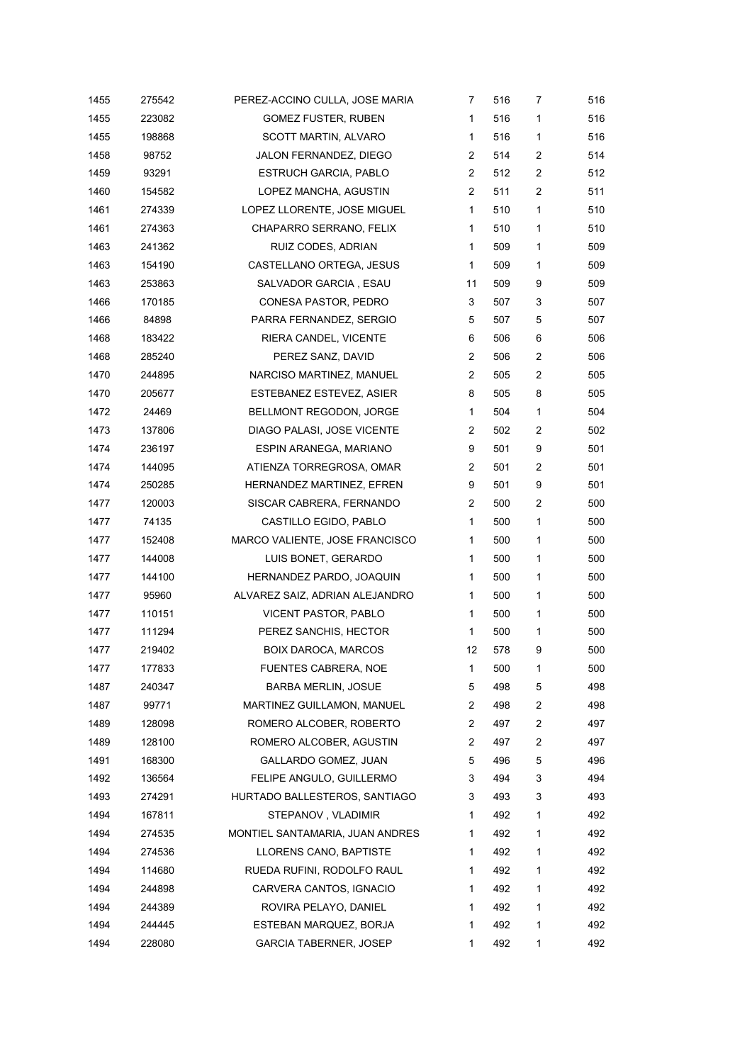| | | | | | | |
|---|---|---|---|---|---|---|
| 1455 | 275542 | PEREZ-ACCINO CULLA, JOSE MARIA | 7 | 516 | 7 | 516 |
| 1455 | 223082 | GOMEZ FUSTER, RUBEN | 1 | 516 | 1 | 516 |
| 1455 | 198868 | SCOTT MARTIN, ALVARO | 1 | 516 | 1 | 516 |
| 1458 | 98752 | JALON FERNANDEZ, DIEGO | 2 | 514 | 2 | 514 |
| 1459 | 93291 | ESTRUCH GARCIA, PABLO | 2 | 512 | 2 | 512 |
| 1460 | 154582 | LOPEZ MANCHA, AGUSTIN | 2 | 511 | 2 | 511 |
| 1461 | 274339 | LOPEZ LLORENTE, JOSE MIGUEL | 1 | 510 | 1 | 510 |
| 1461 | 274363 | CHAPARRO SERRANO, FELIX | 1 | 510 | 1 | 510 |
| 1463 | 241362 | RUIZ CODES, ADRIAN | 1 | 509 | 1 | 509 |
| 1463 | 154190 | CASTELLANO ORTEGA, JESUS | 1 | 509 | 1 | 509 |
| 1463 | 253863 | SALVADOR GARCIA , ESAU | 11 | 509 | 9 | 509 |
| 1466 | 170185 | CONESA PASTOR, PEDRO | 3 | 507 | 3 | 507 |
| 1466 | 84898 | PARRA FERNANDEZ, SERGIO | 5 | 507 | 5 | 507 |
| 1468 | 183422 | RIERA CANDEL, VICENTE | 6 | 506 | 6 | 506 |
| 1468 | 285240 | PEREZ SANZ, DAVID | 2 | 506 | 2 | 506 |
| 1470 | 244895 | NARCISO MARTINEZ, MANUEL | 2 | 505 | 2 | 505 |
| 1470 | 205677 | ESTEBANEZ ESTEVEZ, ASIER | 8 | 505 | 8 | 505 |
| 1472 | 24469 | BELLMONT REGODON, JORGE | 1 | 504 | 1 | 504 |
| 1473 | 137806 | DIAGO PALASI, JOSE VICENTE | 2 | 502 | 2 | 502 |
| 1474 | 236197 | ESPIN ARANEGA, MARIANO | 9 | 501 | 9 | 501 |
| 1474 | 144095 | ATIENZA TORREGROSA, OMAR | 2 | 501 | 2 | 501 |
| 1474 | 250285 | HERNANDEZ MARTINEZ, EFREN | 9 | 501 | 9 | 501 |
| 1477 | 120003 | SISCAR CABRERA, FERNANDO | 2 | 500 | 2 | 500 |
| 1477 | 74135 | CASTILLO EGIDO, PABLO | 1 | 500 | 1 | 500 |
| 1477 | 152408 | MARCO VALIENTE, JOSE FRANCISCO | 1 | 500 | 1 | 500 |
| 1477 | 144008 | LUIS BONET, GERARDO | 1 | 500 | 1 | 500 |
| 1477 | 144100 | HERNANDEZ PARDO, JOAQUIN | 1 | 500 | 1 | 500 |
| 1477 | 95960 | ALVAREZ SAIZ, ADRIAN ALEJANDRO | 1 | 500 | 1 | 500 |
| 1477 | 110151 | VICENT PASTOR, PABLO | 1 | 500 | 1 | 500 |
| 1477 | 111294 | PEREZ SANCHIS, HECTOR | 1 | 500 | 1 | 500 |
| 1477 | 219402 | BOIX DAROCA, MARCOS | 12 | 578 | 9 | 500 |
| 1477 | 177833 | FUENTES CABRERA, NOE | 1 | 500 | 1 | 500 |
| 1487 | 240347 | BARBA MERLIN, JOSUE | 5 | 498 | 5 | 498 |
| 1487 | 99771 | MARTINEZ GUILLAMON, MANUEL | 2 | 498 | 2 | 498 |
| 1489 | 128098 | ROMERO ALCOBER, ROBERTO | 2 | 497 | 2 | 497 |
| 1489 | 128100 | ROMERO ALCOBER, AGUSTIN | 2 | 497 | 2 | 497 |
| 1491 | 168300 | GALLARDO GOMEZ, JUAN | 5 | 496 | 5 | 496 |
| 1492 | 136564 | FELIPE ANGULO, GUILLERMO | 3 | 494 | 3 | 494 |
| 1493 | 274291 | HURTADO BALLESTEROS, SANTIAGO | 3 | 493 | 3 | 493 |
| 1494 | 167811 | STEPANOV , VLADIMIR | 1 | 492 | 1 | 492 |
| 1494 | 274535 | MONTIEL SANTAMARIA, JUAN ANDRES | 1 | 492 | 1 | 492 |
| 1494 | 274536 | LLORENS CANO, BAPTISTE | 1 | 492 | 1 | 492 |
| 1494 | 114680 | RUEDA RUFINI, RODOLFO RAUL | 1 | 492 | 1 | 492 |
| 1494 | 244898 | CARVERA CANTOS, IGNACIO | 1 | 492 | 1 | 492 |
| 1494 | 244389 | ROVIRA PELAYO, DANIEL | 1 | 492 | 1 | 492 |
| 1494 | 244445 | ESTEBAN MARQUEZ, BORJA | 1 | 492 | 1 | 492 |
| 1494 | 228080 | GARCIA TABERNER, JOSEP | 1 | 492 | 1 | 492 |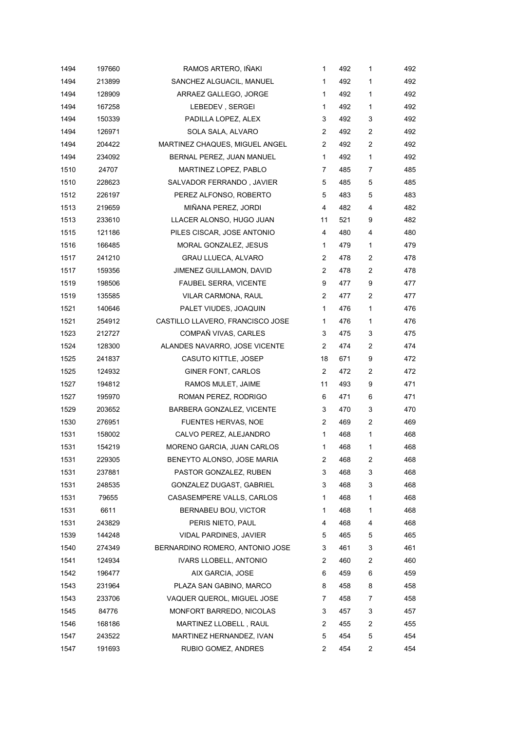| | | | | | | |
|---|---|---|---|---|---|---|
| 1494 | 197660 | RAMOS ARTERO, IÑAKI | 1 | 492 | 1 | 492 |
| 1494 | 213899 | SANCHEZ ALGUACIL, MANUEL | 1 | 492 | 1 | 492 |
| 1494 | 128909 | ARRAEZ GALLEGO, JORGE | 1 | 492 | 1 | 492 |
| 1494 | 167258 | LEBEDEV , SERGEI | 1 | 492 | 1 | 492 |
| 1494 | 150339 | PADILLA LOPEZ, ALEX | 3 | 492 | 3 | 492 |
| 1494 | 126971 | SOLA SALA, ALVARO | 2 | 492 | 2 | 492 |
| 1494 | 204422 | MARTINEZ CHAQUES, MIGUEL ANGEL | 2 | 492 | 2 | 492 |
| 1494 | 234092 | BERNAL PEREZ, JUAN MANUEL | 1 | 492 | 1 | 492 |
| 1510 | 24707 | MARTINEZ LOPEZ, PABLO | 7 | 485 | 7 | 485 |
| 1510 | 228623 | SALVADOR FERRANDO , JAVIER | 5 | 485 | 5 | 485 |
| 1512 | 226197 | PEREZ ALFONSO, ROBERTO | 5 | 483 | 5 | 483 |
| 1513 | 219659 | MIÑANA PEREZ, JORDI | 4 | 482 | 4 | 482 |
| 1513 | 233610 | LLACER ALONSO, HUGO JUAN | 11 | 521 | 9 | 482 |
| 1515 | 121186 | PILES CISCAR, JOSE ANTONIO | 4 | 480 | 4 | 480 |
| 1516 | 166485 | MORAL GONZALEZ, JESUS | 1 | 479 | 1 | 479 |
| 1517 | 241210 | GRAU LLUECA, ALVARO | 2 | 478 | 2 | 478 |
| 1517 | 159356 | JIMENEZ GUILLAMON, DAVID | 2 | 478 | 2 | 478 |
| 1519 | 198506 | FAUBEL SERRA, VICENTE | 9 | 477 | 9 | 477 |
| 1519 | 135585 | VILAR CARMONA, RAUL | 2 | 477 | 2 | 477 |
| 1521 | 140646 | PALET VIUDES, JOAQUIN | 1 | 476 | 1 | 476 |
| 1521 | 254912 | CASTILLO LLAVERO, FRANCISCO JOSE | 1 | 476 | 1 | 476 |
| 1523 | 212727 | COMPAÑ VIVAS, CARLES | 3 | 475 | 3 | 475 |
| 1524 | 128300 | ALANDES NAVARRO, JOSE VICENTE | 2 | 474 | 2 | 474 |
| 1525 | 241837 | CASUTO KITTLE, JOSEP | 18 | 671 | 9 | 472 |
| 1525 | 124932 | GINER FONT, CARLOS | 2 | 472 | 2 | 472 |
| 1527 | 194812 | RAMOS MULET, JAIME | 11 | 493 | 9 | 471 |
| 1527 | 195970 | ROMAN PEREZ, RODRIGO | 6 | 471 | 6 | 471 |
| 1529 | 203652 | BARBERA GONZALEZ, VICENTE | 3 | 470 | 3 | 470 |
| 1530 | 276951 | FUENTES HERVAS, NOE | 2 | 469 | 2 | 469 |
| 1531 | 158002 | CALVO PEREZ, ALEJANDRO | 1 | 468 | 1 | 468 |
| 1531 | 154219 | MORENO GARCIA, JUAN CARLOS | 1 | 468 | 1 | 468 |
| 1531 | 229305 | BENEYTO ALONSO, JOSE MARIA | 2 | 468 | 2 | 468 |
| 1531 | 237881 | PASTOR GONZALEZ, RUBEN | 3 | 468 | 3 | 468 |
| 1531 | 248535 | GONZALEZ DUGAST, GABRIEL | 3 | 468 | 3 | 468 |
| 1531 | 79655 | CASASEMPERE VALLS, CARLOS | 1 | 468 | 1 | 468 |
| 1531 | 6611 | BERNABEU BOU, VICTOR | 1 | 468 | 1 | 468 |
| 1531 | 243829 | PERIS NIETO, PAUL | 4 | 468 | 4 | 468 |
| 1539 | 144248 | VIDAL PARDINES, JAVIER | 5 | 465 | 5 | 465 |
| 1540 | 274349 | BERNARDINO ROMERO, ANTONIO JOSE | 3 | 461 | 3 | 461 |
| 1541 | 124934 | IVARS LLOBELL, ANTONIO | 2 | 460 | 2 | 460 |
| 1542 | 196477 | AIX GARCIA, JOSE | 6 | 459 | 6 | 459 |
| 1543 | 231964 | PLAZA SAN GABINO, MARCO | 8 | 458 | 8 | 458 |
| 1543 | 233706 | VAQUER QUEROL, MIGUEL JOSE | 7 | 458 | 7 | 458 |
| 1545 | 84776 | MONFORT BARREDO, NICOLAS | 3 | 457 | 3 | 457 |
| 1546 | 168186 | MARTINEZ LLOBELL , RAUL | 2 | 455 | 2 | 455 |
| 1547 | 243522 | MARTINEZ HERNANDEZ, IVAN | 5 | 454 | 5 | 454 |
| 1547 | 191693 | RUBIO GOMEZ, ANDRES | 2 | 454 | 2 | 454 |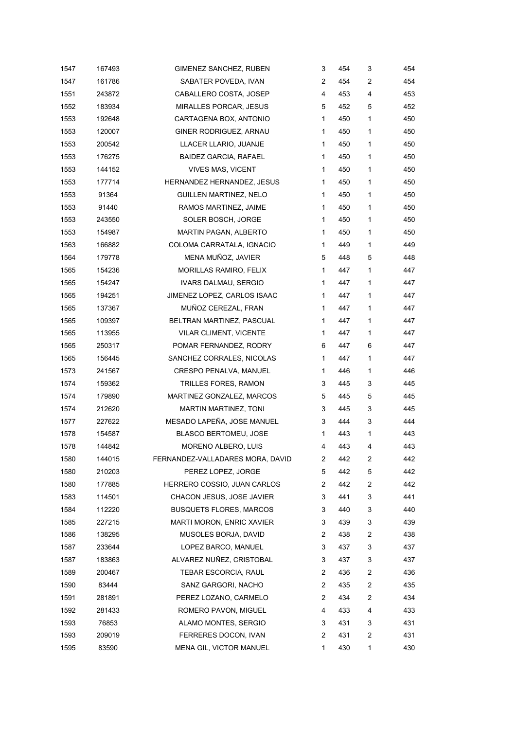| | | | | | | |
|---|---|---|---|---|---|---|
| 1547 | 167493 | GIMENEZ SANCHEZ, RUBEN | 3 | 454 | 3 | 454 |
| 1547 | 161786 | SABATER POVEDA, IVAN | 2 | 454 | 2 | 454 |
| 1551 | 243872 | CABALLERO COSTA, JOSEP | 4 | 453 | 4 | 453 |
| 1552 | 183934 | MIRALLES PORCAR, JESUS | 5 | 452 | 5 | 452 |
| 1553 | 192648 | CARTAGENA BOX, ANTONIO | 1 | 450 | 1 | 450 |
| 1553 | 120007 | GINER RODRIGUEZ, ARNAU | 1 | 450 | 1 | 450 |
| 1553 | 200542 | LLACER LLARIO, JUANJE | 1 | 450 | 1 | 450 |
| 1553 | 176275 | BAIDEZ GARCIA, RAFAEL | 1 | 450 | 1 | 450 |
| 1553 | 144152 | VIVES MAS, VICENT | 1 | 450 | 1 | 450 |
| 1553 | 177714 | HERNANDEZ HERNANDEZ, JESUS | 1 | 450 | 1 | 450 |
| 1553 | 91364 | GUILLEN MARTINEZ, NELO | 1 | 450 | 1 | 450 |
| 1553 | 91440 | RAMOS MARTINEZ, JAIME | 1 | 450 | 1 | 450 |
| 1553 | 243550 | SOLER BOSCH, JORGE | 1 | 450 | 1 | 450 |
| 1553 | 154987 | MARTIN PAGAN, ALBERTO | 1 | 450 | 1 | 450 |
| 1563 | 166882 | COLOMA CARRATALA, IGNACIO | 1 | 449 | 1 | 449 |
| 1564 | 179778 | MENA MUÑOZ, JAVIER | 5 | 448 | 5 | 448 |
| 1565 | 154236 | MORILLAS RAMIRO, FELIX | 1 | 447 | 1 | 447 |
| 1565 | 154247 | IVARS DALMAU, SERGIO | 1 | 447 | 1 | 447 |
| 1565 | 194251 | JIMENEZ LOPEZ, CARLOS ISAAC | 1 | 447 | 1 | 447 |
| 1565 | 137367 | MUÑOZ CEREZAL, FRAN | 1 | 447 | 1 | 447 |
| 1565 | 109397 | BELTRAN MARTINEZ, PASCUAL | 1 | 447 | 1 | 447 |
| 1565 | 113955 | VILAR CLIMENT, VICENTE | 1 | 447 | 1 | 447 |
| 1565 | 250317 | POMAR FERNANDEZ, RODRY | 6 | 447 | 6 | 447 |
| 1565 | 156445 | SANCHEZ CORRALES, NICOLAS | 1 | 447 | 1 | 447 |
| 1573 | 241567 | CRESPO PENALVA, MANUEL | 1 | 446 | 1 | 446 |
| 1574 | 159362 | TRILLES FORES, RAMON | 3 | 445 | 3 | 445 |
| 1574 | 179890 | MARTINEZ GONZALEZ, MARCOS | 5 | 445 | 5 | 445 |
| 1574 | 212620 | MARTIN MARTINEZ, TONI | 3 | 445 | 3 | 445 |
| 1577 | 227622 | MESADO LAPEÑA, JOSE MANUEL | 3 | 444 | 3 | 444 |
| 1578 | 154587 | BLASCO BERTOMEU, JOSE | 1 | 443 | 1 | 443 |
| 1578 | 144842 | MORENO ALBERO, LUIS | 4 | 443 | 4 | 443 |
| 1580 | 144015 | FERNANDEZ-VALLADARES MORA, DAVID | 2 | 442 | 2 | 442 |
| 1580 | 210203 | PEREZ LOPEZ, JORGE | 5 | 442 | 5 | 442 |
| 1580 | 177885 | HERRERO COSSIO, JUAN CARLOS | 2 | 442 | 2 | 442 |
| 1583 | 114501 | CHACON JESUS, JOSE JAVIER | 3 | 441 | 3 | 441 |
| 1584 | 112220 | BUSQUETS FLORES, MARCOS | 3 | 440 | 3 | 440 |
| 1585 | 227215 | MARTI MORON, ENRIC XAVIER | 3 | 439 | 3 | 439 |
| 1586 | 138295 | MUSOLES BORJA, DAVID | 2 | 438 | 2 | 438 |
| 1587 | 233644 | LOPEZ BARCO, MANUEL | 3 | 437 | 3 | 437 |
| 1587 | 183863 | ALVAREZ NUÑEZ, CRISTOBAL | 3 | 437 | 3 | 437 |
| 1589 | 200467 | TEBAR ESCORCIA, RAUL | 2 | 436 | 2 | 436 |
| 1590 | 83444 | SANZ GARGORI, NACHO | 2 | 435 | 2 | 435 |
| 1591 | 281891 | PEREZ LOZANO, CARMELO | 2 | 434 | 2 | 434 |
| 1592 | 281433 | ROMERO PAVON, MIGUEL | 4 | 433 | 4 | 433 |
| 1593 | 76853 | ALAMO MONTES, SERGIO | 3 | 431 | 3 | 431 |
| 1593 | 209019 | FERRERES DOCON, IVAN | 2 | 431 | 2 | 431 |
| 1595 | 83590 | MENA GIL, VICTOR MANUEL | 1 | 430 | 1 | 430 |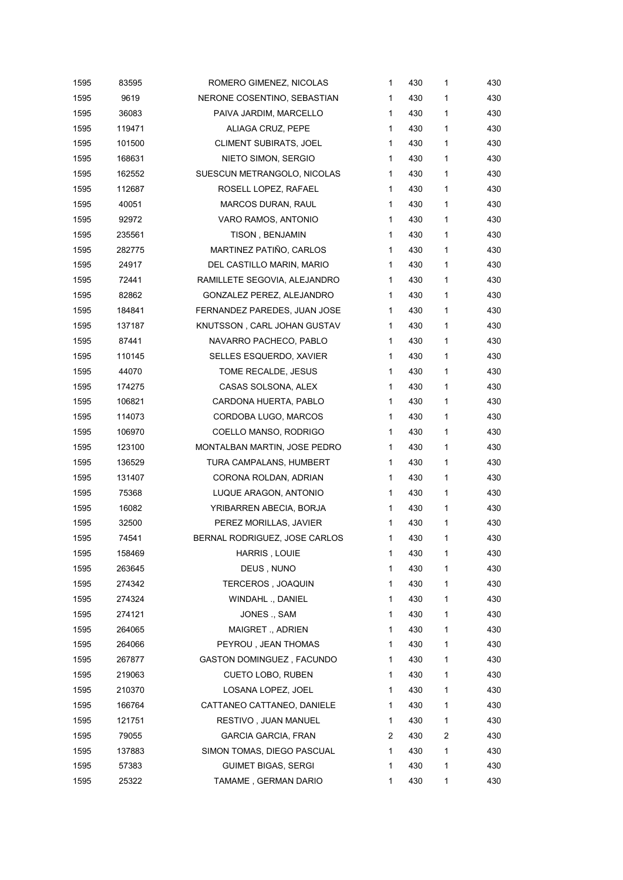| | | | | | | |
|---|---|---|---|---|---|---|
| 1595 | 83595 | ROMERO GIMENEZ, NICOLAS | 1 | 430 | 1 | 430 |
| 1595 | 9619 | NERONE COSENTINO, SEBASTIAN | 1 | 430 | 1 | 430 |
| 1595 | 36083 | PAIVA JARDIM, MARCELLO | 1 | 430 | 1 | 430 |
| 1595 | 119471 | ALIAGA CRUZ, PEPE | 1 | 430 | 1 | 430 |
| 1595 | 101500 | CLIMENT SUBIRATS, JOEL | 1 | 430 | 1 | 430 |
| 1595 | 168631 | NIETO SIMON, SERGIO | 1 | 430 | 1 | 430 |
| 1595 | 162552 | SUESCUN METRANGOLO, NICOLAS | 1 | 430 | 1 | 430 |
| 1595 | 112687 | ROSELL LOPEZ, RAFAEL | 1 | 430 | 1 | 430 |
| 1595 | 40051 | MARCOS DURAN, RAUL | 1 | 430 | 1 | 430 |
| 1595 | 92972 | VARO RAMOS, ANTONIO | 1 | 430 | 1 | 430 |
| 1595 | 235561 | TISON , BENJAMIN | 1 | 430 | 1 | 430 |
| 1595 | 282775 | MARTINEZ PATIÑO, CARLOS | 1 | 430 | 1 | 430 |
| 1595 | 24917 | DEL CASTILLO MARIN, MARIO | 1 | 430 | 1 | 430 |
| 1595 | 72441 | RAMILLETE SEGOVIA, ALEJANDRO | 1 | 430 | 1 | 430 |
| 1595 | 82862 | GONZALEZ PEREZ, ALEJANDRO | 1 | 430 | 1 | 430 |
| 1595 | 184841 | FERNANDEZ PAREDES, JUAN JOSE | 1 | 430 | 1 | 430 |
| 1595 | 137187 | KNUTSSON , CARL JOHAN GUSTAV | 1 | 430 | 1 | 430 |
| 1595 | 87441 | NAVARRO PACHECO, PABLO | 1 | 430 | 1 | 430 |
| 1595 | 110145 | SELLES ESQUERDO, XAVIER | 1 | 430 | 1 | 430 |
| 1595 | 44070 | TOME RECALDE, JESUS | 1 | 430 | 1 | 430 |
| 1595 | 174275 | CASAS SOLSONA, ALEX | 1 | 430 | 1 | 430 |
| 1595 | 106821 | CARDONA HUERTA, PABLO | 1 | 430 | 1 | 430 |
| 1595 | 114073 | CORDOBA LUGO, MARCOS | 1 | 430 | 1 | 430 |
| 1595 | 106970 | COELLO MANSO, RODRIGO | 1 | 430 | 1 | 430 |
| 1595 | 123100 | MONTALBAN MARTIN, JOSE PEDRO | 1 | 430 | 1 | 430 |
| 1595 | 136529 | TURA CAMPALANS, HUMBERT | 1 | 430 | 1 | 430 |
| 1595 | 131407 | CORONA ROLDAN, ADRIAN | 1 | 430 | 1 | 430 |
| 1595 | 75368 | LUQUE ARAGON, ANTONIO | 1 | 430 | 1 | 430 |
| 1595 | 16082 | YRIBARREN ABECIA, BORJA | 1 | 430 | 1 | 430 |
| 1595 | 32500 | PEREZ MORILLAS, JAVIER | 1 | 430 | 1 | 430 |
| 1595 | 74541 | BERNAL RODRIGUEZ, JOSE CARLOS | 1 | 430 | 1 | 430 |
| 1595 | 158469 | HARRIS , LOUIE | 1 | 430 | 1 | 430 |
| 1595 | 263645 | DEUS , NUNO | 1 | 430 | 1 | 430 |
| 1595 | 274342 | TERCEROS , JOAQUIN | 1 | 430 | 1 | 430 |
| 1595 | 274324 | WINDAHL ., DANIEL | 1 | 430 | 1 | 430 |
| 1595 | 274121 | JONES ., SAM | 1 | 430 | 1 | 430 |
| 1595 | 264065 | MAIGRET ., ADRIEN | 1 | 430 | 1 | 430 |
| 1595 | 264066 | PEYROU , JEAN THOMAS | 1 | 430 | 1 | 430 |
| 1595 | 267877 | GASTON DOMINGUEZ , FACUNDO | 1 | 430 | 1 | 430 |
| 1595 | 219063 | CUETO LOBO, RUBEN | 1 | 430 | 1 | 430 |
| 1595 | 210370 | LOSANA LOPEZ, JOEL | 1 | 430 | 1 | 430 |
| 1595 | 166764 | CATTANEO CATTANEO, DANIELE | 1 | 430 | 1 | 430 |
| 1595 | 121751 | RESTIVO , JUAN MANUEL | 1 | 430 | 1 | 430 |
| 1595 | 79055 | GARCIA GARCIA, FRAN | 2 | 430 | 2 | 430 |
| 1595 | 137883 | SIMON TOMAS, DIEGO PASCUAL | 1 | 430 | 1 | 430 |
| 1595 | 57383 | GUIMET BIGAS, SERGI | 1 | 430 | 1 | 430 |
| 1595 | 25322 | TAMAME , GERMAN DARIO | 1 | 430 | 1 | 430 |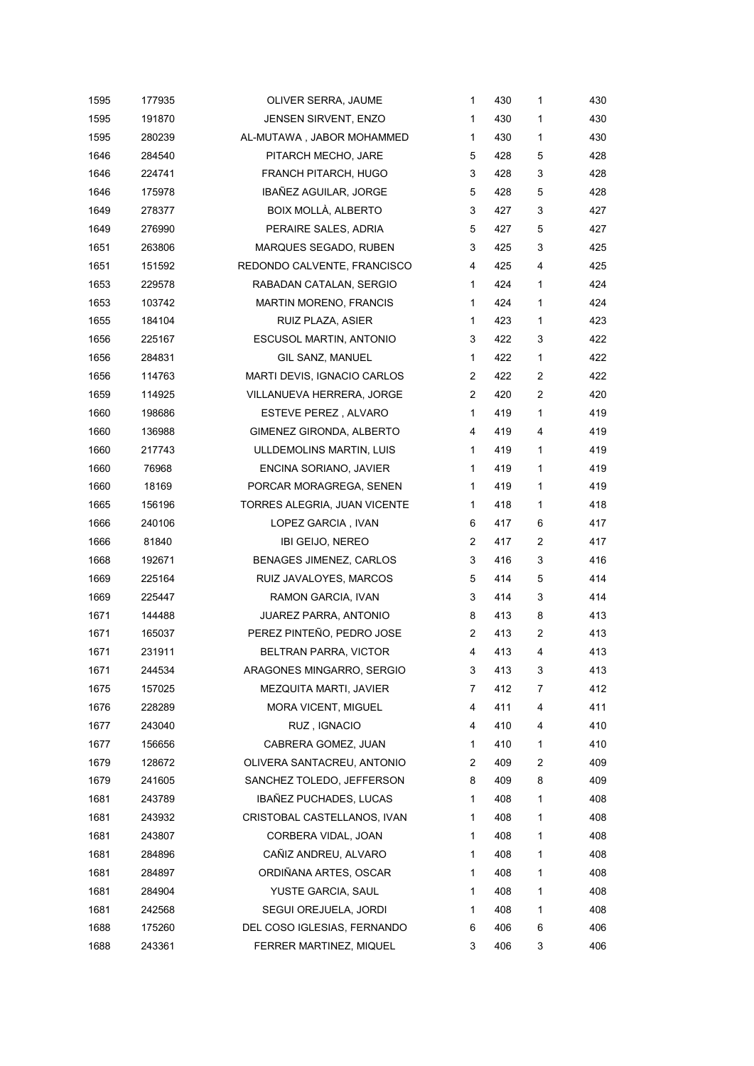| | | | | | | |
|---|---|---|---|---|---|---|
| 1595 | 177935 | OLIVER SERRA, JAUME | 1 | 430 | 1 | 430 |
| 1595 | 191870 | JENSEN SIRVENT, ENZO | 1 | 430 | 1 | 430 |
| 1595 | 280239 | AL-MUTAWA , JABOR MOHAMMED | 1 | 430 | 1 | 430 |
| 1646 | 284540 | PITARCH MECHO, JARE | 5 | 428 | 5 | 428 |
| 1646 | 224741 | FRANCH PITARCH, HUGO | 3 | 428 | 3 | 428 |
| 1646 | 175978 | IBAÑEZ AGUILAR, JORGE | 5 | 428 | 5 | 428 |
| 1649 | 278377 | BOIX MOLLÀ, ALBERTO | 3 | 427 | 3 | 427 |
| 1649 | 276990 | PERAIRE SALES, ADRIA | 5 | 427 | 5 | 427 |
| 1651 | 263806 | MARQUES SEGADO, RUBEN | 3 | 425 | 3 | 425 |
| 1651 | 151592 | REDONDO CALVENTE, FRANCISCO | 4 | 425 | 4 | 425 |
| 1653 | 229578 | RABADAN CATALAN, SERGIO | 1 | 424 | 1 | 424 |
| 1653 | 103742 | MARTIN MORENO, FRANCIS | 1 | 424 | 1 | 424 |
| 1655 | 184104 | RUIZ PLAZA, ASIER | 1 | 423 | 1 | 423 |
| 1656 | 225167 | ESCUSOL MARTIN, ANTONIO | 3 | 422 | 3 | 422 |
| 1656 | 284831 | GIL SANZ, MANUEL | 1 | 422 | 1 | 422 |
| 1656 | 114763 | MARTI DEVIS, IGNACIO CARLOS | 2 | 422 | 2 | 422 |
| 1659 | 114925 | VILLANUEVA HERRERA, JORGE | 2 | 420 | 2 | 420 |
| 1660 | 198686 | ESTEVE PEREZ , ALVARO | 1 | 419 | 1 | 419 |
| 1660 | 136988 | GIMENEZ GIRONDA, ALBERTO | 4 | 419 | 4 | 419 |
| 1660 | 217743 | ULLDEMOLINS MARTIN, LUIS | 1 | 419 | 1 | 419 |
| 1660 | 76968 | ENCINA SORIANO, JAVIER | 1 | 419 | 1 | 419 |
| 1660 | 18169 | PORCAR MORAGREGA, SENEN | 1 | 419 | 1 | 419 |
| 1665 | 156196 | TORRES ALEGRIA, JUAN VICENTE | 1 | 418 | 1 | 418 |
| 1666 | 240106 | LOPEZ GARCIA , IVAN | 6 | 417 | 6 | 417 |
| 1666 | 81840 | IBI GEIJO, NEREO | 2 | 417 | 2 | 417 |
| 1668 | 192671 | BENAGES JIMENEZ, CARLOS | 3 | 416 | 3 | 416 |
| 1669 | 225164 | RUIZ JAVALOYES, MARCOS | 5 | 414 | 5 | 414 |
| 1669 | 225447 | RAMON GARCIA, IVAN | 3 | 414 | 3 | 414 |
| 1671 | 144488 | JUAREZ PARRA, ANTONIO | 8 | 413 | 8 | 413 |
| 1671 | 165037 | PEREZ PINTEÑO, PEDRO JOSE | 2 | 413 | 2 | 413 |
| 1671 | 231911 | BELTRAN PARRA, VICTOR | 4 | 413 | 4 | 413 |
| 1671 | 244534 | ARAGONES MINGARRO, SERGIO | 3 | 413 | 3 | 413 |
| 1675 | 157025 | MEZQUITA MARTI, JAVIER | 7 | 412 | 7 | 412 |
| 1676 | 228289 | MORA VICENT, MIGUEL | 4 | 411 | 4 | 411 |
| 1677 | 243040 | RUZ , IGNACIO | 4 | 410 | 4 | 410 |
| 1677 | 156656 | CABRERA GOMEZ, JUAN | 1 | 410 | 1 | 410 |
| 1679 | 128672 | OLIVERA SANTACREU, ANTONIO | 2 | 409 | 2 | 409 |
| 1679 | 241605 | SANCHEZ TOLEDO, JEFFERSON | 8 | 409 | 8 | 409 |
| 1681 | 243789 | IBAÑEZ PUCHADES, LUCAS | 1 | 408 | 1 | 408 |
| 1681 | 243932 | CRISTOBAL CASTELLANOS, IVAN | 1 | 408 | 1 | 408 |
| 1681 | 243807 | CORBERA VIDAL, JOAN | 1 | 408 | 1 | 408 |
| 1681 | 284896 | CAÑIZ ANDREU, ALVARO | 1 | 408 | 1 | 408 |
| 1681 | 284897 | ORDIÑANA ARTES, OSCAR | 1 | 408 | 1 | 408 |
| 1681 | 284904 | YUSTE GARCIA, SAUL | 1 | 408 | 1 | 408 |
| 1681 | 242568 | SEGUI OREJUELA, JORDI | 1 | 408 | 1 | 408 |
| 1688 | 175260 | DEL COSO IGLESIAS, FERNANDO | 6 | 406 | 6 | 406 |
| 1688 | 243361 | FERRER MARTINEZ, MIQUEL | 3 | 406 | 3 | 406 |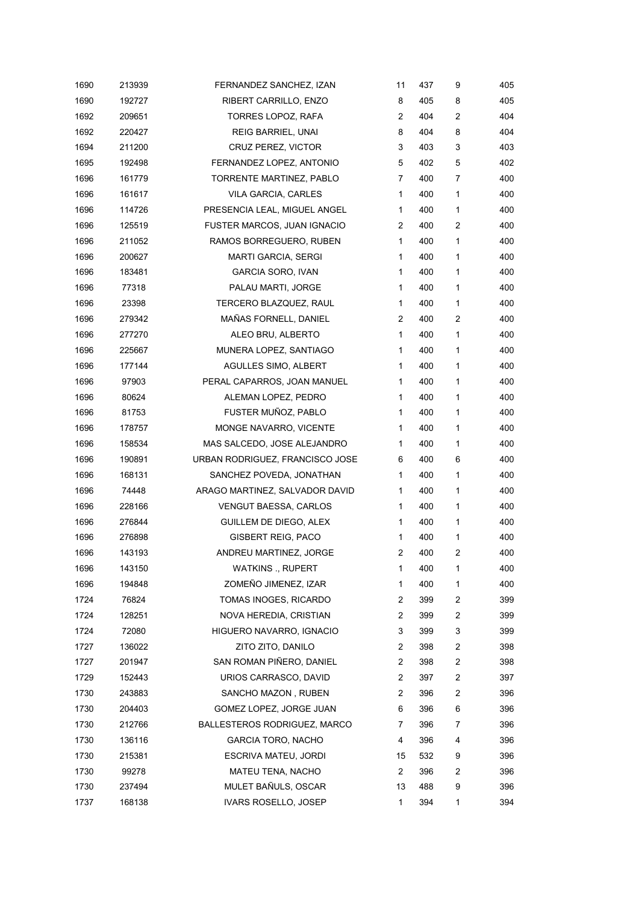| 1690 | 213939 | FERNANDEZ SANCHEZ, IZAN | 11 | 437 | 9 | 405 |
|---|---|---|---|---|---|---|
| 1690 | 192727 | RIBERT CARRILLO, ENZO | 8 | 405 | 8 | 405 |
| 1692 | 209651 | TORRES LOPOZ, RAFA | 2 | 404 | 2 | 404 |
| 1692 | 220427 | REIG BARRIEL, UNAI | 8 | 404 | 8 | 404 |
| 1694 | 211200 | CRUZ PEREZ, VICTOR | 3 | 403 | 3 | 403 |
| 1695 | 192498 | FERNANDEZ LOPEZ, ANTONIO | 5 | 402 | 5 | 402 |
| 1696 | 161779 | TORRENTE MARTINEZ, PABLO | 7 | 400 | 7 | 400 |
| 1696 | 161617 | VILA GARCIA, CARLES | 1 | 400 | 1 | 400 |
| 1696 | 114726 | PRESENCIA LEAL, MIGUEL ANGEL | 1 | 400 | 1 | 400 |
| 1696 | 125519 | FUSTER MARCOS, JUAN IGNACIO | 2 | 400 | 2 | 400 |
| 1696 | 211052 | RAMOS BORREGUERO, RUBEN | 1 | 400 | 1 | 400 |
| 1696 | 200627 | MARTI GARCIA, SERGI | 1 | 400 | 1 | 400 |
| 1696 | 183481 | GARCIA SORO, IVAN | 1 | 400 | 1 | 400 |
| 1696 | 77318 | PALAU MARTI, JORGE | 1 | 400 | 1 | 400 |
| 1696 | 23398 | TERCERO BLAZQUEZ, RAUL | 1 | 400 | 1 | 400 |
| 1696 | 279342 | MAÑAS FORNELL, DANIEL | 2 | 400 | 2 | 400 |
| 1696 | 277270 | ALEO BRU, ALBERTO | 1 | 400 | 1 | 400 |
| 1696 | 225667 | MUNERA LOPEZ, SANTIAGO | 1 | 400 | 1 | 400 |
| 1696 | 177144 | AGULLES SIMO, ALBERT | 1 | 400 | 1 | 400 |
| 1696 | 97903 | PERAL CAPARROS, JOAN MANUEL | 1 | 400 | 1 | 400 |
| 1696 | 80624 | ALEMAN LOPEZ, PEDRO | 1 | 400 | 1 | 400 |
| 1696 | 81753 | FUSTER MUÑOZ, PABLO | 1 | 400 | 1 | 400 |
| 1696 | 178757 | MONGE NAVARRO, VICENTE | 1 | 400 | 1 | 400 |
| 1696 | 158534 | MAS SALCEDO, JOSE ALEJANDRO | 1 | 400 | 1 | 400 |
| 1696 | 190891 | URBAN RODRIGUEZ, FRANCISCO JOSE | 6 | 400 | 6 | 400 |
| 1696 | 168131 | SANCHEZ POVEDA, JONATHAN | 1 | 400 | 1 | 400 |
| 1696 | 74448 | ARAGO MARTINEZ, SALVADOR DAVID | 1 | 400 | 1 | 400 |
| 1696 | 228166 | VENGUT BAESSA, CARLOS | 1 | 400 | 1 | 400 |
| 1696 | 276844 | GUILLEM DE DIEGO, ALEX | 1 | 400 | 1 | 400 |
| 1696 | 276898 | GISBERT REIG, PACO | 1 | 400 | 1 | 400 |
| 1696 | 143193 | ANDREU MARTINEZ, JORGE | 2 | 400 | 2 | 400 |
| 1696 | 143150 | WATKINS ., RUPERT | 1 | 400 | 1 | 400 |
| 1696 | 194848 | ZOMEÑO JIMENEZ, IZAR | 1 | 400 | 1 | 400 |
| 1724 | 76824 | TOMAS INOGES, RICARDO | 2 | 399 | 2 | 399 |
| 1724 | 128251 | NOVA HEREDIA, CRISTIAN | 2 | 399 | 2 | 399 |
| 1724 | 72080 | HIGUERO NAVARRO, IGNACIO | 3 | 399 | 3 | 399 |
| 1727 | 136022 | ZITO ZITO, DANILO | 2 | 398 | 2 | 398 |
| 1727 | 201947 | SAN ROMAN PIÑERO, DANIEL | 2 | 398 | 2 | 398 |
| 1729 | 152443 | URIOS CARRASCO, DAVID | 2 | 397 | 2 | 397 |
| 1730 | 243883 | SANCHO MAZON , RUBEN | 2 | 396 | 2 | 396 |
| 1730 | 204403 | GOMEZ LOPEZ, JORGE JUAN | 6 | 396 | 6 | 396 |
| 1730 | 212766 | BALLESTEROS RODRIGUEZ, MARCO | 7 | 396 | 7 | 396 |
| 1730 | 136116 | GARCIA TORO, NACHO | 4 | 396 | 4 | 396 |
| 1730 | 215381 | ESCRIVA MATEU, JORDI | 15 | 532 | 9 | 396 |
| 1730 | 99278 | MATEU TENA, NACHO | 2 | 396 | 2 | 396 |
| 1730 | 237494 | MULET BAÑULS, OSCAR | 13 | 488 | 9 | 396 |
| 1737 | 168138 | IVARS ROSELLO, JOSEP | 1 | 394 | 1 | 394 |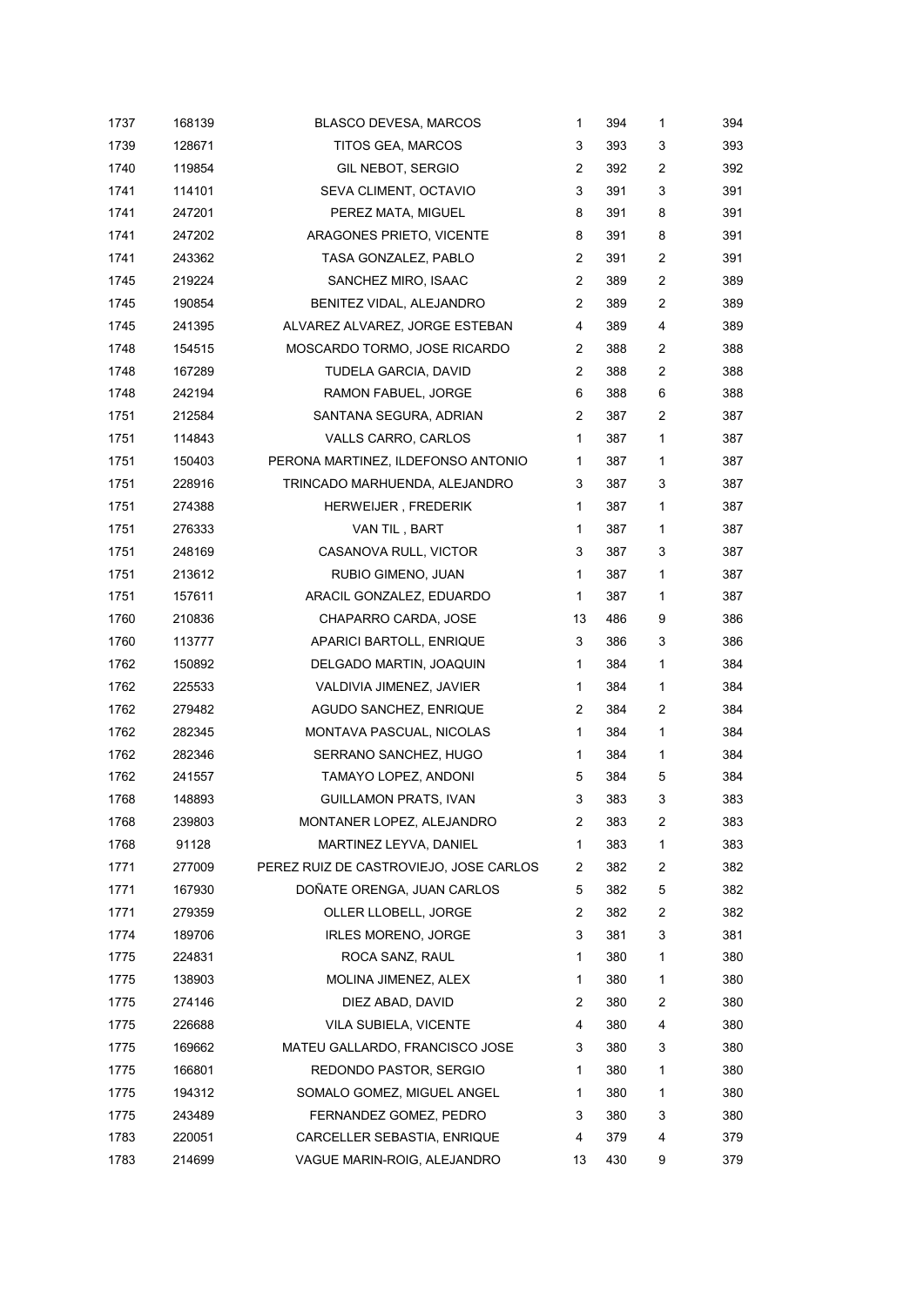| | | | | | | |
|---|---|---|---|---|---|---|
| 1737 | 168139 | BLASCO DEVESA, MARCOS | 1 | 394 | 1 | 394 |
| 1739 | 128671 | TITOS GEA, MARCOS | 3 | 393 | 3 | 393 |
| 1740 | 119854 | GIL NEBOT, SERGIO | 2 | 392 | 2 | 392 |
| 1741 | 114101 | SEVA CLIMENT, OCTAVIO | 3 | 391 | 3 | 391 |
| 1741 | 247201 | PEREZ MATA, MIGUEL | 8 | 391 | 8 | 391 |
| 1741 | 247202 | ARAGONES PRIETO, VICENTE | 8 | 391 | 8 | 391 |
| 1741 | 243362 | TASA GONZALEZ, PABLO | 2 | 391 | 2 | 391 |
| 1745 | 219224 | SANCHEZ MIRO, ISAAC | 2 | 389 | 2 | 389 |
| 1745 | 190854 | BENITEZ VIDAL, ALEJANDRO | 2 | 389 | 2 | 389 |
| 1745 | 241395 | ALVAREZ ALVAREZ, JORGE ESTEBAN | 4 | 389 | 4 | 389 |
| 1748 | 154515 | MOSCARDO TORMO, JOSE RICARDO | 2 | 388 | 2 | 388 |
| 1748 | 167289 | TUDELA GARCIA, DAVID | 2 | 388 | 2 | 388 |
| 1748 | 242194 | RAMON FABUEL, JORGE | 6 | 388 | 6 | 388 |
| 1751 | 212584 | SANTANA SEGURA, ADRIAN | 2 | 387 | 2 | 387 |
| 1751 | 114843 | VALLS CARRO, CARLOS | 1 | 387 | 1 | 387 |
| 1751 | 150403 | PERONA MARTINEZ, ILDEFONSO ANTONIO | 1 | 387 | 1 | 387 |
| 1751 | 228916 | TRINCADO MARHUENDA, ALEJANDRO | 3 | 387 | 3 | 387 |
| 1751 | 274388 | HERWEIJER , FREDERIK | 1 | 387 | 1 | 387 |
| 1751 | 276333 | VAN TIL , BART | 1 | 387 | 1 | 387 |
| 1751 | 248169 | CASANOVA RULL, VICTOR | 3 | 387 | 3 | 387 |
| 1751 | 213612 | RUBIO GIMENO, JUAN | 1 | 387 | 1 | 387 |
| 1751 | 157611 | ARACIL GONZALEZ, EDUARDO | 1 | 387 | 1 | 387 |
| 1760 | 210836 | CHAPARRO CARDA, JOSE | 13 | 486 | 9 | 386 |
| 1760 | 113777 | APARICI BARTOLL, ENRIQUE | 3 | 386 | 3 | 386 |
| 1762 | 150892 | DELGADO MARTIN, JOAQUIN | 1 | 384 | 1 | 384 |
| 1762 | 225533 | VALDIVIA JIMENEZ, JAVIER | 1 | 384 | 1 | 384 |
| 1762 | 279482 | AGUDO SANCHEZ, ENRIQUE | 2 | 384 | 2 | 384 |
| 1762 | 282345 | MONTAVA PASCUAL, NICOLAS | 1 | 384 | 1 | 384 |
| 1762 | 282346 | SERRANO SANCHEZ, HUGO | 1 | 384 | 1 | 384 |
| 1762 | 241557 | TAMAYO LOPEZ, ANDONI | 5 | 384 | 5 | 384 |
| 1768 | 148893 | GUILLAMON PRATS, IVAN | 3 | 383 | 3 | 383 |
| 1768 | 239803 | MONTANER LOPEZ, ALEJANDRO | 2 | 383 | 2 | 383 |
| 1768 | 91128 | MARTINEZ LEYVA, DANIEL | 1 | 383 | 1 | 383 |
| 1771 | 277009 | PEREZ RUIZ DE CASTROVIEJO, JOSE CARLOS | 2 | 382 | 2 | 382 |
| 1771 | 167930 | DOÑATE ORENGA, JUAN CARLOS | 5 | 382 | 5 | 382 |
| 1771 | 279359 | OLLER LLOBELL, JORGE | 2 | 382 | 2 | 382 |
| 1774 | 189706 | IRLES MORENO, JORGE | 3 | 381 | 3 | 381 |
| 1775 | 224831 | ROCA SANZ, RAUL | 1 | 380 | 1 | 380 |
| 1775 | 138903 | MOLINA JIMENEZ, ALEX | 1 | 380 | 1 | 380 |
| 1775 | 274146 | DIEZ ABAD, DAVID | 2 | 380 | 2 | 380 |
| 1775 | 226688 | VILA SUBIELA, VICENTE | 4 | 380 | 4 | 380 |
| 1775 | 169662 | MATEU GALLARDO, FRANCISCO JOSE | 3 | 380 | 3 | 380 |
| 1775 | 166801 | REDONDO PASTOR, SERGIO | 1 | 380 | 1 | 380 |
| 1775 | 194312 | SOMALO GOMEZ, MIGUEL ANGEL | 1 | 380 | 1 | 380 |
| 1775 | 243489 | FERNANDEZ GOMEZ, PEDRO | 3 | 380 | 3 | 380 |
| 1783 | 220051 | CARCELLER SEBASTIA, ENRIQUE | 4 | 379 | 4 | 379 |
| 1783 | 214699 | VAGUE MARIN-ROIG, ALEJANDRO | 13 | 430 | 9 | 379 |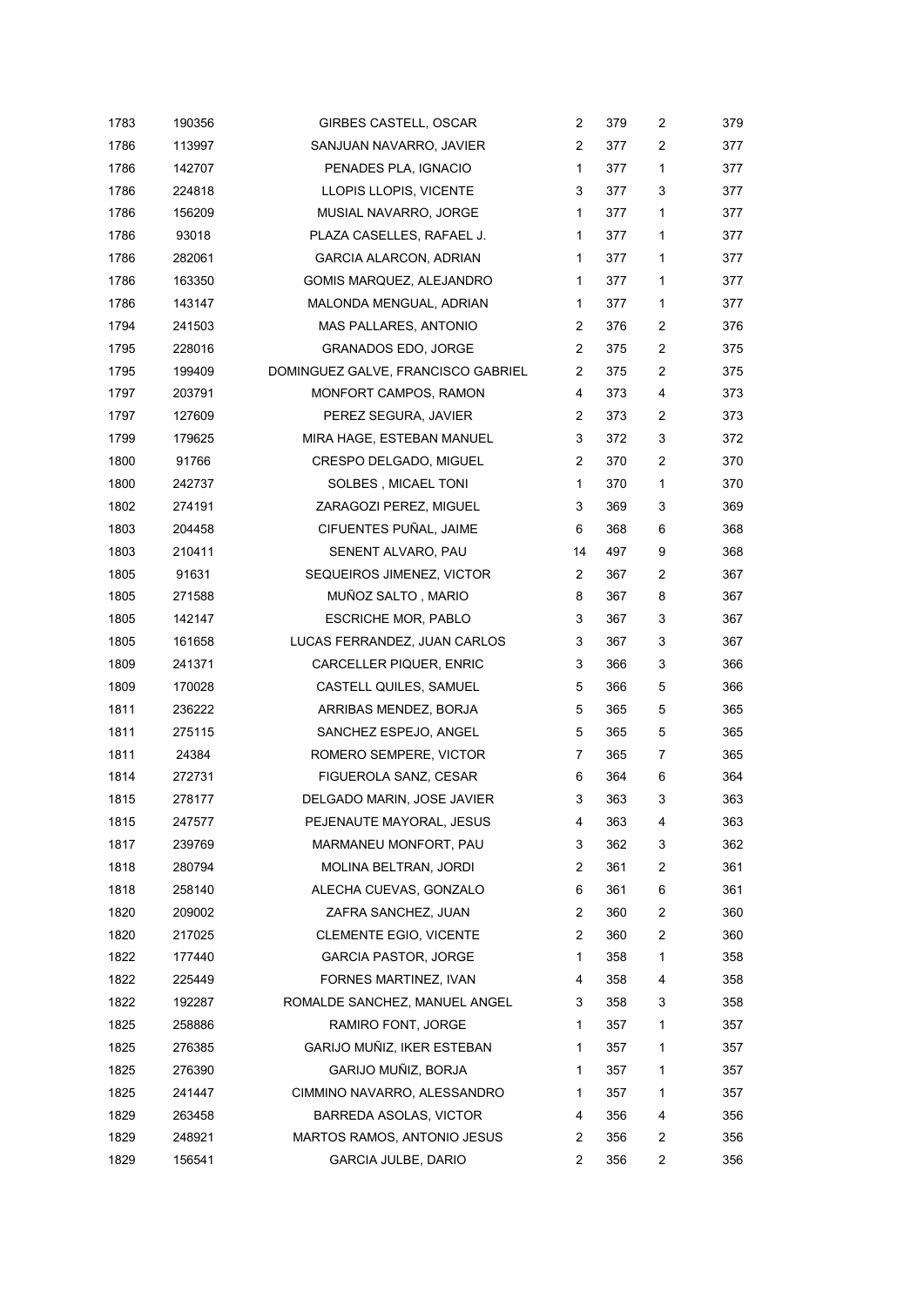| | | | | | | |
|---|---|---|---|---|---|---|
| 1783 | 190356 | GIRBES CASTELL, OSCAR | 2 | 379 | 2 | 379 |
| 1786 | 113997 | SANJUAN NAVARRO, JAVIER | 2 | 377 | 2 | 377 |
| 1786 | 142707 | PENADES PLA, IGNACIO | 1 | 377 | 1 | 377 |
| 1786 | 224818 | LLOPIS LLOPIS, VICENTE | 3 | 377 | 3 | 377 |
| 1786 | 156209 | MUSIAL NAVARRO, JORGE | 1 | 377 | 1 | 377 |
| 1786 | 93018 | PLAZA CASELLES, RAFAEL J. | 1 | 377 | 1 | 377 |
| 1786 | 282061 | GARCIA ALARCON, ADRIAN | 1 | 377 | 1 | 377 |
| 1786 | 163350 | GOMIS MARQUEZ, ALEJANDRO | 1 | 377 | 1 | 377 |
| 1786 | 143147 | MALONDA MENGUAL, ADRIAN | 1 | 377 | 1 | 377 |
| 1794 | 241503 | MAS PALLARES, ANTONIO | 2 | 376 | 2 | 376 |
| 1795 | 228016 | GRANADOS EDO, JORGE | 2 | 375 | 2 | 375 |
| 1795 | 199409 | DOMINGUEZ GALVE, FRANCISCO GABRIEL | 2 | 375 | 2 | 375 |
| 1797 | 203791 | MONFORT CAMPOS, RAMON | 4 | 373 | 4 | 373 |
| 1797 | 127609 | PEREZ SEGURA, JAVIER | 2 | 373 | 2 | 373 |
| 1799 | 179625 | MIRA HAGE, ESTEBAN MANUEL | 3 | 372 | 3 | 372 |
| 1800 | 91766 | CRESPO DELGADO, MIGUEL | 2 | 370 | 2 | 370 |
| 1800 | 242737 | SOLBES , MICAEL TONI | 1 | 370 | 1 | 370 |
| 1802 | 274191 | ZARAGOZI PEREZ, MIGUEL | 3 | 369 | 3 | 369 |
| 1803 | 204458 | CIFUENTES PUÑAL, JAIME | 6 | 368 | 6 | 368 |
| 1803 | 210411 | SENENT ALVARO, PAU | 14 | 497 | 9 | 368 |
| 1805 | 91631 | SEQUEIROS JIMENEZ, VICTOR | 2 | 367 | 2 | 367 |
| 1805 | 271588 | MUÑOZ SALTO , MARIO | 8 | 367 | 8 | 367 |
| 1805 | 142147 | ESCRICHE MOR, PABLO | 3 | 367 | 3 | 367 |
| 1805 | 161658 | LUCAS FERRANDEZ, JUAN CARLOS | 3 | 367 | 3 | 367 |
| 1809 | 241371 | CARCELLER PIQUER, ENRIC | 3 | 366 | 3 | 366 |
| 1809 | 170028 | CASTELL QUILES, SAMUEL | 5 | 366 | 5 | 366 |
| 1811 | 236222 | ARRIBAS MENDEZ, BORJA | 5 | 365 | 5 | 365 |
| 1811 | 275115 | SANCHEZ ESPEJO, ANGEL | 5 | 365 | 5 | 365 |
| 1811 | 24384 | ROMERO SEMPERE, VICTOR | 7 | 365 | 7 | 365 |
| 1814 | 272731 | FIGUEROLA SANZ, CESAR | 6 | 364 | 6 | 364 |
| 1815 | 278177 | DELGADO MARIN, JOSE JAVIER | 3 | 363 | 3 | 363 |
| 1815 | 247577 | PEJENAUTE MAYORAL, JESUS | 4 | 363 | 4 | 363 |
| 1817 | 239769 | MARMANEU MONFORT, PAU | 3 | 362 | 3 | 362 |
| 1818 | 280794 | MOLINA BELTRAN, JORDI | 2 | 361 | 2 | 361 |
| 1818 | 258140 | ALECHA CUEVAS, GONZALO | 6 | 361 | 6 | 361 |
| 1820 | 209002 | ZAFRA SANCHEZ, JUAN | 2 | 360 | 2 | 360 |
| 1820 | 217025 | CLEMENTE EGIO, VICENTE | 2 | 360 | 2 | 360 |
| 1822 | 177440 | GARCIA PASTOR, JORGE | 1 | 358 | 1 | 358 |
| 1822 | 225449 | FORNES MARTINEZ, IVAN | 4 | 358 | 4 | 358 |
| 1822 | 192287 | ROMALDE SANCHEZ, MANUEL ANGEL | 3 | 358 | 3 | 358 |
| 1825 | 258886 | RAMIRO FONT, JORGE | 1 | 357 | 1 | 357 |
| 1825 | 276385 | GARIJO MUÑIZ, IKER ESTEBAN | 1 | 357 | 1 | 357 |
| 1825 | 276390 | GARIJO MUÑIZ, BORJA | 1 | 357 | 1 | 357 |
| 1825 | 241447 | CIMMINO NAVARRO, ALESSANDRO | 1 | 357 | 1 | 357 |
| 1829 | 263458 | BARREDA ASOLAS, VICTOR | 4 | 356 | 4 | 356 |
| 1829 | 248921 | MARTOS RAMOS, ANTONIO JESUS | 2 | 356 | 2 | 356 |
| 1829 | 156541 | GARCIA JULBE, DARIO | 2 | 356 | 2 | 356 |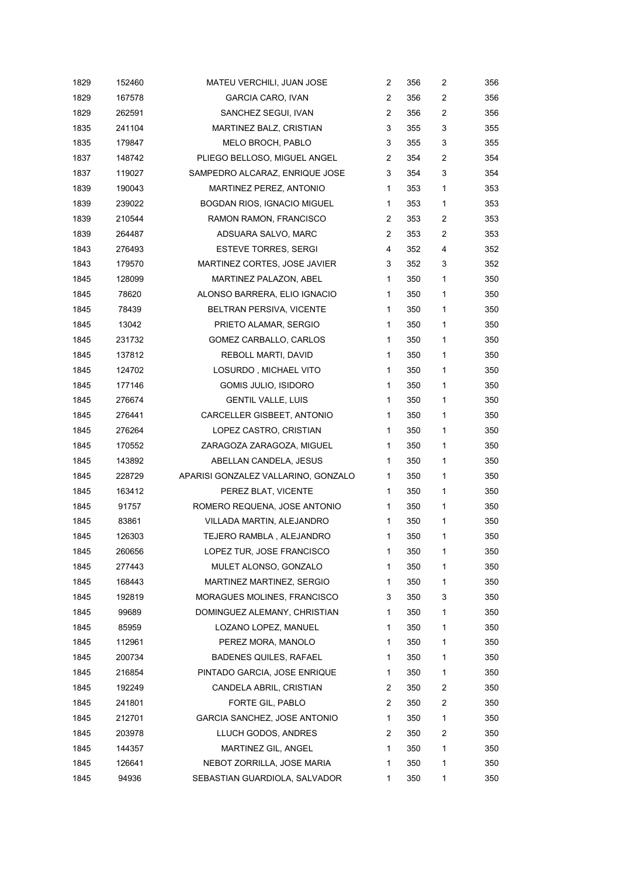| | | | | | | |
|---|---|---|---|---|---|---|
| 1829 | 152460 | MATEU VERCHILI, JUAN JOSE | 2 | 356 | 2 | 356 |
| 1829 | 167578 | GARCIA CARO, IVAN | 2 | 356 | 2 | 356 |
| 1829 | 262591 | SANCHEZ SEGUI, IVAN | 2 | 356 | 2 | 356 |
| 1835 | 241104 | MARTINEZ BALZ, CRISTIAN | 3 | 355 | 3 | 355 |
| 1835 | 179847 | MELO BROCH, PABLO | 3 | 355 | 3 | 355 |
| 1837 | 148742 | PLIEGO BELLOSO, MIGUEL ANGEL | 2 | 354 | 2 | 354 |
| 1837 | 119027 | SAMPEDRO ALCARAZ, ENRIQUE JOSE | 3 | 354 | 3 | 354 |
| 1839 | 190043 | MARTINEZ PEREZ, ANTONIO | 1 | 353 | 1 | 353 |
| 1839 | 239022 | BOGDAN RIOS, IGNACIO MIGUEL | 1 | 353 | 1 | 353 |
| 1839 | 210544 | RAMON RAMON, FRANCISCO | 2 | 353 | 2 | 353 |
| 1839 | 264487 | ADSUARA SALVO, MARC | 2 | 353 | 2 | 353 |
| 1843 | 276493 | ESTEVE TORRES, SERGI | 4 | 352 | 4 | 352 |
| 1843 | 179570 | MARTINEZ CORTES, JOSE JAVIER | 3 | 352 | 3 | 352 |
| 1845 | 128099 | MARTINEZ PALAZON, ABEL | 1 | 350 | 1 | 350 |
| 1845 | 78620 | ALONSO BARRERA, ELIO IGNACIO | 1 | 350 | 1 | 350 |
| 1845 | 78439 | BELTRAN PERSIVA, VICENTE | 1 | 350 | 1 | 350 |
| 1845 | 13042 | PRIETO ALAMAR, SERGIO | 1 | 350 | 1 | 350 |
| 1845 | 231732 | GOMEZ CARBALLO, CARLOS | 1 | 350 | 1 | 350 |
| 1845 | 137812 | REBOLL MARTI, DAVID | 1 | 350 | 1 | 350 |
| 1845 | 124702 | LOSURDO , MICHAEL VITO | 1 | 350 | 1 | 350 |
| 1845 | 177146 | GOMIS JULIO, ISIDORO | 1 | 350 | 1 | 350 |
| 1845 | 276674 | GENTIL VALLE, LUIS | 1 | 350 | 1 | 350 |
| 1845 | 276441 | CARCELLER GISBEET, ANTONIO | 1 | 350 | 1 | 350 |
| 1845 | 276264 | LOPEZ CASTRO, CRISTIAN | 1 | 350 | 1 | 350 |
| 1845 | 170552 | ZARAGOZA ZARAGOZA, MIGUEL | 1 | 350 | 1 | 350 |
| 1845 | 143892 | ABELLAN CANDELA, JESUS | 1 | 350 | 1 | 350 |
| 1845 | 228729 | APARISI GONZALEZ VALLARINO, GONZALO | 1 | 350 | 1 | 350 |
| 1845 | 163412 | PEREZ BLAT, VICENTE | 1 | 350 | 1 | 350 |
| 1845 | 91757 | ROMERO REQUENA, JOSE ANTONIO | 1 | 350 | 1 | 350 |
| 1845 | 83861 | VILLADA MARTIN, ALEJANDRO | 1 | 350 | 1 | 350 |
| 1845 | 126303 | TEJERO RAMBLA , ALEJANDRO | 1 | 350 | 1 | 350 |
| 1845 | 260656 | LOPEZ TUR, JOSE FRANCISCO | 1 | 350 | 1 | 350 |
| 1845 | 277443 | MULET ALONSO, GONZALO | 1 | 350 | 1 | 350 |
| 1845 | 168443 | MARTINEZ MARTINEZ, SERGIO | 1 | 350 | 1 | 350 |
| 1845 | 192819 | MORAGUES MOLINES, FRANCISCO | 3 | 350 | 3 | 350 |
| 1845 | 99689 | DOMINGUEZ ALEMANY, CHRISTIAN | 1 | 350 | 1 | 350 |
| 1845 | 85959 | LOZANO LOPEZ, MANUEL | 1 | 350 | 1 | 350 |
| 1845 | 112961 | PEREZ MORA, MANOLO | 1 | 350 | 1 | 350 |
| 1845 | 200734 | BADENES QUILES, RAFAEL | 1 | 350 | 1 | 350 |
| 1845 | 216854 | PINTADO GARCIA, JOSE ENRIQUE | 1 | 350 | 1 | 350 |
| 1845 | 192249 | CANDELA ABRIL, CRISTIAN | 2 | 350 | 2 | 350 |
| 1845 | 241801 | FORTE GIL, PABLO | 2 | 350 | 2 | 350 |
| 1845 | 212701 | GARCIA SANCHEZ, JOSE ANTONIO | 1 | 350 | 1 | 350 |
| 1845 | 203978 | LLUCH GODOS, ANDRES | 2 | 350 | 2 | 350 |
| 1845 | 144357 | MARTINEZ GIL, ANGEL | 1 | 350 | 1 | 350 |
| 1845 | 126641 | NEBOT ZORRILLA, JOSE MARIA | 1 | 350 | 1 | 350 |
| 1845 | 94936 | SEBASTIAN GUARDIOLA, SALVADOR | 1 | 350 | 1 | 350 |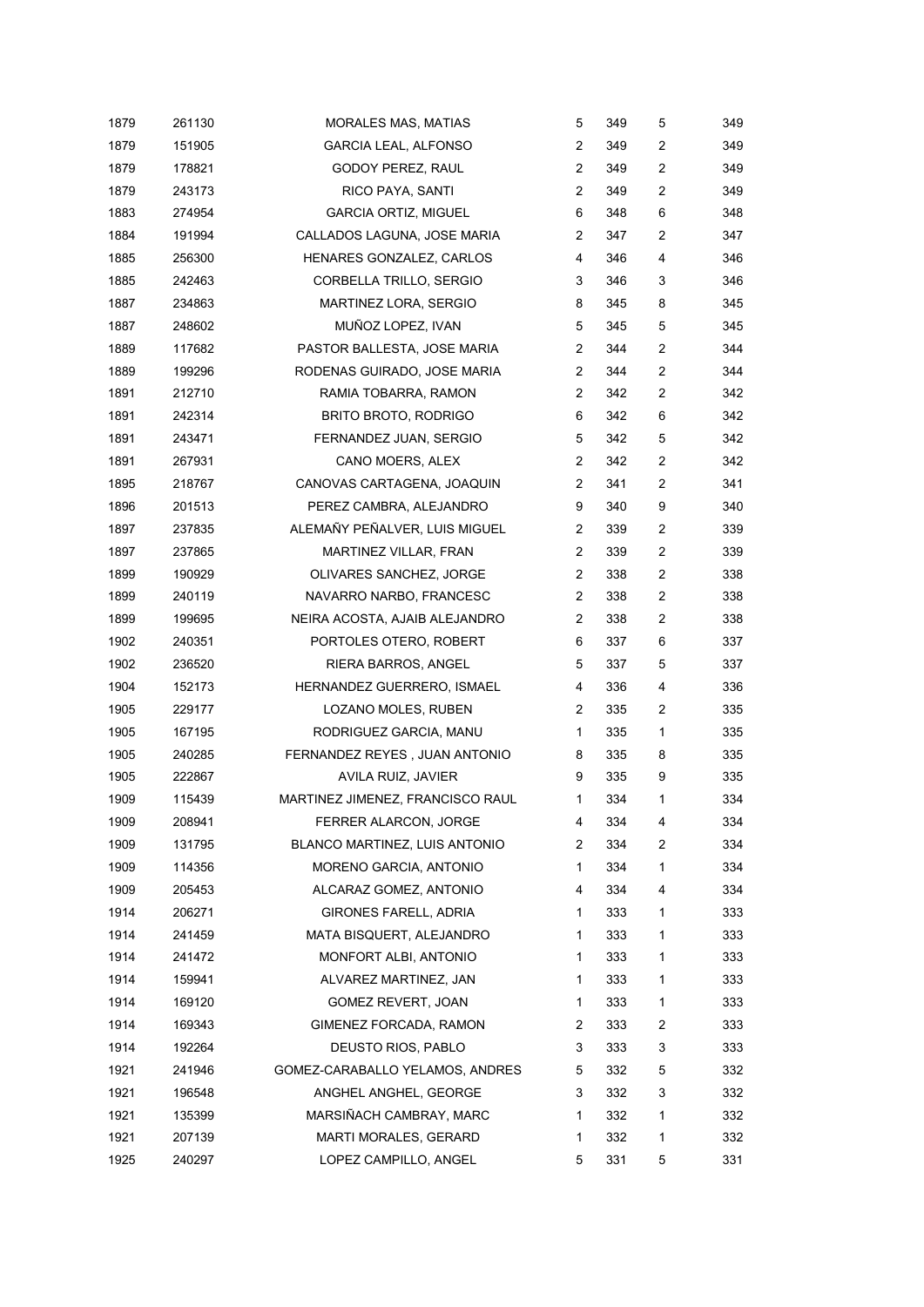| | | | | | | |
|---|---|---|---|---|---|---|
| 1879 | 261130 | MORALES MAS, MATIAS | 5 | 349 | 5 | 349 |
| 1879 | 151905 | GARCIA LEAL, ALFONSO | 2 | 349 | 2 | 349 |
| 1879 | 178821 | GODOY PEREZ, RAUL | 2 | 349 | 2 | 349 |
| 1879 | 243173 | RICO PAYA, SANTI | 2 | 349 | 2 | 349 |
| 1883 | 274954 | GARCIA ORTIZ, MIGUEL | 6 | 348 | 6 | 348 |
| 1884 | 191994 | CALLADOS LAGUNA, JOSE MARIA | 2 | 347 | 2 | 347 |
| 1885 | 256300 | HENARES GONZALEZ, CARLOS | 4 | 346 | 4 | 346 |
| 1885 | 242463 | CORBELLA TRILLO, SERGIO | 3 | 346 | 3 | 346 |
| 1887 | 234863 | MARTINEZ LORA, SERGIO | 8 | 345 | 8 | 345 |
| 1887 | 248602 | MUÑOZ LOPEZ, IVAN | 5 | 345 | 5 | 345 |
| 1889 | 117682 | PASTOR BALLESTA, JOSE MARIA | 2 | 344 | 2 | 344 |
| 1889 | 199296 | RODENAS GUIRADO, JOSE MARIA | 2 | 344 | 2 | 344 |
| 1891 | 212710 | RAMIA TOBARRA, RAMON | 2 | 342 | 2 | 342 |
| 1891 | 242314 | BRITO BROTO, RODRIGO | 6 | 342 | 6 | 342 |
| 1891 | 243471 | FERNANDEZ JUAN, SERGIO | 5 | 342 | 5 | 342 |
| 1891 | 267931 | CANO MOERS, ALEX | 2 | 342 | 2 | 342 |
| 1895 | 218767 | CANOVAS CARTAGENA, JOAQUIN | 2 | 341 | 2 | 341 |
| 1896 | 201513 | PEREZ CAMBRA, ALEJANDRO | 9 | 340 | 9 | 340 |
| 1897 | 237835 | ALEMAÑY PEÑALVER, LUIS MIGUEL | 2 | 339 | 2 | 339 |
| 1897 | 237865 | MARTINEZ VILLAR, FRAN | 2 | 339 | 2 | 339 |
| 1899 | 190929 | OLIVARES SANCHEZ, JORGE | 2 | 338 | 2 | 338 |
| 1899 | 240119 | NAVARRO NARBO, FRANCESC | 2 | 338 | 2 | 338 |
| 1899 | 199695 | NEIRA ACOSTA, AJAIB ALEJANDRO | 2 | 338 | 2 | 338 |
| 1902 | 240351 | PORTOLES OTERO, ROBERT | 6 | 337 | 6 | 337 |
| 1902 | 236520 | RIERA BARROS, ANGEL | 5 | 337 | 5 | 337 |
| 1904 | 152173 | HERNANDEZ GUERRERO, ISMAEL | 4 | 336 | 4 | 336 |
| 1905 | 229177 | LOZANO MOLES, RUBEN | 2 | 335 | 2 | 335 |
| 1905 | 167195 | RODRIGUEZ GARCIA, MANU | 1 | 335 | 1 | 335 |
| 1905 | 240285 | FERNANDEZ REYES , JUAN ANTONIO | 8 | 335 | 8 | 335 |
| 1905 | 222867 | AVILA RUIZ, JAVIER | 9 | 335 | 9 | 335 |
| 1909 | 115439 | MARTINEZ JIMENEZ, FRANCISCO RAUL | 1 | 334 | 1 | 334 |
| 1909 | 208941 | FERRER ALARCON, JORGE | 4 | 334 | 4 | 334 |
| 1909 | 131795 | BLANCO MARTINEZ, LUIS ANTONIO | 2 | 334 | 2 | 334 |
| 1909 | 114356 | MORENO GARCIA, ANTONIO | 1 | 334 | 1 | 334 |
| 1909 | 205453 | ALCARAZ GOMEZ, ANTONIO | 4 | 334 | 4 | 334 |
| 1914 | 206271 | GIRONES FARELL, ADRIA | 1 | 333 | 1 | 333 |
| 1914 | 241459 | MATA BISQUERT, ALEJANDRO | 1 | 333 | 1 | 333 |
| 1914 | 241472 | MONFORT ALBI, ANTONIO | 1 | 333 | 1 | 333 |
| 1914 | 159941 | ALVAREZ MARTINEZ, JAN | 1 | 333 | 1 | 333 |
| 1914 | 169120 | GOMEZ REVERT, JOAN | 1 | 333 | 1 | 333 |
| 1914 | 169343 | GIMENEZ FORCADA, RAMON | 2 | 333 | 2 | 333 |
| 1914 | 192264 | DEUSTO RIOS, PABLO | 3 | 333 | 3 | 333 |
| 1921 | 241946 | GOMEZ-CARABALLO YELAMOS, ANDRES | 5 | 332 | 5 | 332 |
| 1921 | 196548 | ANGHEL ANGHEL, GEORGE | 3 | 332 | 3 | 332 |
| 1921 | 135399 | MARSIÑACH CAMBRAY, MARC | 1 | 332 | 1 | 332 |
| 1921 | 207139 | MARTI MORALES, GERARD | 1 | 332 | 1 | 332 |
| 1925 | 240297 | LOPEZ CAMPILLO, ANGEL | 5 | 331 | 5 | 331 |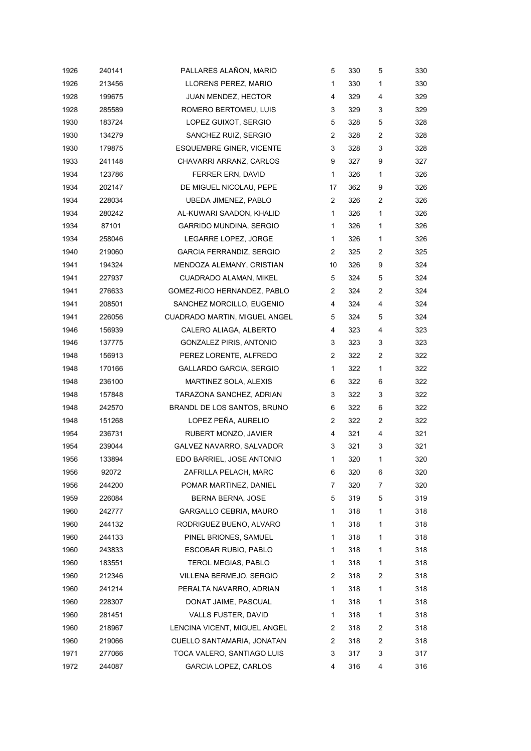| | | | | | | |
|---|---|---|---|---|---|---|
| 1926 | 240141 | PALLARES ALAÑON, MARIO | 5 | 330 | 5 | 330 |
| 1926 | 213456 | LLORENS PEREZ, MARIO | 1 | 330 | 1 | 330 |
| 1928 | 199675 | JUAN MENDEZ, HECTOR | 4 | 329 | 4 | 329 |
| 1928 | 285589 | ROMERO BERTOMEU, LUIS | 3 | 329 | 3 | 329 |
| 1930 | 183724 | LOPEZ GUIXOT, SERGIO | 5 | 328 | 5 | 328 |
| 1930 | 134279 | SANCHEZ RUIZ, SERGIO | 2 | 328 | 2 | 328 |
| 1930 | 179875 | ESQUEMBRE GINER, VICENTE | 3 | 328 | 3 | 328 |
| 1933 | 241148 | CHAVARRI ARRANZ, CARLOS | 9 | 327 | 9 | 327 |
| 1934 | 123786 | FERRER ERN, DAVID | 1 | 326 | 1 | 326 |
| 1934 | 202147 | DE MIGUEL NICOLAU, PEPE | 17 | 362 | 9 | 326 |
| 1934 | 228034 | UBEDA JIMENEZ, PABLO | 2 | 326 | 2 | 326 |
| 1934 | 280242 | AL-KUWARI SAADON, KHALID | 1 | 326 | 1 | 326 |
| 1934 | 87101 | GARRIDO MUNDINA, SERGIO | 1 | 326 | 1 | 326 |
| 1934 | 258046 | LEGARRE LOPEZ, JORGE | 1 | 326 | 1 | 326 |
| 1940 | 219060 | GARCIA FERRANDIZ, SERGIO | 2 | 325 | 2 | 325 |
| 1941 | 194324 | MENDOZA ALEMANY, CRISTIAN | 10 | 326 | 9 | 324 |
| 1941 | 227937 | CUADRADO ALAMAN, MIKEL | 5 | 324 | 5 | 324 |
| 1941 | 276633 | GOMEZ-RICO HERNANDEZ, PABLO | 2 | 324 | 2 | 324 |
| 1941 | 208501 | SANCHEZ MORCILLO, EUGENIO | 4 | 324 | 4 | 324 |
| 1941 | 226056 | CUADRADO MARTIN, MIGUEL ANGEL | 5 | 324 | 5 | 324 |
| 1946 | 156939 | CALERO ALIAGA, ALBERTO | 4 | 323 | 4 | 323 |
| 1946 | 137775 | GONZALEZ PIRIS, ANTONIO | 3 | 323 | 3 | 323 |
| 1948 | 156913 | PEREZ LORENTE, ALFREDO | 2 | 322 | 2 | 322 |
| 1948 | 170166 | GALLARDO GARCIA, SERGIO | 1 | 322 | 1 | 322 |
| 1948 | 236100 | MARTINEZ SOLA, ALEXIS | 6 | 322 | 6 | 322 |
| 1948 | 157848 | TARAZONA SANCHEZ, ADRIAN | 3 | 322 | 3 | 322 |
| 1948 | 242570 | BRANDL DE LOS SANTOS, BRUNO | 6 | 322 | 6 | 322 |
| 1948 | 151268 | LOPEZ PEÑA, AURELIO | 2 | 322 | 2 | 322 |
| 1954 | 236731 | RUBERT MONZO, JAVIER | 4 | 321 | 4 | 321 |
| 1954 | 239044 | GALVEZ NAVARRO, SALVADOR | 3 | 321 | 3 | 321 |
| 1956 | 133894 | EDO BARRIEL, JOSE ANTONIO | 1 | 320 | 1 | 320 |
| 1956 | 92072 | ZAFRILLA PELACH, MARC | 6 | 320 | 6 | 320 |
| 1956 | 244200 | POMAR MARTINEZ, DANIEL | 7 | 320 | 7 | 320 |
| 1959 | 226084 | BERNA BERNA, JOSE | 5 | 319 | 5 | 319 |
| 1960 | 242777 | GARGALLO CEBRIA, MAURO | 1 | 318 | 1 | 318 |
| 1960 | 244132 | RODRIGUEZ BUENO, ALVARO | 1 | 318 | 1 | 318 |
| 1960 | 244133 | PINEL BRIONES, SAMUEL | 1 | 318 | 1 | 318 |
| 1960 | 243833 | ESCOBAR RUBIO, PABLO | 1 | 318 | 1 | 318 |
| 1960 | 183551 | TEROL MEGIAS, PABLO | 1 | 318 | 1 | 318 |
| 1960 | 212346 | VILLENA BERMEJO, SERGIO | 2 | 318 | 2 | 318 |
| 1960 | 241214 | PERALTA NAVARRO, ADRIAN | 1 | 318 | 1 | 318 |
| 1960 | 228307 | DONAT JAIME, PASCUAL | 1 | 318 | 1 | 318 |
| 1960 | 281451 | VALLS FUSTER, DAVID | 1 | 318 | 1 | 318 |
| 1960 | 218967 | LENCINA VICENT, MIGUEL ANGEL | 2 | 318 | 2 | 318 |
| 1960 | 219066 | CUELLO SANTAMARIA, JONATAN | 2 | 318 | 2 | 318 |
| 1971 | 277066 | TOCA VALERO, SANTIAGO LUIS | 3 | 317 | 3 | 317 |
| 1972 | 244087 | GARCIA LOPEZ, CARLOS | 4 | 316 | 4 | 316 |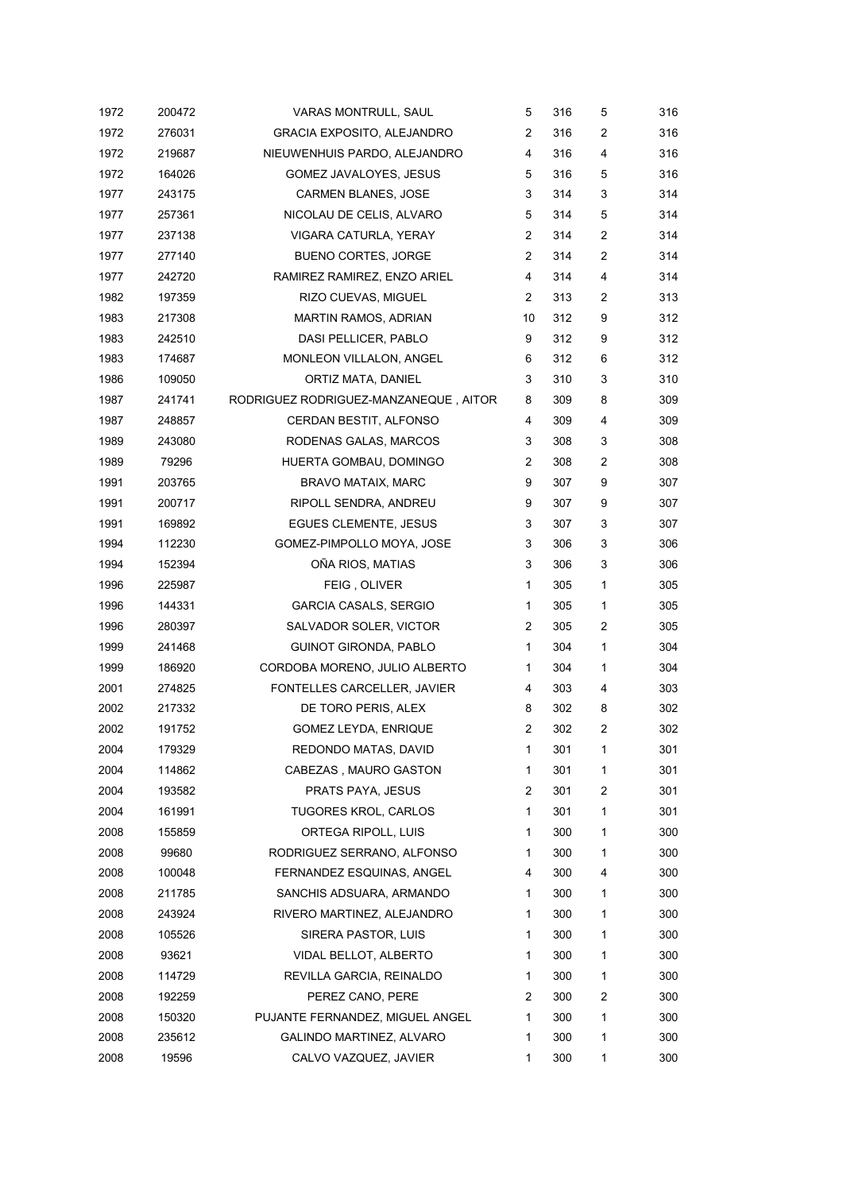| | | | | | | |
|---|---|---|---|---|---|---|
| 1972 | 200472 | VARAS MONTRULL, SAUL | 5 | 316 | 5 | 316 |
| 1972 | 276031 | GRACIA EXPOSITO, ALEJANDRO | 2 | 316 | 2 | 316 |
| 1972 | 219687 | NIEUWENHUIS PARDO, ALEJANDRO | 4 | 316 | 4 | 316 |
| 1972 | 164026 | GOMEZ JAVALOYES, JESUS | 5 | 316 | 5 | 316 |
| 1977 | 243175 | CARMEN BLANES, JOSE | 3 | 314 | 3 | 314 |
| 1977 | 257361 | NICOLAU DE CELIS, ALVARO | 5 | 314 | 5 | 314 |
| 1977 | 237138 | VIGARA CATURLA, YERAY | 2 | 314 | 2 | 314 |
| 1977 | 277140 | BUENO CORTES, JORGE | 2 | 314 | 2 | 314 |
| 1977 | 242720 | RAMIREZ RAMIREZ, ENZO ARIEL | 4 | 314 | 4 | 314 |
| 1982 | 197359 | RIZO CUEVAS, MIGUEL | 2 | 313 | 2 | 313 |
| 1983 | 217308 | MARTIN RAMOS, ADRIAN | 10 | 312 | 9 | 312 |
| 1983 | 242510 | DASI PELLICER, PABLO | 9 | 312 | 9 | 312 |
| 1983 | 174687 | MONLEON VILLALON, ANGEL | 6 | 312 | 6 | 312 |
| 1986 | 109050 | ORTIZ MATA, DANIEL | 3 | 310 | 3 | 310 |
| 1987 | 241741 | RODRIGUEZ RODRIGUEZ-MANZANEQUE , AITOR | 8 | 309 | 8 | 309 |
| 1987 | 248857 | CERDAN BESTIT, ALFONSO | 4 | 309 | 4 | 309 |
| 1989 | 243080 | RODENAS GALAS, MARCOS | 3 | 308 | 3 | 308 |
| 1989 | 79296 | HUERTA GOMBAU, DOMINGO | 2 | 308 | 2 | 308 |
| 1991 | 203765 | BRAVO MATAIX, MARC | 9 | 307 | 9 | 307 |
| 1991 | 200717 | RIPOLL SENDRA, ANDREU | 9 | 307 | 9 | 307 |
| 1991 | 169892 | EGUES CLEMENTE, JESUS | 3 | 307 | 3 | 307 |
| 1994 | 112230 | GOMEZ-PIMPOLLO MOYA, JOSE | 3 | 306 | 3 | 306 |
| 1994 | 152394 | OÑA RIOS, MATIAS | 3 | 306 | 3 | 306 |
| 1996 | 225987 | FEIG , OLIVER | 1 | 305 | 1 | 305 |
| 1996 | 144331 | GARCIA CASALS, SERGIO | 1 | 305 | 1 | 305 |
| 1996 | 280397 | SALVADOR SOLER, VICTOR | 2 | 305 | 2 | 305 |
| 1999 | 241468 | GUINOT GIRONDA, PABLO | 1 | 304 | 1 | 304 |
| 1999 | 186920 | CORDOBA MORENO, JULIO ALBERTO | 1 | 304 | 1 | 304 |
| 2001 | 274825 | FONTELLES CARCELLER, JAVIER | 4 | 303 | 4 | 303 |
| 2002 | 217332 | DE TORO PERIS, ALEX | 8 | 302 | 8 | 302 |
| 2002 | 191752 | GOMEZ LEYDA, ENRIQUE | 2 | 302 | 2 | 302 |
| 2004 | 179329 | REDONDO MATAS, DAVID | 1 | 301 | 1 | 301 |
| 2004 | 114862 | CABEZAS , MAURO GASTON | 1 | 301 | 1 | 301 |
| 2004 | 193582 | PRATS PAYA, JESUS | 2 | 301 | 2 | 301 |
| 2004 | 161991 | TUGORES KROL, CARLOS | 1 | 301 | 1 | 301 |
| 2008 | 155859 | ORTEGA RIPOLL, LUIS | 1 | 300 | 1 | 300 |
| 2008 | 99680 | RODRIGUEZ SERRANO, ALFONSO | 1 | 300 | 1 | 300 |
| 2008 | 100048 | FERNANDEZ ESQUINAS, ANGEL | 4 | 300 | 4 | 300 |
| 2008 | 211785 | SANCHIS ADSUARA, ARMANDO | 1 | 300 | 1 | 300 |
| 2008 | 243924 | RIVERO MARTINEZ, ALEJANDRO | 1 | 300 | 1 | 300 |
| 2008 | 105526 | SIRERA PASTOR, LUIS | 1 | 300 | 1 | 300 |
| 2008 | 93621 | VIDAL BELLOT, ALBERTO | 1 | 300 | 1 | 300 |
| 2008 | 114729 | REVILLA GARCIA, REINALDO | 1 | 300 | 1 | 300 |
| 2008 | 192259 | PEREZ CANO, PERE | 2 | 300 | 2 | 300 |
| 2008 | 150320 | PUJANTE FERNANDEZ, MIGUEL ANGEL | 1 | 300 | 1 | 300 |
| 2008 | 235612 | GALINDO MARTINEZ, ALVARO | 1 | 300 | 1 | 300 |
| 2008 | 19596 | CALVO VAZQUEZ, JAVIER | 1 | 300 | 1 | 300 |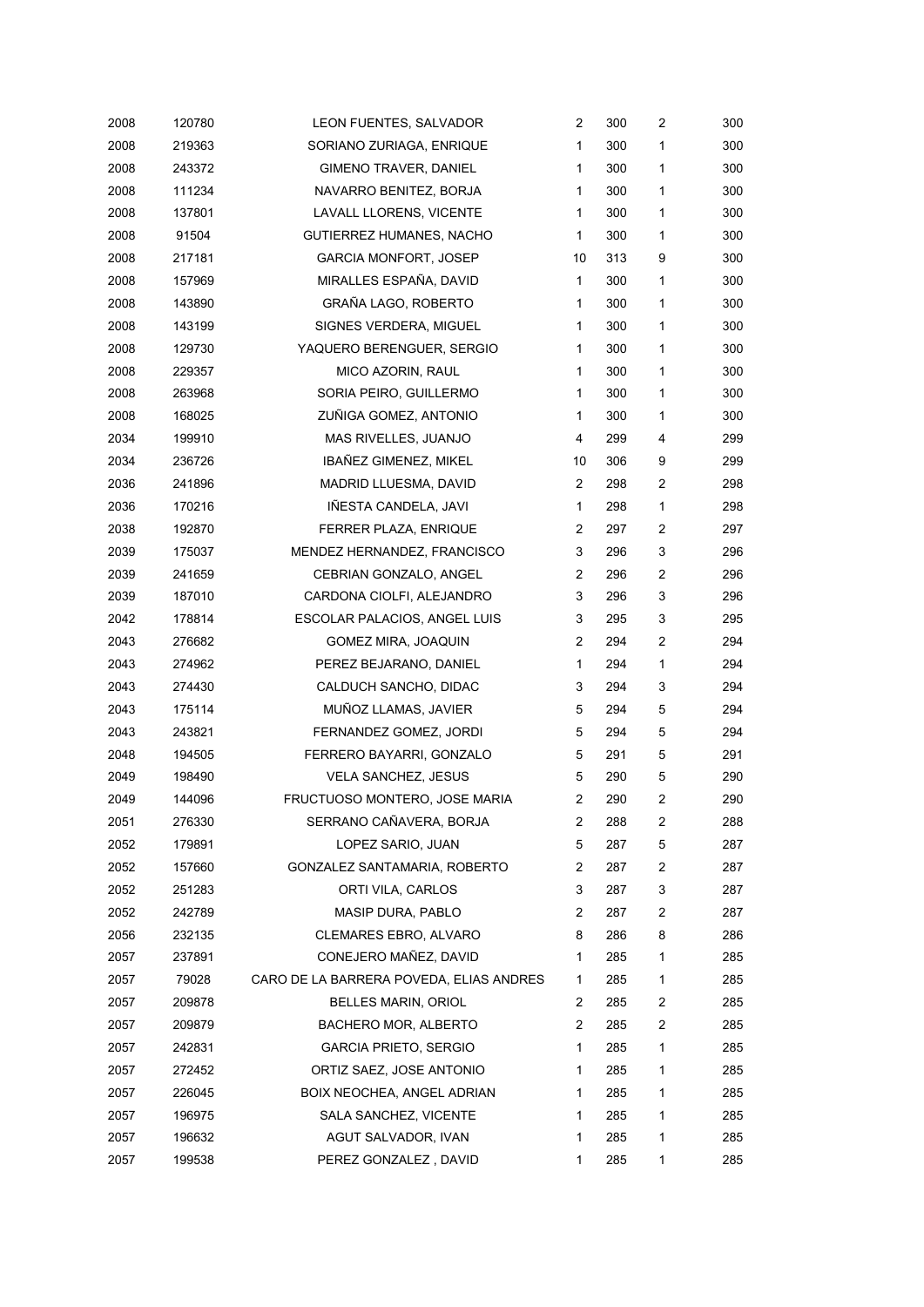| | | | | | | |
|---|---|---|---|---|---|---|
| 2008 | 120780 | LEON FUENTES, SALVADOR | 2 | 300 | 2 | 300 |
| 2008 | 219363 | SORIANO ZURIAGA, ENRIQUE | 1 | 300 | 1 | 300 |
| 2008 | 243372 | GIMENO TRAVER, DANIEL | 1 | 300 | 1 | 300 |
| 2008 | 111234 | NAVARRO BENITEZ, BORJA | 1 | 300 | 1 | 300 |
| 2008 | 137801 | LAVALL LLORENS, VICENTE | 1 | 300 | 1 | 300 |
| 2008 | 91504 | GUTIERREZ HUMANES, NACHO | 1 | 300 | 1 | 300 |
| 2008 | 217181 | GARCIA MONFORT, JOSEP | 10 | 313 | 9 | 300 |
| 2008 | 157969 | MIRALLES ESPAÑA, DAVID | 1 | 300 | 1 | 300 |
| 2008 | 143890 | GRAÑA LAGO, ROBERTO | 1 | 300 | 1 | 300 |
| 2008 | 143199 | SIGNES VERDERA, MIGUEL | 1 | 300 | 1 | 300 |
| 2008 | 129730 | YAQUERO BERENGUER, SERGIO | 1 | 300 | 1 | 300 |
| 2008 | 229357 | MICO AZORIN, RAUL | 1 | 300 | 1 | 300 |
| 2008 | 263968 | SORIA PEIRO, GUILLERMO | 1 | 300 | 1 | 300 |
| 2008 | 168025 | ZUÑIGA GOMEZ, ANTONIO | 1 | 300 | 1 | 300 |
| 2034 | 199910 | MAS RIVELLES, JUANJO | 4 | 299 | 4 | 299 |
| 2034 | 236726 | IBAÑEZ GIMENEZ, MIKEL | 10 | 306 | 9 | 299 |
| 2036 | 241896 | MADRID LLUESMA, DAVID | 2 | 298 | 2 | 298 |
| 2036 | 170216 | IÑESTA CANDELA, JAVI | 1 | 298 | 1 | 298 |
| 2038 | 192870 | FERRER PLAZA, ENRIQUE | 2 | 297 | 2 | 297 |
| 2039 | 175037 | MENDEZ HERNANDEZ, FRANCISCO | 3 | 296 | 3 | 296 |
| 2039 | 241659 | CEBRIAN GONZALO, ANGEL | 2 | 296 | 2 | 296 |
| 2039 | 187010 | CARDONA CIOLFI, ALEJANDRO | 3 | 296 | 3 | 296 |
| 2042 | 178814 | ESCOLAR PALACIOS, ANGEL LUIS | 3 | 295 | 3 | 295 |
| 2043 | 276682 | GOMEZ MIRA, JOAQUIN | 2 | 294 | 2 | 294 |
| 2043 | 274962 | PEREZ BEJARANO, DANIEL | 1 | 294 | 1 | 294 |
| 2043 | 274430 | CALDUCH SANCHO, DIDAC | 3 | 294 | 3 | 294 |
| 2043 | 175114 | MUÑOZ LLAMAS, JAVIER | 5 | 294 | 5 | 294 |
| 2043 | 243821 | FERNANDEZ GOMEZ, JORDI | 5 | 294 | 5 | 294 |
| 2048 | 194505 | FERRERO BAYARRI, GONZALO | 5 | 291 | 5 | 291 |
| 2049 | 198490 | VELA SANCHEZ, JESUS | 5 | 290 | 5 | 290 |
| 2049 | 144096 | FRUCTUOSO MONTERO, JOSE MARIA | 2 | 290 | 2 | 290 |
| 2051 | 276330 | SERRANO CAÑAVERA, BORJA | 2 | 288 | 2 | 288 |
| 2052 | 179891 | LOPEZ SARIO, JUAN | 5 | 287 | 5 | 287 |
| 2052 | 157660 | GONZALEZ SANTAMARIA, ROBERTO | 2 | 287 | 2 | 287 |
| 2052 | 251283 | ORTI VILA, CARLOS | 3 | 287 | 3 | 287 |
| 2052 | 242789 | MASIP DURA, PABLO | 2 | 287 | 2 | 287 |
| 2056 | 232135 | CLEMARES EBRO, ALVARO | 8 | 286 | 8 | 286 |
| 2057 | 237891 | CONEJERO MAÑEZ, DAVID | 1 | 285 | 1 | 285 |
| 2057 | 79028 | CARO DE LA BARRERA POVEDA, ELIAS ANDRES | 1 | 285 | 1 | 285 |
| 2057 | 209878 | BELLES MARIN, ORIOL | 2 | 285 | 2 | 285 |
| 2057 | 209879 | BACHERO MOR, ALBERTO | 2 | 285 | 2 | 285 |
| 2057 | 242831 | GARCIA PRIETO, SERGIO | 1 | 285 | 1 | 285 |
| 2057 | 272452 | ORTIZ SAEZ, JOSE ANTONIO | 1 | 285 | 1 | 285 |
| 2057 | 226045 | BOIX NEOCHEA, ANGEL ADRIAN | 1 | 285 | 1 | 285 |
| 2057 | 196975 | SALA SANCHEZ, VICENTE | 1 | 285 | 1 | 285 |
| 2057 | 196632 | AGUT SALVADOR, IVAN | 1 | 285 | 1 | 285 |
| 2057 | 199538 | PEREZ GONZALEZ , DAVID | 1 | 285 | 1 | 285 |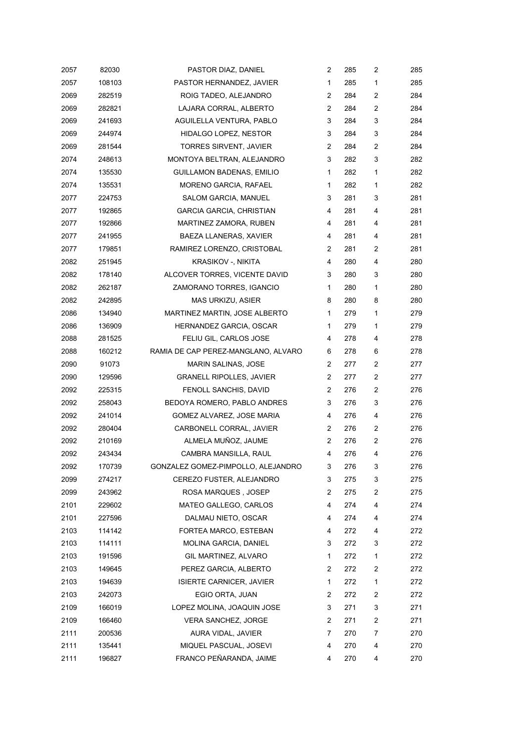| | | | | | | |
|---|---|---|---|---|---|---|
| 2057 | 82030 | PASTOR DIAZ, DANIEL | 2 | 285 | 2 | 285 |
| 2057 | 108103 | PASTOR HERNANDEZ, JAVIER | 1 | 285 | 1 | 285 |
| 2069 | 282519 | ROIG TADEO, ALEJANDRO | 2 | 284 | 2 | 284 |
| 2069 | 282821 | LAJARA CORRAL, ALBERTO | 2 | 284 | 2 | 284 |
| 2069 | 241693 | AGUILELLA VENTURA, PABLO | 3 | 284 | 3 | 284 |
| 2069 | 244974 | HIDALGO LOPEZ, NESTOR | 3 | 284 | 3 | 284 |
| 2069 | 281544 | TORRES SIRVENT, JAVIER | 2 | 284 | 2 | 284 |
| 2074 | 248613 | MONTOYA BELTRAN, ALEJANDRO | 3 | 282 | 3 | 282 |
| 2074 | 135530 | GUILLAMON BADENAS, EMILIO | 1 | 282 | 1 | 282 |
| 2074 | 135531 | MORENO GARCIA, RAFAEL | 1 | 282 | 1 | 282 |
| 2077 | 224753 | SALOM GARCIA, MANUEL | 3 | 281 | 3 | 281 |
| 2077 | 192865 | GARCIA GARCIA, CHRISTIAN | 4 | 281 | 4 | 281 |
| 2077 | 192866 | MARTINEZ ZAMORA, RUBEN | 4 | 281 | 4 | 281 |
| 2077 | 241955 | BAEZA LLANERAS, XAVIER | 4 | 281 | 4 | 281 |
| 2077 | 179851 | RAMIREZ LORENZO, CRISTOBAL | 2 | 281 | 2 | 281 |
| 2082 | 251945 | KRASIKOV -, NIKITA | 4 | 280 | 4 | 280 |
| 2082 | 178140 | ALCOVER TORRES, VICENTE DAVID | 3 | 280 | 3 | 280 |
| 2082 | 262187 | ZAMORANO TORRES, IGANCIO | 1 | 280 | 1 | 280 |
| 2082 | 242895 | MAS URKIZU, ASIER | 8 | 280 | 8 | 280 |
| 2086 | 134940 | MARTINEZ MARTIN, JOSE ALBERTO | 1 | 279 | 1 | 279 |
| 2086 | 136909 | HERNANDEZ GARCIA, OSCAR | 1 | 279 | 1 | 279 |
| 2088 | 281525 | FELIU GIL, CARLOS JOSE | 4 | 278 | 4 | 278 |
| 2088 | 160212 | RAMIA DE CAP PEREZ-MANGLANO, ALVARO | 6 | 278 | 6 | 278 |
| 2090 | 91073 | MARIN SALINAS, JOSE | 2 | 277 | 2 | 277 |
| 2090 | 129596 | GRANELL RIPOLLES, JAVIER | 2 | 277 | 2 | 277 |
| 2092 | 225315 | FENOLL SANCHIS, DAVID | 2 | 276 | 2 | 276 |
| 2092 | 258043 | BEDOYA ROMERO, PABLO ANDRES | 3 | 276 | 3 | 276 |
| 2092 | 241014 | GOMEZ ALVAREZ, JOSE MARIA | 4 | 276 | 4 | 276 |
| 2092 | 280404 | CARBONELL CORRAL, JAVIER | 2 | 276 | 2 | 276 |
| 2092 | 210169 | ALMELA MUÑOZ, JAUME | 2 | 276 | 2 | 276 |
| 2092 | 243434 | CAMBRA MANSILLA, RAUL | 4 | 276 | 4 | 276 |
| 2092 | 170739 | GONZALEZ GOMEZ-PIMPOLLO, ALEJANDRO | 3 | 276 | 3 | 276 |
| 2099 | 274217 | CEREZO FUSTER, ALEJANDRO | 3 | 275 | 3 | 275 |
| 2099 | 243962 | ROSA MARQUES , JOSEP | 2 | 275 | 2 | 275 |
| 2101 | 229602 | MATEO GALLEGO, CARLOS | 4 | 274 | 4 | 274 |
| 2101 | 227596 | DALMAU NIETO, OSCAR | 4 | 274 | 4 | 274 |
| 2103 | 114142 | FORTEA MARCO, ESTEBAN | 4 | 272 | 4 | 272 |
| 2103 | 114111 | MOLINA GARCIA, DANIEL | 3 | 272 | 3 | 272 |
| 2103 | 191596 | GIL MARTINEZ, ALVARO | 1 | 272 | 1 | 272 |
| 2103 | 149645 | PEREZ GARCIA, ALBERTO | 2 | 272 | 2 | 272 |
| 2103 | 194639 | ISIERTE CARNICER, JAVIER | 1 | 272 | 1 | 272 |
| 2103 | 242073 | EGIO ORTA, JUAN | 2 | 272 | 2 | 272 |
| 2109 | 166019 | LOPEZ MOLINA, JOAQUIN JOSE | 3 | 271 | 3 | 271 |
| 2109 | 166460 | VERA SANCHEZ, JORGE | 2 | 271 | 2 | 271 |
| 2111 | 200536 | AURA VIDAL, JAVIER | 7 | 270 | 7 | 270 |
| 2111 | 135441 | MIQUEL PASCUAL, JOSEVI | 4 | 270 | 4 | 270 |
| 2111 | 196827 | FRANCO PEÑARANDA, JAIME | 4 | 270 | 4 | 270 |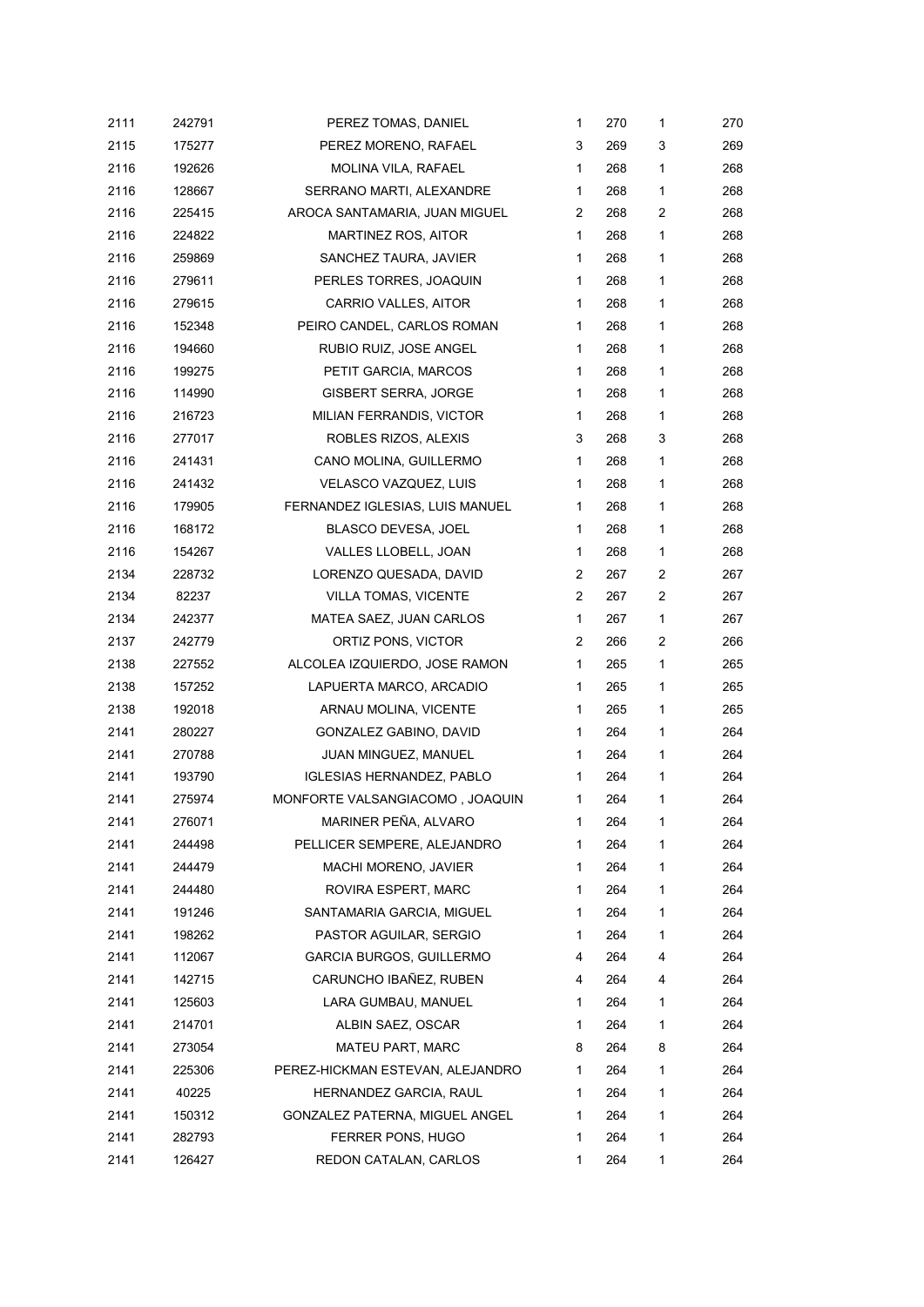| | | | | | | |
|---|---|---|---|---|---|---|
| 2111 | 242791 | PEREZ TOMAS, DANIEL | 1 | 270 | 1 | 270 |
| 2115 | 175277 | PEREZ MORENO, RAFAEL | 3 | 269 | 3 | 269 |
| 2116 | 192626 | MOLINA VILA, RAFAEL | 1 | 268 | 1 | 268 |
| 2116 | 128667 | SERRANO MARTI, ALEXANDRE | 1 | 268 | 1 | 268 |
| 2116 | 225415 | AROCA SANTAMARIA, JUAN MIGUEL | 2 | 268 | 2 | 268 |
| 2116 | 224822 | MARTINEZ ROS, AITOR | 1 | 268 | 1 | 268 |
| 2116 | 259869 | SANCHEZ TAURA, JAVIER | 1 | 268 | 1 | 268 |
| 2116 | 279611 | PERLES TORRES, JOAQUIN | 1 | 268 | 1 | 268 |
| 2116 | 279615 | CARRIO VALLES, AITOR | 1 | 268 | 1 | 268 |
| 2116 | 152348 | PEIRO CANDEL, CARLOS ROMAN | 1 | 268 | 1 | 268 |
| 2116 | 194660 | RUBIO RUIZ, JOSE ANGEL | 1 | 268 | 1 | 268 |
| 2116 | 199275 | PETIT GARCIA, MARCOS | 1 | 268 | 1 | 268 |
| 2116 | 114990 | GISBERT SERRA, JORGE | 1 | 268 | 1 | 268 |
| 2116 | 216723 | MILIAN FERRANDIS, VICTOR | 1 | 268 | 1 | 268 |
| 2116 | 277017 | ROBLES RIZOS, ALEXIS | 3 | 268 | 3 | 268 |
| 2116 | 241431 | CANO MOLINA, GUILLERMO | 1 | 268 | 1 | 268 |
| 2116 | 241432 | VELASCO VAZQUEZ, LUIS | 1 | 268 | 1 | 268 |
| 2116 | 179905 | FERNANDEZ IGLESIAS, LUIS MANUEL | 1 | 268 | 1 | 268 |
| 2116 | 168172 | BLASCO DEVESA, JOEL | 1 | 268 | 1 | 268 |
| 2116 | 154267 | VALLES LLOBELL, JOAN | 1 | 268 | 1 | 268 |
| 2134 | 228732 | LORENZO QUESADA, DAVID | 2 | 267 | 2 | 267 |
| 2134 | 82237 | VILLA TOMAS, VICENTE | 2 | 267 | 2 | 267 |
| 2134 | 242377 | MATEA SAEZ, JUAN CARLOS | 1 | 267 | 1 | 267 |
| 2137 | 242779 | ORTIZ PONS, VICTOR | 2 | 266 | 2 | 266 |
| 2138 | 227552 | ALCOLEA IZQUIERDO, JOSE RAMON | 1 | 265 | 1 | 265 |
| 2138 | 157252 | LAPUERTA MARCO, ARCADIO | 1 | 265 | 1 | 265 |
| 2138 | 192018 | ARNAU MOLINA, VICENTE | 1 | 265 | 1 | 265 |
| 2141 | 280227 | GONZALEZ GABINO, DAVID | 1 | 264 | 1 | 264 |
| 2141 | 270788 | JUAN MINGUEZ, MANUEL | 1 | 264 | 1 | 264 |
| 2141 | 193790 | IGLESIAS HERNANDEZ, PABLO | 1 | 264 | 1 | 264 |
| 2141 | 275974 | MONFORTE VALSANGIACOMO , JOAQUIN | 1 | 264 | 1 | 264 |
| 2141 | 276071 | MARINER PEÑA, ALVARO | 1 | 264 | 1 | 264 |
| 2141 | 244498 | PELLICER SEMPERE, ALEJANDRO | 1 | 264 | 1 | 264 |
| 2141 | 244479 | MACHI MORENO, JAVIER | 1 | 264 | 1 | 264 |
| 2141 | 244480 | ROVIRA ESPERT, MARC | 1 | 264 | 1 | 264 |
| 2141 | 191246 | SANTAMARIA GARCIA, MIGUEL | 1 | 264 | 1 | 264 |
| 2141 | 198262 | PASTOR AGUILAR, SERGIO | 1 | 264 | 1 | 264 |
| 2141 | 112067 | GARCIA BURGOS, GUILLERMO | 4 | 264 | 4 | 264 |
| 2141 | 142715 | CARUNCHO IBAÑEZ, RUBEN | 4 | 264 | 4 | 264 |
| 2141 | 125603 | LARA GUMBAU, MANUEL | 1 | 264 | 1 | 264 |
| 2141 | 214701 | ALBIN SAEZ, OSCAR | 1 | 264 | 1 | 264 |
| 2141 | 273054 | MATEU PART, MARC | 8 | 264 | 8 | 264 |
| 2141 | 225306 | PEREZ-HICKMAN ESTEVAN, ALEJANDRO | 1 | 264 | 1 | 264 |
| 2141 | 40225 | HERNANDEZ GARCIA, RAUL | 1 | 264 | 1 | 264 |
| 2141 | 150312 | GONZALEZ PATERNA, MIGUEL ANGEL | 1 | 264 | 1 | 264 |
| 2141 | 282793 | FERRER PONS, HUGO | 1 | 264 | 1 | 264 |
| 2141 | 126427 | REDON CATALAN, CARLOS | 1 | 264 | 1 | 264 |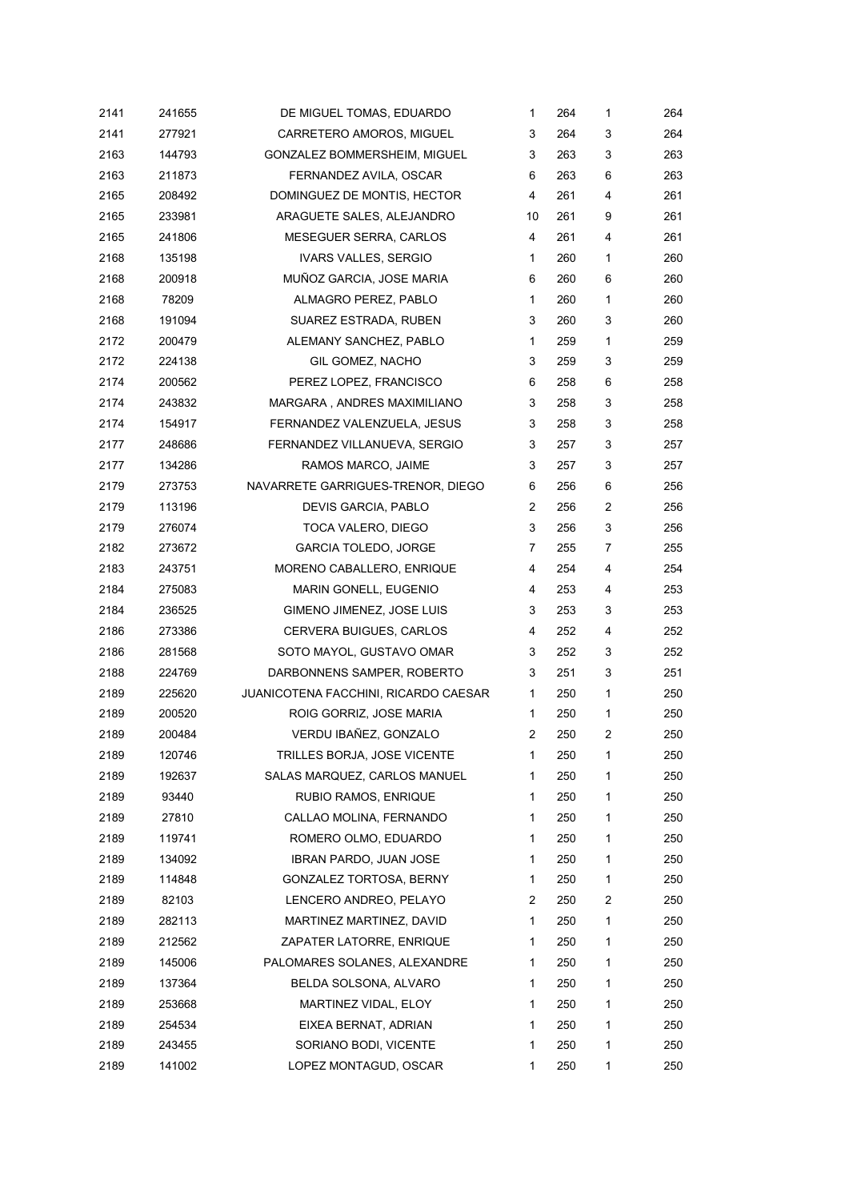| | | | | | | |
|---|---|---|---|---|---|---|
| 2141 | 241655 | DE MIGUEL TOMAS, EDUARDO | 1 | 264 | 1 | 264 |
| 2141 | 277921 | CARRETERO AMOROS, MIGUEL | 3 | 264 | 3 | 264 |
| 2163 | 144793 | GONZALEZ BOMMERSHEIM, MIGUEL | 3 | 263 | 3 | 263 |
| 2163 | 211873 | FERNANDEZ AVILA, OSCAR | 6 | 263 | 6 | 263 |
| 2165 | 208492 | DOMINGUEZ DE MONTIS, HECTOR | 4 | 261 | 4 | 261 |
| 2165 | 233981 | ARAGUETE SALES, ALEJANDRO | 10 | 261 | 9 | 261 |
| 2165 | 241806 | MESEGUER SERRA, CARLOS | 4 | 261 | 4 | 261 |
| 2168 | 135198 | IVARS VALLES, SERGIO | 1 | 260 | 1 | 260 |
| 2168 | 200918 | MUÑOZ GARCIA, JOSE MARIA | 6 | 260 | 6 | 260 |
| 2168 | 78209 | ALMAGRO PEREZ, PABLO | 1 | 260 | 1 | 260 |
| 2168 | 191094 | SUAREZ ESTRADA, RUBEN | 3 | 260 | 3 | 260 |
| 2172 | 200479 | ALEMANY SANCHEZ, PABLO | 1 | 259 | 1 | 259 |
| 2172 | 224138 | GIL GOMEZ, NACHO | 3 | 259 | 3 | 259 |
| 2174 | 200562 | PEREZ LOPEZ, FRANCISCO | 6 | 258 | 6 | 258 |
| 2174 | 243832 | MARGARA , ANDRES MAXIMILIANO | 3 | 258 | 3 | 258 |
| 2174 | 154917 | FERNANDEZ VALENZUELA, JESUS | 3 | 258 | 3 | 258 |
| 2177 | 248686 | FERNANDEZ VILLANUEVA, SERGIO | 3 | 257 | 3 | 257 |
| 2177 | 134286 | RAMOS MARCO, JAIME | 3 | 257 | 3 | 257 |
| 2179 | 273753 | NAVARRETE GARRIGUES-TRENOR, DIEGO | 6 | 256 | 6 | 256 |
| 2179 | 113196 | DEVIS GARCIA, PABLO | 2 | 256 | 2 | 256 |
| 2179 | 276074 | TOCA VALERO, DIEGO | 3 | 256 | 3 | 256 |
| 2182 | 273672 | GARCIA TOLEDO, JORGE | 7 | 255 | 7 | 255 |
| 2183 | 243751 | MORENO CABALLERO, ENRIQUE | 4 | 254 | 4 | 254 |
| 2184 | 275083 | MARIN GONELL, EUGENIO | 4 | 253 | 4 | 253 |
| 2184 | 236525 | GIMENO JIMENEZ, JOSE LUIS | 3 | 253 | 3 | 253 |
| 2186 | 273386 | CERVERA BUIGUES, CARLOS | 4 | 252 | 4 | 252 |
| 2186 | 281568 | SOTO MAYOL, GUSTAVO OMAR | 3 | 252 | 3 | 252 |
| 2188 | 224769 | DARBONNENS SAMPER, ROBERTO | 3 | 251 | 3 | 251 |
| 2189 | 225620 | JUANICOTENA FACCHINI, RICARDO CAESAR | 1 | 250 | 1 | 250 |
| 2189 | 200520 | ROIG GORRIZ, JOSE MARIA | 1 | 250 | 1 | 250 |
| 2189 | 200484 | VERDU IBAÑEZ, GONZALO | 2 | 250 | 2 | 250 |
| 2189 | 120746 | TRILLES BORJA, JOSE VICENTE | 1 | 250 | 1 | 250 |
| 2189 | 192637 | SALAS MARQUEZ, CARLOS MANUEL | 1 | 250 | 1 | 250 |
| 2189 | 93440 | RUBIO RAMOS, ENRIQUE | 1 | 250 | 1 | 250 |
| 2189 | 27810 | CALLAO MOLINA, FERNANDO | 1 | 250 | 1 | 250 |
| 2189 | 119741 | ROMERO OLMO, EDUARDO | 1 | 250 | 1 | 250 |
| 2189 | 134092 | IBRAN PARDO, JUAN JOSE | 1 | 250 | 1 | 250 |
| 2189 | 114848 | GONZALEZ TORTOSA, BERNY | 1 | 250 | 1 | 250 |
| 2189 | 82103 | LENCERO ANDREO, PELAYO | 2 | 250 | 2 | 250 |
| 2189 | 282113 | MARTINEZ MARTINEZ, DAVID | 1 | 250 | 1 | 250 |
| 2189 | 212562 | ZAPATER LATORRE, ENRIQUE | 1 | 250 | 1 | 250 |
| 2189 | 145006 | PALOMARES SOLANES, ALEXANDRE | 1 | 250 | 1 | 250 |
| 2189 | 137364 | BELDA SOLSONA, ALVARO | 1 | 250 | 1 | 250 |
| 2189 | 253668 | MARTINEZ VIDAL, ELOY | 1 | 250 | 1 | 250 |
| 2189 | 254534 | EIXEA BERNAT, ADRIAN | 1 | 250 | 1 | 250 |
| 2189 | 243455 | SORIANO BODI, VICENTE | 1 | 250 | 1 | 250 |
| 2189 | 141002 | LOPEZ MONTAGUD, OSCAR | 1 | 250 | 1 | 250 |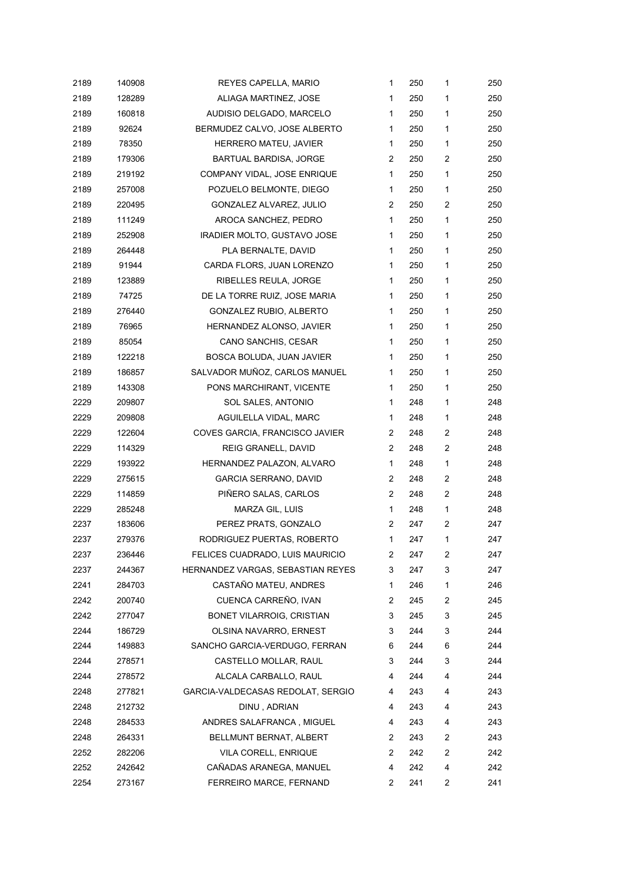| | | | | | | |
|---|---|---|---|---|---|---|
| 2189 | 140908 | REYES CAPELLA, MARIO | 1 | 250 | 1 | 250 |
| 2189 | 128289 | ALIAGA MARTINEZ, JOSE | 1 | 250 | 1 | 250 |
| 2189 | 160818 | AUDISIO DELGADO, MARCELO | 1 | 250 | 1 | 250 |
| 2189 | 92624 | BERMUDEZ CALVO, JOSE ALBERTO | 1 | 250 | 1 | 250 |
| 2189 | 78350 | HERRERO MATEU, JAVIER | 1 | 250 | 1 | 250 |
| 2189 | 179306 | BARTUAL BARDISA, JORGE | 2 | 250 | 2 | 250 |
| 2189 | 219192 | COMPANY VIDAL, JOSE ENRIQUE | 1 | 250 | 1 | 250 |
| 2189 | 257008 | POZUELO BELMONTE, DIEGO | 1 | 250 | 1 | 250 |
| 2189 | 220495 | GONZALEZ ALVAREZ, JULIO | 2 | 250 | 2 | 250 |
| 2189 | 111249 | AROCA SANCHEZ, PEDRO | 1 | 250 | 1 | 250 |
| 2189 | 252908 | IRADIER MOLTO, GUSTAVO JOSE | 1 | 250 | 1 | 250 |
| 2189 | 264448 | PLA BERNALTE, DAVID | 1 | 250 | 1 | 250 |
| 2189 | 91944 | CARDA FLORS, JUAN LORENZO | 1 | 250 | 1 | 250 |
| 2189 | 123889 | RIBELLES REULA, JORGE | 1 | 250 | 1 | 250 |
| 2189 | 74725 | DE LA TORRE RUIZ, JOSE MARIA | 1 | 250 | 1 | 250 |
| 2189 | 276440 | GONZALEZ RUBIO, ALBERTO | 1 | 250 | 1 | 250 |
| 2189 | 76965 | HERNANDEZ ALONSO, JAVIER | 1 | 250 | 1 | 250 |
| 2189 | 85054 | CANO SANCHIS, CESAR | 1 | 250 | 1 | 250 |
| 2189 | 122218 | BOSCA BOLUDA, JUAN JAVIER | 1 | 250 | 1 | 250 |
| 2189 | 186857 | SALVADOR MUÑOZ, CARLOS MANUEL | 1 | 250 | 1 | 250 |
| 2189 | 143308 | PONS MARCHIRANT, VICENTE | 1 | 250 | 1 | 250 |
| 2229 | 209807 | SOL SALES, ANTONIO | 1 | 248 | 1 | 248 |
| 2229 | 209808 | AGUILELLA VIDAL, MARC | 1 | 248 | 1 | 248 |
| 2229 | 122604 | COVES GARCIA, FRANCISCO JAVIER | 2 | 248 | 2 | 248 |
| 2229 | 114329 | REIG GRANELL, DAVID | 2 | 248 | 2 | 248 |
| 2229 | 193922 | HERNANDEZ PALAZON, ALVARO | 1 | 248 | 1 | 248 |
| 2229 | 275615 | GARCIA SERRANO, DAVID | 2 | 248 | 2 | 248 |
| 2229 | 114859 | PIÑERO SALAS, CARLOS | 2 | 248 | 2 | 248 |
| 2229 | 285248 | MARZA GIL, LUIS | 1 | 248 | 1 | 248 |
| 2237 | 183606 | PEREZ PRATS, GONZALO | 2 | 247 | 2 | 247 |
| 2237 | 279376 | RODRIGUEZ PUERTAS, ROBERTO | 1 | 247 | 1 | 247 |
| 2237 | 236446 | FELICES CUADRADO, LUIS MAURICIO | 2 | 247 | 2 | 247 |
| 2237 | 244367 | HERNANDEZ VARGAS, SEBASTIAN REYES | 3 | 247 | 3 | 247 |
| 2241 | 284703 | CASTAÑO MATEU, ANDRES | 1 | 246 | 1 | 246 |
| 2242 | 200740 | CUENCA CARREÑO, IVAN | 2 | 245 | 2 | 245 |
| 2242 | 277047 | BONET VILARROIG, CRISTIAN | 3 | 245 | 3 | 245 |
| 2244 | 186729 | OLSINA NAVARRO, ERNEST | 3 | 244 | 3 | 244 |
| 2244 | 149883 | SANCHO GARCIA-VERDUGO, FERRAN | 6 | 244 | 6 | 244 |
| 2244 | 278571 | CASTELLO MOLLAR, RAUL | 3 | 244 | 3 | 244 |
| 2244 | 278572 | ALCALA CARBALLO, RAUL | 4 | 244 | 4 | 244 |
| 2248 | 277821 | GARCIA-VALDECASAS REDOLAT, SERGIO | 4 | 243 | 4 | 243 |
| 2248 | 212732 | DINU , ADRIAN | 4 | 243 | 4 | 243 |
| 2248 | 284533 | ANDRES SALAFRANCA , MIGUEL | 4 | 243 | 4 | 243 |
| 2248 | 264331 | BELLMUNT BERNAT, ALBERT | 2 | 243 | 2 | 243 |
| 2252 | 282206 | VILA CORELL, ENRIQUE | 2 | 242 | 2 | 242 |
| 2252 | 242642 | CAÑADAS ARANEGA, MANUEL | 4 | 242 | 4 | 242 |
| 2254 | 273167 | FERREIRO MARCE, FERNAND | 2 | 241 | 2 | 241 |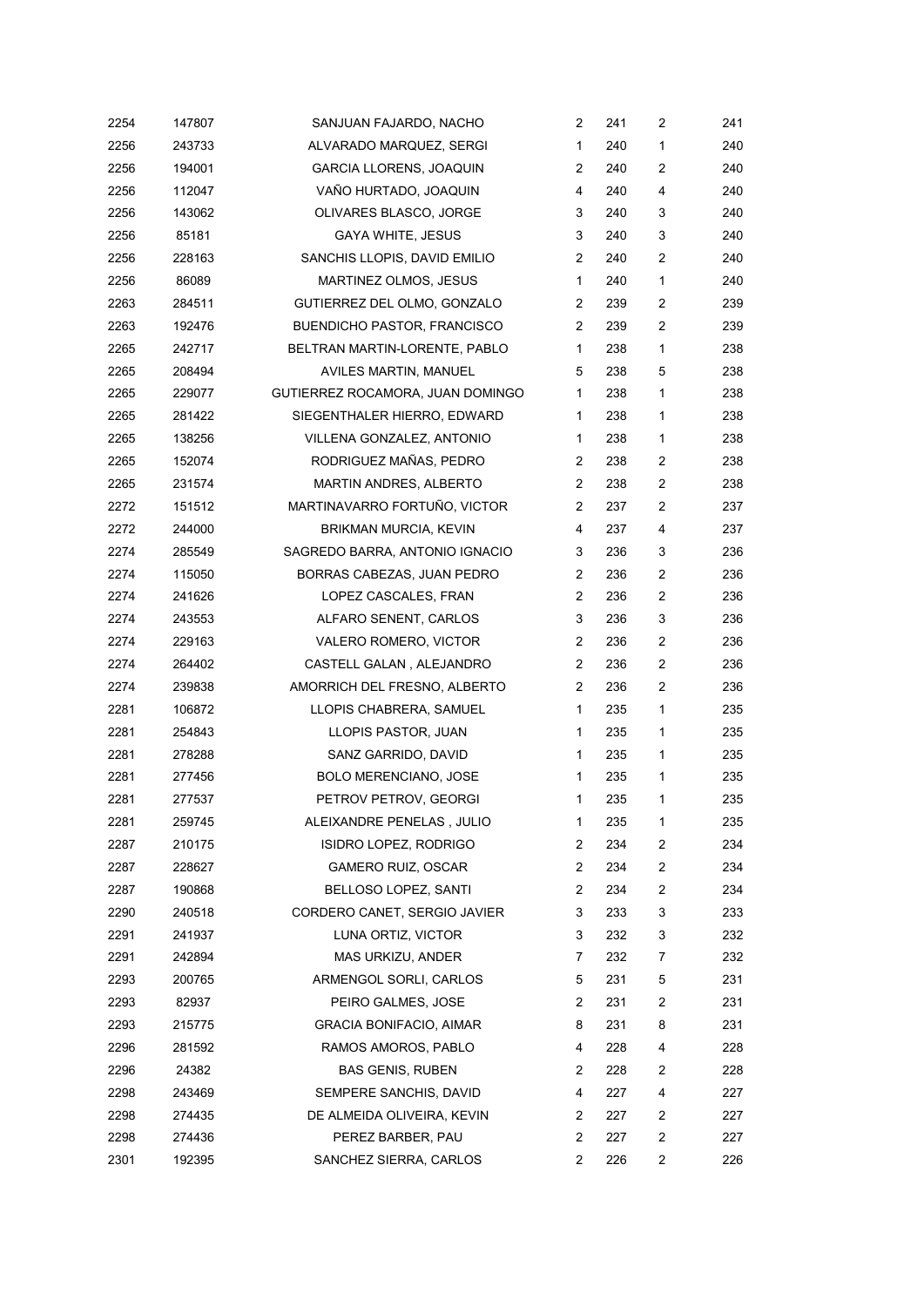| | | | | | | | |
|---|---|---|---|---|---|---|---|
| 2254 | 147807 | SANJUAN FAJARDO, NACHO | 2 | 241 | 2 | 241 |
| 2256 | 243733 | ALVARADO MARQUEZ, SERGI | 1 | 240 | 1 | 240 |
| 2256 | 194001 | GARCIA LLORENS, JOAQUIN | 2 | 240 | 2 | 240 |
| 2256 | 112047 | VAÑO HURTADO, JOAQUIN | 4 | 240 | 4 | 240 |
| 2256 | 143062 | OLIVARES BLASCO, JORGE | 3 | 240 | 3 | 240 |
| 2256 | 85181 | GAYA WHITE, JESUS | 3 | 240 | 3 | 240 |
| 2256 | 228163 | SANCHIS LLOPIS, DAVID EMILIO | 2 | 240 | 2 | 240 |
| 2256 | 86089 | MARTINEZ OLMOS, JESUS | 1 | 240 | 1 | 240 |
| 2263 | 284511 | GUTIERREZ DEL OLMO, GONZALO | 2 | 239 | 2 | 239 |
| 2263 | 192476 | BUENDICHO PASTOR, FRANCISCO | 2 | 239 | 2 | 239 |
| 2265 | 242717 | BELTRAN MARTIN-LORENTE, PABLO | 1 | 238 | 1 | 238 |
| 2265 | 208494 | AVILES MARTIN, MANUEL | 5 | 238 | 5 | 238 |
| 2265 | 229077 | GUTIERREZ ROCAMORA, JUAN DOMINGO | 1 | 238 | 1 | 238 |
| 2265 | 281422 | SIEGENTHALER HIERRO, EDWARD | 1 | 238 | 1 | 238 |
| 2265 | 138256 | VILLENA GONZALEZ, ANTONIO | 1 | 238 | 1 | 238 |
| 2265 | 152074 | RODRIGUEZ MAÑAS, PEDRO | 2 | 238 | 2 | 238 |
| 2265 | 231574 | MARTIN ANDRES, ALBERTO | 2 | 238 | 2 | 238 |
| 2272 | 151512 | MARTINAVARRO FORTUÑO, VICTOR | 2 | 237 | 2 | 237 |
| 2272 | 244000 | BRIKMAN MURCIA, KEVIN | 4 | 237 | 4 | 237 |
| 2274 | 285549 | SAGREDO BARRA, ANTONIO IGNACIO | 3 | 236 | 3 | 236 |
| 2274 | 115050 | BORRAS CABEZAS, JUAN PEDRO | 2 | 236 | 2 | 236 |
| 2274 | 241626 | LOPEZ CASCALES, FRAN | 2 | 236 | 2 | 236 |
| 2274 | 243553 | ALFARO SENENT, CARLOS | 3 | 236 | 3 | 236 |
| 2274 | 229163 | VALERO ROMERO, VICTOR | 2 | 236 | 2 | 236 |
| 2274 | 264402 | CASTELL GALAN , ALEJANDRO | 2 | 236 | 2 | 236 |
| 2274 | 239838 | AMORRICH DEL FRESNO, ALBERTO | 2 | 236 | 2 | 236 |
| 2281 | 106872 | LLOPIS CHABRERA, SAMUEL | 1 | 235 | 1 | 235 |
| 2281 | 254843 | LLOPIS PASTOR, JUAN | 1 | 235 | 1 | 235 |
| 2281 | 278288 | SANZ GARRIDO, DAVID | 1 | 235 | 1 | 235 |
| 2281 | 277456 | BOLO MERENCIANO, JOSE | 1 | 235 | 1 | 235 |
| 2281 | 277537 | PETROV PETROV, GEORGI | 1 | 235 | 1 | 235 |
| 2281 | 259745 | ALEIXANDRE PENELAS , JULIO | 1 | 235 | 1 | 235 |
| 2287 | 210175 | ISIDRO LOPEZ, RODRIGO | 2 | 234 | 2 | 234 |
| 2287 | 228627 | GAMERO RUIZ, OSCAR | 2 | 234 | 2 | 234 |
| 2287 | 190868 | BELLOSO LOPEZ, SANTI | 2 | 234 | 2 | 234 |
| 2290 | 240518 | CORDERO CANET, SERGIO JAVIER | 3 | 233 | 3 | 233 |
| 2291 | 241937 | LUNA ORTIZ, VICTOR | 3 | 232 | 3 | 232 |
| 2291 | 242894 | MAS URKIZU, ANDER | 7 | 232 | 7 | 232 |
| 2293 | 200765 | ARMENGOL SORLI, CARLOS | 5 | 231 | 5 | 231 |
| 2293 | 82937 | PEIRO GALMES, JOSE | 2 | 231 | 2 | 231 |
| 2293 | 215775 | GRACIA BONIFACIO, AIMAR | 8 | 231 | 8 | 231 |
| 2296 | 281592 | RAMOS AMOROS, PABLO | 4 | 228 | 4 | 228 |
| 2296 | 24382 | BAS GENIS, RUBEN | 2 | 228 | 2 | 228 |
| 2298 | 243469 | SEMPERE SANCHIS, DAVID | 4 | 227 | 4 | 227 |
| 2298 | 274435 | DE ALMEIDA OLIVEIRA, KEVIN | 2 | 227 | 2 | 227 |
| 2298 | 274436 | PEREZ BARBER, PAU | 2 | 227 | 2 | 227 |
| 2301 | 192395 | SANCHEZ SIERRA, CARLOS | 2 | 226 | 2 | 226 |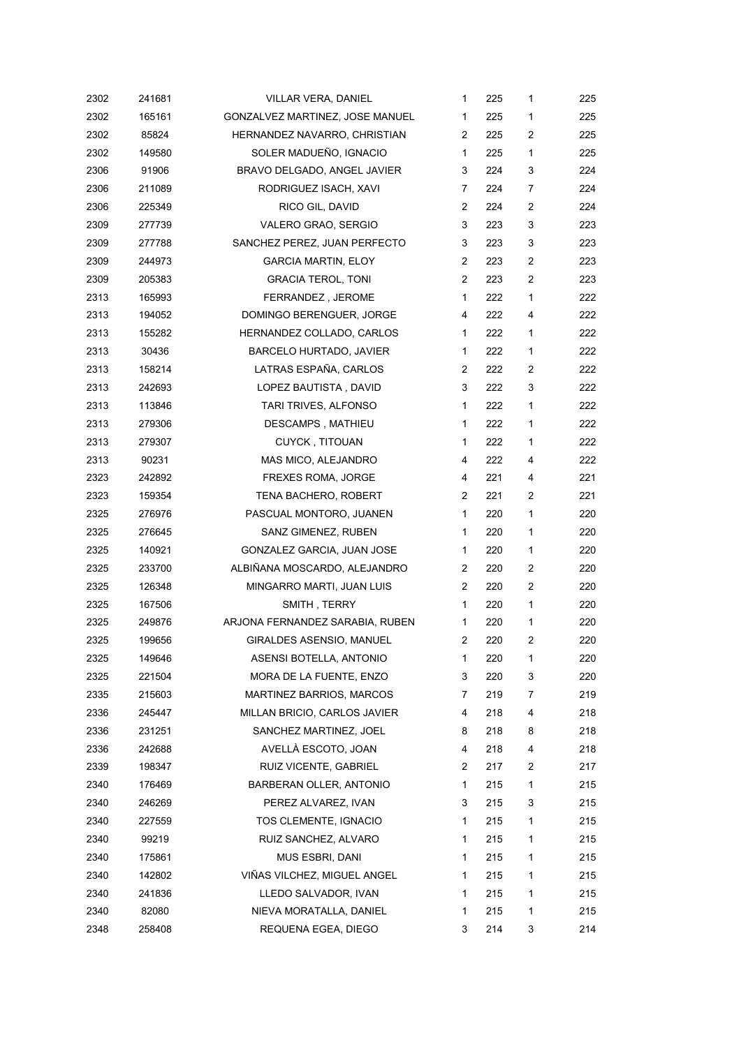| | | | | | | |
|---|---|---|---|---|---|---|
| 2302 | 241681 | VILLAR VERA, DANIEL | 1 | 225 | 1 | 225 |
| 2302 | 165161 | GONZALVEZ MARTINEZ, JOSE MANUEL | 1 | 225 | 1 | 225 |
| 2302 | 85824 | HERNANDEZ NAVARRO, CHRISTIAN | 2 | 225 | 2 | 225 |
| 2302 | 149580 | SOLER MADUEÑO, IGNACIO | 1 | 225 | 1 | 225 |
| 2306 | 91906 | BRAVO DELGADO, ANGEL JAVIER | 3 | 224 | 3 | 224 |
| 2306 | 211089 | RODRIGUEZ ISACH, XAVI | 7 | 224 | 7 | 224 |
| 2306 | 225349 | RICO GIL, DAVID | 2 | 224 | 2 | 224 |
| 2309 | 277739 | VALERO GRAO, SERGIO | 3 | 223 | 3 | 223 |
| 2309 | 277788 | SANCHEZ PEREZ, JUAN PERFECTO | 3 | 223 | 3 | 223 |
| 2309 | 244973 | GARCIA MARTIN, ELOY | 2 | 223 | 2 | 223 |
| 2309 | 205383 | GRACIA TEROL, TONI | 2 | 223 | 2 | 223 |
| 2313 | 165993 | FERRANDEZ , JEROME | 1 | 222 | 1 | 222 |
| 2313 | 194052 | DOMINGO BERENGUER, JORGE | 4 | 222 | 4 | 222 |
| 2313 | 155282 | HERNANDEZ COLLADO, CARLOS | 1 | 222 | 1 | 222 |
| 2313 | 30436 | BARCELO HURTADO, JAVIER | 1 | 222 | 1 | 222 |
| 2313 | 158214 | LATRAS ESPAÑA, CARLOS | 2 | 222 | 2 | 222 |
| 2313 | 242693 | LOPEZ BAUTISTA , DAVID | 3 | 222 | 3 | 222 |
| 2313 | 113846 | TARI TRIVES, ALFONSO | 1 | 222 | 1 | 222 |
| 2313 | 279306 | DESCAMPS , MATHIEU | 1 | 222 | 1 | 222 |
| 2313 | 279307 | CUYCK , TITOUAN | 1 | 222 | 1 | 222 |
| 2313 | 90231 | MAS MICO, ALEJANDRO | 4 | 222 | 4 | 222 |
| 2323 | 242892 | FREXES ROMA, JORGE | 4 | 221 | 4 | 221 |
| 2323 | 159354 | TENA BACHERO, ROBERT | 2 | 221 | 2 | 221 |
| 2325 | 276976 | PASCUAL MONTORO, JUANEN | 1 | 220 | 1 | 220 |
| 2325 | 276645 | SANZ GIMENEZ, RUBEN | 1 | 220 | 1 | 220 |
| 2325 | 140921 | GONZALEZ GARCIA, JUAN JOSE | 1 | 220 | 1 | 220 |
| 2325 | 233700 | ALBIÑANA MOSCARDO, ALEJANDRO | 2 | 220 | 2 | 220 |
| 2325 | 126348 | MINGARRO MARTI, JUAN LUIS | 2 | 220 | 2 | 220 |
| 2325 | 167506 | SMITH , TERRY | 1 | 220 | 1 | 220 |
| 2325 | 249876 | ARJONA FERNANDEZ SARABIA, RUBEN | 1 | 220 | 1 | 220 |
| 2325 | 199656 | GIRALDES ASENSIO, MANUEL | 2 | 220 | 2 | 220 |
| 2325 | 149646 | ASENSI BOTELLA, ANTONIO | 1 | 220 | 1 | 220 |
| 2325 | 221504 | MORA DE LA FUENTE, ENZO | 3 | 220 | 3 | 220 |
| 2335 | 215603 | MARTINEZ BARRIOS, MARCOS | 7 | 219 | 7 | 219 |
| 2336 | 245447 | MILLAN BRICIO, CARLOS JAVIER | 4 | 218 | 4 | 218 |
| 2336 | 231251 | SANCHEZ MARTINEZ, JOEL | 8 | 218 | 8 | 218 |
| 2336 | 242688 | AVELLÀ ESCOTO, JOAN | 4 | 218 | 4 | 218 |
| 2339 | 198347 | RUIZ VICENTE, GABRIEL | 2 | 217 | 2 | 217 |
| 2340 | 176469 | BARBERAN OLLER, ANTONIO | 1 | 215 | 1 | 215 |
| 2340 | 246269 | PEREZ ALVAREZ, IVAN | 3 | 215 | 3 | 215 |
| 2340 | 227559 | TOS CLEMENTE, IGNACIO | 1 | 215 | 1 | 215 |
| 2340 | 99219 | RUIZ SANCHEZ, ALVARO | 1 | 215 | 1 | 215 |
| 2340 | 175861 | MUS ESBRI, DANI | 1 | 215 | 1 | 215 |
| 2340 | 142802 | VIÑAS VILCHEZ, MIGUEL ANGEL | 1 | 215 | 1 | 215 |
| 2340 | 241836 | LLEDO SALVADOR, IVAN | 1 | 215 | 1 | 215 |
| 2340 | 82080 | NIEVA MORATALLA, DANIEL | 1 | 215 | 1 | 215 |
| 2348 | 258408 | REQUENA EGEA, DIEGO | 3 | 214 | 3 | 214 |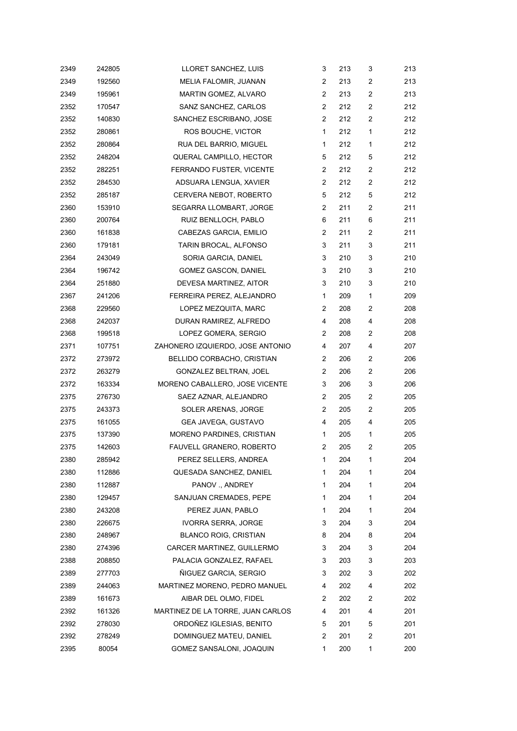| | | | | | | |
|---|---|---|---|---|---|---|
| 2349 | 242805 | LLORET SANCHEZ, LUIS | 3 | 213 | 3 | 213 |
| 2349 | 192560 | MELIA FALOMIR, JUANAN | 2 | 213 | 2 | 213 |
| 2349 | 195961 | MARTIN GOMEZ, ALVARO | 2 | 213 | 2 | 213 |
| 2352 | 170547 | SANZ SANCHEZ, CARLOS | 2 | 212 | 2 | 212 |
| 2352 | 140830 | SANCHEZ ESCRIBANO, JOSE | 2 | 212 | 2 | 212 |
| 2352 | 280861 | ROS BOUCHE, VICTOR | 1 | 212 | 1 | 212 |
| 2352 | 280864 | RUA DEL BARRIO, MIGUEL | 1 | 212 | 1 | 212 |
| 2352 | 248204 | QUERAL CAMPILLO, HECTOR | 5 | 212 | 5 | 212 |
| 2352 | 282251 | FERRANDO FUSTER, VICENTE | 2 | 212 | 2 | 212 |
| 2352 | 284530 | ADSUARA LENGUA, XAVIER | 2 | 212 | 2 | 212 |
| 2352 | 285187 | CERVERA NEBOT, ROBERTO | 5 | 212 | 5 | 212 |
| 2360 | 153910 | SEGARRA LLOMBART, JORGE | 2 | 211 | 2 | 211 |
| 2360 | 200764 | RUIZ BENLLOCH, PABLO | 6 | 211 | 6 | 211 |
| 2360 | 161838 | CABEZAS GARCIA, EMILIO | 2 | 211 | 2 | 211 |
| 2360 | 179181 | TARIN BROCAL, ALFONSO | 3 | 211 | 3 | 211 |
| 2364 | 243049 | SORIA GARCIA, DANIEL | 3 | 210 | 3 | 210 |
| 2364 | 196742 | GOMEZ GASCON, DANIEL | 3 | 210 | 3 | 210 |
| 2364 | 251880 | DEVESA MARTINEZ, AITOR | 3 | 210 | 3 | 210 |
| 2367 | 241206 | FERREIRA PEREZ, ALEJANDRO | 1 | 209 | 1 | 209 |
| 2368 | 229560 | LOPEZ MEZQUITA, MARC | 2 | 208 | 2 | 208 |
| 2368 | 242037 | DURAN RAMIREZ, ALFREDO | 4 | 208 | 4 | 208 |
| 2368 | 199518 | LOPEZ GOMERA, SERGIO | 2 | 208 | 2 | 208 |
| 2371 | 107751 | ZAHONERO IZQUIERDO, JOSE ANTONIO | 4 | 207 | 4 | 207 |
| 2372 | 273972 | BELLIDO CORBACHO, CRISTIAN | 2 | 206 | 2 | 206 |
| 2372 | 263279 | GONZALEZ BELTRAN, JOEL | 2 | 206 | 2 | 206 |
| 2372 | 163334 | MORENO CABALLERO, JOSE VICENTE | 3 | 206 | 3 | 206 |
| 2375 | 276730 | SAEZ AZNAR, ALEJANDRO | 2 | 205 | 2 | 205 |
| 2375 | 243373 | SOLER ARENAS, JORGE | 2 | 205 | 2 | 205 |
| 2375 | 161055 | GEA JAVEGA, GUSTAVO | 4 | 205 | 4 | 205 |
| 2375 | 137390 | MORENO PARDINES, CRISTIAN | 1 | 205 | 1 | 205 |
| 2375 | 142603 | FAUVELL GRANERO, ROBERTO | 2 | 205 | 2 | 205 |
| 2380 | 285942 | PEREZ SELLERS, ANDREA | 1 | 204 | 1 | 204 |
| 2380 | 112886 | QUESADA SANCHEZ, DANIEL | 1 | 204 | 1 | 204 |
| 2380 | 112887 | PANOV ., ANDREY | 1 | 204 | 1 | 204 |
| 2380 | 129457 | SANJUAN CREMADES, PEPE | 1 | 204 | 1 | 204 |
| 2380 | 243208 | PEREZ JUAN, PABLO | 1 | 204 | 1 | 204 |
| 2380 | 226675 | IVORRA SERRA, JORGE | 3 | 204 | 3 | 204 |
| 2380 | 248967 | BLANCO ROIG, CRISTIAN | 8 | 204 | 8 | 204 |
| 2380 | 274396 | CARCER MARTINEZ, GUILLERMO | 3 | 204 | 3 | 204 |
| 2388 | 208850 | PALACIA GONZALEZ, RAFAEL | 3 | 203 | 3 | 203 |
| 2389 | 277703 | ÑIGUEZ GARCIA, SERGIO | 3 | 202 | 3 | 202 |
| 2389 | 244063 | MARTINEZ MORENO, PEDRO MANUEL | 4 | 202 | 4 | 202 |
| 2389 | 161673 | AIBAR DEL OLMO, FIDEL | 2 | 202 | 2 | 202 |
| 2392 | 161326 | MARTINEZ DE LA TORRE, JUAN CARLOS | 4 | 201 | 4 | 201 |
| 2392 | 278030 | ORDOÑEZ IGLESIAS, BENITO | 5 | 201 | 5 | 201 |
| 2392 | 278249 | DOMINGUEZ MATEU, DANIEL | 2 | 201 | 2 | 201 |
| 2395 | 80054 | GOMEZ SANSALONI, JOAQUIN | 1 | 200 | 1 | 200 |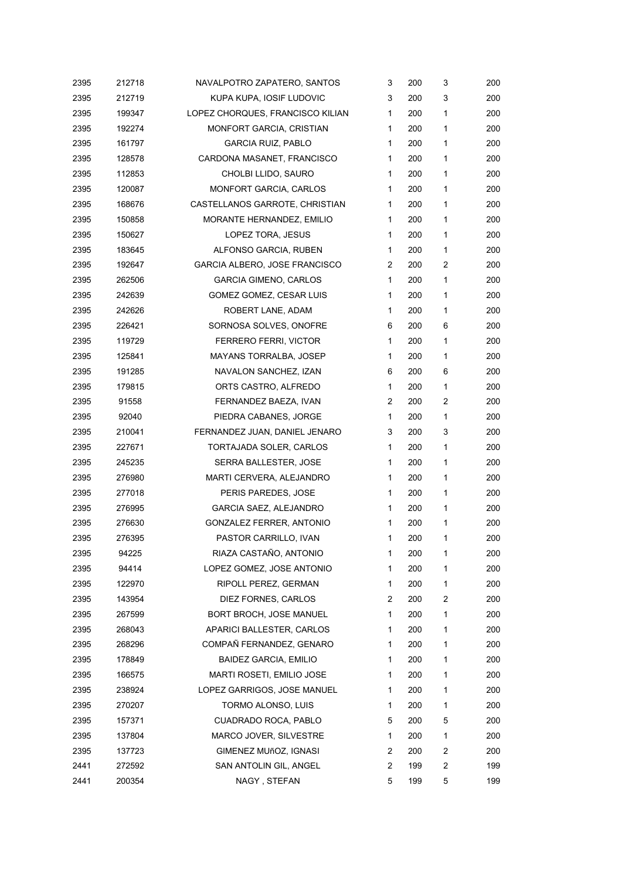| | | | | | | |
|---|---|---|---|---|---|---|
| 2395 | 212718 | NAVALPOTRO ZAPATERO, SANTOS | 3 | 200 | 3 | 200 |
| 2395 | 212719 | KUPA KUPA, IOSIF LUDOVIC | 3 | 200 | 3 | 200 |
| 2395 | 199347 | LOPEZ CHORQUES, FRANCISCO KILIAN | 1 | 200 | 1 | 200 |
| 2395 | 192274 | MONFORT GARCIA, CRISTIAN | 1 | 200 | 1 | 200 |
| 2395 | 161797 | GARCIA RUIZ, PABLO | 1 | 200 | 1 | 200 |
| 2395 | 128578 | CARDONA MASANET, FRANCISCO | 1 | 200 | 1 | 200 |
| 2395 | 112853 | CHOLBI LLIDO, SAURO | 1 | 200 | 1 | 200 |
| 2395 | 120087 | MONFORT GARCIA, CARLOS | 1 | 200 | 1 | 200 |
| 2395 | 168676 | CASTELLANOS GARROTE, CHRISTIAN | 1 | 200 | 1 | 200 |
| 2395 | 150858 | MORANTE HERNANDEZ, EMILIO | 1 | 200 | 1 | 200 |
| 2395 | 150627 | LOPEZ TORA, JESUS | 1 | 200 | 1 | 200 |
| 2395 | 183645 | ALFONSO GARCIA, RUBEN | 1 | 200 | 1 | 200 |
| 2395 | 192647 | GARCIA ALBERO, JOSE FRANCISCO | 2 | 200 | 2 | 200 |
| 2395 | 262506 | GARCIA GIMENO, CARLOS | 1 | 200 | 1 | 200 |
| 2395 | 242639 | GOMEZ GOMEZ, CESAR LUIS | 1 | 200 | 1 | 200 |
| 2395 | 242626 | ROBERT LANE, ADAM | 1 | 200 | 1 | 200 |
| 2395 | 226421 | SORNOSA SOLVES, ONOFRE | 6 | 200 | 6 | 200 |
| 2395 | 119729 | FERRERO FERRI, VICTOR | 1 | 200 | 1 | 200 |
| 2395 | 125841 | MAYANS TORRALBA, JOSEP | 1 | 200 | 1 | 200 |
| 2395 | 191285 | NAVALON SANCHEZ, IZAN | 6 | 200 | 6 | 200 |
| 2395 | 179815 | ORTS CASTRO, ALFREDO | 1 | 200 | 1 | 200 |
| 2395 | 91558 | FERNANDEZ BAEZA, IVAN | 2 | 200 | 2 | 200 |
| 2395 | 92040 | PIEDRA CABANES, JORGE | 1 | 200 | 1 | 200 |
| 2395 | 210041 | FERNANDEZ JUAN, DANIEL JENARO | 3 | 200 | 3 | 200 |
| 2395 | 227671 | TORTAJADA SOLER, CARLOS | 1 | 200 | 1 | 200 |
| 2395 | 245235 | SERRA BALLESTER, JOSE | 1 | 200 | 1 | 200 |
| 2395 | 276980 | MARTI CERVERA, ALEJANDRO | 1 | 200 | 1 | 200 |
| 2395 | 277018 | PERIS PAREDES, JOSE | 1 | 200 | 1 | 200 |
| 2395 | 276995 | GARCIA SAEZ, ALEJANDRO | 1 | 200 | 1 | 200 |
| 2395 | 276630 | GONZALEZ FERRER, ANTONIO | 1 | 200 | 1 | 200 |
| 2395 | 276395 | PASTOR CARRILLO, IVAN | 1 | 200 | 1 | 200 |
| 2395 | 94225 | RIAZA CASTAÑO, ANTONIO | 1 | 200 | 1 | 200 |
| 2395 | 94414 | LOPEZ GOMEZ, JOSE ANTONIO | 1 | 200 | 1 | 200 |
| 2395 | 122970 | RIPOLL PEREZ, GERMAN | 1 | 200 | 1 | 200 |
| 2395 | 143954 | DIEZ FORNES, CARLOS | 2 | 200 | 2 | 200 |
| 2395 | 267599 | BORT BROCH, JOSE MANUEL | 1 | 200 | 1 | 200 |
| 2395 | 268043 | APARICI BALLESTER, CARLOS | 1 | 200 | 1 | 200 |
| 2395 | 268296 | COMPAÑ FERNANDEZ, GENARO | 1 | 200 | 1 | 200 |
| 2395 | 178849 | BAIDEZ GARCIA, EMILIO | 1 | 200 | 1 | 200 |
| 2395 | 166575 | MARTI ROSETI, EMILIO JOSE | 1 | 200 | 1 | 200 |
| 2395 | 238924 | LOPEZ GARRIGOS, JOSE MANUEL | 1 | 200 | 1 | 200 |
| 2395 | 270207 | TORMO ALONSO, LUIS | 1 | 200 | 1 | 200 |
| 2395 | 157371 | CUADRADO ROCA, PABLO | 5 | 200 | 5 | 200 |
| 2395 | 137804 | MARCO JOVER, SILVESTRE | 1 | 200 | 1 | 200 |
| 2395 | 137723 | GIMENEZ MUñOZ, IGNASI | 2 | 200 | 2 | 200 |
| 2441 | 272592 | SAN ANTOLIN GIL, ANGEL | 2 | 199 | 2 | 199 |
| 2441 | 200354 | NAGY , STEFAN | 5 | 199 | 5 | 199 |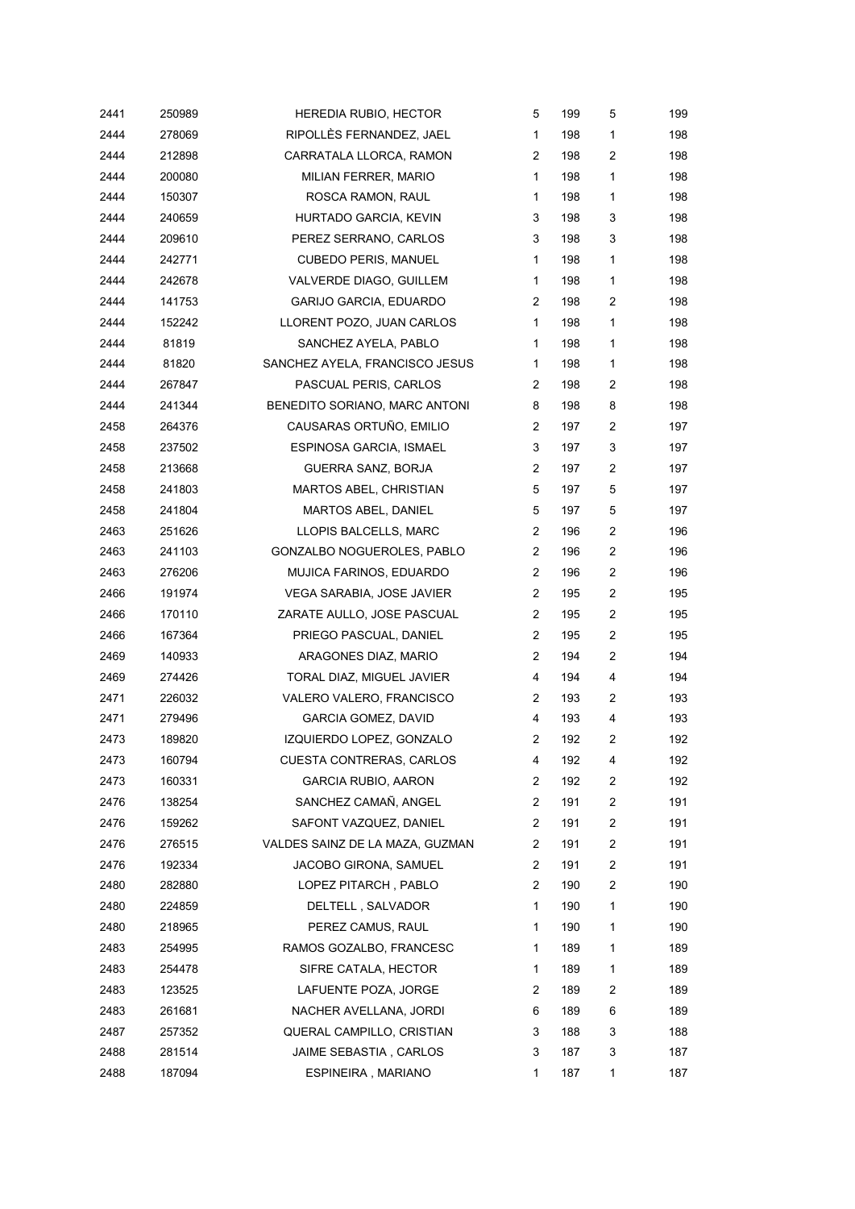| | | | | | | |
|---|---|---|---|---|---|---|
| 2441 | 250989 | HEREDIA RUBIO, HECTOR | 5 | 199 | 5 | 199 |
| 2444 | 278069 | RIPOLLÈS FERNANDEZ, JAEL | 1 | 198 | 1 | 198 |
| 2444 | 212898 | CARRATALA LLORCA, RAMON | 2 | 198 | 2 | 198 |
| 2444 | 200080 | MILIAN FERRER, MARIO | 1 | 198 | 1 | 198 |
| 2444 | 150307 | ROSCA RAMON, RAUL | 1 | 198 | 1 | 198 |
| 2444 | 240659 | HURTADO GARCIA, KEVIN | 3 | 198 | 3 | 198 |
| 2444 | 209610 | PEREZ SERRANO, CARLOS | 3 | 198 | 3 | 198 |
| 2444 | 242771 | CUBEDO PERIS, MANUEL | 1 | 198 | 1 | 198 |
| 2444 | 242678 | VALVERDE DIAGO, GUILLEM | 1 | 198 | 1 | 198 |
| 2444 | 141753 | GARIJO GARCIA, EDUARDO | 2 | 198 | 2 | 198 |
| 2444 | 152242 | LLORENT POZO, JUAN CARLOS | 1 | 198 | 1 | 198 |
| 2444 | 81819 | SANCHEZ AYELA, PABLO | 1 | 198 | 1 | 198 |
| 2444 | 81820 | SANCHEZ AYELA, FRANCISCO JESUS | 1 | 198 | 1 | 198 |
| 2444 | 267847 | PASCUAL PERIS, CARLOS | 2 | 198 | 2 | 198 |
| 2444 | 241344 | BENEDITO SORIANO, MARC ANTONI | 8 | 198 | 8 | 198 |
| 2458 | 264376 | CAUSARAS ORTUÑO, EMILIO | 2 | 197 | 2 | 197 |
| 2458 | 237502 | ESPINOSA GARCIA, ISMAEL | 3 | 197 | 3 | 197 |
| 2458 | 213668 | GUERRA SANZ, BORJA | 2 | 197 | 2 | 197 |
| 2458 | 241803 | MARTOS ABEL, CHRISTIAN | 5 | 197 | 5 | 197 |
| 2458 | 241804 | MARTOS ABEL, DANIEL | 5 | 197 | 5 | 197 |
| 2463 | 251626 | LLOPIS BALCELLS, MARC | 2 | 196 | 2 | 196 |
| 2463 | 241103 | GONZALBO NOGUEROLES, PABLO | 2 | 196 | 2 | 196 |
| 2463 | 276206 | MUJICA FARINOS, EDUARDO | 2 | 196 | 2 | 196 |
| 2466 | 191974 | VEGA SARABIA, JOSE JAVIER | 2 | 195 | 2 | 195 |
| 2466 | 170110 | ZARATE AULLO, JOSE PASCUAL | 2 | 195 | 2 | 195 |
| 2466 | 167364 | PRIEGO PASCUAL, DANIEL | 2 | 195 | 2 | 195 |
| 2469 | 140933 | ARAGONES DIAZ, MARIO | 2 | 194 | 2 | 194 |
| 2469 | 274426 | TORAL DIAZ, MIGUEL JAVIER | 4 | 194 | 4 | 194 |
| 2471 | 226032 | VALERO VALERO, FRANCISCO | 2 | 193 | 2 | 193 |
| 2471 | 279496 | GARCIA GOMEZ, DAVID | 4 | 193 | 4 | 193 |
| 2473 | 189820 | IZQUIERDO LOPEZ, GONZALO | 2 | 192 | 2 | 192 |
| 2473 | 160794 | CUESTA CONTRERAS, CARLOS | 4 | 192 | 4 | 192 |
| 2473 | 160331 | GARCIA RUBIO, AARON | 2 | 192 | 2 | 192 |
| 2476 | 138254 | SANCHEZ CAMAÑ, ANGEL | 2 | 191 | 2 | 191 |
| 2476 | 159262 | SAFONT VAZQUEZ, DANIEL | 2 | 191 | 2 | 191 |
| 2476 | 276515 | VALDES SAINZ DE LA MAZA, GUZMAN | 2 | 191 | 2 | 191 |
| 2476 | 192334 | JACOBO GIRONA, SAMUEL | 2 | 191 | 2 | 191 |
| 2480 | 282880 | LOPEZ PITARCH , PABLO | 2 | 190 | 2 | 190 |
| 2480 | 224859 | DELTELL , SALVADOR | 1 | 190 | 1 | 190 |
| 2480 | 218965 | PEREZ CAMUS, RAUL | 1 | 190 | 1 | 190 |
| 2483 | 254995 | RAMOS GOZALBO, FRANCESC | 1 | 189 | 1 | 189 |
| 2483 | 254478 | SIFRE CATALA, HECTOR | 1 | 189 | 1 | 189 |
| 2483 | 123525 | LAFUENTE POZA, JORGE | 2 | 189 | 2 | 189 |
| 2483 | 261681 | NACHER AVELLANA, JORDI | 6 | 189 | 6 | 189 |
| 2487 | 257352 | QUERAL CAMPILLO, CRISTIAN | 3 | 188 | 3 | 188 |
| 2488 | 281514 | JAIME SEBASTIA , CARLOS | 3 | 187 | 3 | 187 |
| 2488 | 187094 | ESPINEIRA , MARIANO | 1 | 187 | 1 | 187 |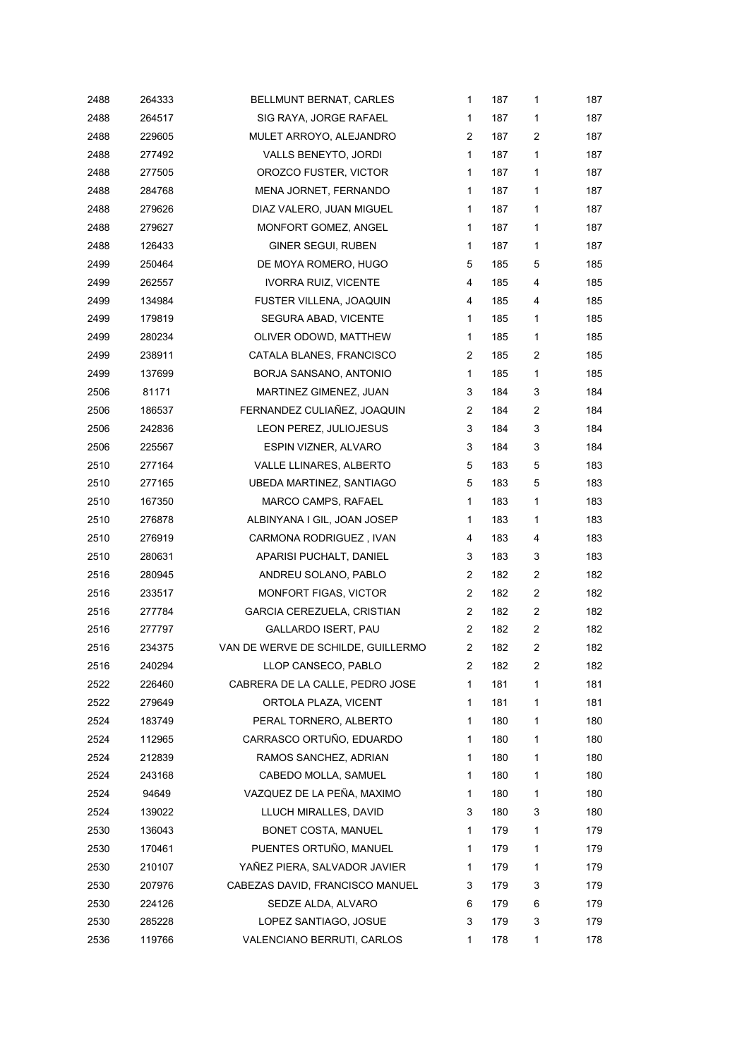| | | | | | | |
|---|---|---|---|---|---|---|
| 2488 | 264333 | BELLMUNT BERNAT, CARLES | 1 | 187 | 1 | 187 |
| 2488 | 264517 | SIG RAYA, JORGE RAFAEL | 1 | 187 | 1 | 187 |
| 2488 | 229605 | MULET ARROYO, ALEJANDRO | 2 | 187 | 2 | 187 |
| 2488 | 277492 | VALLS BENEYTO, JORDI | 1 | 187 | 1 | 187 |
| 2488 | 277505 | OROZCO FUSTER, VICTOR | 1 | 187 | 1 | 187 |
| 2488 | 284768 | MENA JORNET, FERNANDO | 1 | 187 | 1 | 187 |
| 2488 | 279626 | DIAZ VALERO, JUAN MIGUEL | 1 | 187 | 1 | 187 |
| 2488 | 279627 | MONFORT GOMEZ, ANGEL | 1 | 187 | 1 | 187 |
| 2488 | 126433 | GINER SEGUI, RUBEN | 1 | 187 | 1 | 187 |
| 2499 | 250464 | DE MOYA ROMERO, HUGO | 5 | 185 | 5 | 185 |
| 2499 | 262557 | IVORRA RUIZ, VICENTE | 4 | 185 | 4 | 185 |
| 2499 | 134984 | FUSTER VILLENA, JOAQUIN | 4 | 185 | 4 | 185 |
| 2499 | 179819 | SEGURA ABAD, VICENTE | 1 | 185 | 1 | 185 |
| 2499 | 280234 | OLIVER ODOWD, MATTHEW | 1 | 185 | 1 | 185 |
| 2499 | 238911 | CATALA BLANES, FRANCISCO | 2 | 185 | 2 | 185 |
| 2499 | 137699 | BORJA SANSANO, ANTONIO | 1 | 185 | 1 | 185 |
| 2506 | 81171 | MARTINEZ GIMENEZ, JUAN | 3 | 184 | 3 | 184 |
| 2506 | 186537 | FERNANDEZ CULIAÑEZ, JOAQUIN | 2 | 184 | 2 | 184 |
| 2506 | 242836 | LEON PEREZ, JULIOJESUS | 3 | 184 | 3 | 184 |
| 2506 | 225567 | ESPIN VIZNER, ALVARO | 3 | 184 | 3 | 184 |
| 2510 | 277164 | VALLE LLINARES, ALBERTO | 5 | 183 | 5 | 183 |
| 2510 | 277165 | UBEDA MARTINEZ, SANTIAGO | 5 | 183 | 5 | 183 |
| 2510 | 167350 | MARCO CAMPS, RAFAEL | 1 | 183 | 1 | 183 |
| 2510 | 276878 | ALBINYANA I GIL, JOAN JOSEP | 1 | 183 | 1 | 183 |
| 2510 | 276919 | CARMONA RODRIGUEZ , IVAN | 4 | 183 | 4 | 183 |
| 2510 | 280631 | APARISI PUCHALT, DANIEL | 3 | 183 | 3 | 183 |
| 2516 | 280945 | ANDREU SOLANO, PABLO | 2 | 182 | 2 | 182 |
| 2516 | 233517 | MONFORT FIGAS, VICTOR | 2 | 182 | 2 | 182 |
| 2516 | 277784 | GARCIA CEREZUELA, CRISTIAN | 2 | 182 | 2 | 182 |
| 2516 | 277797 | GALLARDO ISERT, PAU | 2 | 182 | 2 | 182 |
| 2516 | 234375 | VAN DE WERVE DE SCHILDE, GUILLERMO | 2 | 182 | 2 | 182 |
| 2516 | 240294 | LLOP CANSECO, PABLO | 2 | 182 | 2 | 182 |
| 2522 | 226460 | CABRERA DE LA CALLE, PEDRO JOSE | 1 | 181 | 1 | 181 |
| 2522 | 279649 | ORTOLA PLAZA, VICENT | 1 | 181 | 1 | 181 |
| 2524 | 183749 | PERAL TORNERO, ALBERTO | 1 | 180 | 1 | 180 |
| 2524 | 112965 | CARRASCO ORTUÑO, EDUARDO | 1 | 180 | 1 | 180 |
| 2524 | 212839 | RAMOS SANCHEZ, ADRIAN | 1 | 180 | 1 | 180 |
| 2524 | 243168 | CABEDO MOLLA, SAMUEL | 1 | 180 | 1 | 180 |
| 2524 | 94649 | VAZQUEZ DE LA PEÑA, MAXIMO | 1 | 180 | 1 | 180 |
| 2524 | 139022 | LLUCH MIRALLES, DAVID | 3 | 180 | 3 | 180 |
| 2530 | 136043 | BONET COSTA, MANUEL | 1 | 179 | 1 | 179 |
| 2530 | 170461 | PUENTES ORTUÑO, MANUEL | 1 | 179 | 1 | 179 |
| 2530 | 210107 | YAÑEZ PIERA, SALVADOR JAVIER | 1 | 179 | 1 | 179 |
| 2530 | 207976 | CABEZAS DAVID, FRANCISCO MANUEL | 3 | 179 | 3 | 179 |
| 2530 | 224126 | SEDZE ALDA, ALVARO | 6 | 179 | 6 | 179 |
| 2530 | 285228 | LOPEZ SANTIAGO, JOSUE | 3 | 179 | 3 | 179 |
| 2536 | 119766 | VALENCIANO BERRUTI, CARLOS | 1 | 178 | 1 | 178 |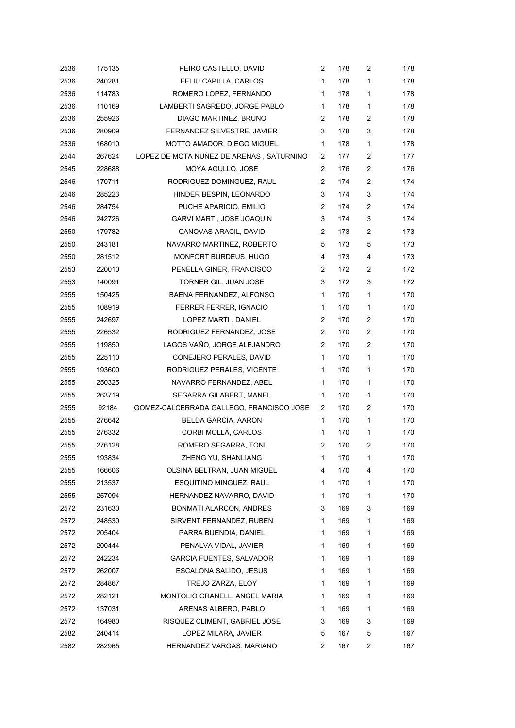| | | | | | | |
|---|---|---|---|---|---|---|
| 2536 | 175135 | PEIRO CASTELLO, DAVID | 2 | 178 | 2 | 178 |
| 2536 | 240281 | FELIU CAPILLA, CARLOS | 1 | 178 | 1 | 178 |
| 2536 | 114783 | ROMERO LOPEZ, FERNANDO | 1 | 178 | 1 | 178 |
| 2536 | 110169 | LAMBERTI SAGREDO, JORGE PABLO | 1 | 178 | 1 | 178 |
| 2536 | 255926 | DIAGO MARTINEZ, BRUNO | 2 | 178 | 2 | 178 |
| 2536 | 280909 | FERNANDEZ SILVESTRE, JAVIER | 3 | 178 | 3 | 178 |
| 2536 | 168010 | MOTTO AMADOR, DIEGO MIGUEL | 1 | 178 | 1 | 178 |
| 2544 | 267624 | LOPEZ DE MOTA NUÑEZ DE ARENAS , SATURNINO | 2 | 177 | 2 | 177 |
| 2545 | 228688 | MOYA AGULLO, JOSE | 2 | 176 | 2 | 176 |
| 2546 | 170711 | RODRIGUEZ DOMINGUEZ, RAUL | 2 | 174 | 2 | 174 |
| 2546 | 285223 | HINDER BESPIN, LEONARDO | 3 | 174 | 3 | 174 |
| 2546 | 284754 | PUCHE APARICIO, EMILIO | 2 | 174 | 2 | 174 |
| 2546 | 242726 | GARVI MARTI, JOSE JOAQUIN | 3 | 174 | 3 | 174 |
| 2550 | 179782 | CANOVAS ARACIL, DAVID | 2 | 173 | 2 | 173 |
| 2550 | 243181 | NAVARRO MARTINEZ, ROBERTO | 5 | 173 | 5 | 173 |
| 2550 | 281512 | MONFORT BURDEUS, HUGO | 4 | 173 | 4 | 173 |
| 2553 | 220010 | PENELLA GINER, FRANCISCO | 2 | 172 | 2 | 172 |
| 2553 | 140091 | TORNER GIL, JUAN JOSE | 3 | 172 | 3 | 172 |
| 2555 | 150425 | BAENA FERNANDEZ, ALFONSO | 1 | 170 | 1 | 170 |
| 2555 | 108919 | FERRER FERRER, IGNACIO | 1 | 170 | 1 | 170 |
| 2555 | 242697 | LOPEZ MARTI , DANIEL | 2 | 170 | 2 | 170 |
| 2555 | 226532 | RODRIGUEZ FERNANDEZ, JOSE | 2 | 170 | 2 | 170 |
| 2555 | 119850 | LAGOS VAÑO, JORGE ALEJANDRO | 2 | 170 | 2 | 170 |
| 2555 | 225110 | CONEJERO PERALES, DAVID | 1 | 170 | 1 | 170 |
| 2555 | 193600 | RODRIGUEZ PERALES, VICENTE | 1 | 170 | 1 | 170 |
| 2555 | 250325 | NAVARRO FERNANDEZ, ABEL | 1 | 170 | 1 | 170 |
| 2555 | 263719 | SEGARRA GILABERT, MANEL | 1 | 170 | 1 | 170 |
| 2555 | 92184 | GOMEZ-CALCERRADA GALLEGO, FRANCISCO JOSE | 2 | 170 | 2 | 170 |
| 2555 | 276642 | BELDA GARCIA, AARON | 1 | 170 | 1 | 170 |
| 2555 | 276332 | CORBI MOLLA, CARLOS | 1 | 170 | 1 | 170 |
| 2555 | 276128 | ROMERO SEGARRA, TONI | 2 | 170 | 2 | 170 |
| 2555 | 193834 | ZHENG YU, SHANLIANG | 1 | 170 | 1 | 170 |
| 2555 | 166606 | OLSINA BELTRAN, JUAN MIGUEL | 4 | 170 | 4 | 170 |
| 2555 | 213537 | ESQUITINO MINGUEZ, RAUL | 1 | 170 | 1 | 170 |
| 2555 | 257094 | HERNANDEZ NAVARRO, DAVID | 1 | 170 | 1 | 170 |
| 2572 | 231630 | BONMATI ALARCON, ANDRES | 3 | 169 | 3 | 169 |
| 2572 | 248530 | SIRVENT FERNANDEZ, RUBEN | 1 | 169 | 1 | 169 |
| 2572 | 205404 | PARRA BUENDIA, DANIEL | 1 | 169 | 1 | 169 |
| 2572 | 200444 | PENALVA VIDAL, JAVIER | 1 | 169 | 1 | 169 |
| 2572 | 242234 | GARCIA FUENTES, SALVADOR | 1 | 169 | 1 | 169 |
| 2572 | 262007 | ESCALONA SALIDO, JESUS | 1 | 169 | 1 | 169 |
| 2572 | 284867 | TREJO ZARZA, ELOY | 1 | 169 | 1 | 169 |
| 2572 | 282121 | MONTOLIO GRANELL, ANGEL MARIA | 1 | 169 | 1 | 169 |
| 2572 | 137031 | ARENAS ALBERO, PABLO | 1 | 169 | 1 | 169 |
| 2572 | 164980 | RISQUEZ CLIMENT, GABRIEL JOSE | 3 | 169 | 3 | 169 |
| 2582 | 240414 | LOPEZ MILARA, JAVIER | 5 | 167 | 5 | 167 |
| 2582 | 282965 | HERNANDEZ VARGAS, MARIANO | 2 | 167 | 2 | 167 |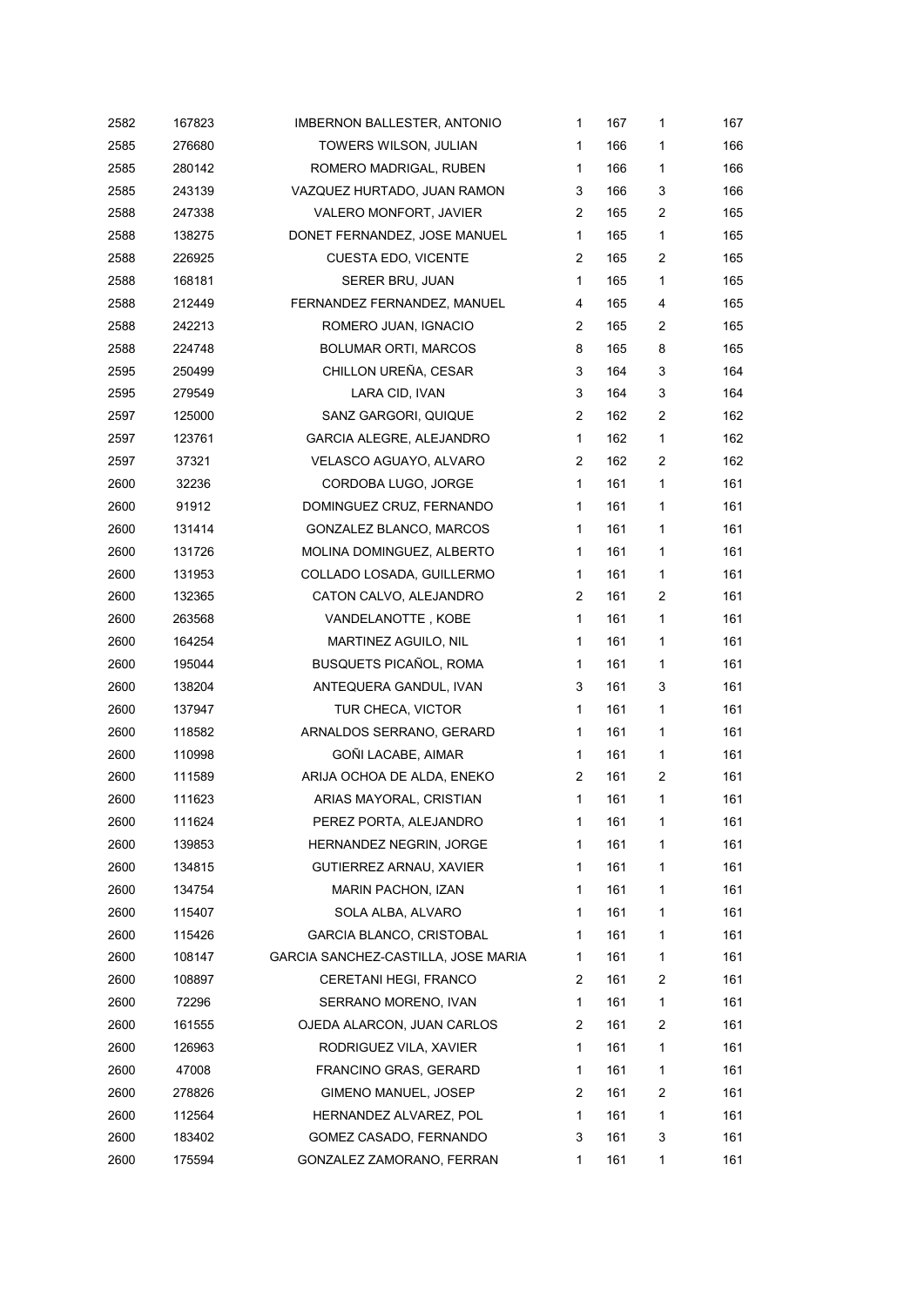| | | | | | | |
|---|---|---|---|---|---|---|
| 2582 | 167823 | IMBERNON BALLESTER, ANTONIO | 1 | 167 | 1 | 167 |
| 2585 | 276680 | TOWERS WILSON, JULIAN | 1 | 166 | 1 | 166 |
| 2585 | 280142 | ROMERO MADRIGAL, RUBEN | 1 | 166 | 1 | 166 |
| 2585 | 243139 | VAZQUEZ HURTADO, JUAN RAMON | 3 | 166 | 3 | 166 |
| 2588 | 247338 | VALERO MONFORT, JAVIER | 2 | 165 | 2 | 165 |
| 2588 | 138275 | DONET FERNANDEZ, JOSE MANUEL | 1 | 165 | 1 | 165 |
| 2588 | 226925 | CUESTA EDO, VICENTE | 2 | 165 | 2 | 165 |
| 2588 | 168181 | SERER BRU, JUAN | 1 | 165 | 1 | 165 |
| 2588 | 212449 | FERNANDEZ FERNANDEZ, MANUEL | 4 | 165 | 4 | 165 |
| 2588 | 242213 | ROMERO JUAN, IGNACIO | 2 | 165 | 2 | 165 |
| 2588 | 224748 | BOLUMAR ORTI, MARCOS | 8 | 165 | 8 | 165 |
| 2595 | 250499 | CHILLON UREÑA, CESAR | 3 | 164 | 3 | 164 |
| 2595 | 279549 | LARA CID, IVAN | 3 | 164 | 3 | 164 |
| 2597 | 125000 | SANZ GARGORI, QUIQUE | 2 | 162 | 2 | 162 |
| 2597 | 123761 | GARCIA ALEGRE, ALEJANDRO | 1 | 162 | 1 | 162 |
| 2597 | 37321 | VELASCO AGUAYO, ALVARO | 2 | 162 | 2 | 162 |
| 2600 | 32236 | CORDOBA LUGO, JORGE | 1 | 161 | 1 | 161 |
| 2600 | 91912 | DOMINGUEZ CRUZ, FERNANDO | 1 | 161 | 1 | 161 |
| 2600 | 131414 | GONZALEZ BLANCO, MARCOS | 1 | 161 | 1 | 161 |
| 2600 | 131726 | MOLINA DOMINGUEZ, ALBERTO | 1 | 161 | 1 | 161 |
| 2600 | 131953 | COLLADO LOSADA, GUILLERMO | 1 | 161 | 1 | 161 |
| 2600 | 132365 | CATON CALVO, ALEJANDRO | 2 | 161 | 2 | 161 |
| 2600 | 263568 | VANDELANOTTE , KOBE | 1 | 161 | 1 | 161 |
| 2600 | 164254 | MARTINEZ AGUILO, NIL | 1 | 161 | 1 | 161 |
| 2600 | 195044 | BUSQUETS PICAÑOL, ROMA | 1 | 161 | 1 | 161 |
| 2600 | 138204 | ANTEQUERA GANDUL, IVAN | 3 | 161 | 3 | 161 |
| 2600 | 137947 | TUR CHECA, VICTOR | 1 | 161 | 1 | 161 |
| 2600 | 118582 | ARNALDOS SERRANO, GERARD | 1 | 161 | 1 | 161 |
| 2600 | 110998 | GOÑI LACABE, AIMAR | 1 | 161 | 1 | 161 |
| 2600 | 111589 | ARIJA OCHOA DE ALDA, ENEKO | 2 | 161 | 2 | 161 |
| 2600 | 111623 | ARIAS MAYORAL, CRISTIAN | 1 | 161 | 1 | 161 |
| 2600 | 111624 | PEREZ PORTA, ALEJANDRO | 1 | 161 | 1 | 161 |
| 2600 | 139853 | HERNANDEZ NEGRIN, JORGE | 1 | 161 | 1 | 161 |
| 2600 | 134815 | GUTIERREZ ARNAU, XAVIER | 1 | 161 | 1 | 161 |
| 2600 | 134754 | MARIN PACHON, IZAN | 1 | 161 | 1 | 161 |
| 2600 | 115407 | SOLA ALBA, ALVARO | 1 | 161 | 1 | 161 |
| 2600 | 115426 | GARCIA BLANCO, CRISTOBAL | 1 | 161 | 1 | 161 |
| 2600 | 108147 | GARCIA SANCHEZ-CASTILLA, JOSE MARIA | 1 | 161 | 1 | 161 |
| 2600 | 108897 | CERETANI HEGI, FRANCO | 2 | 161 | 2 | 161 |
| 2600 | 72296 | SERRANO MORENO, IVAN | 1 | 161 | 1 | 161 |
| 2600 | 161555 | OJEDA ALARCON, JUAN CARLOS | 2 | 161 | 2 | 161 |
| 2600 | 126963 | RODRIGUEZ VILA, XAVIER | 1 | 161 | 1 | 161 |
| 2600 | 47008 | FRANCINO GRAS, GERARD | 1 | 161 | 1 | 161 |
| 2600 | 278826 | GIMENO MANUEL, JOSEP | 2 | 161 | 2 | 161 |
| 2600 | 112564 | HERNANDEZ ALVAREZ, POL | 1 | 161 | 1 | 161 |
| 2600 | 183402 | GOMEZ CASADO, FERNANDO | 3 | 161 | 3 | 161 |
| 2600 | 175594 | GONZALEZ ZAMORANO, FERRAN | 1 | 161 | 1 | 161 |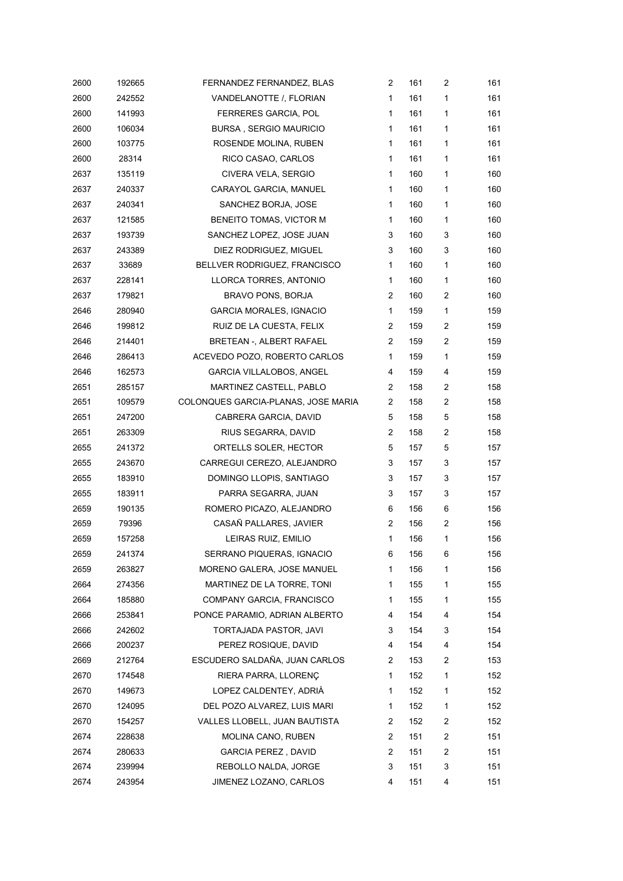| | | | | | | |
|---|---|---|---|---|---|---|
| 2600 | 192665 | FERNANDEZ FERNANDEZ, BLAS | 2 | 161 | 2 | 161 |
| 2600 | 242552 | VANDELANOTTE /, FLORIAN | 1 | 161 | 1 | 161 |
| 2600 | 141993 | FERRERES GARCIA, POL | 1 | 161 | 1 | 161 |
| 2600 | 106034 | BURSA , SERGIO MAURICIO | 1 | 161 | 1 | 161 |
| 2600 | 103775 | ROSENDE MOLINA, RUBEN | 1 | 161 | 1 | 161 |
| 2600 | 28314 | RICO CASAO, CARLOS | 1 | 161 | 1 | 161 |
| 2637 | 135119 | CIVERA VELA, SERGIO | 1 | 160 | 1 | 160 |
| 2637 | 240337 | CARAYOL GARCIA, MANUEL | 1 | 160 | 1 | 160 |
| 2637 | 240341 | SANCHEZ BORJA, JOSE | 1 | 160 | 1 | 160 |
| 2637 | 121585 | BENEITO TOMAS, VICTOR M | 1 | 160 | 1 | 160 |
| 2637 | 193739 | SANCHEZ LOPEZ, JOSE JUAN | 3 | 160 | 3 | 160 |
| 2637 | 243389 | DIEZ RODRIGUEZ, MIGUEL | 3 | 160 | 3 | 160 |
| 2637 | 33689 | BELLVER RODRIGUEZ, FRANCISCO | 1 | 160 | 1 | 160 |
| 2637 | 228141 | LLORCA TORRES, ANTONIO | 1 | 160 | 1 | 160 |
| 2637 | 179821 | BRAVO PONS, BORJA | 2 | 160 | 2 | 160 |
| 2646 | 280940 | GARCIA MORALES, IGNACIO | 1 | 159 | 1 | 159 |
| 2646 | 199812 | RUIZ DE LA CUESTA, FELIX | 2 | 159 | 2 | 159 |
| 2646 | 214401 | BRETEAN -, ALBERT RAFAEL | 2 | 159 | 2 | 159 |
| 2646 | 286413 | ACEVEDO POZO, ROBERTO CARLOS | 1 | 159 | 1 | 159 |
| 2646 | 162573 | GARCIA VILLALOBOS, ANGEL | 4 | 159 | 4 | 159 |
| 2651 | 285157 | MARTINEZ CASTELL, PABLO | 2 | 158 | 2 | 158 |
| 2651 | 109579 | COLONQUES GARCIA-PLANAS, JOSE MARIA | 2 | 158 | 2 | 158 |
| 2651 | 247200 | CABRERA GARCIA, DAVID | 5 | 158 | 5 | 158 |
| 2651 | 263309 | RIUS SEGARRA, DAVID | 2 | 158 | 2 | 158 |
| 2655 | 241372 | ORTELLS SOLER, HECTOR | 5 | 157 | 5 | 157 |
| 2655 | 243670 | CARREGUI CEREZO, ALEJANDRO | 3 | 157 | 3 | 157 |
| 2655 | 183910 | DOMINGO LLOPIS, SANTIAGO | 3 | 157 | 3 | 157 |
| 2655 | 183911 | PARRA SEGARRA, JUAN | 3 | 157 | 3 | 157 |
| 2659 | 190135 | ROMERO PICAZO, ALEJANDRO | 6 | 156 | 6 | 156 |
| 2659 | 79396 | CASAÑ PALLARES, JAVIER | 2 | 156 | 2 | 156 |
| 2659 | 157258 | LEIRAS RUIZ, EMILIO | 1 | 156 | 1 | 156 |
| 2659 | 241374 | SERRANO PIQUERAS, IGNACIO | 6 | 156 | 6 | 156 |
| 2659 | 263827 | MORENO GALERA, JOSE MANUEL | 1 | 156 | 1 | 156 |
| 2664 | 274356 | MARTINEZ DE LA TORRE, TONI | 1 | 155 | 1 | 155 |
| 2664 | 185880 | COMPANY GARCIA, FRANCISCO | 1 | 155 | 1 | 155 |
| 2666 | 253841 | PONCE PARAMIO, ADRIAN ALBERTO | 4 | 154 | 4 | 154 |
| 2666 | 242602 | TORTAJADA PASTOR, JAVI | 3 | 154 | 3 | 154 |
| 2666 | 200237 | PEREZ ROSIQUE, DAVID | 4 | 154 | 4 | 154 |
| 2669 | 212764 | ESCUDERO SALDAÑA, JUAN CARLOS | 2 | 153 | 2 | 153 |
| 2670 | 174548 | RIERA PARRA, LLORENÇ | 1 | 152 | 1 | 152 |
| 2670 | 149673 | LOPEZ CALDENTEY, ADRIÀ | 1 | 152 | 1 | 152 |
| 2670 | 124095 | DEL POZO ALVAREZ, LUIS MARI | 1 | 152 | 1 | 152 |
| 2670 | 154257 | VALLES LLOBELL, JUAN BAUTISTA | 2 | 152 | 2 | 152 |
| 2674 | 228638 | MOLINA CANO, RUBEN | 2 | 151 | 2 | 151 |
| 2674 | 280633 | GARCIA PEREZ , DAVID | 2 | 151 | 2 | 151 |
| 2674 | 239994 | REBOLLO NALDA, JORGE | 3 | 151 | 3 | 151 |
| 2674 | 243954 | JIMENEZ LOZANO, CARLOS | 4 | 151 | 4 | 151 |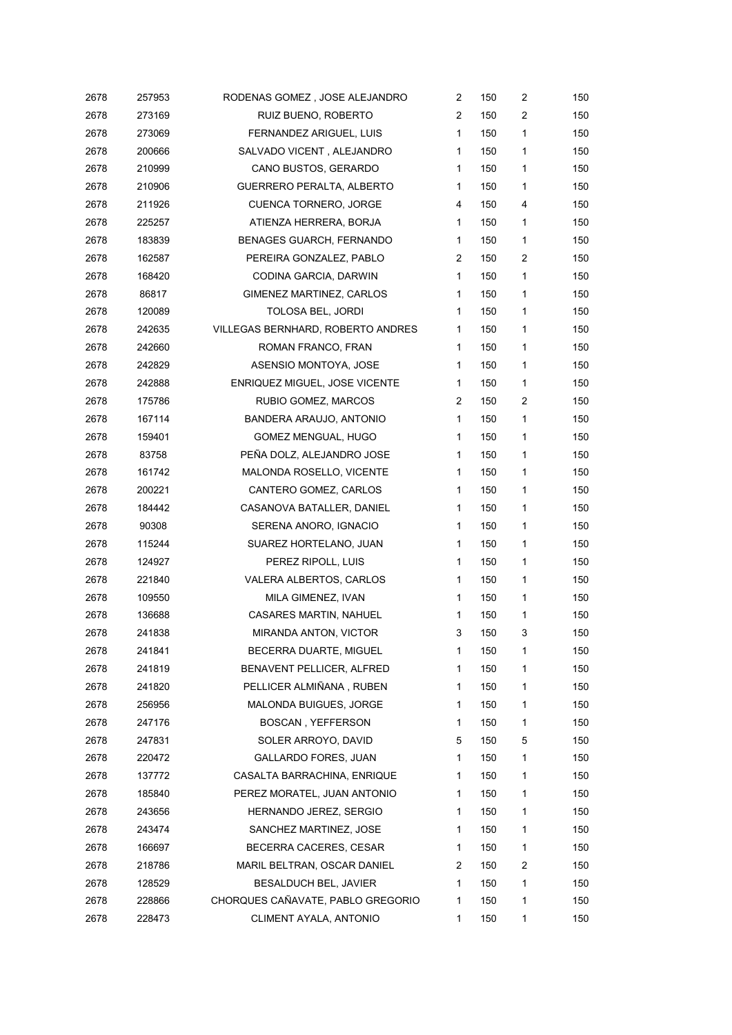| | | | | | | |
|---|---|---|---|---|---|---|
| 2678 | 257953 | RODENAS GOMEZ , JOSE ALEJANDRO | 2 | 150 | 2 | 150 |
| 2678 | 273169 | RUIZ BUENO, ROBERTO | 2 | 150 | 2 | 150 |
| 2678 | 273069 | FERNANDEZ ARIGUEL, LUIS | 1 | 150 | 1 | 150 |
| 2678 | 200666 | SALVADO VICENT , ALEJANDRO | 1 | 150 | 1 | 150 |
| 2678 | 210999 | CANO BUSTOS, GERARDO | 1 | 150 | 1 | 150 |
| 2678 | 210906 | GUERRERO PERALTA, ALBERTO | 1 | 150 | 1 | 150 |
| 2678 | 211926 | CUENCA TORNERO, JORGE | 4 | 150 | 4 | 150 |
| 2678 | 225257 | ATIENZA HERRERA, BORJA | 1 | 150 | 1 | 150 |
| 2678 | 183839 | BENAGES GUARCH, FERNANDO | 1 | 150 | 1 | 150 |
| 2678 | 162587 | PEREIRA GONZALEZ, PABLO | 2 | 150 | 2 | 150 |
| 2678 | 168420 | CODINA GARCIA, DARWIN | 1 | 150 | 1 | 150 |
| 2678 | 86817 | GIMENEZ MARTINEZ, CARLOS | 1 | 150 | 1 | 150 |
| 2678 | 120089 | TOLOSA BEL, JORDI | 1 | 150 | 1 | 150 |
| 2678 | 242635 | VILLEGAS BERNHARD, ROBERTO ANDRES | 1 | 150 | 1 | 150 |
| 2678 | 242660 | ROMAN FRANCO, FRAN | 1 | 150 | 1 | 150 |
| 2678 | 242829 | ASENSIO MONTOYA, JOSE | 1 | 150 | 1 | 150 |
| 2678 | 242888 | ENRIQUEZ MIGUEL, JOSE VICENTE | 1 | 150 | 1 | 150 |
| 2678 | 175786 | RUBIO GOMEZ, MARCOS | 2 | 150 | 2 | 150 |
| 2678 | 167114 | BANDERA ARAUJO, ANTONIO | 1 | 150 | 1 | 150 |
| 2678 | 159401 | GOMEZ MENGUAL, HUGO | 1 | 150 | 1 | 150 |
| 2678 | 83758 | PEÑA DOLZ, ALEJANDRO JOSE | 1 | 150 | 1 | 150 |
| 2678 | 161742 | MALONDA ROSELLO, VICENTE | 1 | 150 | 1 | 150 |
| 2678 | 200221 | CANTERO GOMEZ, CARLOS | 1 | 150 | 1 | 150 |
| 2678 | 184442 | CASANOVA BATALLER, DANIEL | 1 | 150 | 1 | 150 |
| 2678 | 90308 | SERENA ANORO, IGNACIO | 1 | 150 | 1 | 150 |
| 2678 | 115244 | SUAREZ HORTELANO, JUAN | 1 | 150 | 1 | 150 |
| 2678 | 124927 | PEREZ RIPOLL, LUIS | 1 | 150 | 1 | 150 |
| 2678 | 221840 | VALERA ALBERTOS, CARLOS | 1 | 150 | 1 | 150 |
| 2678 | 109550 | MILA GIMENEZ, IVAN | 1 | 150 | 1 | 150 |
| 2678 | 136688 | CASARES MARTIN, NAHUEL | 1 | 150 | 1 | 150 |
| 2678 | 241838 | MIRANDA ANTON, VICTOR | 3 | 150 | 3 | 150 |
| 2678 | 241841 | BECERRA DUARTE, MIGUEL | 1 | 150 | 1 | 150 |
| 2678 | 241819 | BENAVENT PELLICER, ALFRED | 1 | 150 | 1 | 150 |
| 2678 | 241820 | PELLICER ALMIÑANA , RUBEN | 1 | 150 | 1 | 150 |
| 2678 | 256956 | MALONDA BUIGUES, JORGE | 1 | 150 | 1 | 150 |
| 2678 | 247176 | BOSCAN , YEFFERSON | 1 | 150 | 1 | 150 |
| 2678 | 247831 | SOLER ARROYO, DAVID | 5 | 150 | 5 | 150 |
| 2678 | 220472 | GALLARDO FORES, JUAN | 1 | 150 | 1 | 150 |
| 2678 | 137772 | CASALTA BARRACHINA, ENRIQUE | 1 | 150 | 1 | 150 |
| 2678 | 185840 | PEREZ MORATEL, JUAN ANTONIO | 1 | 150 | 1 | 150 |
| 2678 | 243656 | HERNANDO JEREZ, SERGIO | 1 | 150 | 1 | 150 |
| 2678 | 243474 | SANCHEZ MARTINEZ, JOSE | 1 | 150 | 1 | 150 |
| 2678 | 166697 | BECERRA CACERES, CESAR | 1 | 150 | 1 | 150 |
| 2678 | 218786 | MARIL BELTRAN, OSCAR DANIEL | 2 | 150 | 2 | 150 |
| 2678 | 128529 | BESALDUCH BEL, JAVIER | 1 | 150 | 1 | 150 |
| 2678 | 228866 | CHORQUES CAÑAVATE, PABLO GREGORIO | 1 | 150 | 1 | 150 |
| 2678 | 228473 | CLIMENT AYALA, ANTONIO | 1 | 150 | 1 | 150 |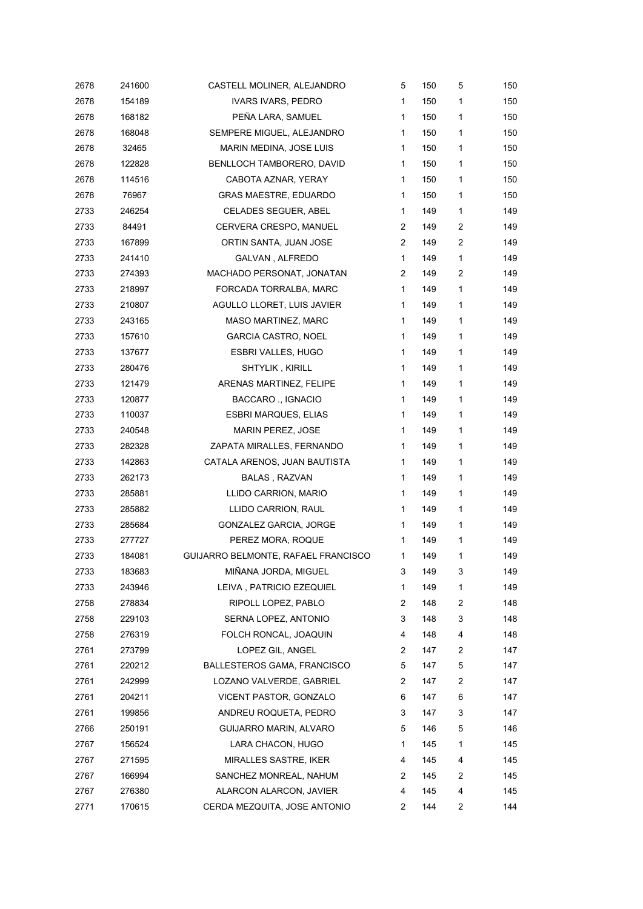| | | | | | | |
|---|---|---|---|---|---|---|
| 2678 | 241600 | CASTELL MOLINER, ALEJANDRO | 5 | 150 | 5 | 150 |
| 2678 | 154189 | IVARS IVARS, PEDRO | 1 | 150 | 1 | 150 |
| 2678 | 168182 | PEÑA LARA, SAMUEL | 1 | 150 | 1 | 150 |
| 2678 | 168048 | SEMPERE MIGUEL, ALEJANDRO | 1 | 150 | 1 | 150 |
| 2678 | 32465 | MARIN MEDINA, JOSE LUIS | 1 | 150 | 1 | 150 |
| 2678 | 122828 | BENLLOCH TAMBORERO, DAVID | 1 | 150 | 1 | 150 |
| 2678 | 114516 | CABOTA AZNAR, YERAY | 1 | 150 | 1 | 150 |
| 2678 | 76967 | GRAS MAESTRE, EDUARDO | 1 | 150 | 1 | 150 |
| 2733 | 246254 | CELADES SEGUER, ABEL | 1 | 149 | 1 | 149 |
| 2733 | 84491 | CERVERA CRESPO, MANUEL | 2 | 149 | 2 | 149 |
| 2733 | 167899 | ORTIN SANTA, JUAN JOSE | 2 | 149 | 2 | 149 |
| 2733 | 241410 | GALVAN , ALFREDO | 1 | 149 | 1 | 149 |
| 2733 | 274393 | MACHADO PERSONAT, JONATAN | 2 | 149 | 2 | 149 |
| 2733 | 218997 | FORCADA TORRALBA, MARC | 1 | 149 | 1 | 149 |
| 2733 | 210807 | AGULLO LLORET, LUIS JAVIER | 1 | 149 | 1 | 149 |
| 2733 | 243165 | MASO MARTINEZ, MARC | 1 | 149 | 1 | 149 |
| 2733 | 157610 | GARCIA CASTRO, NOEL | 1 | 149 | 1 | 149 |
| 2733 | 137677 | ESBRI VALLES, HUGO | 1 | 149 | 1 | 149 |
| 2733 | 280476 | SHTYLIK , KIRILL | 1 | 149 | 1 | 149 |
| 2733 | 121479 | ARENAS MARTINEZ, FELIPE | 1 | 149 | 1 | 149 |
| 2733 | 120877 | BACCARO ., IGNACIO | 1 | 149 | 1 | 149 |
| 2733 | 110037 | ESBRI MARQUES, ELIAS | 1 | 149 | 1 | 149 |
| 2733 | 240548 | MARIN PEREZ, JOSE | 1 | 149 | 1 | 149 |
| 2733 | 282328 | ZAPATA MIRALLES, FERNANDO | 1 | 149 | 1 | 149 |
| 2733 | 142863 | CATALA ARENOS, JUAN BAUTISTA | 1 | 149 | 1 | 149 |
| 2733 | 262173 | BALAS , RAZVAN | 1 | 149 | 1 | 149 |
| 2733 | 285881 | LLIDO CARRION, MARIO | 1 | 149 | 1 | 149 |
| 2733 | 285882 | LLIDO CARRION, RAUL | 1 | 149 | 1 | 149 |
| 2733 | 285684 | GONZALEZ GARCIA, JORGE | 1 | 149 | 1 | 149 |
| 2733 | 277727 | PEREZ MORA, ROQUE | 1 | 149 | 1 | 149 |
| 2733 | 184081 | GUIJARRO BELMONTE, RAFAEL FRANCISCO | 1 | 149 | 1 | 149 |
| 2733 | 183683 | MIÑANA JORDA, MIGUEL | 3 | 149 | 3 | 149 |
| 2733 | 243946 | LEIVA , PATRICIO EZEQUIEL | 1 | 149 | 1 | 149 |
| 2758 | 278834 | RIPOLL LOPEZ, PABLO | 2 | 148 | 2 | 148 |
| 2758 | 229103 | SERNA LOPEZ, ANTONIO | 3 | 148 | 3 | 148 |
| 2758 | 276319 | FOLCH RONCAL, JOAQUIN | 4 | 148 | 4 | 148 |
| 2761 | 273799 | LOPEZ GIL, ANGEL | 2 | 147 | 2 | 147 |
| 2761 | 220212 | BALLESTEROS GAMA, FRANCISCO | 5 | 147 | 5 | 147 |
| 2761 | 242999 | LOZANO VALVERDE, GABRIEL | 2 | 147 | 2 | 147 |
| 2761 | 204211 | VICENT PASTOR, GONZALO | 6 | 147 | 6 | 147 |
| 2761 | 199856 | ANDREU ROQUETA, PEDRO | 3 | 147 | 3 | 147 |
| 2766 | 250191 | GUIJARRO MARIN, ALVARO | 5 | 146 | 5 | 146 |
| 2767 | 156524 | LARA CHACON, HUGO | 1 | 145 | 1 | 145 |
| 2767 | 271595 | MIRALLES SASTRE, IKER | 4 | 145 | 4 | 145 |
| 2767 | 166994 | SANCHEZ MONREAL, NAHUM | 2 | 145 | 2 | 145 |
| 2767 | 276380 | ALARCON ALARCON, JAVIER | 4 | 145 | 4 | 145 |
| 2771 | 170615 | CERDA MEZQUITA, JOSE ANTONIO | 2 | 144 | 2 | 144 |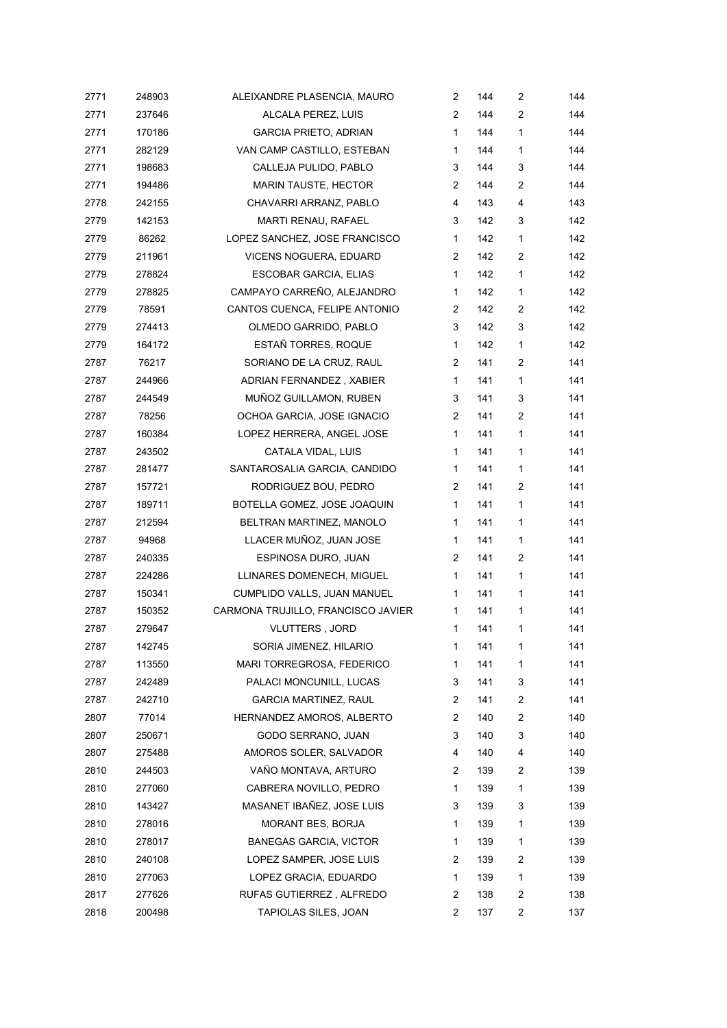| | | | | | | |
|---|---|---|---|---|---|---|
| 2771 | 248903 | ALEIXANDRE PLASENCIA, MAURO | 2 | 144 | 2 | 144 |
| 2771 | 237646 | ALCALA PEREZ, LUIS | 2 | 144 | 2 | 144 |
| 2771 | 170186 | GARCIA PRIETO, ADRIAN | 1 | 144 | 1 | 144 |
| 2771 | 282129 | VAN CAMP CASTILLO, ESTEBAN | 1 | 144 | 1 | 144 |
| 2771 | 198683 | CALLEJA PULIDO, PABLO | 3 | 144 | 3 | 144 |
| 2771 | 194486 | MARIN TAUSTE, HECTOR | 2 | 144 | 2 | 144 |
| 2778 | 242155 | CHAVARRI ARRANZ, PABLO | 4 | 143 | 4 | 143 |
| 2779 | 142153 | MARTI RENAU, RAFAEL | 3 | 142 | 3 | 142 |
| 2779 | 86262 | LOPEZ SANCHEZ, JOSE FRANCISCO | 1 | 142 | 1 | 142 |
| 2779 | 211961 | VICENS NOGUERA, EDUARD | 2 | 142 | 2 | 142 |
| 2779 | 278824 | ESCOBAR GARCIA, ELIAS | 1 | 142 | 1 | 142 |
| 2779 | 278825 | CAMPAYO CARREÑO, ALEJANDRO | 1 | 142 | 1 | 142 |
| 2779 | 78591 | CANTOS CUENCA, FELIPE ANTONIO | 2 | 142 | 2 | 142 |
| 2779 | 274413 | OLMEDO GARRIDO, PABLO | 3 | 142 | 3 | 142 |
| 2779 | 164172 | ESTAÑ TORRES, ROQUE | 1 | 142 | 1 | 142 |
| 2787 | 76217 | SORIANO DE LA CRUZ, RAUL | 2 | 141 | 2 | 141 |
| 2787 | 244966 | ADRIAN FERNANDEZ , XABIER | 1 | 141 | 1 | 141 |
| 2787 | 244549 | MUÑOZ GUILLAMON, RUBEN | 3 | 141 | 3 | 141 |
| 2787 | 78256 | OCHOA GARCIA, JOSE IGNACIO | 2 | 141 | 2 | 141 |
| 2787 | 160384 | LOPEZ HERRERA, ANGEL JOSE | 1 | 141 | 1 | 141 |
| 2787 | 243502 | CATALA VIDAL, LUIS | 1 | 141 | 1 | 141 |
| 2787 | 281477 | SANTAROSALIA GARCIA, CANDIDO | 1 | 141 | 1 | 141 |
| 2787 | 157721 | RODRIGUEZ BOU, PEDRO | 2 | 141 | 2 | 141 |
| 2787 | 189711 | BOTELLA GOMEZ, JOSE JOAQUIN | 1 | 141 | 1 | 141 |
| 2787 | 212594 | BELTRAN MARTINEZ, MANOLO | 1 | 141 | 1 | 141 |
| 2787 | 94968 | LLACER MUÑOZ, JUAN JOSE | 1 | 141 | 1 | 141 |
| 2787 | 240335 | ESPINOSA DURO, JUAN | 2 | 141 | 2 | 141 |
| 2787 | 224286 | LLINARES DOMENECH, MIGUEL | 1 | 141 | 1 | 141 |
| 2787 | 150341 | CUMPLIDO VALLS, JUAN MANUEL | 1 | 141 | 1 | 141 |
| 2787 | 150352 | CARMONA TRUJILLO, FRANCISCO JAVIER | 1 | 141 | 1 | 141 |
| 2787 | 279647 | VLUTTERS , JORD | 1 | 141 | 1 | 141 |
| 2787 | 142745 | SORIA JIMENEZ, HILARIO | 1 | 141 | 1 | 141 |
| 2787 | 113550 | MARI TORREGROSA, FEDERICO | 1 | 141 | 1 | 141 |
| 2787 | 242489 | PALACI MONCUNILL, LUCAS | 3 | 141 | 3 | 141 |
| 2787 | 242710 | GARCIA MARTINEZ, RAUL | 2 | 141 | 2 | 141 |
| 2807 | 77014 | HERNANDEZ AMOROS, ALBERTO | 2 | 140 | 2 | 140 |
| 2807 | 250671 | GODO SERRANO, JUAN | 3 | 140 | 3 | 140 |
| 2807 | 275488 | AMOROS SOLER, SALVADOR | 4 | 140 | 4 | 140 |
| 2810 | 244503 | VAÑO MONTAVA, ARTURO | 2 | 139 | 2 | 139 |
| 2810 | 277060 | CABRERA NOVILLO, PEDRO | 1 | 139 | 1 | 139 |
| 2810 | 143427 | MASANET IBAÑEZ, JOSE LUIS | 3 | 139 | 3 | 139 |
| 2810 | 278016 | MORANT BES, BORJA | 1 | 139 | 1 | 139 |
| 2810 | 278017 | BANEGAS GARCIA, VICTOR | 1 | 139 | 1 | 139 |
| 2810 | 240108 | LOPEZ SAMPER, JOSE LUIS | 2 | 139 | 2 | 139 |
| 2810 | 277063 | LOPEZ GRACIA, EDUARDO | 1 | 139 | 1 | 139 |
| 2817 | 277626 | RUFAS GUTIERREZ , ALFREDO | 2 | 138 | 2 | 138 |
| 2818 | 200498 | TAPIOLAS SILES, JOAN | 2 | 137 | 2 | 137 |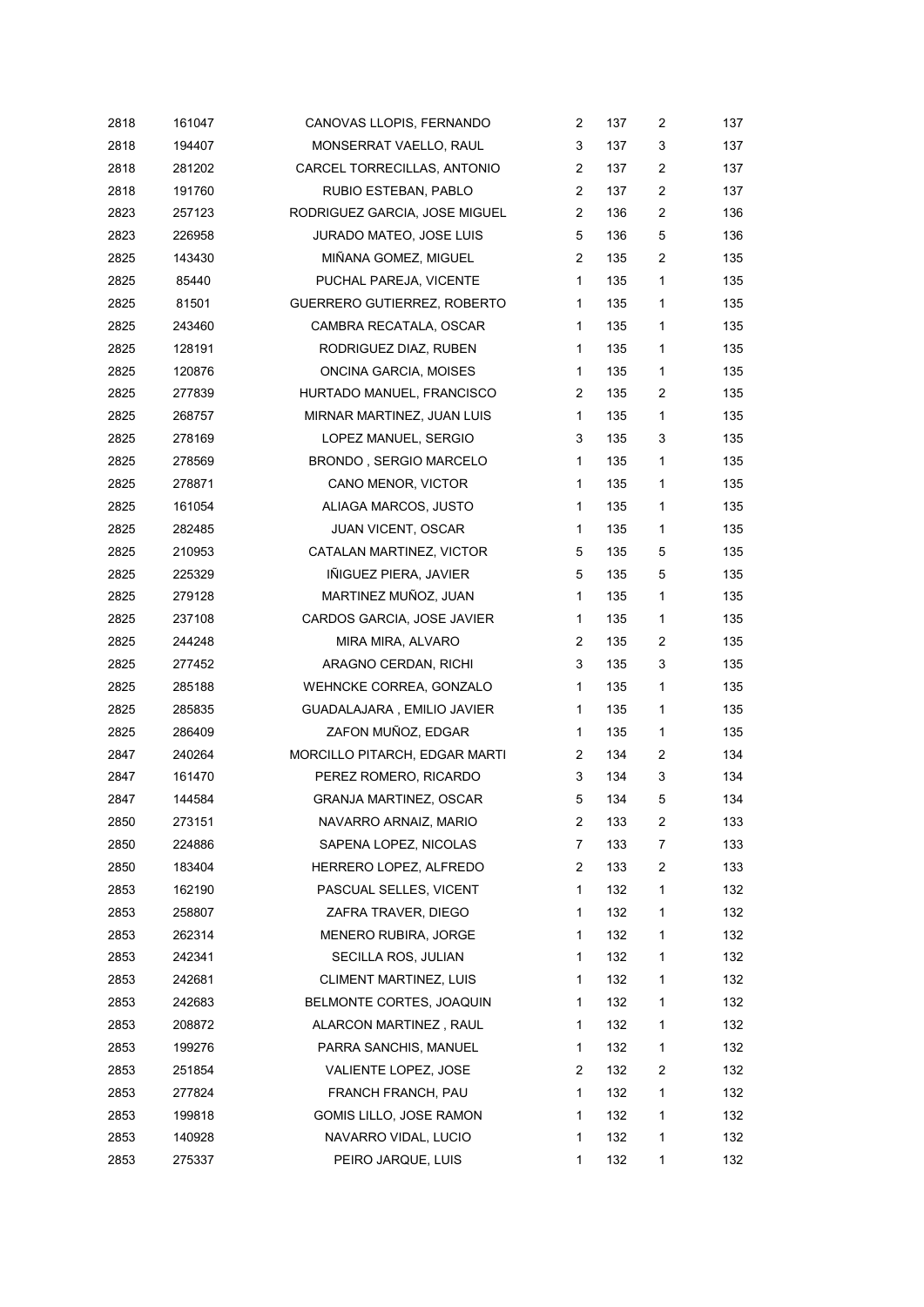| | | | | | | |
|---|---|---|---|---|---|---|
| 2818 | 161047 | CANOVAS LLOPIS, FERNANDO | 2 | 137 | 2 | 137 |
| 2818 | 194407 | MONSERRAT VAELLO, RAUL | 3 | 137 | 3 | 137 |
| 2818 | 281202 | CARCEL TORRECILLAS, ANTONIO | 2 | 137 | 2 | 137 |
| 2818 | 191760 | RUBIO ESTEBAN, PABLO | 2 | 137 | 2 | 137 |
| 2823 | 257123 | RODRIGUEZ GARCIA, JOSE MIGUEL | 2 | 136 | 2 | 136 |
| 2823 | 226958 | JURADO MATEO, JOSE LUIS | 5 | 136 | 5 | 136 |
| 2825 | 143430 | MIÑANA GOMEZ, MIGUEL | 2 | 135 | 2 | 135 |
| 2825 | 85440 | PUCHAL PAREJA, VICENTE | 1 | 135 | 1 | 135 |
| 2825 | 81501 | GUERRERO GUTIERREZ, ROBERTO | 1 | 135 | 1 | 135 |
| 2825 | 243460 | CAMBRA RECATALA, OSCAR | 1 | 135 | 1 | 135 |
| 2825 | 128191 | RODRIGUEZ DIAZ, RUBEN | 1 | 135 | 1 | 135 |
| 2825 | 120876 | ONCINA GARCIA, MOISES | 1 | 135 | 1 | 135 |
| 2825 | 277839 | HURTADO MANUEL, FRANCISCO | 2 | 135 | 2 | 135 |
| 2825 | 268757 | MIRNAR MARTINEZ, JUAN LUIS | 1 | 135 | 1 | 135 |
| 2825 | 278169 | LOPEZ MANUEL, SERGIO | 3 | 135 | 3 | 135 |
| 2825 | 278569 | BRONDO , SERGIO MARCELO | 1 | 135 | 1 | 135 |
| 2825 | 278871 | CANO MENOR, VICTOR | 1 | 135 | 1 | 135 |
| 2825 | 161054 | ALIAGA MARCOS, JUSTO | 1 | 135 | 1 | 135 |
| 2825 | 282485 | JUAN VICENT, OSCAR | 1 | 135 | 1 | 135 |
| 2825 | 210953 | CATALAN MARTINEZ, VICTOR | 5 | 135 | 5 | 135 |
| 2825 | 225329 | IÑIGUEZ PIERA, JAVIER | 5 | 135 | 5 | 135 |
| 2825 | 279128 | MARTINEZ MUÑOZ, JUAN | 1 | 135 | 1 | 135 |
| 2825 | 237108 | CARDOS GARCIA, JOSE JAVIER | 1 | 135 | 1 | 135 |
| 2825 | 244248 | MIRA MIRA, ALVARO | 2 | 135 | 2 | 135 |
| 2825 | 277452 | ARAGNO CERDAN, RICHI | 3 | 135 | 3 | 135 |
| 2825 | 285188 | WEHNCKE CORREA, GONZALO | 1 | 135 | 1 | 135 |
| 2825 | 285835 | GUADALAJARA , EMILIO JAVIER | 1 | 135 | 1 | 135 |
| 2825 | 286409 | ZAFON MUÑOZ, EDGAR | 1 | 135 | 1 | 135 |
| 2847 | 240264 | MORCILLO PITARCH, EDGAR MARTI | 2 | 134 | 2 | 134 |
| 2847 | 161470 | PEREZ ROMERO, RICARDO | 3 | 134 | 3 | 134 |
| 2847 | 144584 | GRANJA MARTINEZ, OSCAR | 5 | 134 | 5 | 134 |
| 2850 | 273151 | NAVARRO ARNAIZ, MARIO | 2 | 133 | 2 | 133 |
| 2850 | 224886 | SAPENA LOPEZ, NICOLAS | 7 | 133 | 7 | 133 |
| 2850 | 183404 | HERRERO LOPEZ, ALFREDO | 2 | 133 | 2 | 133 |
| 2853 | 162190 | PASCUAL SELLES, VICENT | 1 | 132 | 1 | 132 |
| 2853 | 258807 | ZAFRA TRAVER, DIEGO | 1 | 132 | 1 | 132 |
| 2853 | 262314 | MENERO RUBIRA, JORGE | 1 | 132 | 1 | 132 |
| 2853 | 242341 | SECILLA ROS, JULIAN | 1 | 132 | 1 | 132 |
| 2853 | 242681 | CLIMENT MARTINEZ, LUIS | 1 | 132 | 1 | 132 |
| 2853 | 242683 | BELMONTE CORTES, JOAQUIN | 1 | 132 | 1 | 132 |
| 2853 | 208872 | ALARCON MARTINEZ , RAUL | 1 | 132 | 1 | 132 |
| 2853 | 199276 | PARRA SANCHIS, MANUEL | 1 | 132 | 1 | 132 |
| 2853 | 251854 | VALIENTE LOPEZ, JOSE | 2 | 132 | 2 | 132 |
| 2853 | 277824 | FRANCH FRANCH, PAU | 1 | 132 | 1 | 132 |
| 2853 | 199818 | GOMIS LILLO, JOSE RAMON | 1 | 132 | 1 | 132 |
| 2853 | 140928 | NAVARRO VIDAL, LUCIO | 1 | 132 | 1 | 132 |
| 2853 | 275337 | PEIRO JARQUE, LUIS | 1 | 132 | 1 | 132 |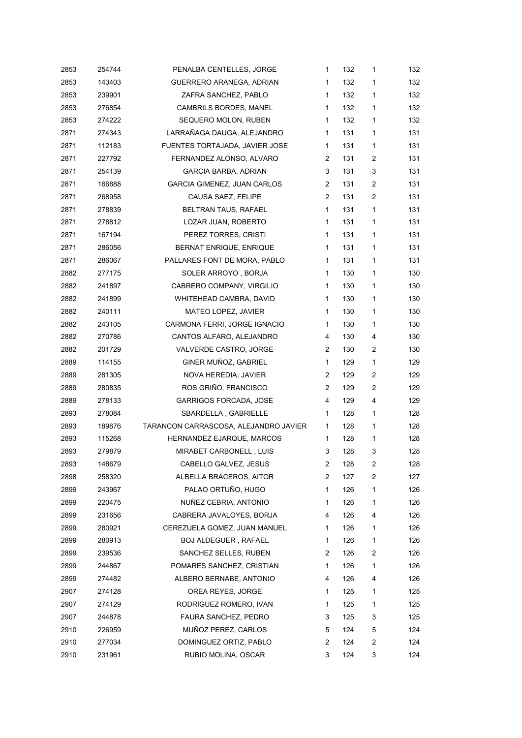| | | | | | | |
|---|---|---|---|---|---|---|
| 2853 | 254744 | PENALBA CENTELLES, JORGE | 1 | 132 | 1 | 132 |
| 2853 | 143403 | GUERRERO ARANEGA, ADRIAN | 1 | 132 | 1 | 132 |
| 2853 | 239901 | ZAFRA SANCHEZ, PABLO | 1 | 132 | 1 | 132 |
| 2853 | 276854 | CAMBRILS BORDES, MANEL | 1 | 132 | 1 | 132 |
| 2853 | 274222 | SEQUERO MOLON, RUBEN | 1 | 132 | 1 | 132 |
| 2871 | 274343 | LARRAÑAGA DAUGA, ALEJANDRO | 1 | 131 | 1 | 131 |
| 2871 | 112183 | FUENTES TORTAJADA, JAVIER JOSE | 1 | 131 | 1 | 131 |
| 2871 | 227792 | FERNANDEZ ALONSO, ALVARO | 2 | 131 | 2 | 131 |
| 2871 | 254139 | GARCIA BARBA, ADRIAN | 3 | 131 | 3 | 131 |
| 2871 | 166888 | GARCIA GIMENEZ, JUAN CARLOS | 2 | 131 | 2 | 131 |
| 2871 | 268958 | CAUSA SAEZ, FELIPE | 2 | 131 | 2 | 131 |
| 2871 | 278839 | BELTRAN TAUS, RAFAEL | 1 | 131 | 1 | 131 |
| 2871 | 278812 | LOZAR JUAN, ROBERTO | 1 | 131 | 1 | 131 |
| 2871 | 167194 | PEREZ TORRES, CRISTI | 1 | 131 | 1 | 131 |
| 2871 | 286056 | BERNAT ENRIQUE, ENRIQUE | 1 | 131 | 1 | 131 |
| 2871 | 286067 | PALLARES FONT DE MORA, PABLO | 1 | 131 | 1 | 131 |
| 2882 | 277175 | SOLER ARROYO , BORJA | 1 | 130 | 1 | 130 |
| 2882 | 241897 | CABRERO COMPANY, VIRGILIO | 1 | 130 | 1 | 130 |
| 2882 | 241899 | WHITEHEAD CAMBRA, DAVID | 1 | 130 | 1 | 130 |
| 2882 | 240111 | MATEO LOPEZ, JAVIER | 1 | 130 | 1 | 130 |
| 2882 | 243105 | CARMONA FERRI, JORGE IGNACIO | 1 | 130 | 1 | 130 |
| 2882 | 270786 | CANTOS ALFARO, ALEJANDRO | 4 | 130 | 4 | 130 |
| 2882 | 201729 | VALVERDE CASTRO, JORGE | 2 | 130 | 2 | 130 |
| 2889 | 114155 | GINER MUÑOZ, GABRIEL | 1 | 129 | 1 | 129 |
| 2889 | 281305 | NOVA HEREDIA, JAVIER | 2 | 129 | 2 | 129 |
| 2889 | 280835 | ROS GRIÑO, FRANCISCO | 2 | 129 | 2 | 129 |
| 2889 | 278133 | GARRIGOS FORCADA, JOSE | 4 | 129 | 4 | 129 |
| 2893 | 278084 | SBARDELLA , GABRIELLE | 1 | 128 | 1 | 128 |
| 2893 | 189876 | TARANCON CARRASCOSA, ALEJANDRO JAVIER | 1 | 128 | 1 | 128 |
| 2893 | 115268 | HERNANDEZ EJARQUE, MARCOS | 1 | 128 | 1 | 128 |
| 2893 | 279879 | MIRABET CARBONELL , LUIS | 3 | 128 | 3 | 128 |
| 2893 | 148679 | CABELLO GALVEZ, JESUS | 2 | 128 | 2 | 128 |
| 2898 | 258320 | ALBELLA BRACEROS, AITOR | 2 | 127 | 2 | 127 |
| 2899 | 243967 | PALAO ORTUÑO, HUGO | 1 | 126 | 1 | 126 |
| 2899 | 220475 | NUÑEZ CEBRIA, ANTONIO | 1 | 126 | 1 | 126 |
| 2899 | 231656 | CABRERA JAVALOYES, BORJA | 4 | 126 | 4 | 126 |
| 2899 | 280921 | CEREZUELA GOMEZ, JUAN MANUEL | 1 | 126 | 1 | 126 |
| 2899 | 280913 | BOJ ALDEGUER , RAFAEL | 1 | 126 | 1 | 126 |
| 2899 | 239536 | SANCHEZ SELLES, RUBEN | 2 | 126 | 2 | 126 |
| 2899 | 244867 | POMARES SANCHEZ, CRISTIAN | 1 | 126 | 1 | 126 |
| 2899 | 274482 | ALBERO BERNABE, ANTONIO | 4 | 126 | 4 | 126 |
| 2907 | 274128 | OREA REYES, JORGE | 1 | 125 | 1 | 125 |
| 2907 | 274129 | RODRIGUEZ ROMERO, IVAN | 1 | 125 | 1 | 125 |
| 2907 | 244878 | FAURA SANCHEZ, PEDRO | 3 | 125 | 3 | 125 |
| 2910 | 226959 | MUÑOZ PEREZ, CARLOS | 5 | 124 | 5 | 124 |
| 2910 | 277034 | DOMINGUEZ ORTIZ, PABLO | 2 | 124 | 2 | 124 |
| 2910 | 231961 | RUBIO MOLINA, OSCAR | 3 | 124 | 3 | 124 |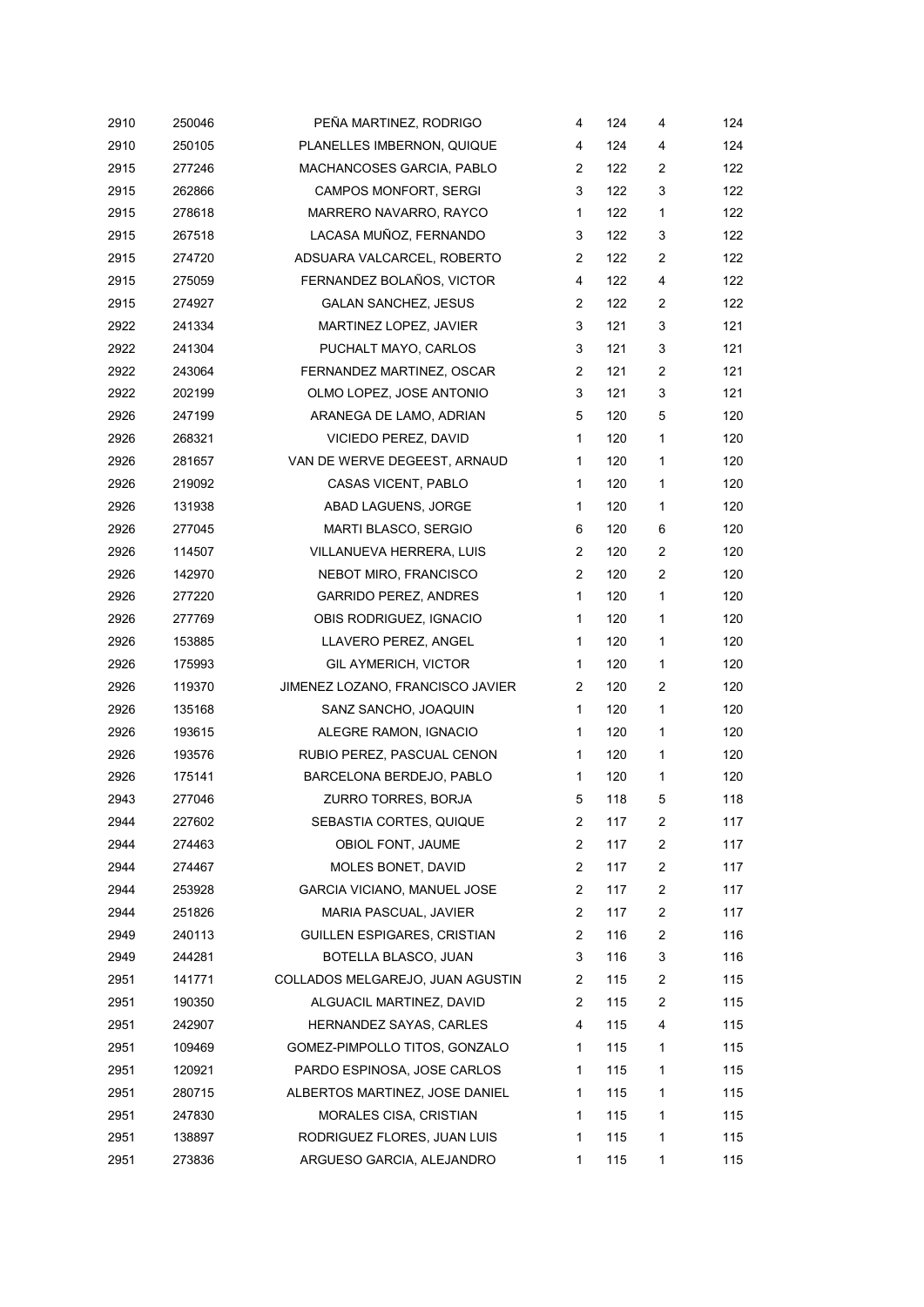| | | | | | | |
|---|---|---|---|---|---|---|
| 2910 | 250046 | PEÑA MARTINEZ, RODRIGO | 4 | 124 | 4 | 124 |
| 2910 | 250105 | PLANELLES IMBERNON, QUIQUE | 4 | 124 | 4 | 124 |
| 2915 | 277246 | MACHANCOSES GARCIA, PABLO | 2 | 122 | 2 | 122 |
| 2915 | 262866 | CAMPOS MONFORT, SERGI | 3 | 122 | 3 | 122 |
| 2915 | 278618 | MARRERO NAVARRO, RAYCO | 1 | 122 | 1 | 122 |
| 2915 | 267518 | LACASA MUÑOZ, FERNANDO | 3 | 122 | 3 | 122 |
| 2915 | 274720 | ADSUARA VALCARCEL, ROBERTO | 2 | 122 | 2 | 122 |
| 2915 | 275059 | FERNANDEZ BOLAÑOS, VICTOR | 4 | 122 | 4 | 122 |
| 2915 | 274927 | GALAN SANCHEZ, JESUS | 2 | 122 | 2 | 122 |
| 2922 | 241334 | MARTINEZ LOPEZ, JAVIER | 3 | 121 | 3 | 121 |
| 2922 | 241304 | PUCHALT MAYO, CARLOS | 3 | 121 | 3 | 121 |
| 2922 | 243064 | FERNANDEZ MARTINEZ, OSCAR | 2 | 121 | 2 | 121 |
| 2922 | 202199 | OLMO LOPEZ, JOSE ANTONIO | 3 | 121 | 3 | 121 |
| 2926 | 247199 | ARANEGA DE LAMO, ADRIAN | 5 | 120 | 5 | 120 |
| 2926 | 268321 | VICIEDO PEREZ, DAVID | 1 | 120 | 1 | 120 |
| 2926 | 281657 | VAN DE WERVE DEGEEST, ARNAUD | 1 | 120 | 1 | 120 |
| 2926 | 219092 | CASAS VICENT, PABLO | 1 | 120 | 1 | 120 |
| 2926 | 131938 | ABAD LAGUENS, JORGE | 1 | 120 | 1 | 120 |
| 2926 | 277045 | MARTI BLASCO, SERGIO | 6 | 120 | 6 | 120 |
| 2926 | 114507 | VILLANUEVA HERRERA, LUIS | 2 | 120 | 2 | 120 |
| 2926 | 142970 | NEBOT MIRO, FRANCISCO | 2 | 120 | 2 | 120 |
| 2926 | 277220 | GARRIDO PEREZ, ANDRES | 1 | 120 | 1 | 120 |
| 2926 | 277769 | OBIS RODRIGUEZ, IGNACIO | 1 | 120 | 1 | 120 |
| 2926 | 153885 | LLAVERO PEREZ, ANGEL | 1 | 120 | 1 | 120 |
| 2926 | 175993 | GIL AYMERICH, VICTOR | 1 | 120 | 1 | 120 |
| 2926 | 119370 | JIMENEZ LOZANO, FRANCISCO JAVIER | 2 | 120 | 2 | 120 |
| 2926 | 135168 | SANZ SANCHO, JOAQUIN | 1 | 120 | 1 | 120 |
| 2926 | 193615 | ALEGRE RAMON, IGNACIO | 1 | 120 | 1 | 120 |
| 2926 | 193576 | RUBIO PEREZ, PASCUAL CENON | 1 | 120 | 1 | 120 |
| 2926 | 175141 | BARCELONA BERDEJO, PABLO | 1 | 120 | 1 | 120 |
| 2943 | 277046 | ZURRO TORRES, BORJA | 5 | 118 | 5 | 118 |
| 2944 | 227602 | SEBASTIA CORTES, QUIQUE | 2 | 117 | 2 | 117 |
| 2944 | 274463 | OBIOL FONT, JAUME | 2 | 117 | 2 | 117 |
| 2944 | 274467 | MOLES BONET, DAVID | 2 | 117 | 2 | 117 |
| 2944 | 253928 | GARCIA VICIANO, MANUEL JOSE | 2 | 117 | 2 | 117 |
| 2944 | 251826 | MARIA PASCUAL, JAVIER | 2 | 117 | 2 | 117 |
| 2949 | 240113 | GUILLEN ESPIGARES, CRISTIAN | 2 | 116 | 2 | 116 |
| 2949 | 244281 | BOTELLA BLASCO, JUAN | 3 | 116 | 3 | 116 |
| 2951 | 141771 | COLLADOS MELGAREJO, JUAN AGUSTIN | 2 | 115 | 2 | 115 |
| 2951 | 190350 | ALGUACIL MARTINEZ, DAVID | 2 | 115 | 2 | 115 |
| 2951 | 242907 | HERNANDEZ SAYAS, CARLES | 4 | 115 | 4 | 115 |
| 2951 | 109469 | GOMEZ-PIMPOLLO TITOS, GONZALO | 1 | 115 | 1 | 115 |
| 2951 | 120921 | PARDO ESPINOSA, JOSE CARLOS | 1 | 115 | 1 | 115 |
| 2951 | 280715 | ALBERTOS MARTINEZ, JOSE DANIEL | 1 | 115 | 1 | 115 |
| 2951 | 247830 | MORALES CISA, CRISTIAN | 1 | 115 | 1 | 115 |
| 2951 | 138897 | RODRIGUEZ FLORES, JUAN LUIS | 1 | 115 | 1 | 115 |
| 2951 | 273836 | ARGUESO GARCIA, ALEJANDRO | 1 | 115 | 1 | 115 |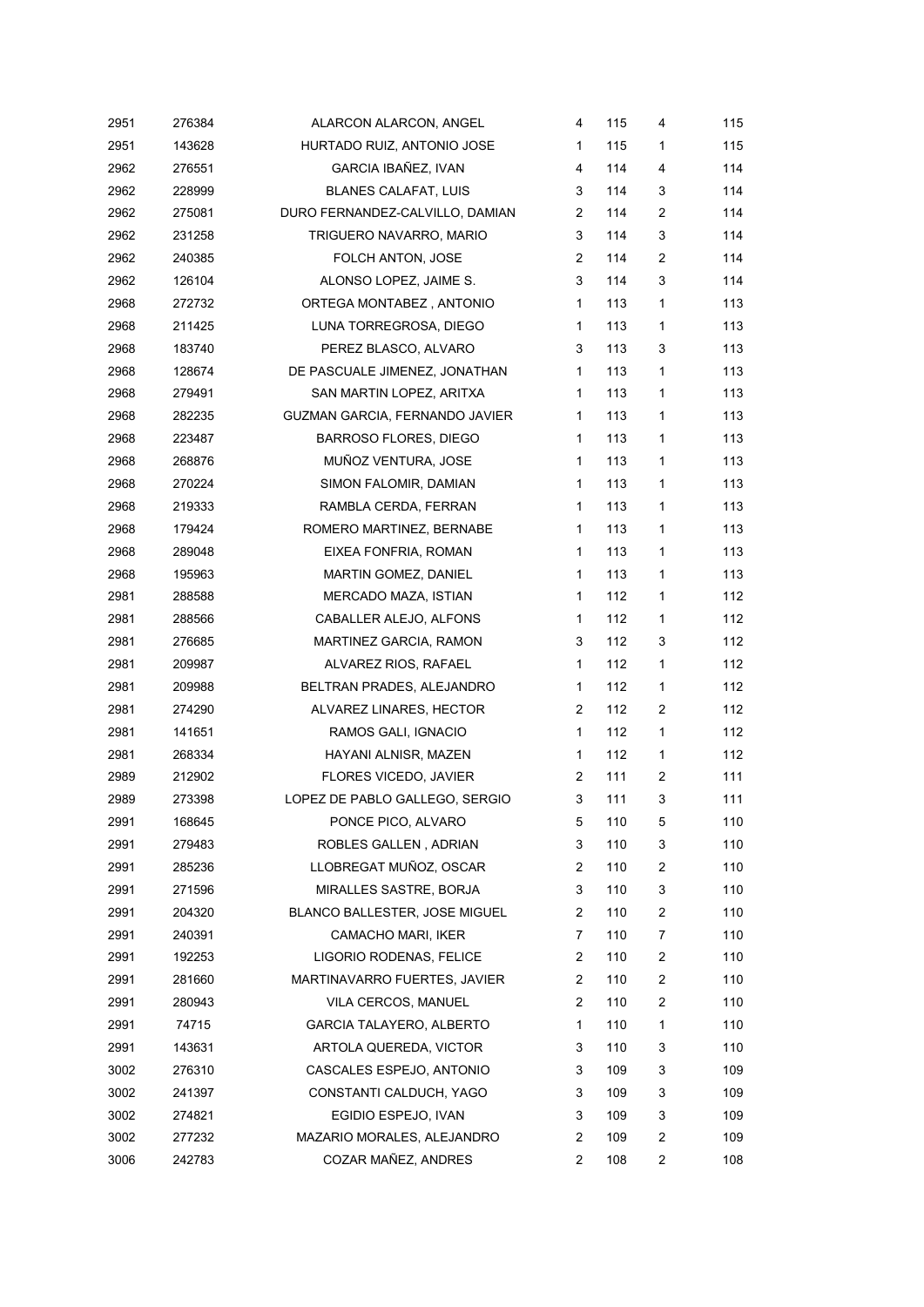| | | | | | | |
|---|---|---|---|---|---|---|
| 2951 | 276384 | ALARCON ALARCON, ANGEL | 4 | 115 | 4 | 115 |
| 2951 | 143628 | HURTADO RUIZ, ANTONIO JOSE | 1 | 115 | 1 | 115 |
| 2962 | 276551 | GARCIA IBAÑEZ, IVAN | 4 | 114 | 4 | 114 |
| 2962 | 228999 | BLANES CALAFAT, LUIS | 3 | 114 | 3 | 114 |
| 2962 | 275081 | DURO FERNANDEZ-CALVILLO, DAMIAN | 2 | 114 | 2 | 114 |
| 2962 | 231258 | TRIGUERO NAVARRO, MARIO | 3 | 114 | 3 | 114 |
| 2962 | 240385 | FOLCH ANTON, JOSE | 2 | 114 | 2 | 114 |
| 2962 | 126104 | ALONSO LOPEZ, JAIME S. | 3 | 114 | 3 | 114 |
| 2968 | 272732 | ORTEGA MONTABEZ , ANTONIO | 1 | 113 | 1 | 113 |
| 2968 | 211425 | LUNA TORREGROSA, DIEGO | 1 | 113 | 1 | 113 |
| 2968 | 183740 | PEREZ BLASCO, ALVARO | 3 | 113 | 3 | 113 |
| 2968 | 128674 | DE PASCUALE JIMENEZ, JONATHAN | 1 | 113 | 1 | 113 |
| 2968 | 279491 | SAN MARTIN LOPEZ, ARITXA | 1 | 113 | 1 | 113 |
| 2968 | 282235 | GUZMAN GARCIA, FERNANDO JAVIER | 1 | 113 | 1 | 113 |
| 2968 | 223487 | BARROSO FLORES, DIEGO | 1 | 113 | 1 | 113 |
| 2968 | 268876 | MUÑOZ VENTURA, JOSE | 1 | 113 | 1 | 113 |
| 2968 | 270224 | SIMON FALOMIR, DAMIAN | 1 | 113 | 1 | 113 |
| 2968 | 219333 | RAMBLA CERDA, FERRAN | 1 | 113 | 1 | 113 |
| 2968 | 179424 | ROMERO MARTINEZ, BERNABE | 1 | 113 | 1 | 113 |
| 2968 | 289048 | EIXEA FONFRIA, ROMAN | 1 | 113 | 1 | 113 |
| 2968 | 195963 | MARTIN GOMEZ, DANIEL | 1 | 113 | 1 | 113 |
| 2981 | 288588 | MERCADO MAZA, ISTIAN | 1 | 112 | 1 | 112 |
| 2981 | 288566 | CABALLER ALEJO, ALFONS | 1 | 112 | 1 | 112 |
| 2981 | 276685 | MARTINEZ GARCIA, RAMON | 3 | 112 | 3 | 112 |
| 2981 | 209987 | ALVAREZ RIOS, RAFAEL | 1 | 112 | 1 | 112 |
| 2981 | 209988 | BELTRAN PRADES, ALEJANDRO | 1 | 112 | 1 | 112 |
| 2981 | 274290 | ALVAREZ LINARES, HECTOR | 2 | 112 | 2 | 112 |
| 2981 | 141651 | RAMOS GALI, IGNACIO | 1 | 112 | 1 | 112 |
| 2981 | 268334 | HAYANI ALNISR, MAZEN | 1 | 112 | 1 | 112 |
| 2989 | 212902 | FLORES VICEDO, JAVIER | 2 | 111 | 2 | 111 |
| 2989 | 273398 | LOPEZ DE PABLO GALLEGO, SERGIO | 3 | 111 | 3 | 111 |
| 2991 | 168645 | PONCE PICO, ALVARO | 5 | 110 | 5 | 110 |
| 2991 | 279483 | ROBLES GALLEN , ADRIAN | 3 | 110 | 3 | 110 |
| 2991 | 285236 | LLOBREGAT MUÑOZ, OSCAR | 2 | 110 | 2 | 110 |
| 2991 | 271596 | MIRALLES SASTRE, BORJA | 3 | 110 | 3 | 110 |
| 2991 | 204320 | BLANCO BALLESTER, JOSE MIGUEL | 2 | 110 | 2 | 110 |
| 2991 | 240391 | CAMACHO MARI, IKER | 7 | 110 | 7 | 110 |
| 2991 | 192253 | LIGORIO RODENAS, FELICE | 2 | 110 | 2 | 110 |
| 2991 | 281660 | MARTINAVARRO FUERTES, JAVIER | 2 | 110 | 2 | 110 |
| 2991 | 280943 | VILA CERCOS, MANUEL | 2 | 110 | 2 | 110 |
| 2991 | 74715 | GARCIA TALAYERO, ALBERTO | 1 | 110 | 1 | 110 |
| 2991 | 143631 | ARTOLA QUEREDA, VICTOR | 3 | 110 | 3 | 110 |
| 3002 | 276310 | CASCALES ESPEJO, ANTONIO | 3 | 109 | 3 | 109 |
| 3002 | 241397 | CONSTANTI CALDUCH, YAGO | 3 | 109 | 3 | 109 |
| 3002 | 274821 | EGIDIO ESPEJO, IVAN | 3 | 109 | 3 | 109 |
| 3002 | 277232 | MAZARIO MORALES, ALEJANDRO | 2 | 109 | 2 | 109 |
| 3006 | 242783 | COZAR MAÑEZ, ANDRES | 2 | 108 | 2 | 108 |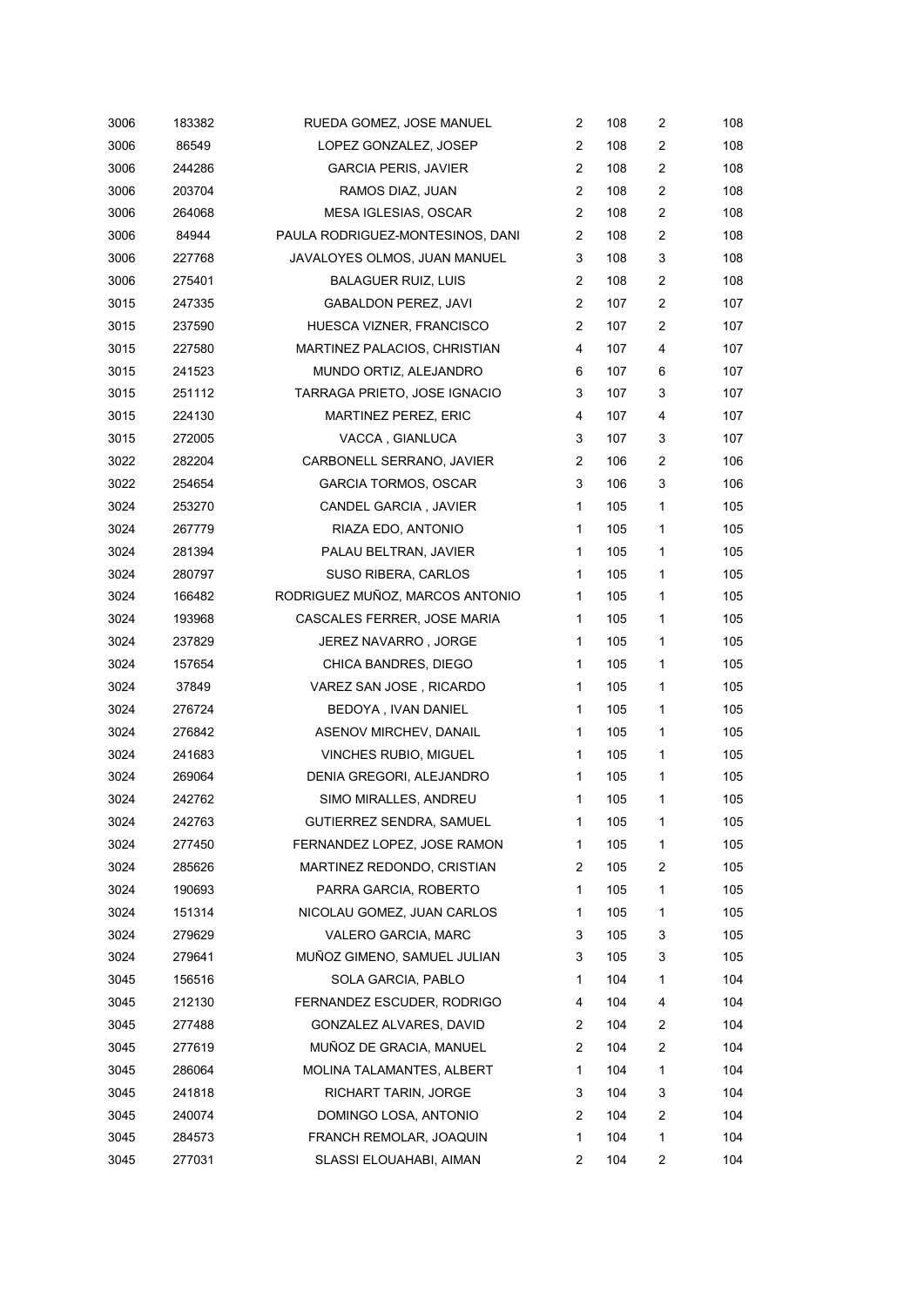| | | | | | | |
|---|---|---|---|---|---|---|
| 3006 | 183382 | RUEDA GOMEZ, JOSE MANUEL | 2 | 108 | 2 | 108 |
| 3006 | 86549 | LOPEZ GONZALEZ, JOSEP | 2 | 108 | 2 | 108 |
| 3006 | 244286 | GARCIA PERIS, JAVIER | 2 | 108 | 2 | 108 |
| 3006 | 203704 | RAMOS DIAZ, JUAN | 2 | 108 | 2 | 108 |
| 3006 | 264068 | MESA IGLESIAS, OSCAR | 2 | 108 | 2 | 108 |
| 3006 | 84944 | PAULA RODRIGUEZ-MONTESINOS, DANI | 2 | 108 | 2 | 108 |
| 3006 | 227768 | JAVALOYES OLMOS, JUAN MANUEL | 3 | 108 | 3 | 108 |
| 3006 | 275401 | BALAGUER RUIZ, LUIS | 2 | 108 | 2 | 108 |
| 3015 | 247335 | GABALDON PEREZ, JAVI | 2 | 107 | 2 | 107 |
| 3015 | 237590 | HUESCA VIZNER, FRANCISCO | 2 | 107 | 2 | 107 |
| 3015 | 227580 | MARTINEZ PALACIOS, CHRISTIAN | 4 | 107 | 4 | 107 |
| 3015 | 241523 | MUNDO ORTIZ, ALEJANDRO | 6 | 107 | 6 | 107 |
| 3015 | 251112 | TARRAGA PRIETO, JOSE IGNACIO | 3 | 107 | 3 | 107 |
| 3015 | 224130 | MARTINEZ PEREZ, ERIC | 4 | 107 | 4 | 107 |
| 3015 | 272005 | VACCA , GIANLUCA | 3 | 107 | 3 | 107 |
| 3022 | 282204 | CARBONELL SERRANO, JAVIER | 2 | 106 | 2 | 106 |
| 3022 | 254654 | GARCIA TORMOS, OSCAR | 3 | 106 | 3 | 106 |
| 3024 | 253270 | CANDEL GARCIA , JAVIER | 1 | 105 | 1 | 105 |
| 3024 | 267779 | RIAZA EDO, ANTONIO | 1 | 105 | 1 | 105 |
| 3024 | 281394 | PALAU BELTRAN, JAVIER | 1 | 105 | 1 | 105 |
| 3024 | 280797 | SUSO RIBERA, CARLOS | 1 | 105 | 1 | 105 |
| 3024 | 166482 | RODRIGUEZ MUÑOZ, MARCOS ANTONIO | 1 | 105 | 1 | 105 |
| 3024 | 193968 | CASCALES FERRER, JOSE MARIA | 1 | 105 | 1 | 105 |
| 3024 | 237829 | JEREZ NAVARRO , JORGE | 1 | 105 | 1 | 105 |
| 3024 | 157654 | CHICA BANDRES, DIEGO | 1 | 105 | 1 | 105 |
| 3024 | 37849 | VAREZ SAN JOSE , RICARDO | 1 | 105 | 1 | 105 |
| 3024 | 276724 | BEDOYA , IVAN DANIEL | 1 | 105 | 1 | 105 |
| 3024 | 276842 | ASENOV MIRCHEV, DANAIL | 1 | 105 | 1 | 105 |
| 3024 | 241683 | VINCHES RUBIO, MIGUEL | 1 | 105 | 1 | 105 |
| 3024 | 269064 | DENIA GREGORI, ALEJANDRO | 1 | 105 | 1 | 105 |
| 3024 | 242762 | SIMO MIRALLES, ANDREU | 1 | 105 | 1 | 105 |
| 3024 | 242763 | GUTIERREZ SENDRA, SAMUEL | 1 | 105 | 1 | 105 |
| 3024 | 277450 | FERNANDEZ LOPEZ, JOSE RAMON | 1 | 105 | 1 | 105 |
| 3024 | 285626 | MARTINEZ REDONDO, CRISTIAN | 2 | 105 | 2 | 105 |
| 3024 | 190693 | PARRA GARCIA, ROBERTO | 1 | 105 | 1 | 105 |
| 3024 | 151314 | NICOLAU GOMEZ, JUAN CARLOS | 1 | 105 | 1 | 105 |
| 3024 | 279629 | VALERO GARCIA, MARC | 3 | 105 | 3 | 105 |
| 3024 | 279641 | MUÑOZ GIMENO, SAMUEL JULIAN | 3 | 105 | 3 | 105 |
| 3045 | 156516 | SOLA GARCIA, PABLO | 1 | 104 | 1 | 104 |
| 3045 | 212130 | FERNANDEZ ESCUDER, RODRIGO | 4 | 104 | 4 | 104 |
| 3045 | 277488 | GONZALEZ ALVARES, DAVID | 2 | 104 | 2 | 104 |
| 3045 | 277619 | MUÑOZ DE GRACIA, MANUEL | 2 | 104 | 2 | 104 |
| 3045 | 286064 | MOLINA TALAMANTES, ALBERT | 1 | 104 | 1 | 104 |
| 3045 | 241818 | RICHART TARIN, JORGE | 3 | 104 | 3 | 104 |
| 3045 | 240074 | DOMINGO LOSA, ANTONIO | 2 | 104 | 2 | 104 |
| 3045 | 284573 | FRANCH REMOLAR, JOAQUIN | 1 | 104 | 1 | 104 |
| 3045 | 277031 | SLASSI ELOUAHABI, AIMAN | 2 | 104 | 2 | 104 |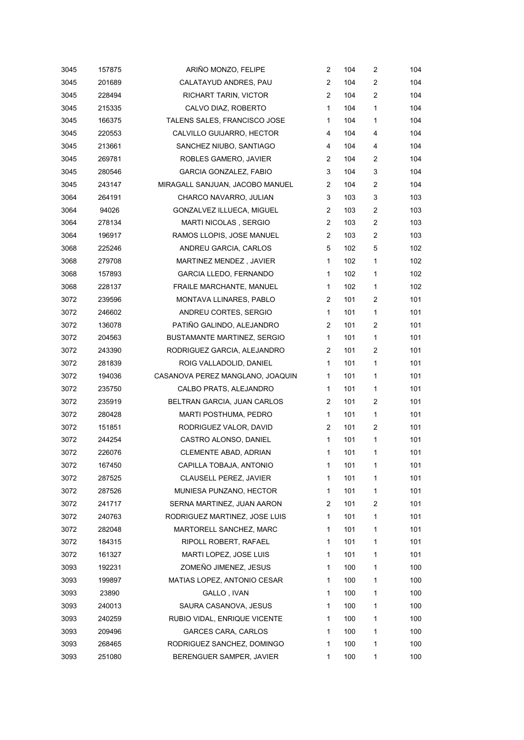| | | | | | | |
|---|---|---|---|---|---|---|
| 3045 | 157875 | ARIÑO MONZO, FELIPE | 2 | 104 | 2 | 104 |
| 3045 | 201689 | CALATAYUD ANDRES, PAU | 2 | 104 | 2 | 104 |
| 3045 | 228494 | RICHART TARIN, VICTOR | 2 | 104 | 2 | 104 |
| 3045 | 215335 | CALVO DIAZ, ROBERTO | 1 | 104 | 1 | 104 |
| 3045 | 166375 | TALENS SALES, FRANCISCO JOSE | 1 | 104 | 1 | 104 |
| 3045 | 220553 | CALVILLO GUIJARRO, HECTOR | 4 | 104 | 4 | 104 |
| 3045 | 213661 | SANCHEZ NIUBO, SANTIAGO | 4 | 104 | 4 | 104 |
| 3045 | 269781 | ROBLES GAMERO, JAVIER | 2 | 104 | 2 | 104 |
| 3045 | 280546 | GARCIA GONZALEZ, FABIO | 3 | 104 | 3 | 104 |
| 3045 | 243147 | MIRAGALL SANJUAN, JACOBO MANUEL | 2 | 104 | 2 | 104 |
| 3064 | 264191 | CHARCO NAVARRO, JULIAN | 3 | 103 | 3 | 103 |
| 3064 | 94026 | GONZALVEZ ILLUECA, MIGUEL | 2 | 103 | 2 | 103 |
| 3064 | 278134 | MARTI NICOLAS , SERGIO | 2 | 103 | 2 | 103 |
| 3064 | 196917 | RAMOS LLOPIS, JOSE MANUEL | 2 | 103 | 2 | 103 |
| 3068 | 225246 | ANDREU GARCIA, CARLOS | 5 | 102 | 5 | 102 |
| 3068 | 279708 | MARTINEZ MENDEZ , JAVIER | 1 | 102 | 1 | 102 |
| 3068 | 157893 | GARCIA LLEDO, FERNANDO | 1 | 102 | 1 | 102 |
| 3068 | 228137 | FRAILE MARCHANTE, MANUEL | 1 | 102 | 1 | 102 |
| 3072 | 239596 | MONTAVA LLINARES, PABLO | 2 | 101 | 2 | 101 |
| 3072 | 246602 | ANDREU CORTES, SERGIO | 1 | 101 | 1 | 101 |
| 3072 | 136078 | PATIÑO GALINDO, ALEJANDRO | 2 | 101 | 2 | 101 |
| 3072 | 204563 | BUSTAMANTE MARTINEZ, SERGIO | 1 | 101 | 1 | 101 |
| 3072 | 243390 | RODRIGUEZ GARCIA, ALEJANDRO | 2 | 101 | 2 | 101 |
| 3072 | 281839 | ROIG VALLADOLID, DANIEL | 1 | 101 | 1 | 101 |
| 3072 | 194036 | CASANOVA PEREZ MANGLANO, JOAQUIN | 1 | 101 | 1 | 101 |
| 3072 | 235750 | CALBO PRATS, ALEJANDRO | 1 | 101 | 1 | 101 |
| 3072 | 235919 | BELTRAN GARCIA, JUAN CARLOS | 2 | 101 | 2 | 101 |
| 3072 | 280428 | MARTI POSTHUMA, PEDRO | 1 | 101 | 1 | 101 |
| 3072 | 151851 | RODRIGUEZ VALOR, DAVID | 2 | 101 | 2 | 101 |
| 3072 | 244254 | CASTRO ALONSO, DANIEL | 1 | 101 | 1 | 101 |
| 3072 | 226076 | CLEMENTE ABAD, ADRIAN | 1 | 101 | 1 | 101 |
| 3072 | 167450 | CAPILLA TOBAJA, ANTONIO | 1 | 101 | 1 | 101 |
| 3072 | 287525 | CLAUSELL PEREZ, JAVIER | 1 | 101 | 1 | 101 |
| 3072 | 287526 | MUNIESA PUNZANO, HECTOR | 1 | 101 | 1 | 101 |
| 3072 | 241717 | SERNA MARTINEZ, JUAN AARON | 2 | 101 | 2 | 101 |
| 3072 | 240763 | RODRIGUEZ MARTINEZ, JOSE LUIS | 1 | 101 | 1 | 101 |
| 3072 | 282048 | MARTORELL SANCHEZ, MARC | 1 | 101 | 1 | 101 |
| 3072 | 184315 | RIPOLL ROBERT, RAFAEL | 1 | 101 | 1 | 101 |
| 3072 | 161327 | MARTI LOPEZ, JOSE LUIS | 1 | 101 | 1 | 101 |
| 3093 | 192231 | ZOMEÑO JIMENEZ, JESUS | 1 | 100 | 1 | 100 |
| 3093 | 199897 | MATIAS LOPEZ, ANTONIO CESAR | 1 | 100 | 1 | 100 |
| 3093 | 23890 | GALLO , IVAN | 1 | 100 | 1 | 100 |
| 3093 | 240013 | SAURA CASANOVA, JESUS | 1 | 100 | 1 | 100 |
| 3093 | 240259 | RUBIO VIDAL, ENRIQUE VICENTE | 1 | 100 | 1 | 100 |
| 3093 | 209496 | GARCES CARA, CARLOS | 1 | 100 | 1 | 100 |
| 3093 | 268465 | RODRIGUEZ SANCHEZ, DOMINGO | 1 | 100 | 1 | 100 |
| 3093 | 251080 | BERENGUER SAMPER, JAVIER | 1 | 100 | 1 | 100 |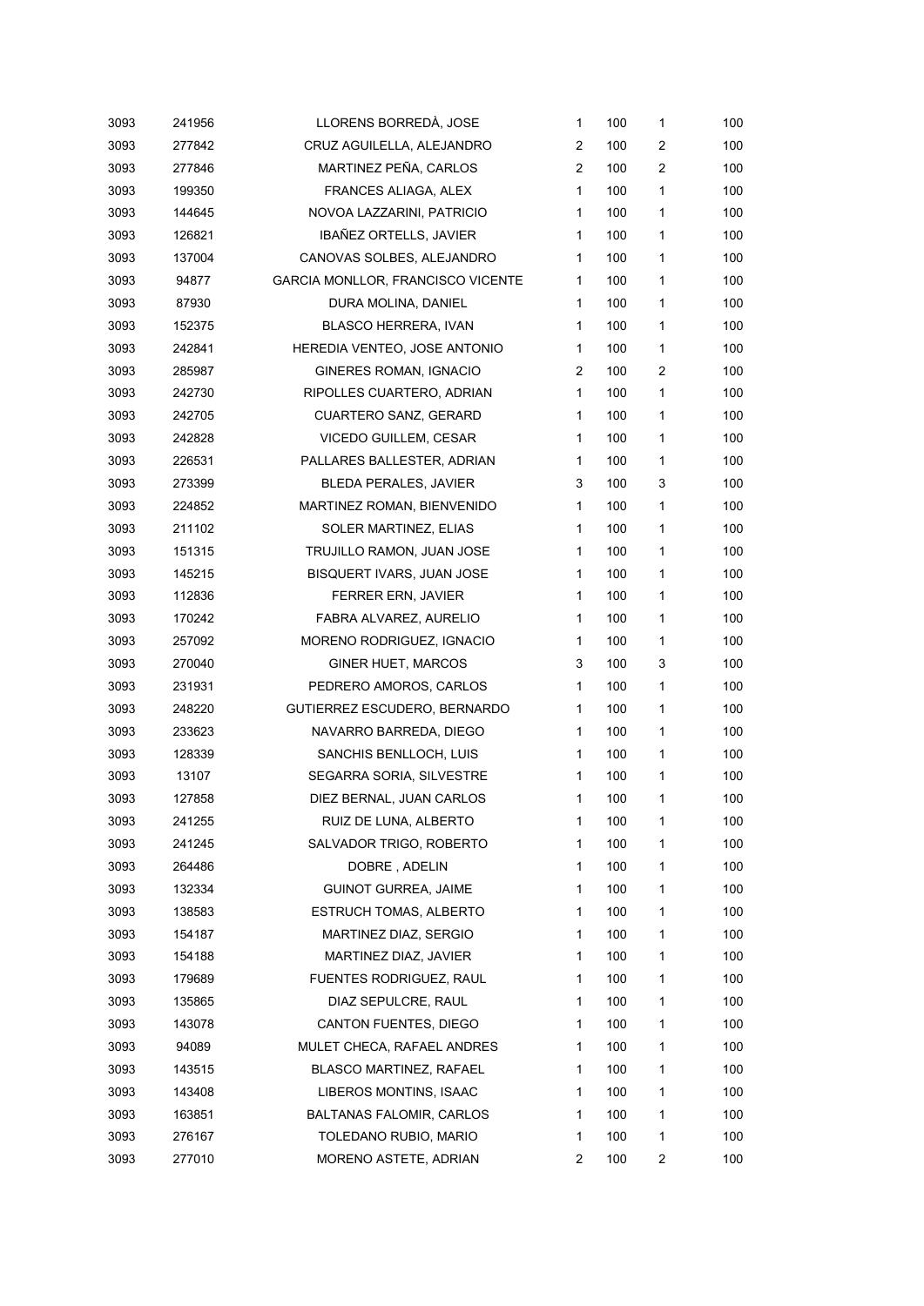| | | | | | | |
|---|---|---|---|---|---|---|
| 3093 | 241956 | LLORENS BORREDÀ, JOSE | 1 | 100 | 1 | 100 |
| 3093 | 277842 | CRUZ AGUILELLA, ALEJANDRO | 2 | 100 | 2 | 100 |
| 3093 | 277846 | MARTINEZ PEÑA, CARLOS | 2 | 100 | 2 | 100 |
| 3093 | 199350 | FRANCES ALIAGA, ALEX | 1 | 100 | 1 | 100 |
| 3093 | 144645 | NOVOA LAZZARINI, PATRICIO | 1 | 100 | 1 | 100 |
| 3093 | 126821 | IBAÑEZ ORTELLS, JAVIER | 1 | 100 | 1 | 100 |
| 3093 | 137004 | CANOVAS SOLBES, ALEJANDRO | 1 | 100 | 1 | 100 |
| 3093 | 94877 | GARCIA MONLLOR, FRANCISCO VICENTE | 1 | 100 | 1 | 100 |
| 3093 | 87930 | DURA MOLINA, DANIEL | 1 | 100 | 1 | 100 |
| 3093 | 152375 | BLASCO HERRERA, IVAN | 1 | 100 | 1 | 100 |
| 3093 | 242841 | HEREDIA VENTEO, JOSE ANTONIO | 1 | 100 | 1 | 100 |
| 3093 | 285987 | GINERES ROMAN, IGNACIO | 2 | 100 | 2 | 100 |
| 3093 | 242730 | RIPOLLES CUARTERO, ADRIAN | 1 | 100 | 1 | 100 |
| 3093 | 242705 | CUARTERO SANZ, GERARD | 1 | 100 | 1 | 100 |
| 3093 | 242828 | VICEDO GUILLEM, CESAR | 1 | 100 | 1 | 100 |
| 3093 | 226531 | PALLARES BALLESTER, ADRIAN | 1 | 100 | 1 | 100 |
| 3093 | 273399 | BLEDA PERALES, JAVIER | 3 | 100 | 3 | 100 |
| 3093 | 224852 | MARTINEZ ROMAN, BIENVENIDO | 1 | 100 | 1 | 100 |
| 3093 | 211102 | SOLER MARTINEZ, ELIAS | 1 | 100 | 1 | 100 |
| 3093 | 151315 | TRUJILLO RAMON, JUAN JOSE | 1 | 100 | 1 | 100 |
| 3093 | 145215 | BISQUERT IVARS, JUAN JOSE | 1 | 100 | 1 | 100 |
| 3093 | 112836 | FERRER ERN, JAVIER | 1 | 100 | 1 | 100 |
| 3093 | 170242 | FABRA ALVAREZ, AURELIO | 1 | 100 | 1 | 100 |
| 3093 | 257092 | MORENO RODRIGUEZ, IGNACIO | 1 | 100 | 1 | 100 |
| 3093 | 270040 | GINER HUET, MARCOS | 3 | 100 | 3 | 100 |
| 3093 | 231931 | PEDRERO AMOROS, CARLOS | 1 | 100 | 1 | 100 |
| 3093 | 248220 | GUTIERREZ ESCUDERO, BERNARDO | 1 | 100 | 1 | 100 |
| 3093 | 233623 | NAVARRO BARREDA, DIEGO | 1 | 100 | 1 | 100 |
| 3093 | 128339 | SANCHIS BENLLOCH, LUIS | 1 | 100 | 1 | 100 |
| 3093 | 13107 | SEGARRA SORIA, SILVESTRE | 1 | 100 | 1 | 100 |
| 3093 | 127858 | DIEZ BERNAL, JUAN CARLOS | 1 | 100 | 1 | 100 |
| 3093 | 241255 | RUIZ DE LUNA, ALBERTO | 1 | 100 | 1 | 100 |
| 3093 | 241245 | SALVADOR TRIGO, ROBERTO | 1 | 100 | 1 | 100 |
| 3093 | 264486 | DOBRE , ADELIN | 1 | 100 | 1 | 100 |
| 3093 | 132334 | GUINOT GURREA, JAIME | 1 | 100 | 1 | 100 |
| 3093 | 138583 | ESTRUCH TOMAS, ALBERTO | 1 | 100 | 1 | 100 |
| 3093 | 154187 | MARTINEZ DIAZ, SERGIO | 1 | 100 | 1 | 100 |
| 3093 | 154188 | MARTINEZ DIAZ, JAVIER | 1 | 100 | 1 | 100 |
| 3093 | 179689 | FUENTES RODRIGUEZ, RAUL | 1 | 100 | 1 | 100 |
| 3093 | 135865 | DIAZ SEPULCRE, RAUL | 1 | 100 | 1 | 100 |
| 3093 | 143078 | CANTON FUENTES, DIEGO | 1 | 100 | 1 | 100 |
| 3093 | 94089 | MULET CHECA, RAFAEL ANDRES | 1 | 100 | 1 | 100 |
| 3093 | 143515 | BLASCO MARTINEZ, RAFAEL | 1 | 100 | 1 | 100 |
| 3093 | 143408 | LIBEROS MONTINS, ISAAC | 1 | 100 | 1 | 100 |
| 3093 | 163851 | BALTANAS FALOMIR, CARLOS | 1 | 100 | 1 | 100 |
| 3093 | 276167 | TOLEDANO RUBIO, MARIO | 1 | 100 | 1 | 100 |
| 3093 | 277010 | MORENO ASTETE, ADRIAN | 2 | 100 | 2 | 100 |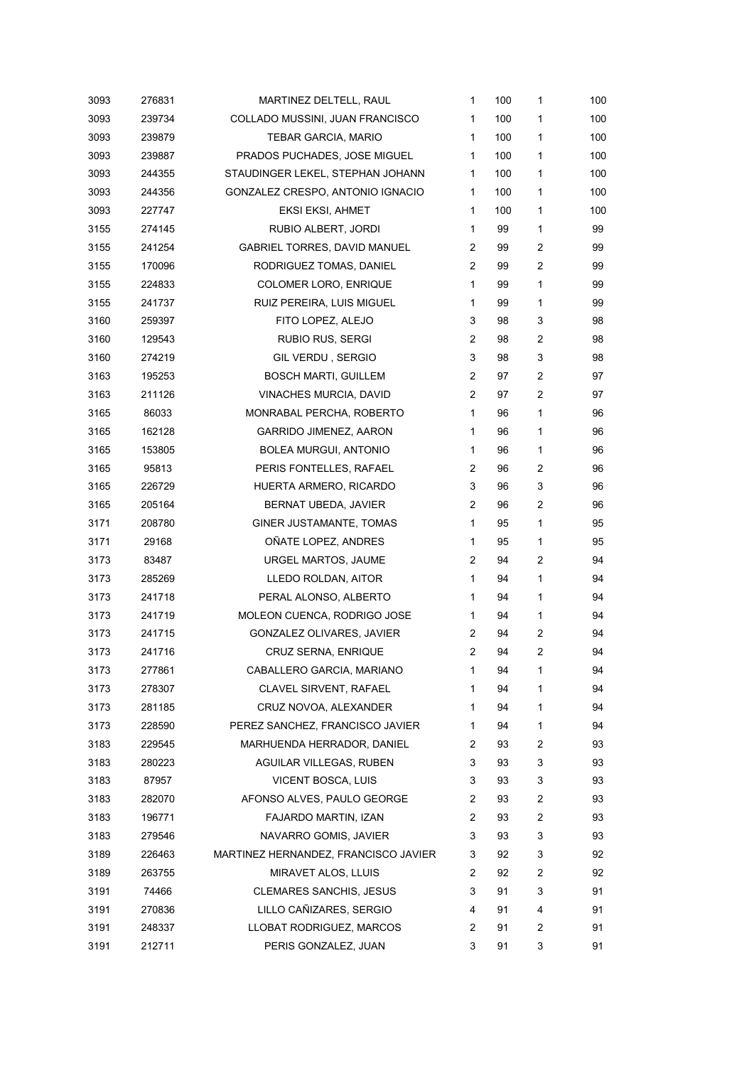| | | | | | | |
|---|---|---|---|---|---|---|
| 3093 | 276831 | MARTINEZ DELTELL, RAUL | 1 | 100 | 1 | 100 |
| 3093 | 239734 | COLLADO MUSSINI, JUAN FRANCISCO | 1 | 100 | 1 | 100 |
| 3093 | 239879 | TEBAR GARCIA, MARIO | 1 | 100 | 1 | 100 |
| 3093 | 239887 | PRADOS PUCHADES, JOSE MIGUEL | 1 | 100 | 1 | 100 |
| 3093 | 244355 | STAUDINGER LEKEL, STEPHAN JOHANN | 1 | 100 | 1 | 100 |
| 3093 | 244356 | GONZALEZ CRESPO, ANTONIO IGNACIO | 1 | 100 | 1 | 100 |
| 3093 | 227747 | EKSI EKSI, AHMET | 1 | 100 | 1 | 100 |
| 3155 | 274145 | RUBIO ALBERT, JORDI | 1 | 99 | 1 | 99 |
| 3155 | 241254 | GABRIEL TORRES, DAVID MANUEL | 2 | 99 | 2 | 99 |
| 3155 | 170096 | RODRIGUEZ TOMAS, DANIEL | 2 | 99 | 2 | 99 |
| 3155 | 224833 | COLOMER LORO, ENRIQUE | 1 | 99 | 1 | 99 |
| 3155 | 241737 | RUIZ PEREIRA, LUIS MIGUEL | 1 | 99 | 1 | 99 |
| 3160 | 259397 | FITO LOPEZ, ALEJO | 3 | 98 | 3 | 98 |
| 3160 | 129543 | RUBIO RUS, SERGI | 2 | 98 | 2 | 98 |
| 3160 | 274219 | GIL VERDU , SERGIO | 3 | 98 | 3 | 98 |
| 3163 | 195253 | BOSCH MARTI, GUILLEM | 2 | 97 | 2 | 97 |
| 3163 | 211126 | VINACHES MURCIA, DAVID | 2 | 97 | 2 | 97 |
| 3165 | 86033 | MONRABAL PERCHA, ROBERTO | 1 | 96 | 1 | 96 |
| 3165 | 162128 | GARRIDO JIMENEZ, AARON | 1 | 96 | 1 | 96 |
| 3165 | 153805 | BOLEA MURGUI, ANTONIO | 1 | 96 | 1 | 96 |
| 3165 | 95813 | PERIS FONTELLES, RAFAEL | 2 | 96 | 2 | 96 |
| 3165 | 226729 | HUERTA ARMERO, RICARDO | 3 | 96 | 3 | 96 |
| 3165 | 205164 | BERNAT UBEDA, JAVIER | 2 | 96 | 2 | 96 |
| 3171 | 208780 | GINER JUSTAMANTE, TOMAS | 1 | 95 | 1 | 95 |
| 3171 | 29168 | OÑATE LOPEZ, ANDRES | 1 | 95 | 1 | 95 |
| 3173 | 83487 | URGEL MARTOS, JAUME | 2 | 94 | 2 | 94 |
| 3173 | 285269 | LLEDO ROLDAN, AITOR | 1 | 94 | 1 | 94 |
| 3173 | 241718 | PERAL ALONSO, ALBERTO | 1 | 94 | 1 | 94 |
| 3173 | 241719 | MOLEON CUENCA, RODRIGO JOSE | 1 | 94 | 1 | 94 |
| 3173 | 241715 | GONZALEZ OLIVARES, JAVIER | 2 | 94 | 2 | 94 |
| 3173 | 241716 | CRUZ SERNA, ENRIQUE | 2 | 94 | 2 | 94 |
| 3173 | 277861 | CABALLERO GARCIA, MARIANO | 1 | 94 | 1 | 94 |
| 3173 | 278307 | CLAVEL SIRVENT, RAFAEL | 1 | 94 | 1 | 94 |
| 3173 | 281185 | CRUZ NOVOA, ALEXANDER | 1 | 94 | 1 | 94 |
| 3173 | 228590 | PEREZ SANCHEZ, FRANCISCO JAVIER | 1 | 94 | 1 | 94 |
| 3183 | 229545 | MARHUENDA HERRADOR, DANIEL | 2 | 93 | 2 | 93 |
| 3183 | 280223 | AGUILAR VILLEGAS, RUBEN | 3 | 93 | 3 | 93 |
| 3183 | 87957 | VICENT BOSCA, LUIS | 3 | 93 | 3 | 93 |
| 3183 | 282070 | AFONSO ALVES, PAULO GEORGE | 2 | 93 | 2 | 93 |
| 3183 | 196771 | FAJARDO MARTIN, IZAN | 2 | 93 | 2 | 93 |
| 3183 | 279546 | NAVARRO GOMIS, JAVIER | 3 | 93 | 3 | 93 |
| 3189 | 226463 | MARTINEZ HERNANDEZ, FRANCISCO JAVIER | 3 | 92 | 3 | 92 |
| 3189 | 263755 | MIRAVET ALOS, LLUIS | 2 | 92 | 2 | 92 |
| 3191 | 74466 | CLEMARES SANCHIS, JESUS | 3 | 91 | 3 | 91 |
| 3191 | 270836 | LILLO CAÑIZARES, SERGIO | 4 | 91 | 4 | 91 |
| 3191 | 248337 | LLOBAT RODRIGUEZ, MARCOS | 2 | 91 | 2 | 91 |
| 3191 | 212711 | PERIS GONZALEZ, JUAN | 3 | 91 | 3 | 91 |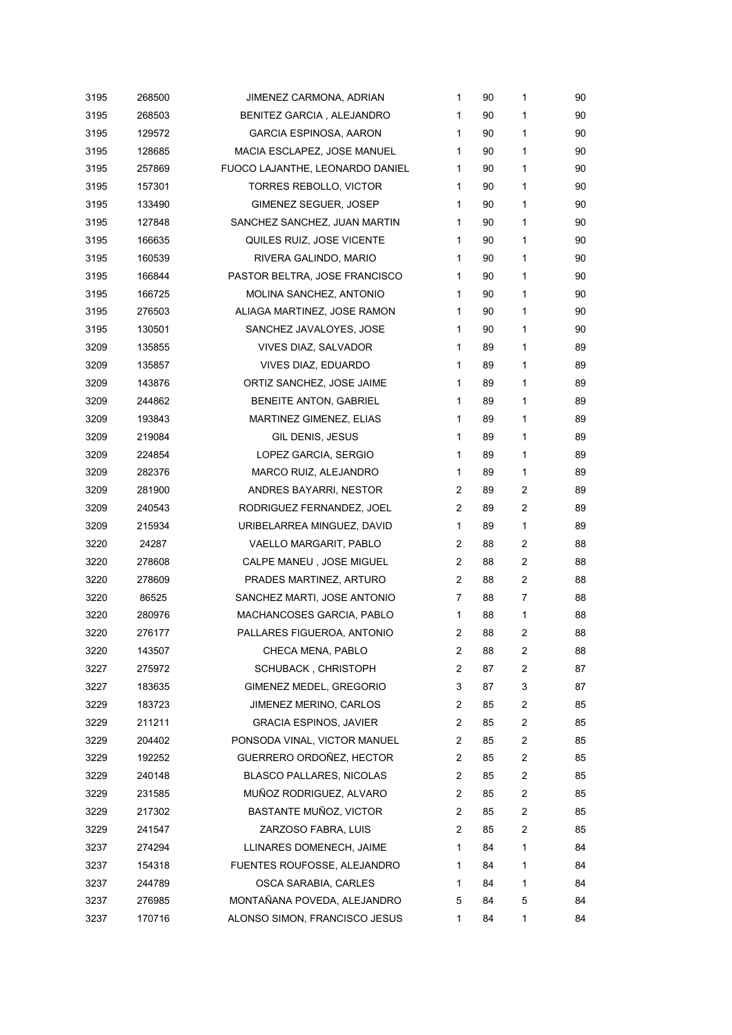| | | | | | | |
|---|---|---|---|---|---|---|
| 3195 | 268500 | JIMENEZ CARMONA, ADRIAN | 1 | 90 | 1 | 90 |
| 3195 | 268503 | BENITEZ GARCIA , ALEJANDRO | 1 | 90 | 1 | 90 |
| 3195 | 129572 | GARCIA ESPINOSA, AARON | 1 | 90 | 1 | 90 |
| 3195 | 128685 | MACIA ESCLAPEZ, JOSE MANUEL | 1 | 90 | 1 | 90 |
| 3195 | 257869 | FUOCO LAJANTHE, LEONARDO DANIEL | 1 | 90 | 1 | 90 |
| 3195 | 157301 | TORRES REBOLLO, VICTOR | 1 | 90 | 1 | 90 |
| 3195 | 133490 | GIMENEZ SEGUER, JOSEP | 1 | 90 | 1 | 90 |
| 3195 | 127848 | SANCHEZ SANCHEZ, JUAN MARTIN | 1 | 90 | 1 | 90 |
| 3195 | 166635 | QUILES RUIZ, JOSE VICENTE | 1 | 90 | 1 | 90 |
| 3195 | 160539 | RIVERA GALINDO, MARIO | 1 | 90 | 1 | 90 |
| 3195 | 166844 | PASTOR BELTRA, JOSE FRANCISCO | 1 | 90 | 1 | 90 |
| 3195 | 166725 | MOLINA SANCHEZ, ANTONIO | 1 | 90 | 1 | 90 |
| 3195 | 276503 | ALIAGA MARTINEZ, JOSE RAMON | 1 | 90 | 1 | 90 |
| 3195 | 130501 | SANCHEZ JAVALOYES, JOSE | 1 | 90 | 1 | 90 |
| 3209 | 135855 | VIVES DIAZ, SALVADOR | 1 | 89 | 1 | 89 |
| 3209 | 135857 | VIVES DIAZ, EDUARDO | 1 | 89 | 1 | 89 |
| 3209 | 143876 | ORTIZ SANCHEZ, JOSE JAIME | 1 | 89 | 1 | 89 |
| 3209 | 244862 | BENEITE ANTON, GABRIEL | 1 | 89 | 1 | 89 |
| 3209 | 193843 | MARTINEZ GIMENEZ, ELIAS | 1 | 89 | 1 | 89 |
| 3209 | 219084 | GIL DENIS, JESUS | 1 | 89 | 1 | 89 |
| 3209 | 224854 | LOPEZ GARCIA, SERGIO | 1 | 89 | 1 | 89 |
| 3209 | 282376 | MARCO RUIZ, ALEJANDRO | 1 | 89 | 1 | 89 |
| 3209 | 281900 | ANDRES BAYARRI, NESTOR | 2 | 89 | 2 | 89 |
| 3209 | 240543 | RODRIGUEZ FERNANDEZ, JOEL | 2 | 89 | 2 | 89 |
| 3209 | 215934 | URIBELARREA MINGUEZ, DAVID | 1 | 89 | 1 | 89 |
| 3220 | 24287 | VAELLO MARGARIT, PABLO | 2 | 88 | 2 | 88 |
| 3220 | 278608 | CALPE MANEU , JOSE MIGUEL | 2 | 88 | 2 | 88 |
| 3220 | 278609 | PRADES MARTINEZ, ARTURO | 2 | 88 | 2 | 88 |
| 3220 | 86525 | SANCHEZ MARTI, JOSE ANTONIO | 7 | 88 | 7 | 88 |
| 3220 | 280976 | MACHANCOSES GARCIA, PABLO | 1 | 88 | 1 | 88 |
| 3220 | 276177 | PALLARES FIGUEROA, ANTONIO | 2 | 88 | 2 | 88 |
| 3220 | 143507 | CHECA MENA, PABLO | 2 | 88 | 2 | 88 |
| 3227 | 275972 | SCHUBACK , CHRISTOPH | 2 | 87 | 2 | 87 |
| 3227 | 183635 | GIMENEZ MEDEL, GREGORIO | 3 | 87 | 3 | 87 |
| 3229 | 183723 | JIMENEZ MERINO, CARLOS | 2 | 85 | 2 | 85 |
| 3229 | 211211 | GRACIA ESPINOS, JAVIER | 2 | 85 | 2 | 85 |
| 3229 | 204402 | PONSODA VINAL, VICTOR MANUEL | 2 | 85 | 2 | 85 |
| 3229 | 192252 | GUERRERO ORDOÑEZ, HECTOR | 2 | 85 | 2 | 85 |
| 3229 | 240148 | BLASCO PALLARES, NICOLAS | 2 | 85 | 2 | 85 |
| 3229 | 231585 | MUÑOZ RODRIGUEZ, ALVARO | 2 | 85 | 2 | 85 |
| 3229 | 217302 | BASTANTE MUÑOZ, VICTOR | 2 | 85 | 2 | 85 |
| 3229 | 241547 | ZARZOSO FABRA, LUIS | 2 | 85 | 2 | 85 |
| 3237 | 274294 | LLINARES DOMENECH, JAIME | 1 | 84 | 1 | 84 |
| 3237 | 154318 | FUENTES ROUFOSSE, ALEJANDRO | 1 | 84 | 1 | 84 |
| 3237 | 244789 | OSCA SARABIA, CARLES | 1 | 84 | 1 | 84 |
| 3237 | 276985 | MONTAÑANA POVEDA, ALEJANDRO | 5 | 84 | 5 | 84 |
| 3237 | 170716 | ALONSO SIMON, FRANCISCO JESUS | 1 | 84 | 1 | 84 |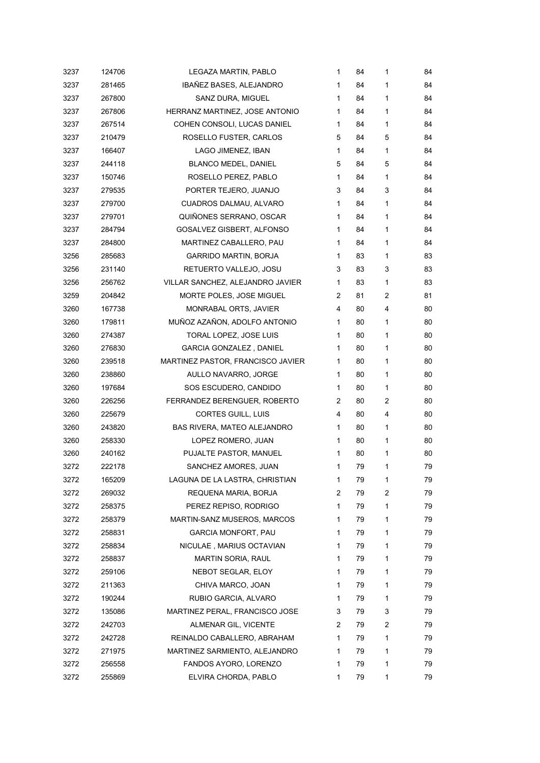| | | | | | | |
|---|---|---|---|---|---|---|
| 3237 | 124706 | LEGAZA MARTIN, PABLO | 1 | 84 | 1 | 84 |
| 3237 | 281465 | IBAÑEZ BASES, ALEJANDRO | 1 | 84 | 1 | 84 |
| 3237 | 267800 | SANZ DURA, MIGUEL | 1 | 84 | 1 | 84 |
| 3237 | 267806 | HERRANZ MARTINEZ, JOSE ANTONIO | 1 | 84 | 1 | 84 |
| 3237 | 267514 | COHEN CONSOLI, LUCAS DANIEL | 1 | 84 | 1 | 84 |
| 3237 | 210479 | ROSELLO FUSTER, CARLOS | 5 | 84 | 5 | 84 |
| 3237 | 166407 | LAGO JIMENEZ, IBAN | 1 | 84 | 1 | 84 |
| 3237 | 244118 | BLANCO MEDEL, DANIEL | 5 | 84 | 5 | 84 |
| 3237 | 150746 | ROSELLO PEREZ, PABLO | 1 | 84 | 1 | 84 |
| 3237 | 279535 | PORTER TEJERO, JUANJO | 3 | 84 | 3 | 84 |
| 3237 | 279700 | CUADROS DALMAU, ALVARO | 1 | 84 | 1 | 84 |
| 3237 | 279701 | QUIÑONES SERRANO, OSCAR | 1 | 84 | 1 | 84 |
| 3237 | 284794 | GOSALVEZ GISBERT, ALFONSO | 1 | 84 | 1 | 84 |
| 3237 | 284800 | MARTINEZ CABALLERO, PAU | 1 | 84 | 1 | 84 |
| 3256 | 285683 | GARRIDO MARTIN, BORJA | 1 | 83 | 1 | 83 |
| 3256 | 231140 | RETUERTO VALLEJO, JOSU | 3 | 83 | 3 | 83 |
| 3256 | 256762 | VILLAR SANCHEZ, ALEJANDRO JAVIER | 1 | 83 | 1 | 83 |
| 3259 | 204842 | MORTE POLES, JOSE MIGUEL | 2 | 81 | 2 | 81 |
| 3260 | 167738 | MONRABAL ORTS, JAVIER | 4 | 80 | 4 | 80 |
| 3260 | 179811 | MUÑOZ AZAÑON, ADOLFO ANTONIO | 1 | 80 | 1 | 80 |
| 3260 | 274387 | TORAL LOPEZ, JOSE LUIS | 1 | 80 | 1 | 80 |
| 3260 | 276830 | GARCIA GONZALEZ , DANIEL | 1 | 80 | 1 | 80 |
| 3260 | 239518 | MARTINEZ PASTOR, FRANCISCO JAVIER | 1 | 80 | 1 | 80 |
| 3260 | 238860 | AULLO NAVARRO, JORGE | 1 | 80 | 1 | 80 |
| 3260 | 197684 | SOS ESCUDERO, CANDIDO | 1 | 80 | 1 | 80 |
| 3260 | 226256 | FERRANDEZ BERENGUER, ROBERTO | 2 | 80 | 2 | 80 |
| 3260 | 225679 | CORTES GUILL, LUIS | 4 | 80 | 4 | 80 |
| 3260 | 243820 | BAS RIVERA, MATEO ALEJANDRO | 1 | 80 | 1 | 80 |
| 3260 | 258330 | LOPEZ ROMERO, JUAN | 1 | 80 | 1 | 80 |
| 3260 | 240162 | PUJALTE PASTOR, MANUEL | 1 | 80 | 1 | 80 |
| 3272 | 222178 | SANCHEZ AMORES, JUAN | 1 | 79 | 1 | 79 |
| 3272 | 165209 | LAGUNA DE LA LASTRA, CHRISTIAN | 1 | 79 | 1 | 79 |
| 3272 | 269032 | REQUENA MARIA, BORJA | 2 | 79 | 2 | 79 |
| 3272 | 258375 | PEREZ REPISO, RODRIGO | 1 | 79 | 1 | 79 |
| 3272 | 258379 | MARTIN-SANZ MUSEROS, MARCOS | 1 | 79 | 1 | 79 |
| 3272 | 258831 | GARCIA MONFORT, PAU | 1 | 79 | 1 | 79 |
| 3272 | 258834 | NICULAE , MARIUS OCTAVIAN | 1 | 79 | 1 | 79 |
| 3272 | 258837 | MARTIN SORIA, RAUL | 1 | 79 | 1 | 79 |
| 3272 | 259106 | NEBOT SEGLAR, ELOY | 1 | 79 | 1 | 79 |
| 3272 | 211363 | CHIVA MARCO, JOAN | 1 | 79 | 1 | 79 |
| 3272 | 190244 | RUBIO GARCIA, ALVARO | 1 | 79 | 1 | 79 |
| 3272 | 135086 | MARTINEZ PERAL, FRANCISCO JOSE | 3 | 79 | 3 | 79 |
| 3272 | 242703 | ALMENAR GIL, VICENTE | 2 | 79 | 2 | 79 |
| 3272 | 242728 | REINALDO CABALLERO, ABRAHAM | 1 | 79 | 1 | 79 |
| 3272 | 271975 | MARTINEZ SARMIENTO, ALEJANDRO | 1 | 79 | 1 | 79 |
| 3272 | 256558 | FANDOS AYORO, LORENZO | 1 | 79 | 1 | 79 |
| 3272 | 255869 | ELVIRA CHORDA, PABLO | 1 | 79 | 1 | 79 |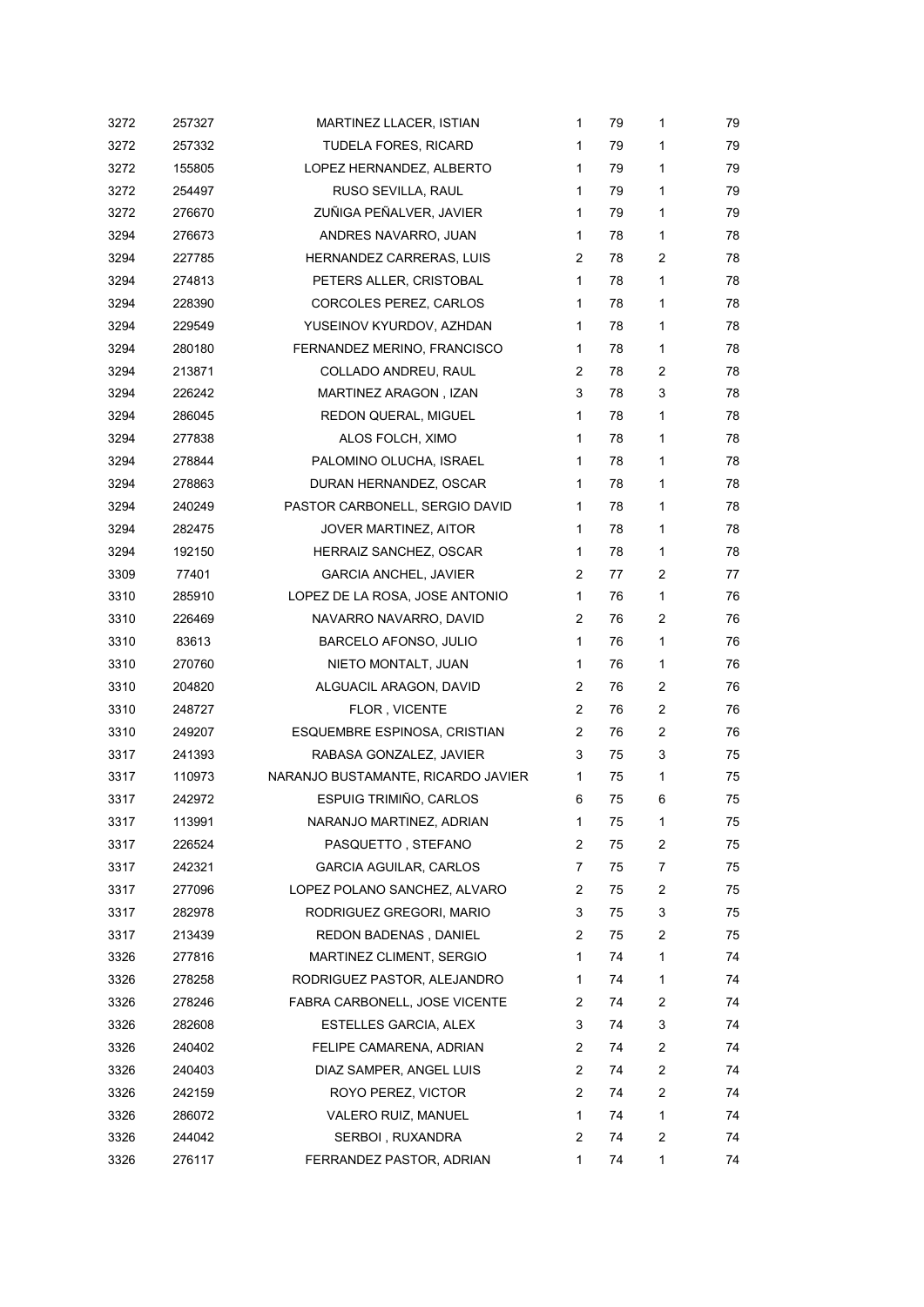| | | | | | | |
|---|---|---|---|---|---|---|
| 3272 | 257327 | MARTINEZ LLACER, ISTIAN | 1 | 79 | 1 | 79 |
| 3272 | 257332 | TUDELA FORES, RICARD | 1 | 79 | 1 | 79 |
| 3272 | 155805 | LOPEZ HERNANDEZ, ALBERTO | 1 | 79 | 1 | 79 |
| 3272 | 254497 | RUSO SEVILLA, RAUL | 1 | 79 | 1 | 79 |
| 3272 | 276670 | ZUÑIGA PEÑALVER, JAVIER | 1 | 79 | 1 | 79 |
| 3294 | 276673 | ANDRES NAVARRO, JUAN | 1 | 78 | 1 | 78 |
| 3294 | 227785 | HERNANDEZ CARRERAS, LUIS | 2 | 78 | 2 | 78 |
| 3294 | 274813 | PETERS ALLER, CRISTOBAL | 1 | 78 | 1 | 78 |
| 3294 | 228390 | CORCOLES PEREZ, CARLOS | 1 | 78 | 1 | 78 |
| 3294 | 229549 | YUSEINOV KYURDOV, AZHDAN | 1 | 78 | 1 | 78 |
| 3294 | 280180 | FERNANDEZ MERINO, FRANCISCO | 1 | 78 | 1 | 78 |
| 3294 | 213871 | COLLADO ANDREU, RAUL | 2 | 78 | 2 | 78 |
| 3294 | 226242 | MARTINEZ ARAGON , IZAN | 3 | 78 | 3 | 78 |
| 3294 | 286045 | REDON QUERAL, MIGUEL | 1 | 78 | 1 | 78 |
| 3294 | 277838 | ALOS FOLCH, XIMO | 1 | 78 | 1 | 78 |
| 3294 | 278844 | PALOMINO OLUCHA, ISRAEL | 1 | 78 | 1 | 78 |
| 3294 | 278863 | DURAN HERNANDEZ, OSCAR | 1 | 78 | 1 | 78 |
| 3294 | 240249 | PASTOR CARBONELL, SERGIO DAVID | 1 | 78 | 1 | 78 |
| 3294 | 282475 | JOVER MARTINEZ, AITOR | 1 | 78 | 1 | 78 |
| 3294 | 192150 | HERRAIZ SANCHEZ, OSCAR | 1 | 78 | 1 | 78 |
| 3309 | 77401 | GARCIA ANCHEL, JAVIER | 2 | 77 | 2 | 77 |
| 3310 | 285910 | LOPEZ DE LA ROSA, JOSE ANTONIO | 1 | 76 | 1 | 76 |
| 3310 | 226469 | NAVARRO NAVARRO, DAVID | 2 | 76 | 2 | 76 |
| 3310 | 83613 | BARCELO AFONSO, JULIO | 1 | 76 | 1 | 76 |
| 3310 | 270760 | NIETO MONTALT, JUAN | 1 | 76 | 1 | 76 |
| 3310 | 204820 | ALGUACIL ARAGON, DAVID | 2 | 76 | 2 | 76 |
| 3310 | 248727 | FLOR , VICENTE | 2 | 76 | 2 | 76 |
| 3310 | 249207 | ESQUEMBRE ESPINOSA, CRISTIAN | 2 | 76 | 2 | 76 |
| 3317 | 241393 | RABASA GONZALEZ, JAVIER | 3 | 75 | 3 | 75 |
| 3317 | 110973 | NARANJO BUSTAMANTE, RICARDO JAVIER | 1 | 75 | 1 | 75 |
| 3317 | 242972 | ESPUIG TRIMIÑO, CARLOS | 6 | 75 | 6 | 75 |
| 3317 | 113991 | NARANJO MARTINEZ, ADRIAN | 1 | 75 | 1 | 75 |
| 3317 | 226524 | PASQUETTO , STEFANO | 2 | 75 | 2 | 75 |
| 3317 | 242321 | GARCIA AGUILAR, CARLOS | 7 | 75 | 7 | 75 |
| 3317 | 277096 | LOPEZ POLANO SANCHEZ, ALVARO | 2 | 75 | 2 | 75 |
| 3317 | 282978 | RODRIGUEZ GREGORI, MARIO | 3 | 75 | 3 | 75 |
| 3317 | 213439 | REDON BADENAS , DANIEL | 2 | 75 | 2 | 75 |
| 3326 | 277816 | MARTINEZ CLIMENT, SERGIO | 1 | 74 | 1 | 74 |
| 3326 | 278258 | RODRIGUEZ PASTOR, ALEJANDRO | 1 | 74 | 1 | 74 |
| 3326 | 278246 | FABRA CARBONELL, JOSE VICENTE | 2 | 74 | 2 | 74 |
| 3326 | 282608 | ESTELLES GARCIA, ALEX | 3 | 74 | 3 | 74 |
| 3326 | 240402 | FELIPE CAMARENA, ADRIAN | 2 | 74 | 2 | 74 |
| 3326 | 240403 | DIAZ SAMPER, ANGEL LUIS | 2 | 74 | 2 | 74 |
| 3326 | 242159 | ROYO PEREZ, VICTOR | 2 | 74 | 2 | 74 |
| 3326 | 286072 | VALERO RUIZ, MANUEL | 1 | 74 | 1 | 74 |
| 3326 | 244042 | SERBOI , RUXANDRA | 2 | 74 | 2 | 74 |
| 3326 | 276117 | FERRANDEZ PASTOR, ADRIAN | 1 | 74 | 1 | 74 |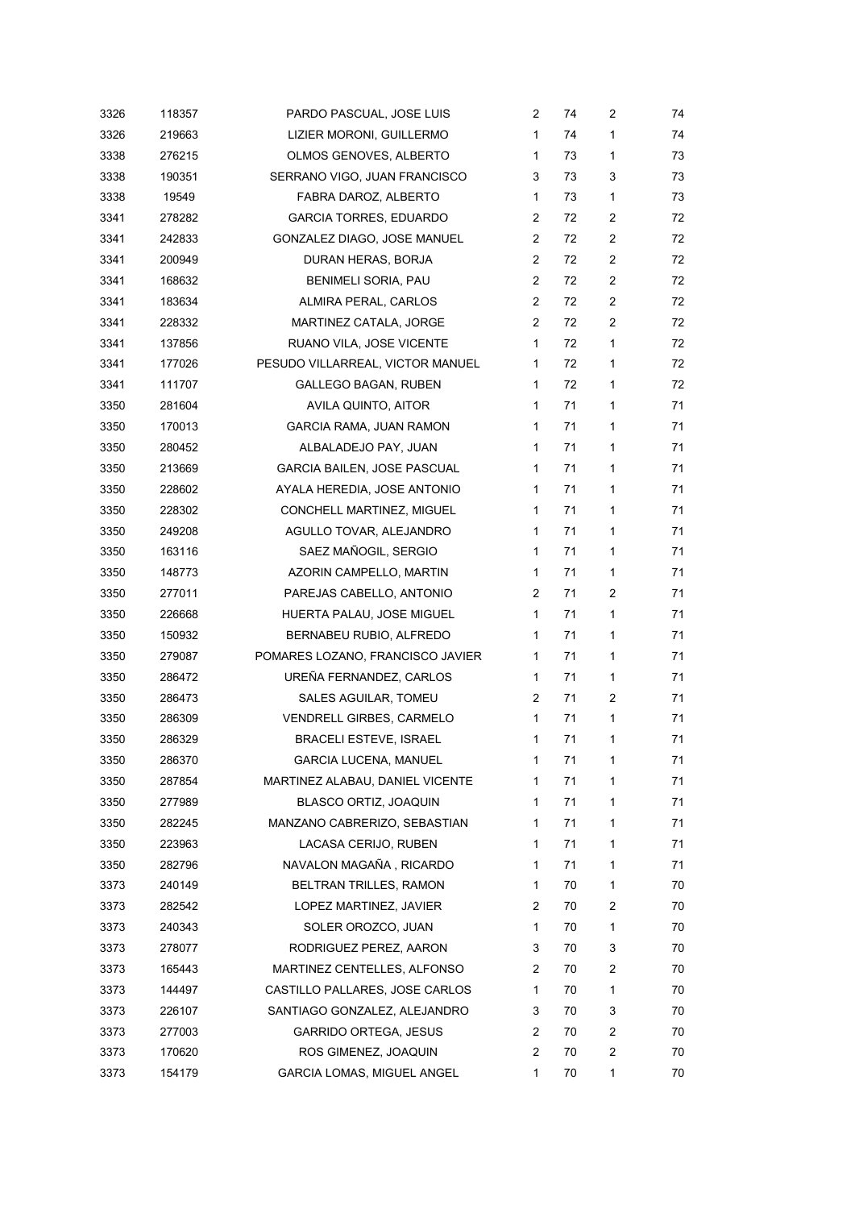| | | | | | | |
|---|---|---|---|---|---|---|
| 3326 | 118357 | PARDO PASCUAL, JOSE LUIS | 2 | 74 | 2 | 74 |
| 3326 | 219663 | LIZIER MORONI, GUILLERMO | 1 | 74 | 1 | 74 |
| 3338 | 276215 | OLMOS GENOVES, ALBERTO | 1 | 73 | 1 | 73 |
| 3338 | 190351 | SERRANO VIGO, JUAN FRANCISCO | 3 | 73 | 3 | 73 |
| 3338 | 19549 | FABRA DAROZ, ALBERTO | 1 | 73 | 1 | 73 |
| 3341 | 278282 | GARCIA TORRES, EDUARDO | 2 | 72 | 2 | 72 |
| 3341 | 242833 | GONZALEZ DIAGO, JOSE MANUEL | 2 | 72 | 2 | 72 |
| 3341 | 200949 | DURAN HERAS, BORJA | 2 | 72 | 2 | 72 |
| 3341 | 168632 | BENIMELI SORIA, PAU | 2 | 72 | 2 | 72 |
| 3341 | 183634 | ALMIRA PERAL, CARLOS | 2 | 72 | 2 | 72 |
| 3341 | 228332 | MARTINEZ CATALA, JORGE | 2 | 72 | 2 | 72 |
| 3341 | 137856 | RUANO VILA, JOSE VICENTE | 1 | 72 | 1 | 72 |
| 3341 | 177026 | PESUDO VILLARREAL, VICTOR MANUEL | 1 | 72 | 1 | 72 |
| 3341 | 111707 | GALLEGO BAGAN, RUBEN | 1 | 72 | 1 | 72 |
| 3350 | 281604 | AVILA QUINTO, AITOR | 1 | 71 | 1 | 71 |
| 3350 | 170013 | GARCIA RAMA, JUAN RAMON | 1 | 71 | 1 | 71 |
| 3350 | 280452 | ALBALADEJO PAY, JUAN | 1 | 71 | 1 | 71 |
| 3350 | 213669 | GARCIA BAILEN, JOSE PASCUAL | 1 | 71 | 1 | 71 |
| 3350 | 228602 | AYALA HEREDIA, JOSE ANTONIO | 1 | 71 | 1 | 71 |
| 3350 | 228302 | CONCHELL MARTINEZ, MIGUEL | 1 | 71 | 1 | 71 |
| 3350 | 249208 | AGULLO TOVAR, ALEJANDRO | 1 | 71 | 1 | 71 |
| 3350 | 163116 | SAEZ MAÑOGIL, SERGIO | 1 | 71 | 1 | 71 |
| 3350 | 148773 | AZORIN CAMPELLO, MARTIN | 1 | 71 | 1 | 71 |
| 3350 | 277011 | PAREJAS CABELLO, ANTONIO | 2 | 71 | 2 | 71 |
| 3350 | 226668 | HUERTA PALAU, JOSE MIGUEL | 1 | 71 | 1 | 71 |
| 3350 | 150932 | BERNABEU RUBIO, ALFREDO | 1 | 71 | 1 | 71 |
| 3350 | 279087 | POMARES LOZANO, FRANCISCO JAVIER | 1 | 71 | 1 | 71 |
| 3350 | 286472 | UREÑA FERNANDEZ, CARLOS | 1 | 71 | 1 | 71 |
| 3350 | 286473 | SALES AGUILAR, TOMEU | 2 | 71 | 2 | 71 |
| 3350 | 286309 | VENDRELL GIRBES, CARMELO | 1 | 71 | 1 | 71 |
| 3350 | 286329 | BRACELI ESTEVE, ISRAEL | 1 | 71 | 1 | 71 |
| 3350 | 286370 | GARCIA LUCENA, MANUEL | 1 | 71 | 1 | 71 |
| 3350 | 287854 | MARTINEZ ALABAU, DANIEL VICENTE | 1 | 71 | 1 | 71 |
| 3350 | 277989 | BLASCO ORTIZ, JOAQUIN | 1 | 71 | 1 | 71 |
| 3350 | 282245 | MANZANO CABRERIZO, SEBASTIAN | 1 | 71 | 1 | 71 |
| 3350 | 223963 | LACASA CERIJO, RUBEN | 1 | 71 | 1 | 71 |
| 3350 | 282796 | NAVALON MAGAÑA , RICARDO | 1 | 71 | 1 | 71 |
| 3373 | 240149 | BELTRAN TRILLES, RAMON | 1 | 70 | 1 | 70 |
| 3373 | 282542 | LOPEZ MARTINEZ, JAVIER | 2 | 70 | 2 | 70 |
| 3373 | 240343 | SOLER OROZCO, JUAN | 1 | 70 | 1 | 70 |
| 3373 | 278077 | RODRIGUEZ PEREZ, AARON | 3 | 70 | 3 | 70 |
| 3373 | 165443 | MARTINEZ CENTELLES, ALFONSO | 2 | 70 | 2 | 70 |
| 3373 | 144497 | CASTILLO PALLARES, JOSE CARLOS | 1 | 70 | 1 | 70 |
| 3373 | 226107 | SANTIAGO GONZALEZ, ALEJANDRO | 3 | 70 | 3 | 70 |
| 3373 | 277003 | GARRIDO ORTEGA, JESUS | 2 | 70 | 2 | 70 |
| 3373 | 170620 | ROS GIMENEZ, JOAQUIN | 2 | 70 | 2 | 70 |
| 3373 | 154179 | GARCIA LOMAS, MIGUEL ANGEL | 1 | 70 | 1 | 70 |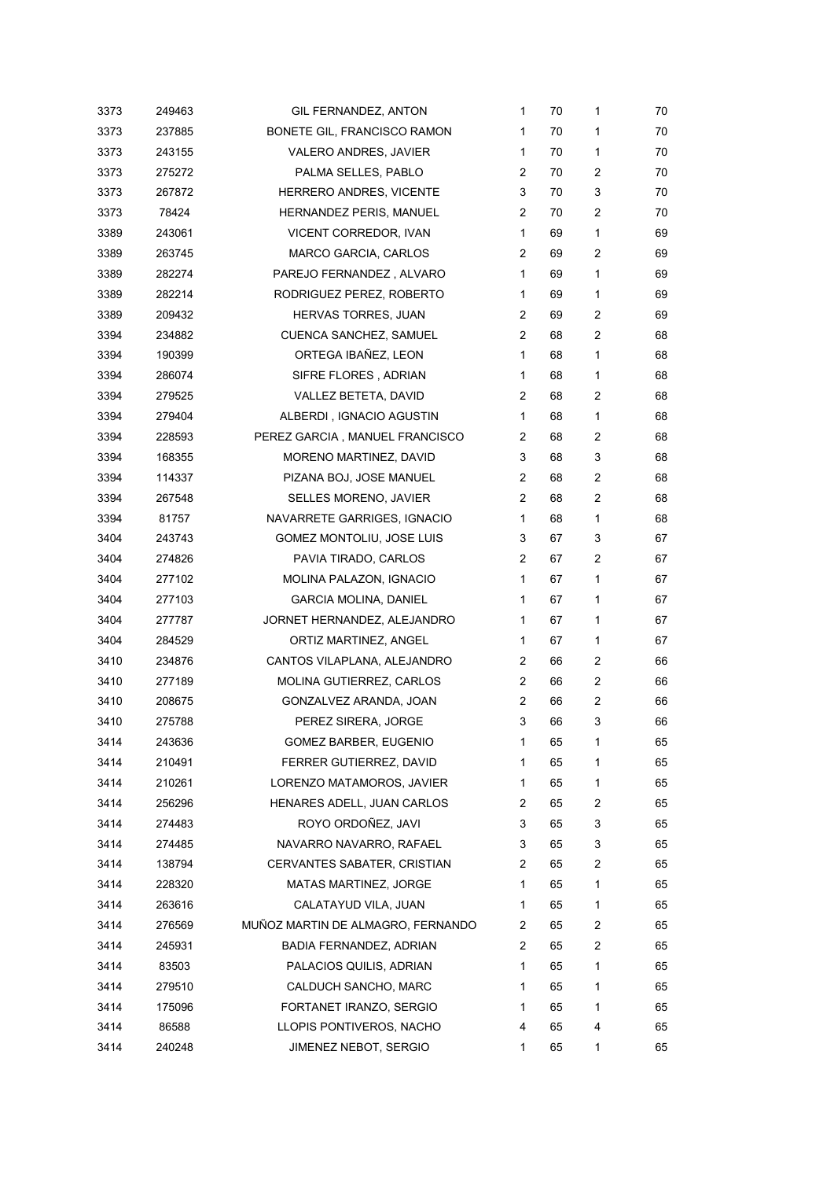| | | | | | | |
|---|---|---|---|---|---|---|
| 3373 | 249463 | GIL FERNANDEZ, ANTON | 1 | 70 | 1 | 70 |
| 3373 | 237885 | BONETE GIL, FRANCISCO RAMON | 1 | 70 | 1 | 70 |
| 3373 | 243155 | VALERO ANDRES, JAVIER | 1 | 70 | 1 | 70 |
| 3373 | 275272 | PALMA SELLES, PABLO | 2 | 70 | 2 | 70 |
| 3373 | 267872 | HERRERO ANDRES, VICENTE | 3 | 70 | 3 | 70 |
| 3373 | 78424 | HERNANDEZ PERIS, MANUEL | 2 | 70 | 2 | 70 |
| 3389 | 243061 | VICENT CORREDOR, IVAN | 1 | 69 | 1 | 69 |
| 3389 | 263745 | MARCO GARCIA, CARLOS | 2 | 69 | 2 | 69 |
| 3389 | 282274 | PAREJO FERNANDEZ , ALVARO | 1 | 69 | 1 | 69 |
| 3389 | 282214 | RODRIGUEZ PEREZ, ROBERTO | 1 | 69 | 1 | 69 |
| 3389 | 209432 | HERVAS TORRES, JUAN | 2 | 69 | 2 | 69 |
| 3394 | 234882 | CUENCA SANCHEZ, SAMUEL | 2 | 68 | 2 | 68 |
| 3394 | 190399 | ORTEGA IBAÑEZ, LEON | 1 | 68 | 1 | 68 |
| 3394 | 286074 | SIFRE FLORES , ADRIAN | 1 | 68 | 1 | 68 |
| 3394 | 279525 | VALLEZ BETETA, DAVID | 2 | 68 | 2 | 68 |
| 3394 | 279404 | ALBERDI , IGNACIO AGUSTIN | 1 | 68 | 1 | 68 |
| 3394 | 228593 | PEREZ GARCIA , MANUEL FRANCISCO | 2 | 68 | 2 | 68 |
| 3394 | 168355 | MORENO MARTINEZ, DAVID | 3 | 68 | 3 | 68 |
| 3394 | 114337 | PIZANA BOJ, JOSE MANUEL | 2 | 68 | 2 | 68 |
| 3394 | 267548 | SELLES MORENO, JAVIER | 2 | 68 | 2 | 68 |
| 3394 | 81757 | NAVARRETE GARRIGES, IGNACIO | 1 | 68 | 1 | 68 |
| 3404 | 243743 | GOMEZ MONTOLIU, JOSE LUIS | 3 | 67 | 3 | 67 |
| 3404 | 274826 | PAVIA TIRADO, CARLOS | 2 | 67 | 2 | 67 |
| 3404 | 277102 | MOLINA PALAZON, IGNACIO | 1 | 67 | 1 | 67 |
| 3404 | 277103 | GARCIA MOLINA, DANIEL | 1 | 67 | 1 | 67 |
| 3404 | 277787 | JORNET HERNANDEZ, ALEJANDRO | 1 | 67 | 1 | 67 |
| 3404 | 284529 | ORTIZ MARTINEZ, ANGEL | 1 | 67 | 1 | 67 |
| 3410 | 234876 | CANTOS VILAPLANA, ALEJANDRO | 2 | 66 | 2 | 66 |
| 3410 | 277189 | MOLINA GUTIERREZ, CARLOS | 2 | 66 | 2 | 66 |
| 3410 | 208675 | GONZALVEZ ARANDA, JOAN | 2 | 66 | 2 | 66 |
| 3410 | 275788 | PEREZ SIRERA, JORGE | 3 | 66 | 3 | 66 |
| 3414 | 243636 | GOMEZ BARBER, EUGENIO | 1 | 65 | 1 | 65 |
| 3414 | 210491 | FERRER GUTIERREZ, DAVID | 1 | 65 | 1 | 65 |
| 3414 | 210261 | LORENZO MATAMOROS, JAVIER | 1 | 65 | 1 | 65 |
| 3414 | 256296 | HENARES ADELL, JUAN CARLOS | 2 | 65 | 2 | 65 |
| 3414 | 274483 | ROYO ORDOÑEZ, JAVI | 3 | 65 | 3 | 65 |
| 3414 | 274485 | NAVARRO NAVARRO, RAFAEL | 3 | 65 | 3 | 65 |
| 3414 | 138794 | CERVANTES SABATER, CRISTIAN | 2 | 65 | 2 | 65 |
| 3414 | 228320 | MATAS MARTINEZ, JORGE | 1 | 65 | 1 | 65 |
| 3414 | 263616 | CALATAYUD VILA, JUAN | 1 | 65 | 1 | 65 |
| 3414 | 276569 | MUÑOZ MARTIN DE ALMAGRO, FERNANDO | 2 | 65 | 2 | 65 |
| 3414 | 245931 | BADIA FERNANDEZ, ADRIAN | 2 | 65 | 2 | 65 |
| 3414 | 83503 | PALACIOS QUILIS, ADRIAN | 1 | 65 | 1 | 65 |
| 3414 | 279510 | CALDUCH SANCHO, MARC | 1 | 65 | 1 | 65 |
| 3414 | 175096 | FORTANET IRANZO, SERGIO | 1 | 65 | 1 | 65 |
| 3414 | 86588 | LLOPIS PONTIVEROS, NACHO | 4 | 65 | 4 | 65 |
| 3414 | 240248 | JIMENEZ NEBOT, SERGIO | 1 | 65 | 1 | 65 |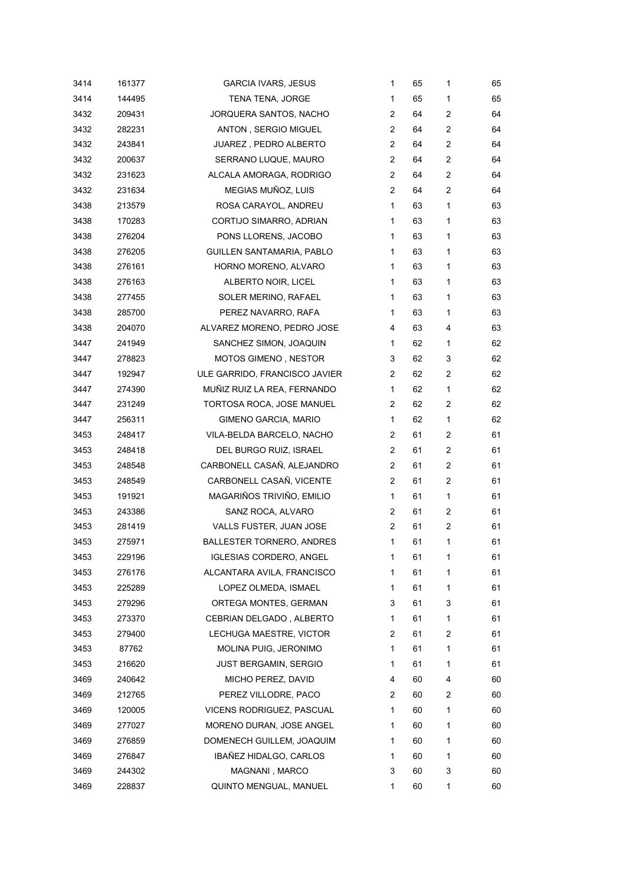| 3414 | 161377 | GARCIA IVARS, JESUS | 1 | 65 | 1 | 65 |
|---|---|---|---|---|---|---|
| 3414 | 144495 | TENA TENA, JORGE | 1 | 65 | 1 | 65 |
| 3432 | 209431 | JORQUERA SANTOS, NACHO | 2 | 64 | 2 | 64 |
| 3432 | 282231 | ANTON , SERGIO MIGUEL | 2 | 64 | 2 | 64 |
| 3432 | 243841 | JUAREZ , PEDRO ALBERTO | 2 | 64 | 2 | 64 |
| 3432 | 200637 | SERRANO LUQUE, MAURO | 2 | 64 | 2 | 64 |
| 3432 | 231623 | ALCALA AMORAGA, RODRIGO | 2 | 64 | 2 | 64 |
| 3432 | 231634 | MEGIAS MUÑOZ, LUIS | 2 | 64 | 2 | 64 |
| 3438 | 213579 | ROSA CARAYOL, ANDREU | 1 | 63 | 1 | 63 |
| 3438 | 170283 | CORTIJO SIMARRO, ADRIAN | 1 | 63 | 1 | 63 |
| 3438 | 276204 | PONS LLORENS, JACOBO | 1 | 63 | 1 | 63 |
| 3438 | 276205 | GUILLEN SANTAMARIA, PABLO | 1 | 63 | 1 | 63 |
| 3438 | 276161 | HORNO MORENO, ALVARO | 1 | 63 | 1 | 63 |
| 3438 | 276163 | ALBERTO NOIR, LICEL | 1 | 63 | 1 | 63 |
| 3438 | 277455 | SOLER MERINO, RAFAEL | 1 | 63 | 1 | 63 |
| 3438 | 285700 | PEREZ NAVARRO, RAFA | 1 | 63 | 1 | 63 |
| 3438 | 204070 | ALVAREZ MORENO, PEDRO JOSE | 4 | 63 | 4 | 63 |
| 3447 | 241949 | SANCHEZ SIMON, JOAQUIN | 1 | 62 | 1 | 62 |
| 3447 | 278823 | MOTOS GIMENO , NESTOR | 3 | 62 | 3 | 62 |
| 3447 | 192947 | ULE GARRIDO, FRANCISCO JAVIER | 2 | 62 | 2 | 62 |
| 3447 | 274390 | MUÑIZ RUIZ LA REA, FERNANDO | 1 | 62 | 1 | 62 |
| 3447 | 231249 | TORTOSA ROCA, JOSE MANUEL | 2 | 62 | 2 | 62 |
| 3447 | 256311 | GIMENO GARCIA, MARIO | 1 | 62 | 1 | 62 |
| 3453 | 248417 | VILA-BELDA BARCELO, NACHO | 2 | 61 | 2 | 61 |
| 3453 | 248418 | DEL BURGO RUIZ, ISRAEL | 2 | 61 | 2 | 61 |
| 3453 | 248548 | CARBONELL CASAÑ, ALEJANDRO | 2 | 61 | 2 | 61 |
| 3453 | 248549 | CARBONELL CASAÑ, VICENTE | 2 | 61 | 2 | 61 |
| 3453 | 191921 | MAGARIÑOS TRIVIÑO, EMILIO | 1 | 61 | 1 | 61 |
| 3453 | 243386 | SANZ ROCA, ALVARO | 2 | 61 | 2 | 61 |
| 3453 | 281419 | VALLS FUSTER, JUAN JOSE | 2 | 61 | 2 | 61 |
| 3453 | 275971 | BALLESTER TORNERO, ANDRES | 1 | 61 | 1 | 61 |
| 3453 | 229196 | IGLESIAS CORDERO, ANGEL | 1 | 61 | 1 | 61 |
| 3453 | 276176 | ALCANTARA AVILA, FRANCISCO | 1 | 61 | 1 | 61 |
| 3453 | 225289 | LOPEZ OLMEDA, ISMAEL | 1 | 61 | 1 | 61 |
| 3453 | 279296 | ORTEGA MONTES, GERMAN | 3 | 61 | 3 | 61 |
| 3453 | 273370 | CEBRIAN DELGADO , ALBERTO | 1 | 61 | 1 | 61 |
| 3453 | 279400 | LECHUGA MAESTRE, VICTOR | 2 | 61 | 2 | 61 |
| 3453 | 87762 | MOLINA PUIG, JERONIMO | 1 | 61 | 1 | 61 |
| 3453 | 216620 | JUST BERGAMIN, SERGIO | 1 | 61 | 1 | 61 |
| 3469 | 240642 | MICHO PEREZ, DAVID | 4 | 60 | 4 | 60 |
| 3469 | 212765 | PEREZ VILLODRE, PACO | 2 | 60 | 2 | 60 |
| 3469 | 120005 | VICENS RODRIGUEZ, PASCUAL | 1 | 60 | 1 | 60 |
| 3469 | 277027 | MORENO DURAN, JOSE ANGEL | 1 | 60 | 1 | 60 |
| 3469 | 276859 | DOMENECH GUILLEM, JOAQUIM | 1 | 60 | 1 | 60 |
| 3469 | 276847 | IBAÑEZ HIDALGO, CARLOS | 1 | 60 | 1 | 60 |
| 3469 | 244302 | MAGNANI , MARCO | 3 | 60 | 3 | 60 |
| 3469 | 228837 | QUINTO MENGUAL, MANUEL | 1 | 60 | 1 | 60 |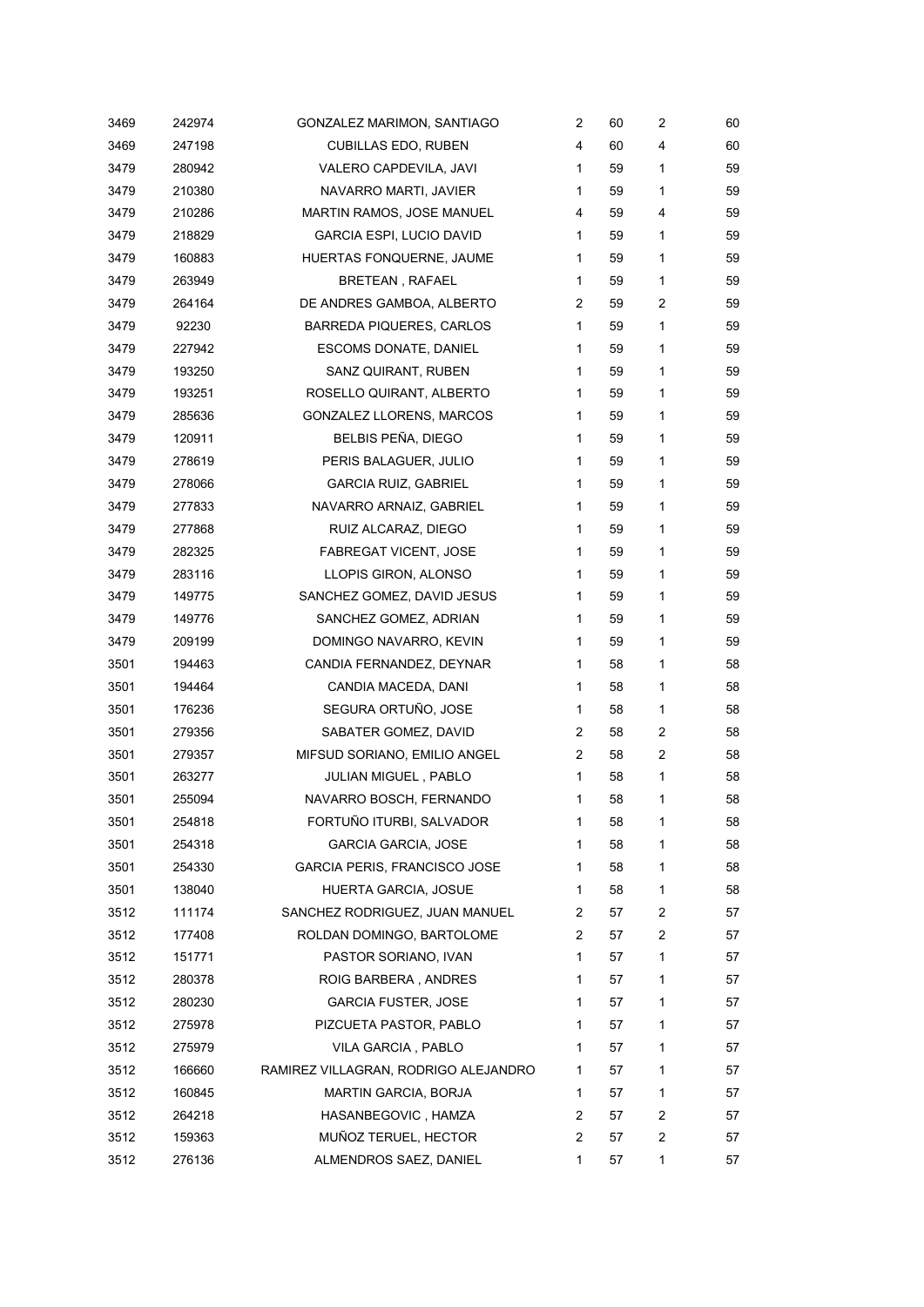| | | | | | | |
|---|---|---|---|---|---|---|
| 3469 | 242974 | GONZALEZ MARIMON, SANTIAGO | 2 | 60 | 2 | 60 |
| 3469 | 247198 | CUBILLAS EDO, RUBEN | 4 | 60 | 4 | 60 |
| 3479 | 280942 | VALERO CAPDEVILA, JAVI | 1 | 59 | 1 | 59 |
| 3479 | 210380 | NAVARRO MARTI, JAVIER | 1 | 59 | 1 | 59 |
| 3479 | 210286 | MARTIN RAMOS, JOSE MANUEL | 4 | 59 | 4 | 59 |
| 3479 | 218829 | GARCIA ESPI, LUCIO DAVID | 1 | 59 | 1 | 59 |
| 3479 | 160883 | HUERTAS FONQUERNE, JAUME | 1 | 59 | 1 | 59 |
| 3479 | 263949 | BRETEAN , RAFAEL | 1 | 59 | 1 | 59 |
| 3479 | 264164 | DE ANDRES GAMBOA, ALBERTO | 2 | 59 | 2 | 59 |
| 3479 | 92230 | BARREDA PIQUERES, CARLOS | 1 | 59 | 1 | 59 |
| 3479 | 227942 | ESCOMS DONATE, DANIEL | 1 | 59 | 1 | 59 |
| 3479 | 193250 | SANZ QUIRANT, RUBEN | 1 | 59 | 1 | 59 |
| 3479 | 193251 | ROSELLO QUIRANT, ALBERTO | 1 | 59 | 1 | 59 |
| 3479 | 285636 | GONZALEZ LLORENS, MARCOS | 1 | 59 | 1 | 59 |
| 3479 | 120911 | BELBIS PEÑA, DIEGO | 1 | 59 | 1 | 59 |
| 3479 | 278619 | PERIS BALAGUER, JULIO | 1 | 59 | 1 | 59 |
| 3479 | 278066 | GARCIA RUIZ, GABRIEL | 1 | 59 | 1 | 59 |
| 3479 | 277833 | NAVARRO ARNAIZ, GABRIEL | 1 | 59 | 1 | 59 |
| 3479 | 277868 | RUIZ ALCARAZ, DIEGO | 1 | 59 | 1 | 59 |
| 3479 | 282325 | FABREGAT VICENT, JOSE | 1 | 59 | 1 | 59 |
| 3479 | 283116 | LLOPIS GIRON, ALONSO | 1 | 59 | 1 | 59 |
| 3479 | 149775 | SANCHEZ GOMEZ, DAVID JESUS | 1 | 59 | 1 | 59 |
| 3479 | 149776 | SANCHEZ GOMEZ, ADRIAN | 1 | 59 | 1 | 59 |
| 3479 | 209199 | DOMINGO NAVARRO, KEVIN | 1 | 59 | 1 | 59 |
| 3501 | 194463 | CANDIA FERNANDEZ, DEYNAR | 1 | 58 | 1 | 58 |
| 3501 | 194464 | CANDIA MACEDA, DANI | 1 | 58 | 1 | 58 |
| 3501 | 176236 | SEGURA ORTUÑO, JOSE | 1 | 58 | 1 | 58 |
| 3501 | 279356 | SABATER GOMEZ, DAVID | 2 | 58 | 2 | 58 |
| 3501 | 279357 | MIFSUD SORIANO, EMILIO ANGEL | 2 | 58 | 2 | 58 |
| 3501 | 263277 | JULIAN MIGUEL , PABLO | 1 | 58 | 1 | 58 |
| 3501 | 255094 | NAVARRO BOSCH, FERNANDO | 1 | 58 | 1 | 58 |
| 3501 | 254818 | FORTUÑO ITURBI, SALVADOR | 1 | 58 | 1 | 58 |
| 3501 | 254318 | GARCIA GARCIA, JOSE | 1 | 58 | 1 | 58 |
| 3501 | 254330 | GARCIA PERIS, FRANCISCO JOSE | 1 | 58 | 1 | 58 |
| 3501 | 138040 | HUERTA GARCIA, JOSUE | 1 | 58 | 1 | 58 |
| 3512 | 111174 | SANCHEZ RODRIGUEZ, JUAN MANUEL | 2 | 57 | 2 | 57 |
| 3512 | 177408 | ROLDAN DOMINGO, BARTOLOME | 2 | 57 | 2 | 57 |
| 3512 | 151771 | PASTOR SORIANO, IVAN | 1 | 57 | 1 | 57 |
| 3512 | 280378 | ROIG BARBERA , ANDRES | 1 | 57 | 1 | 57 |
| 3512 | 280230 | GARCIA FUSTER, JOSE | 1 | 57 | 1 | 57 |
| 3512 | 275978 | PIZCUETA PASTOR, PABLO | 1 | 57 | 1 | 57 |
| 3512 | 275979 | VILA GARCIA , PABLO | 1 | 57 | 1 | 57 |
| 3512 | 166660 | RAMIREZ VILLAGRAN, RODRIGO ALEJANDRO | 1 | 57 | 1 | 57 |
| 3512 | 160845 | MARTIN GARCIA, BORJA | 1 | 57 | 1 | 57 |
| 3512 | 264218 | HASANBEGOVIC , HAMZA | 2 | 57 | 2 | 57 |
| 3512 | 159363 | MUÑOZ TERUEL, HECTOR | 2 | 57 | 2 | 57 |
| 3512 | 276136 | ALMENDROS SAEZ, DANIEL | 1 | 57 | 1 | 57 |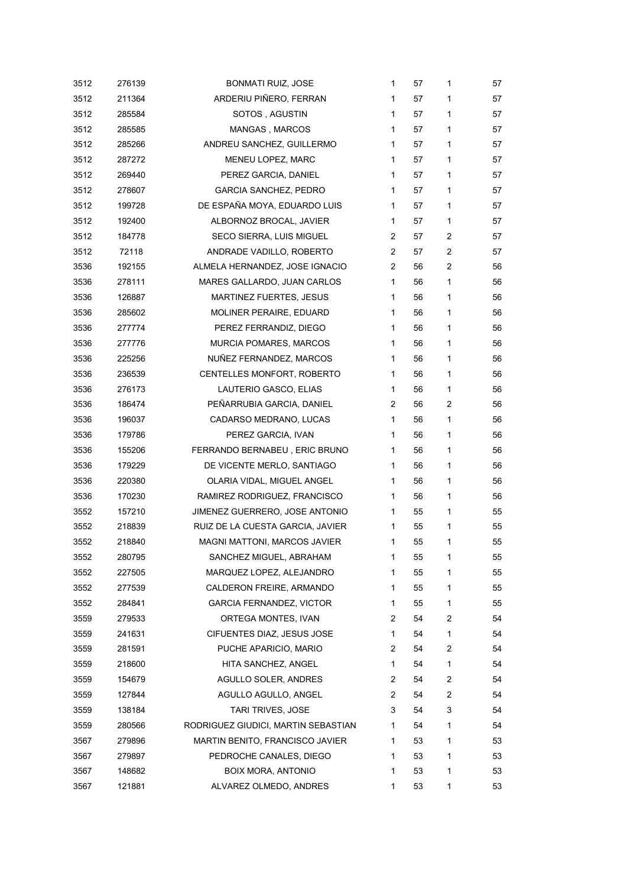| | | | | | | |
|---|---|---|---|---|---|---|
| 3512 | 276139 | BONMATI RUIZ, JOSE | 1 | 57 | 1 | 57 |
| 3512 | 211364 | ARDERIU PIÑERO, FERRAN | 1 | 57 | 1 | 57 |
| 3512 | 285584 | SOTOS , AGUSTIN | 1 | 57 | 1 | 57 |
| 3512 | 285585 | MANGAS , MARCOS | 1 | 57 | 1 | 57 |
| 3512 | 285266 | ANDREU SANCHEZ, GUILLERMO | 1 | 57 | 1 | 57 |
| 3512 | 287272 | MENEU LOPEZ, MARC | 1 | 57 | 1 | 57 |
| 3512 | 269440 | PEREZ GARCIA, DANIEL | 1 | 57 | 1 | 57 |
| 3512 | 278607 | GARCIA SANCHEZ, PEDRO | 1 | 57 | 1 | 57 |
| 3512 | 199728 | DE ESPAÑA MOYA, EDUARDO LUIS | 1 | 57 | 1 | 57 |
| 3512 | 192400 | ALBORNOZ BROCAL, JAVIER | 1 | 57 | 1 | 57 |
| 3512 | 184778 | SECO SIERRA, LUIS MIGUEL | 2 | 57 | 2 | 57 |
| 3512 | 72118 | ANDRADE VADILLO, ROBERTO | 2 | 57 | 2 | 57 |
| 3536 | 192155 | ALMELA HERNANDEZ, JOSE IGNACIO | 2 | 56 | 2 | 56 |
| 3536 | 278111 | MARES GALLARDO, JUAN CARLOS | 1 | 56 | 1 | 56 |
| 3536 | 126887 | MARTINEZ FUERTES, JESUS | 1 | 56 | 1 | 56 |
| 3536 | 285602 | MOLINER PERAIRE, EDUARD | 1 | 56 | 1 | 56 |
| 3536 | 277774 | PEREZ FERRANDIZ, DIEGO | 1 | 56 | 1 | 56 |
| 3536 | 277776 | MURCIA POMARES, MARCOS | 1 | 56 | 1 | 56 |
| 3536 | 225256 | NUÑEZ FERNANDEZ, MARCOS | 1 | 56 | 1 | 56 |
| 3536 | 236539 | CENTELLES MONFORT, ROBERTO | 1 | 56 | 1 | 56 |
| 3536 | 276173 | LAUTERIO GASCO, ELIAS | 1 | 56 | 1 | 56 |
| 3536 | 186474 | PEÑARRUBIA GARCIA, DANIEL | 2 | 56 | 2 | 56 |
| 3536 | 196037 | CADARSO MEDRANO, LUCAS | 1 | 56 | 1 | 56 |
| 3536 | 179786 | PEREZ GARCIA, IVAN | 1 | 56 | 1 | 56 |
| 3536 | 155206 | FERRANDO BERNABEU , ERIC BRUNO | 1 | 56 | 1 | 56 |
| 3536 | 179229 | DE VICENTE MERLO, SANTIAGO | 1 | 56 | 1 | 56 |
| 3536 | 220380 | OLARIA VIDAL, MIGUEL ANGEL | 1 | 56 | 1 | 56 |
| 3536 | 170230 | RAMIREZ RODRIGUEZ, FRANCISCO | 1 | 56 | 1 | 56 |
| 3552 | 157210 | JIMENEZ GUERRERO, JOSE ANTONIO | 1 | 55 | 1 | 55 |
| 3552 | 218839 | RUIZ DE LA CUESTA GARCIA, JAVIER | 1 | 55 | 1 | 55 |
| 3552 | 218840 | MAGNI MATTONI, MARCOS JAVIER | 1 | 55 | 1 | 55 |
| 3552 | 280795 | SANCHEZ MIGUEL, ABRAHAM | 1 | 55 | 1 | 55 |
| 3552 | 227505 | MARQUEZ LOPEZ, ALEJANDRO | 1 | 55 | 1 | 55 |
| 3552 | 277539 | CALDERON FREIRE, ARMANDO | 1 | 55 | 1 | 55 |
| 3552 | 284841 | GARCIA FERNANDEZ, VICTOR | 1 | 55 | 1 | 55 |
| 3559 | 279533 | ORTEGA MONTES, IVAN | 2 | 54 | 2 | 54 |
| 3559 | 241631 | CIFUENTES DIAZ, JESUS JOSE | 1 | 54 | 1 | 54 |
| 3559 | 281591 | PUCHE APARICIO, MARIO | 2 | 54 | 2 | 54 |
| 3559 | 218600 | HITA SANCHEZ, ANGEL | 1 | 54 | 1 | 54 |
| 3559 | 154679 | AGULLO SOLER, ANDRES | 2 | 54 | 2 | 54 |
| 3559 | 127844 | AGULLO AGULLO, ANGEL | 2 | 54 | 2 | 54 |
| 3559 | 138184 | TARI TRIVES, JOSE | 3 | 54 | 3 | 54 |
| 3559 | 280566 | RODRIGUEZ GIUDICI, MARTIN SEBASTIAN | 1 | 54 | 1 | 54 |
| 3567 | 279896 | MARTIN BENITO, FRANCISCO JAVIER | 1 | 53 | 1 | 53 |
| 3567 | 279897 | PEDROCHE CANALES, DIEGO | 1 | 53 | 1 | 53 |
| 3567 | 148682 | BOIX MORA, ANTONIO | 1 | 53 | 1 | 53 |
| 3567 | 121881 | ALVAREZ OLMEDO, ANDRES | 1 | 53 | 1 | 53 |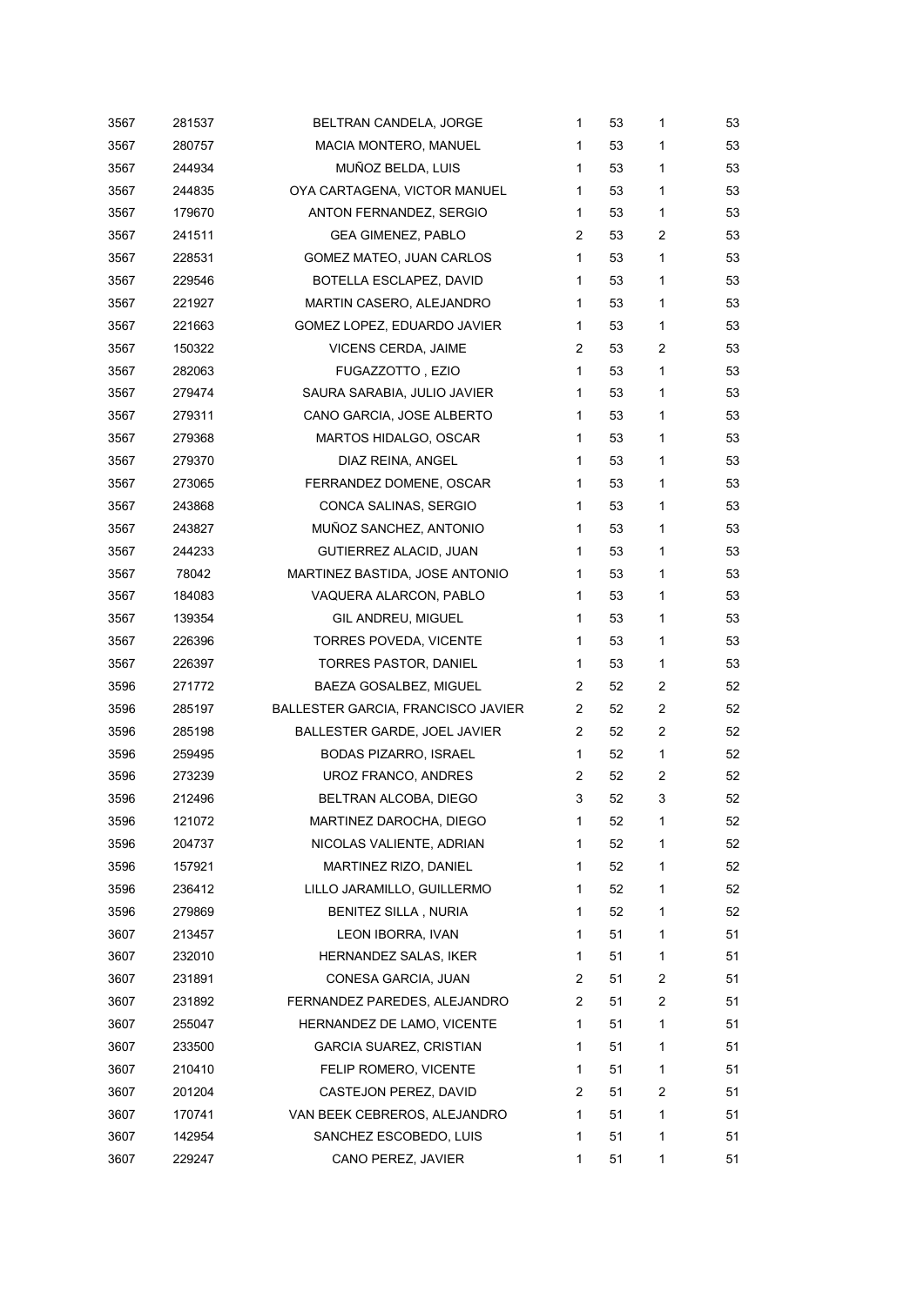| | | | | | | |
|---|---|---|---|---|---|---|
| 3567 | 281537 | BELTRAN CANDELA, JORGE | 1 | 53 | 1 | 53 |
| 3567 | 280757 | MACIA MONTERO, MANUEL | 1 | 53 | 1 | 53 |
| 3567 | 244934 | MUÑOZ BELDA, LUIS | 1 | 53 | 1 | 53 |
| 3567 | 244835 | OYA CARTAGENA, VICTOR MANUEL | 1 | 53 | 1 | 53 |
| 3567 | 179670 | ANTON FERNANDEZ, SERGIO | 1 | 53 | 1 | 53 |
| 3567 | 241511 | GEA GIMENEZ, PABLO | 2 | 53 | 2 | 53 |
| 3567 | 228531 | GOMEZ MATEO, JUAN CARLOS | 1 | 53 | 1 | 53 |
| 3567 | 229546 | BOTELLA ESCLAPEZ, DAVID | 1 | 53 | 1 | 53 |
| 3567 | 221927 | MARTIN CASERO, ALEJANDRO | 1 | 53 | 1 | 53 |
| 3567 | 221663 | GOMEZ LOPEZ, EDUARDO JAVIER | 1 | 53 | 1 | 53 |
| 3567 | 150322 | VICENS CERDA, JAIME | 2 | 53 | 2 | 53 |
| 3567 | 282063 | FUGAZZOTTO , EZIO | 1 | 53 | 1 | 53 |
| 3567 | 279474 | SAURA SARABIA, JULIO JAVIER | 1 | 53 | 1 | 53 |
| 3567 | 279311 | CANO GARCIA, JOSE ALBERTO | 1 | 53 | 1 | 53 |
| 3567 | 279368 | MARTOS HIDALGO, OSCAR | 1 | 53 | 1 | 53 |
| 3567 | 279370 | DIAZ REINA, ANGEL | 1 | 53 | 1 | 53 |
| 3567 | 273065 | FERRANDEZ DOMENE, OSCAR | 1 | 53 | 1 | 53 |
| 3567 | 243868 | CONCA SALINAS, SERGIO | 1 | 53 | 1 | 53 |
| 3567 | 243827 | MUÑOZ SANCHEZ, ANTONIO | 1 | 53 | 1 | 53 |
| 3567 | 244233 | GUTIERREZ ALACID, JUAN | 1 | 53 | 1 | 53 |
| 3567 | 78042 | MARTINEZ BASTIDA, JOSE ANTONIO | 1 | 53 | 1 | 53 |
| 3567 | 184083 | VAQUERA ALARCON, PABLO | 1 | 53 | 1 | 53 |
| 3567 | 139354 | GIL ANDREU, MIGUEL | 1 | 53 | 1 | 53 |
| 3567 | 226396 | TORRES POVEDA, VICENTE | 1 | 53 | 1 | 53 |
| 3567 | 226397 | TORRES PASTOR, DANIEL | 1 | 53 | 1 | 53 |
| 3596 | 271772 | BAEZA GOSALBEZ, MIGUEL | 2 | 52 | 2 | 52 |
| 3596 | 285197 | BALLESTER GARCIA, FRANCISCO JAVIER | 2 | 52 | 2 | 52 |
| 3596 | 285198 | BALLESTER GARDE, JOEL JAVIER | 2 | 52 | 2 | 52 |
| 3596 | 259495 | BODAS PIZARRO, ISRAEL | 1 | 52 | 1 | 52 |
| 3596 | 273239 | UROZ FRANCO, ANDRES | 2 | 52 | 2 | 52 |
| 3596 | 212496 | BELTRAN ALCOBA, DIEGO | 3 | 52 | 3 | 52 |
| 3596 | 121072 | MARTINEZ DAROCHA, DIEGO | 1 | 52 | 1 | 52 |
| 3596 | 204737 | NICOLAS VALIENTE, ADRIAN | 1 | 52 | 1 | 52 |
| 3596 | 157921 | MARTINEZ RIZO, DANIEL | 1 | 52 | 1 | 52 |
| 3596 | 236412 | LILLO JARAMILLO, GUILLERMO | 1 | 52 | 1 | 52 |
| 3596 | 279869 | BENITEZ SILLA , NURIA | 1 | 52 | 1 | 52 |
| 3607 | 213457 | LEON IBORRA, IVAN | 1 | 51 | 1 | 51 |
| 3607 | 232010 | HERNANDEZ SALAS, IKER | 1 | 51 | 1 | 51 |
| 3607 | 231891 | CONESA GARCIA, JUAN | 2 | 51 | 2 | 51 |
| 3607 | 231892 | FERNANDEZ PAREDES, ALEJANDRO | 2 | 51 | 2 | 51 |
| 3607 | 255047 | HERNANDEZ DE LAMO, VICENTE | 1 | 51 | 1 | 51 |
| 3607 | 233500 | GARCIA SUAREZ, CRISTIAN | 1 | 51 | 1 | 51 |
| 3607 | 210410 | FELIP ROMERO, VICENTE | 1 | 51 | 1 | 51 |
| 3607 | 201204 | CASTEJON PEREZ, DAVID | 2 | 51 | 2 | 51 |
| 3607 | 170741 | VAN BEEK CEBREROS, ALEJANDRO | 1 | 51 | 1 | 51 |
| 3607 | 142954 | SANCHEZ ESCOBEDO, LUIS | 1 | 51 | 1 | 51 |
| 3607 | 229247 | CANO PEREZ, JAVIER | 1 | 51 | 1 | 51 |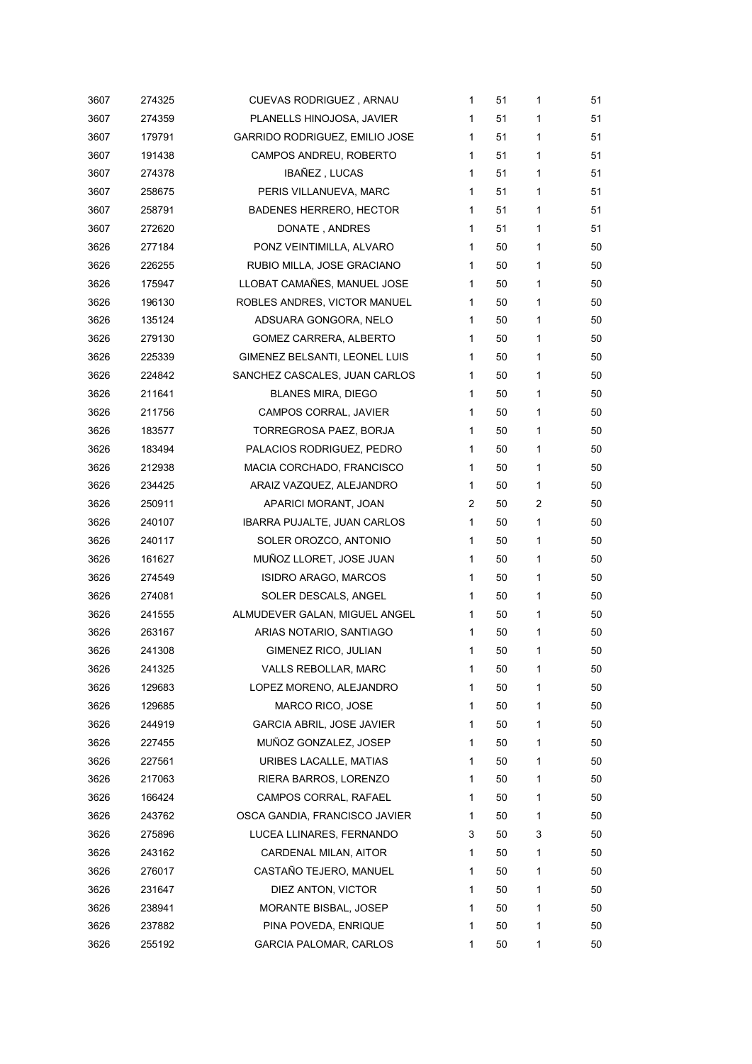| | | | | | | |
|---|---|---|---|---|---|---|
| 3607 | 274325 | CUEVAS RODRIGUEZ , ARNAU | 1 | 51 | 1 | 51 |
| 3607 | 274359 | PLANELLS HINOJOSA, JAVIER | 1 | 51 | 1 | 51 |
| 3607 | 179791 | GARRIDO RODRIGUEZ, EMILIO JOSE | 1 | 51 | 1 | 51 |
| 3607 | 191438 | CAMPOS ANDREU, ROBERTO | 1 | 51 | 1 | 51 |
| 3607 | 274378 | IBAÑEZ , LUCAS | 1 | 51 | 1 | 51 |
| 3607 | 258675 | PERIS VILLANUEVA, MARC | 1 | 51 | 1 | 51 |
| 3607 | 258791 | BADENES HERRERO, HECTOR | 1 | 51 | 1 | 51 |
| 3607 | 272620 | DONATE , ANDRES | 1 | 51 | 1 | 51 |
| 3626 | 277184 | PONZ VEINTIMILLA, ALVARO | 1 | 50 | 1 | 50 |
| 3626 | 226255 | RUBIO MILLA, JOSE GRACIANO | 1 | 50 | 1 | 50 |
| 3626 | 175947 | LLOBAT CAMAÑES, MANUEL JOSE | 1 | 50 | 1 | 50 |
| 3626 | 196130 | ROBLES ANDRES, VICTOR MANUEL | 1 | 50 | 1 | 50 |
| 3626 | 135124 | ADSUARA GONGORA, NELO | 1 | 50 | 1 | 50 |
| 3626 | 279130 | GOMEZ CARRERA, ALBERTO | 1 | 50 | 1 | 50 |
| 3626 | 225339 | GIMENEZ BELSANTI, LEONEL LUIS | 1 | 50 | 1 | 50 |
| 3626 | 224842 | SANCHEZ CASCALES, JUAN CARLOS | 1 | 50 | 1 | 50 |
| 3626 | 211641 | BLANES MIRA, DIEGO | 1 | 50 | 1 | 50 |
| 3626 | 211756 | CAMPOS CORRAL, JAVIER | 1 | 50 | 1 | 50 |
| 3626 | 183577 | TORREGROSA PAEZ, BORJA | 1 | 50 | 1 | 50 |
| 3626 | 183494 | PALACIOS RODRIGUEZ, PEDRO | 1 | 50 | 1 | 50 |
| 3626 | 212938 | MACIA CORCHADO, FRANCISCO | 1 | 50 | 1 | 50 |
| 3626 | 234425 | ARAIZ VAZQUEZ, ALEJANDRO | 1 | 50 | 1 | 50 |
| 3626 | 250911 | APARICI MORANT, JOAN | 2 | 50 | 2 | 50 |
| 3626 | 240107 | IBARRA PUJALTE, JUAN CARLOS | 1 | 50 | 1 | 50 |
| 3626 | 240117 | SOLER OROZCO, ANTONIO | 1 | 50 | 1 | 50 |
| 3626 | 161627 | MUÑOZ LLORET, JOSE JUAN | 1 | 50 | 1 | 50 |
| 3626 | 274549 | ISIDRO ARAGO, MARCOS | 1 | 50 | 1 | 50 |
| 3626 | 274081 | SOLER DESCALS, ANGEL | 1 | 50 | 1 | 50 |
| 3626 | 241555 | ALMUDEVER GALAN, MIGUEL ANGEL | 1 | 50 | 1 | 50 |
| 3626 | 263167 | ARIAS NOTARIO, SANTIAGO | 1 | 50 | 1 | 50 |
| 3626 | 241308 | GIMENEZ RICO, JULIAN | 1 | 50 | 1 | 50 |
| 3626 | 241325 | VALLS REBOLLAR, MARC | 1 | 50 | 1 | 50 |
| 3626 | 129683 | LOPEZ MORENO, ALEJANDRO | 1 | 50 | 1 | 50 |
| 3626 | 129685 | MARCO RICO, JOSE | 1 | 50 | 1 | 50 |
| 3626 | 244919 | GARCIA ABRIL, JOSE JAVIER | 1 | 50 | 1 | 50 |
| 3626 | 227455 | MUÑOZ GONZALEZ, JOSEP | 1 | 50 | 1 | 50 |
| 3626 | 227561 | URIBES LACALLE, MATIAS | 1 | 50 | 1 | 50 |
| 3626 | 217063 | RIERA BARROS, LORENZO | 1 | 50 | 1 | 50 |
| 3626 | 166424 | CAMPOS CORRAL, RAFAEL | 1 | 50 | 1 | 50 |
| 3626 | 243762 | OSCA GANDIA, FRANCISCO JAVIER | 1 | 50 | 1 | 50 |
| 3626 | 275896 | LUCEA LLINARES, FERNANDO | 3 | 50 | 3 | 50 |
| 3626 | 243162 | CARDENAL MILAN, AITOR | 1 | 50 | 1 | 50 |
| 3626 | 276017 | CASTAÑO TEJERO, MANUEL | 1 | 50 | 1 | 50 |
| 3626 | 231647 | DIEZ ANTON, VICTOR | 1 | 50 | 1 | 50 |
| 3626 | 238941 | MORANTE BISBAL, JOSEP | 1 | 50 | 1 | 50 |
| 3626 | 237882 | PINA POVEDA, ENRIQUE | 1 | 50 | 1 | 50 |
| 3626 | 255192 | GARCIA PALOMAR, CARLOS | 1 | 50 | 1 | 50 |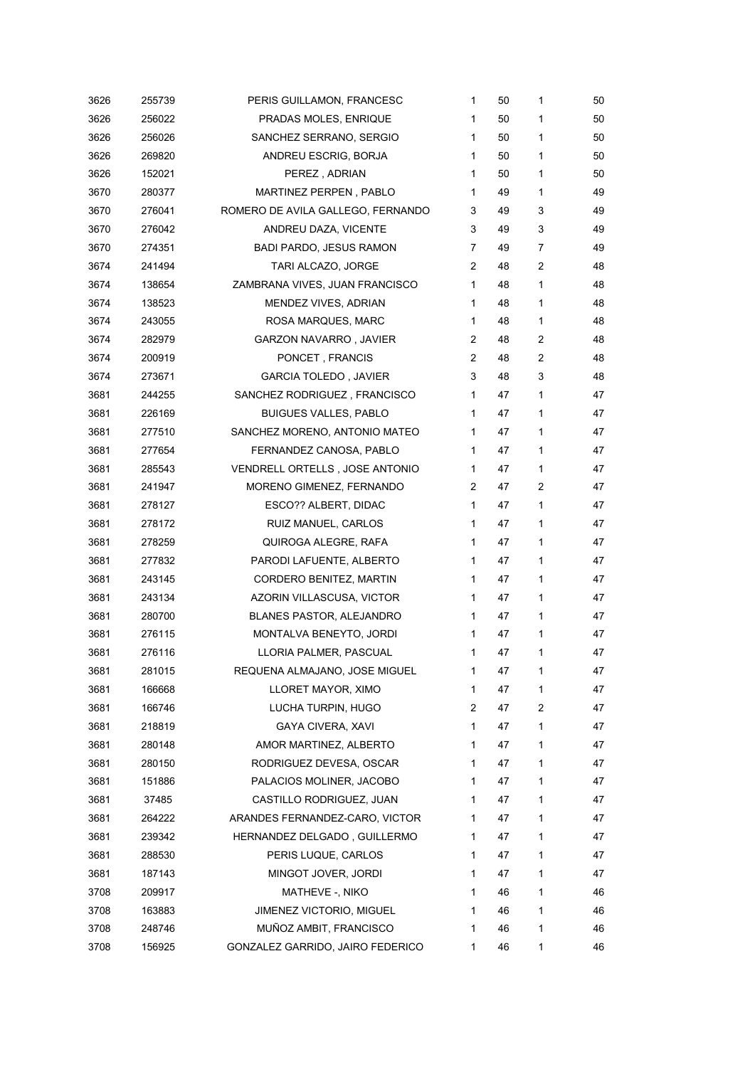| | | | | | | |
|---|---|---|---|---|---|---|
| 3626 | 255739 | PERIS GUILLAMON, FRANCESC | 1 | 50 | 1 | 50 |
| 3626 | 256022 | PRADAS MOLES, ENRIQUE | 1 | 50 | 1 | 50 |
| 3626 | 256026 | SANCHEZ SERRANO, SERGIO | 1 | 50 | 1 | 50 |
| 3626 | 269820 | ANDREU ESCRIG, BORJA | 1 | 50 | 1 | 50 |
| 3626 | 152021 | PEREZ , ADRIAN | 1 | 50 | 1 | 50 |
| 3670 | 280377 | MARTINEZ PERPEN , PABLO | 1 | 49 | 1 | 49 |
| 3670 | 276041 | ROMERO DE AVILA GALLEGO, FERNANDO | 3 | 49 | 3 | 49 |
| 3670 | 276042 | ANDREU DAZA, VICENTE | 3 | 49 | 3 | 49 |
| 3670 | 274351 | BADI PARDO, JESUS RAMON | 7 | 49 | 7 | 49 |
| 3674 | 241494 | TARI ALCAZO, JORGE | 2 | 48 | 2 | 48 |
| 3674 | 138654 | ZAMBRANA VIVES, JUAN FRANCISCO | 1 | 48 | 1 | 48 |
| 3674 | 138523 | MENDEZ VIVES, ADRIAN | 1 | 48 | 1 | 48 |
| 3674 | 243055 | ROSA MARQUES, MARC | 1 | 48 | 1 | 48 |
| 3674 | 282979 | GARZON NAVARRO , JAVIER | 2 | 48 | 2 | 48 |
| 3674 | 200919 | PONCET , FRANCIS | 2 | 48 | 2 | 48 |
| 3674 | 273671 | GARCIA TOLEDO , JAVIER | 3 | 48 | 3 | 48 |
| 3681 | 244255 | SANCHEZ RODRIGUEZ , FRANCISCO | 1 | 47 | 1 | 47 |
| 3681 | 226169 | BUIGUES VALLES, PABLO | 1 | 47 | 1 | 47 |
| 3681 | 277510 | SANCHEZ MORENO, ANTONIO MATEO | 1 | 47 | 1 | 47 |
| 3681 | 277654 | FERNANDEZ CANOSA, PABLO | 1 | 47 | 1 | 47 |
| 3681 | 285543 | VENDRELL ORTELLS , JOSE ANTONIO | 1 | 47 | 1 | 47 |
| 3681 | 241947 | MORENO GIMENEZ, FERNANDO | 2 | 47 | 2 | 47 |
| 3681 | 278127 | ESCO?? ALBERT, DIDAC | 1 | 47 | 1 | 47 |
| 3681 | 278172 | RUIZ MANUEL, CARLOS | 1 | 47 | 1 | 47 |
| 3681 | 278259 | QUIROGA ALEGRE, RAFA | 1 | 47 | 1 | 47 |
| 3681 | 277832 | PARODI LAFUENTE, ALBERTO | 1 | 47 | 1 | 47 |
| 3681 | 243145 | CORDERO BENITEZ, MARTIN | 1 | 47 | 1 | 47 |
| 3681 | 243134 | AZORIN VILLASCUSA, VICTOR | 1 | 47 | 1 | 47 |
| 3681 | 280700 | BLANES PASTOR, ALEJANDRO | 1 | 47 | 1 | 47 |
| 3681 | 276115 | MONTALVA BENEYTO, JORDI | 1 | 47 | 1 | 47 |
| 3681 | 276116 | LLORIA PALMER, PASCUAL | 1 | 47 | 1 | 47 |
| 3681 | 281015 | REQUENA ALMAJANO, JOSE MIGUEL | 1 | 47 | 1 | 47 |
| 3681 | 166668 | LLORET MAYOR, XIMO | 1 | 47 | 1 | 47 |
| 3681 | 166746 | LUCHA TURPIN, HUGO | 2 | 47 | 2 | 47 |
| 3681 | 218819 | GAYA CIVERA, XAVI | 1 | 47 | 1 | 47 |
| 3681 | 280148 | AMOR MARTINEZ, ALBERTO | 1 | 47 | 1 | 47 |
| 3681 | 280150 | RODRIGUEZ DEVESA, OSCAR | 1 | 47 | 1 | 47 |
| 3681 | 151886 | PALACIOS MOLINER, JACOBO | 1 | 47 | 1 | 47 |
| 3681 | 37485 | CASTILLO RODRIGUEZ, JUAN | 1 | 47 | 1 | 47 |
| 3681 | 264222 | ARANDES FERNANDEZ-CARO, VICTOR | 1 | 47 | 1 | 47 |
| 3681 | 239342 | HERNANDEZ DELGADO , GUILLERMO | 1 | 47 | 1 | 47 |
| 3681 | 288530 | PERIS LUQUE, CARLOS | 1 | 47 | 1 | 47 |
| 3681 | 187143 | MINGOT JOVER, JORDI | 1 | 47 | 1 | 47 |
| 3708 | 209917 | MATHEVE -, NIKO | 1 | 46 | 1 | 46 |
| 3708 | 163883 | JIMENEZ VICTORIO, MIGUEL | 1 | 46 | 1 | 46 |
| 3708 | 248746 | MUÑOZ AMBIT, FRANCISCO | 1 | 46 | 1 | 46 |
| 3708 | 156925 | GONZALEZ GARRIDO, JAIRO FEDERICO | 1 | 46 | 1 | 46 |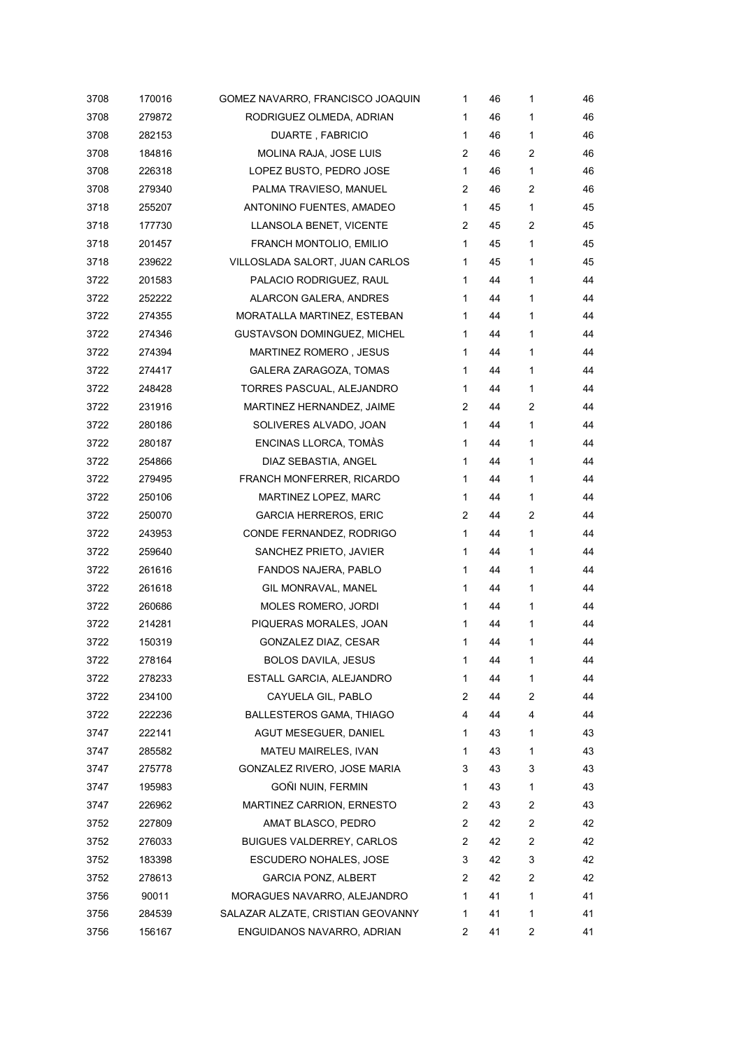| | | | | | | |
|---|---|---|---|---|---|---|
| 3708 | 170016 | GOMEZ NAVARRO, FRANCISCO JOAQUIN | 1 | 46 | 1 | 46 |
| 3708 | 279872 | RODRIGUEZ OLMEDA, ADRIAN | 1 | 46 | 1 | 46 |
| 3708 | 282153 | DUARTE , FABRICIO | 1 | 46 | 1 | 46 |
| 3708 | 184816 | MOLINA RAJA, JOSE LUIS | 2 | 46 | 2 | 46 |
| 3708 | 226318 | LOPEZ BUSTO, PEDRO JOSE | 1 | 46 | 1 | 46 |
| 3708 | 279340 | PALMA TRAVIESO, MANUEL | 2 | 46 | 2 | 46 |
| 3718 | 255207 | ANTONINO FUENTES, AMADEO | 1 | 45 | 1 | 45 |
| 3718 | 177730 | LLANSOLA BENET, VICENTE | 2 | 45 | 2 | 45 |
| 3718 | 201457 | FRANCH MONTOLIO, EMILIO | 1 | 45 | 1 | 45 |
| 3718 | 239622 | VILLOSLADA SALORT, JUAN CARLOS | 1 | 45 | 1 | 45 |
| 3722 | 201583 | PALACIO RODRIGUEZ, RAUL | 1 | 44 | 1 | 44 |
| 3722 | 252222 | ALARCON GALERA, ANDRES | 1 | 44 | 1 | 44 |
| 3722 | 274355 | MORATALLA MARTINEZ, ESTEBAN | 1 | 44 | 1 | 44 |
| 3722 | 274346 | GUSTAVSON DOMINGUEZ, MICHEL | 1 | 44 | 1 | 44 |
| 3722 | 274394 | MARTINEZ ROMERO , JESUS | 1 | 44 | 1 | 44 |
| 3722 | 274417 | GALERA ZARAGOZA, TOMAS | 1 | 44 | 1 | 44 |
| 3722 | 248428 | TORRES PASCUAL, ALEJANDRO | 1 | 44 | 1 | 44 |
| 3722 | 231916 | MARTINEZ HERNANDEZ, JAIME | 2 | 44 | 2 | 44 |
| 3722 | 280186 | SOLIVERES ALVADO, JOAN | 1 | 44 | 1 | 44 |
| 3722 | 280187 | ENCINAS LLORCA, TOMÀS | 1 | 44 | 1 | 44 |
| 3722 | 254866 | DIAZ SEBASTIA, ANGEL | 1 | 44 | 1 | 44 |
| 3722 | 279495 | FRANCH MONFERRER, RICARDO | 1 | 44 | 1 | 44 |
| 3722 | 250106 | MARTINEZ LOPEZ, MARC | 1 | 44 | 1 | 44 |
| 3722 | 250070 | GARCIA HERREROS, ERIC | 2 | 44 | 2 | 44 |
| 3722 | 243953 | CONDE FERNANDEZ, RODRIGO | 1 | 44 | 1 | 44 |
| 3722 | 259640 | SANCHEZ PRIETO, JAVIER | 1 | 44 | 1 | 44 |
| 3722 | 261616 | FANDOS NAJERA, PABLO | 1 | 44 | 1 | 44 |
| 3722 | 261618 | GIL MONRAVAL, MANEL | 1 | 44 | 1 | 44 |
| 3722 | 260686 | MOLES ROMERO, JORDI | 1 | 44 | 1 | 44 |
| 3722 | 214281 | PIQUERAS MORALES, JOAN | 1 | 44 | 1 | 44 |
| 3722 | 150319 | GONZALEZ DIAZ, CESAR | 1 | 44 | 1 | 44 |
| 3722 | 278164 | BOLOS DAVILA, JESUS | 1 | 44 | 1 | 44 |
| 3722 | 278233 | ESTALL GARCIA, ALEJANDRO | 1 | 44 | 1 | 44 |
| 3722 | 234100 | CAYUELA GIL, PABLO | 2 | 44 | 2 | 44 |
| 3722 | 222236 | BALLESTEROS GAMA, THIAGO | 4 | 44 | 4 | 44 |
| 3747 | 222141 | AGUT MESEGUER, DANIEL | 1 | 43 | 1 | 43 |
| 3747 | 285582 | MATEU MAIRELES, IVAN | 1 | 43 | 1 | 43 |
| 3747 | 275778 | GONZALEZ RIVERO, JOSE MARIA | 3 | 43 | 3 | 43 |
| 3747 | 195983 | GOÑI NUIN, FERMIN | 1 | 43 | 1 | 43 |
| 3747 | 226962 | MARTINEZ CARRION, ERNESTO | 2 | 43 | 2 | 43 |
| 3752 | 227809 | AMAT BLASCO, PEDRO | 2 | 42 | 2 | 42 |
| 3752 | 276033 | BUIGUES VALDERREY, CARLOS | 2 | 42 | 2 | 42 |
| 3752 | 183398 | ESCUDERO NOHALES, JOSE | 3 | 42 | 3 | 42 |
| 3752 | 278613 | GARCIA PONZ, ALBERT | 2 | 42 | 2 | 42 |
| 3756 | 90011 | MORAGUES NAVARRO, ALEJANDRO | 1 | 41 | 1 | 41 |
| 3756 | 284539 | SALAZAR ALZATE, CRISTIAN GEOVANNY | 1 | 41 | 1 | 41 |
| 3756 | 156167 | ENGUIDANOS NAVARRO, ADRIAN | 2 | 41 | 2 | 41 |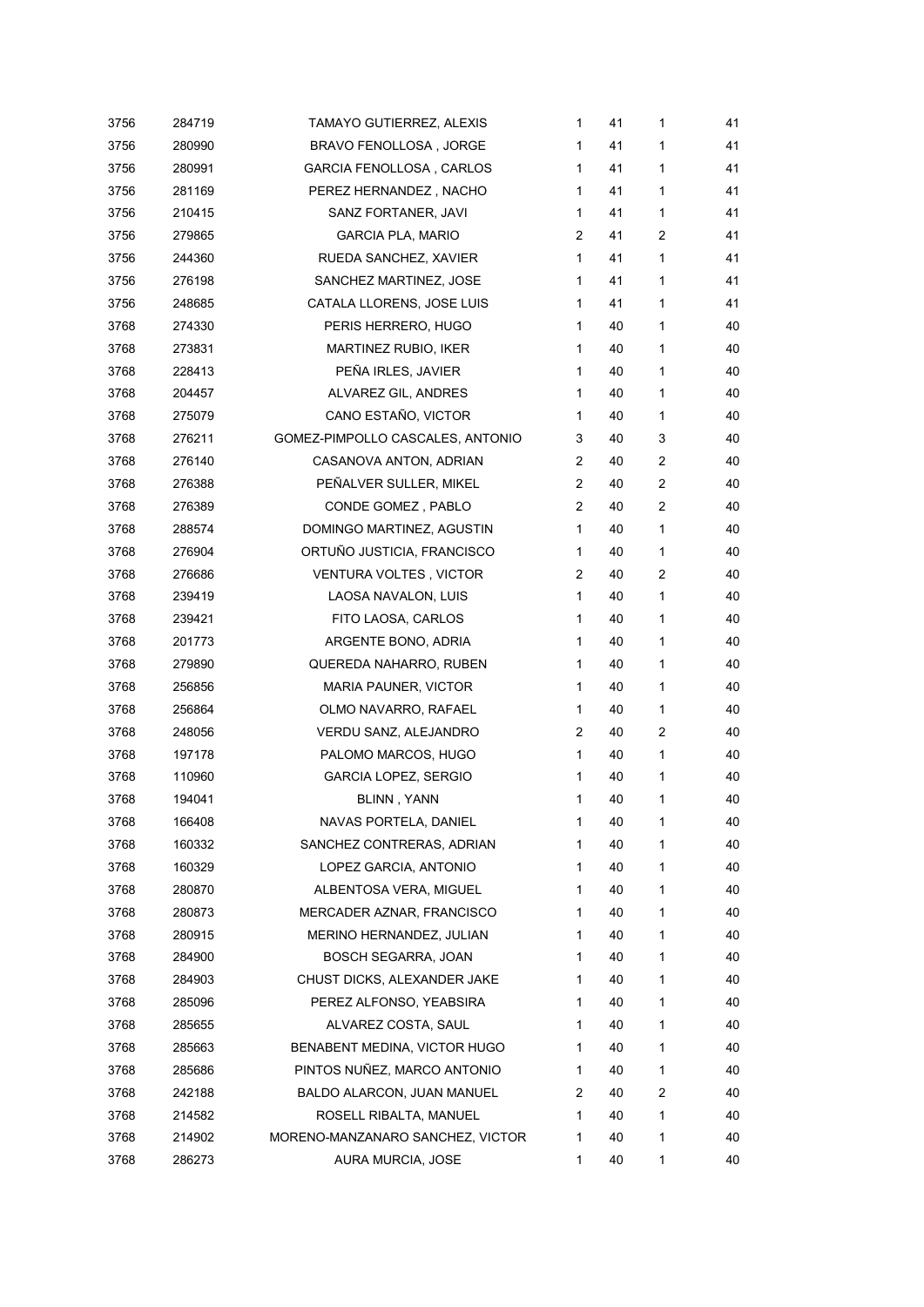| | | | | | | |
|---|---|---|---|---|---|---|
| 3756 | 284719 | TAMAYO GUTIERREZ, ALEXIS | 1 | 41 | 1 | 41 |
| 3756 | 280990 | BRAVO FENOLLOSA , JORGE | 1 | 41 | 1 | 41 |
| 3756 | 280991 | GARCIA FENOLLOSA , CARLOS | 1 | 41 | 1 | 41 |
| 3756 | 281169 | PEREZ HERNANDEZ , NACHO | 1 | 41 | 1 | 41 |
| 3756 | 210415 | SANZ FORTANER, JAVI | 1 | 41 | 1 | 41 |
| 3756 | 279865 | GARCIA PLA, MARIO | 2 | 41 | 2 | 41 |
| 3756 | 244360 | RUEDA SANCHEZ, XAVIER | 1 | 41 | 1 | 41 |
| 3756 | 276198 | SANCHEZ MARTINEZ, JOSE | 1 | 41 | 1 | 41 |
| 3756 | 248685 | CATALA LLORENS, JOSE LUIS | 1 | 41 | 1 | 41 |
| 3768 | 274330 | PERIS HERRERO, HUGO | 1 | 40 | 1 | 40 |
| 3768 | 273831 | MARTINEZ RUBIO, IKER | 1 | 40 | 1 | 40 |
| 3768 | 228413 | PEÑA IRLES, JAVIER | 1 | 40 | 1 | 40 |
| 3768 | 204457 | ALVAREZ GIL, ANDRES | 1 | 40 | 1 | 40 |
| 3768 | 275079 | CANO ESTAÑO, VICTOR | 1 | 40 | 1 | 40 |
| 3768 | 276211 | GOMEZ-PIMPOLLO CASCALES, ANTONIO | 3 | 40 | 3 | 40 |
| 3768 | 276140 | CASANOVA ANTON, ADRIAN | 2 | 40 | 2 | 40 |
| 3768 | 276388 | PEÑALVER SULLER, MIKEL | 2 | 40 | 2 | 40 |
| 3768 | 276389 | CONDE GOMEZ , PABLO | 2 | 40 | 2 | 40 |
| 3768 | 288574 | DOMINGO MARTINEZ, AGUSTIN | 1 | 40 | 1 | 40 |
| 3768 | 276904 | ORTUÑO JUSTICIA, FRANCISCO | 1 | 40 | 1 | 40 |
| 3768 | 276686 | VENTURA VOLTES , VICTOR | 2 | 40 | 2 | 40 |
| 3768 | 239419 | LAOSA NAVALON, LUIS | 1 | 40 | 1 | 40 |
| 3768 | 239421 | FITO LAOSA, CARLOS | 1 | 40 | 1 | 40 |
| 3768 | 201773 | ARGENTE BONO, ADRIA | 1 | 40 | 1 | 40 |
| 3768 | 279890 | QUEREDA NAHARRO, RUBEN | 1 | 40 | 1 | 40 |
| 3768 | 256856 | MARIA PAUNER, VICTOR | 1 | 40 | 1 | 40 |
| 3768 | 256864 | OLMO NAVARRO, RAFAEL | 1 | 40 | 1 | 40 |
| 3768 | 248056 | VERDU SANZ, ALEJANDRO | 2 | 40 | 2 | 40 |
| 3768 | 197178 | PALOMO MARCOS, HUGO | 1 | 40 | 1 | 40 |
| 3768 | 110960 | GARCIA LOPEZ, SERGIO | 1 | 40 | 1 | 40 |
| 3768 | 194041 | BLINN , YANN | 1 | 40 | 1 | 40 |
| 3768 | 166408 | NAVAS PORTELA, DANIEL | 1 | 40 | 1 | 40 |
| 3768 | 160332 | SANCHEZ CONTRERAS, ADRIAN | 1 | 40 | 1 | 40 |
| 3768 | 160329 | LOPEZ GARCIA, ANTONIO | 1 | 40 | 1 | 40 |
| 3768 | 280870 | ALBENTOSA VERA, MIGUEL | 1 | 40 | 1 | 40 |
| 3768 | 280873 | MERCADER AZNAR, FRANCISCO | 1 | 40 | 1 | 40 |
| 3768 | 280915 | MERINO HERNANDEZ, JULIAN | 1 | 40 | 1 | 40 |
| 3768 | 284900 | BOSCH SEGARRA, JOAN | 1 | 40 | 1 | 40 |
| 3768 | 284903 | CHUST DICKS, ALEXANDER JAKE | 1 | 40 | 1 | 40 |
| 3768 | 285096 | PEREZ ALFONSO, YEABSIRA | 1 | 40 | 1 | 40 |
| 3768 | 285655 | ALVAREZ COSTA, SAUL | 1 | 40 | 1 | 40 |
| 3768 | 285663 | BENABENT MEDINA, VICTOR HUGO | 1 | 40 | 1 | 40 |
| 3768 | 285686 | PINTOS NUÑEZ, MARCO ANTONIO | 1 | 40 | 1 | 40 |
| 3768 | 242188 | BALDO ALARCON, JUAN MANUEL | 2 | 40 | 2 | 40 |
| 3768 | 214582 | ROSELL RIBALTA, MANUEL | 1 | 40 | 1 | 40 |
| 3768 | 214902 | MORENO-MANZANARO SANCHEZ, VICTOR | 1 | 40 | 1 | 40 |
| 3768 | 286273 | AURA MURCIA, JOSE | 1 | 40 | 1 | 40 |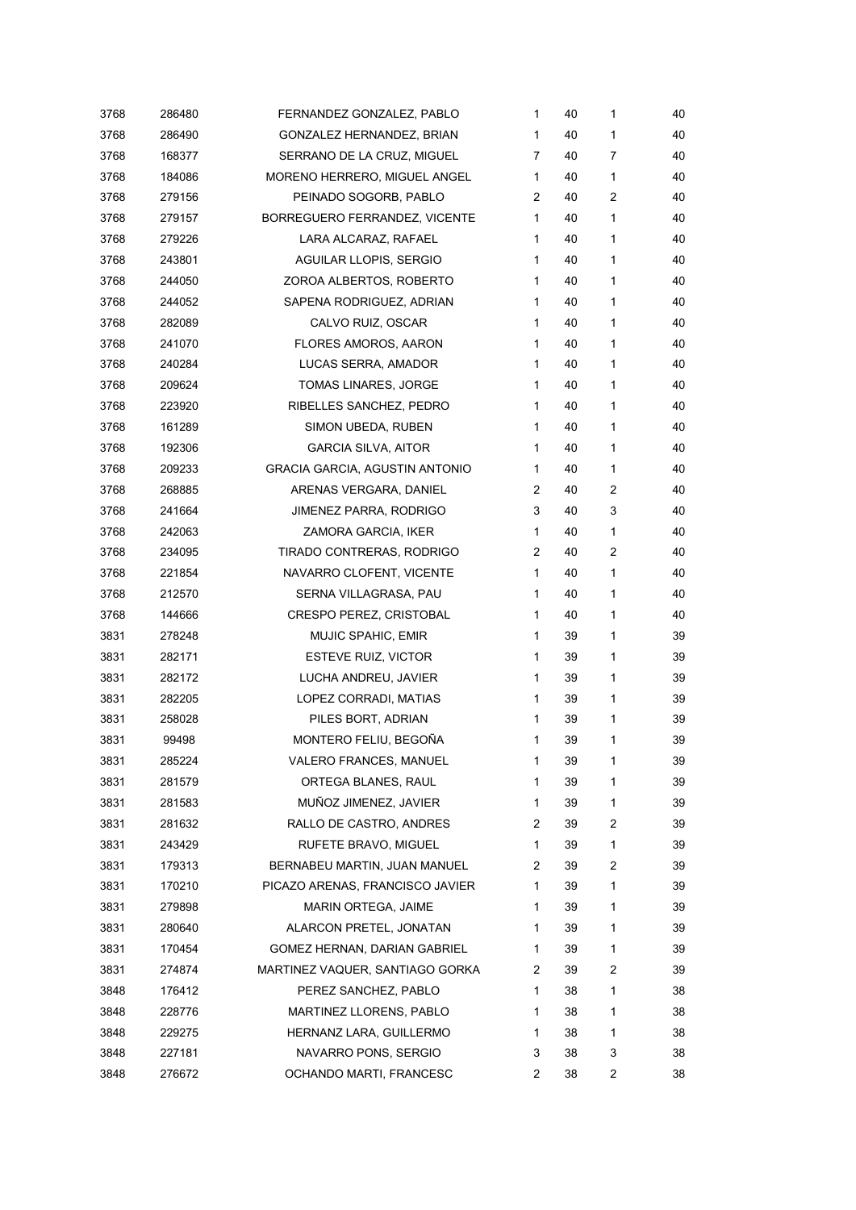| | | | | | | |
|---|---|---|---|---|---|---|
| 3768 | 286480 | FERNANDEZ GONZALEZ, PABLO | 1 | 40 | 1 | 40 |
| 3768 | 286490 | GONZALEZ HERNANDEZ, BRIAN | 1 | 40 | 1 | 40 |
| 3768 | 168377 | SERRANO DE LA CRUZ, MIGUEL | 7 | 40 | 7 | 40 |
| 3768 | 184086 | MORENO HERRERO, MIGUEL ANGEL | 1 | 40 | 1 | 40 |
| 3768 | 279156 | PEINADO SOGORB, PABLO | 2 | 40 | 2 | 40 |
| 3768 | 279157 | BORREGUERO FERRANDEZ, VICENTE | 1 | 40 | 1 | 40 |
| 3768 | 279226 | LARA ALCARAZ, RAFAEL | 1 | 40 | 1 | 40 |
| 3768 | 243801 | AGUILAR LLOPIS, SERGIO | 1 | 40 | 1 | 40 |
| 3768 | 244050 | ZOROA ALBERTOS, ROBERTO | 1 | 40 | 1 | 40 |
| 3768 | 244052 | SAPENA RODRIGUEZ, ADRIAN | 1 | 40 | 1 | 40 |
| 3768 | 282089 | CALVO RUIZ, OSCAR | 1 | 40 | 1 | 40 |
| 3768 | 241070 | FLORES AMOROS, AARON | 1 | 40 | 1 | 40 |
| 3768 | 240284 | LUCAS SERRA, AMADOR | 1 | 40 | 1 | 40 |
| 3768 | 209624 | TOMAS LINARES, JORGE | 1 | 40 | 1 | 40 |
| 3768 | 223920 | RIBELLES SANCHEZ, PEDRO | 1 | 40 | 1 | 40 |
| 3768 | 161289 | SIMON UBEDA, RUBEN | 1 | 40 | 1 | 40 |
| 3768 | 192306 | GARCIA SILVA, AITOR | 1 | 40 | 1 | 40 |
| 3768 | 209233 | GRACIA GARCIA, AGUSTIN ANTONIO | 1 | 40 | 1 | 40 |
| 3768 | 268885 | ARENAS VERGARA, DANIEL | 2 | 40 | 2 | 40 |
| 3768 | 241664 | JIMENEZ PARRA, RODRIGO | 3 | 40 | 3 | 40 |
| 3768 | 242063 | ZAMORA GARCIA, IKER | 1 | 40 | 1 | 40 |
| 3768 | 234095 | TIRADO CONTRERAS, RODRIGO | 2 | 40 | 2 | 40 |
| 3768 | 221854 | NAVARRO CLOFENT, VICENTE | 1 | 40 | 1 | 40 |
| 3768 | 212570 | SERNA VILLAGRASA, PAU | 1 | 40 | 1 | 40 |
| 3768 | 144666 | CRESPO PEREZ, CRISTOBAL | 1 | 40 | 1 | 40 |
| 3831 | 278248 | MUJIC SPAHIC, EMIR | 1 | 39 | 1 | 39 |
| 3831 | 282171 | ESTEVE RUIZ, VICTOR | 1 | 39 | 1 | 39 |
| 3831 | 282172 | LUCHA ANDREU, JAVIER | 1 | 39 | 1 | 39 |
| 3831 | 282205 | LOPEZ CORRADI, MATIAS | 1 | 39 | 1 | 39 |
| 3831 | 258028 | PILES BORT, ADRIAN | 1 | 39 | 1 | 39 |
| 3831 | 99498 | MONTERO FELIU, BEGOÑA | 1 | 39 | 1 | 39 |
| 3831 | 285224 | VALERO FRANCES, MANUEL | 1 | 39 | 1 | 39 |
| 3831 | 281579 | ORTEGA BLANES, RAUL | 1 | 39 | 1 | 39 |
| 3831 | 281583 | MUÑOZ JIMENEZ, JAVIER | 1 | 39 | 1 | 39 |
| 3831 | 281632 | RALLO DE CASTRO, ANDRES | 2 | 39 | 2 | 39 |
| 3831 | 243429 | RUFETE BRAVO, MIGUEL | 1 | 39 | 1 | 39 |
| 3831 | 179313 | BERNABEU MARTIN, JUAN MANUEL | 2 | 39 | 2 | 39 |
| 3831 | 170210 | PICAZO ARENAS, FRANCISCO JAVIER | 1 | 39 | 1 | 39 |
| 3831 | 279898 | MARIN ORTEGA, JAIME | 1 | 39 | 1 | 39 |
| 3831 | 280640 | ALARCON PRETEL, JONATAN | 1 | 39 | 1 | 39 |
| 3831 | 170454 | GOMEZ HERNAN, DARIAN GABRIEL | 1 | 39 | 1 | 39 |
| 3831 | 274874 | MARTINEZ VAQUER, SANTIAGO GORKA | 2 | 39 | 2 | 39 |
| 3848 | 176412 | PEREZ SANCHEZ, PABLO | 1 | 38 | 1 | 38 |
| 3848 | 228776 | MARTINEZ LLORENS, PABLO | 1 | 38 | 1 | 38 |
| 3848 | 229275 | HERNANZ LARA, GUILLERMO | 1 | 38 | 1 | 38 |
| 3848 | 227181 | NAVARRO PONS, SERGIO | 3 | 38 | 3 | 38 |
| 3848 | 276672 | OCHANDO MARTI, FRANCESC | 2 | 38 | 2 | 38 |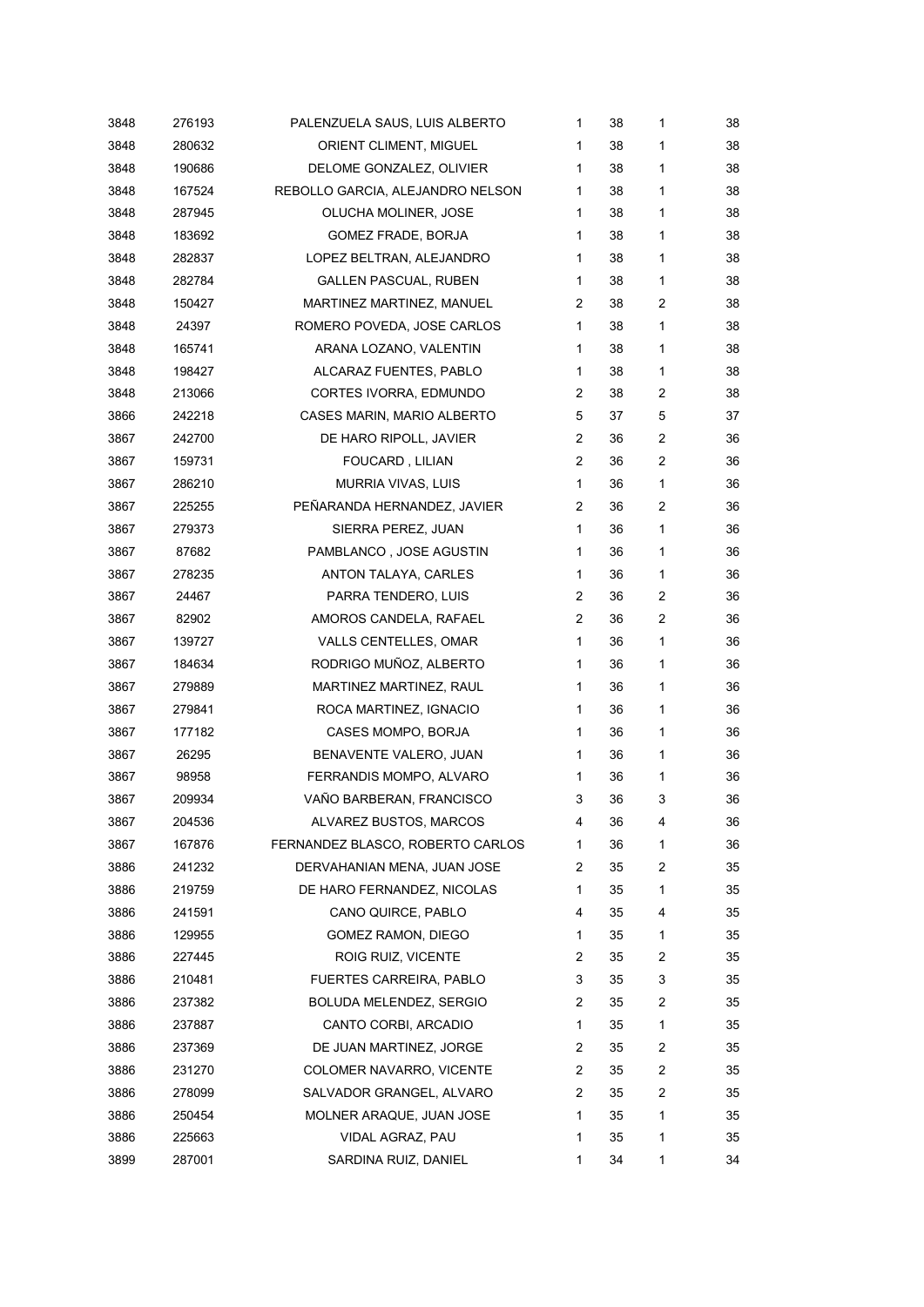| | | | | | | |
|---|---|---|---|---|---|---|
| 3848 | 276193 | PALENZUELA SAUS, LUIS ALBERTO | 1 | 38 | 1 | 38 |
| 3848 | 280632 | ORIENT CLIMENT, MIGUEL | 1 | 38 | 1 | 38 |
| 3848 | 190686 | DELOME GONZALEZ, OLIVIER | 1 | 38 | 1 | 38 |
| 3848 | 167524 | REBOLLO GARCIA, ALEJANDRO NELSON | 1 | 38 | 1 | 38 |
| 3848 | 287945 | OLUCHA MOLINER, JOSE | 1 | 38 | 1 | 38 |
| 3848 | 183692 | GOMEZ FRADE, BORJA | 1 | 38 | 1 | 38 |
| 3848 | 282837 | LOPEZ BELTRAN, ALEJANDRO | 1 | 38 | 1 | 38 |
| 3848 | 282784 | GALLEN PASCUAL, RUBEN | 1 | 38 | 1 | 38 |
| 3848 | 150427 | MARTINEZ MARTINEZ, MANUEL | 2 | 38 | 2 | 38 |
| 3848 | 24397 | ROMERO POVEDA, JOSE CARLOS | 1 | 38 | 1 | 38 |
| 3848 | 165741 | ARANA LOZANO, VALENTIN | 1 | 38 | 1 | 38 |
| 3848 | 198427 | ALCARAZ FUENTES, PABLO | 1 | 38 | 1 | 38 |
| 3848 | 213066 | CORTES IVORRA, EDMUNDO | 2 | 38 | 2 | 38 |
| 3866 | 242218 | CASES MARIN, MARIO ALBERTO | 5 | 37 | 5 | 37 |
| 3867 | 242700 | DE HARO RIPOLL, JAVIER | 2 | 36 | 2 | 36 |
| 3867 | 159731 | FOUCARD , LILIAN | 2 | 36 | 2 | 36 |
| 3867 | 286210 | MURRIA VIVAS, LUIS | 1 | 36 | 1 | 36 |
| 3867 | 225255 | PEÑARANDA HERNANDEZ, JAVIER | 2 | 36 | 2 | 36 |
| 3867 | 279373 | SIERRA PEREZ, JUAN | 1 | 36 | 1 | 36 |
| 3867 | 87682 | PAMBLANCO , JOSE AGUSTIN | 1 | 36 | 1 | 36 |
| 3867 | 278235 | ANTON TALAYA, CARLES | 1 | 36 | 1 | 36 |
| 3867 | 24467 | PARRA TENDERO, LUIS | 2 | 36 | 2 | 36 |
| 3867 | 82902 | AMOROS CANDELA, RAFAEL | 2 | 36 | 2 | 36 |
| 3867 | 139727 | VALLS CENTELLES, OMAR | 1 | 36 | 1 | 36 |
| 3867 | 184634 | RODRIGO MUÑOZ, ALBERTO | 1 | 36 | 1 | 36 |
| 3867 | 279889 | MARTINEZ MARTINEZ, RAUL | 1 | 36 | 1 | 36 |
| 3867 | 279841 | ROCA MARTINEZ, IGNACIO | 1 | 36 | 1 | 36 |
| 3867 | 177182 | CASES MOMPO, BORJA | 1 | 36 | 1 | 36 |
| 3867 | 26295 | BENAVENTE VALERO, JUAN | 1 | 36 | 1 | 36 |
| 3867 | 98958 | FERRANDIS MOMPO, ALVARO | 1 | 36 | 1 | 36 |
| 3867 | 209934 | VAÑO BARBERAN, FRANCISCO | 3 | 36 | 3 | 36 |
| 3867 | 204536 | ALVAREZ BUSTOS, MARCOS | 4 | 36 | 4 | 36 |
| 3867 | 167876 | FERNANDEZ BLASCO, ROBERTO CARLOS | 1 | 36 | 1 | 36 |
| 3886 | 241232 | DERVAHANIAN MENA, JUAN JOSE | 2 | 35 | 2 | 35 |
| 3886 | 219759 | DE HARO FERNANDEZ, NICOLAS | 1 | 35 | 1 | 35 |
| 3886 | 241591 | CANO QUIRCE, PABLO | 4 | 35 | 4 | 35 |
| 3886 | 129955 | GOMEZ RAMON, DIEGO | 1 | 35 | 1 | 35 |
| 3886 | 227445 | ROIG RUIZ, VICENTE | 2 | 35 | 2 | 35 |
| 3886 | 210481 | FUERTES CARREIRA, PABLO | 3 | 35 | 3 | 35 |
| 3886 | 237382 | BOLUDA MELENDEZ, SERGIO | 2 | 35 | 2 | 35 |
| 3886 | 237887 | CANTO CORBI, ARCADIO | 1 | 35 | 1 | 35 |
| 3886 | 237369 | DE JUAN MARTINEZ, JORGE | 2 | 35 | 2 | 35 |
| 3886 | 231270 | COLOMER NAVARRO, VICENTE | 2 | 35 | 2 | 35 |
| 3886 | 278099 | SALVADOR GRANGEL, ALVARO | 2 | 35 | 2 | 35 |
| 3886 | 250454 | MOLNER ARAQUE, JUAN JOSE | 1 | 35 | 1 | 35 |
| 3886 | 225663 | VIDAL AGRAZ, PAU | 1 | 35 | 1 | 35 |
| 3899 | 287001 | SARDINA RUIZ, DANIEL | 1 | 34 | 1 | 34 |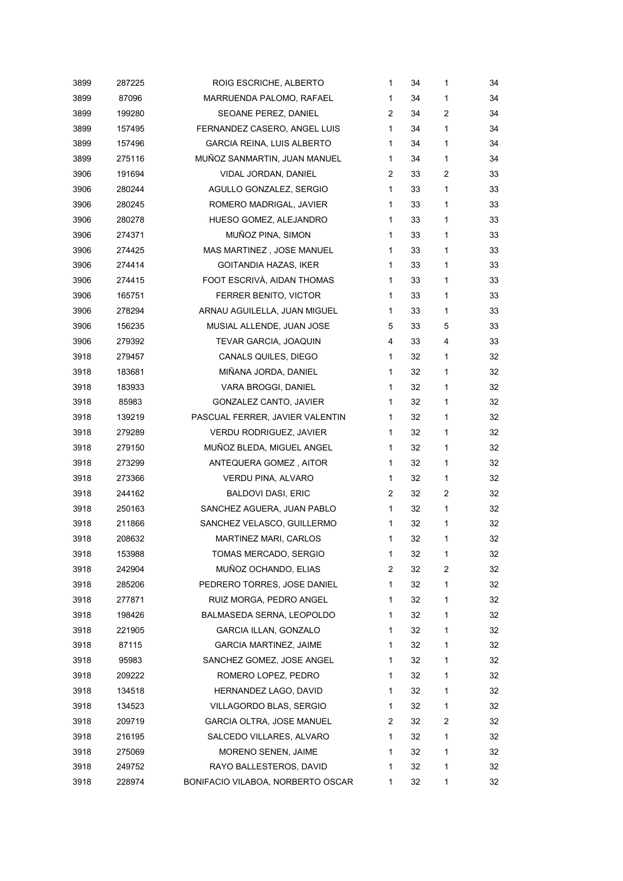| | | | | | | |
|---|---|---|---|---|---|---|
| 3899 | 287225 | ROIG ESCRICHE, ALBERTO | 1 | 34 | 1 | 34 |
| 3899 | 87096 | MARRUENDA PALOMO, RAFAEL | 1 | 34 | 1 | 34 |
| 3899 | 199280 | SEOANE PEREZ, DANIEL | 2 | 34 | 2 | 34 |
| 3899 | 157495 | FERNANDEZ CASERO, ANGEL LUIS | 1 | 34 | 1 | 34 |
| 3899 | 157496 | GARCIA REINA, LUIS ALBERTO | 1 | 34 | 1 | 34 |
| 3899 | 275116 | MUÑOZ SANMARTIN, JUAN MANUEL | 1 | 34 | 1 | 34 |
| 3906 | 191694 | VIDAL JORDAN, DANIEL | 2 | 33 | 2 | 33 |
| 3906 | 280244 | AGULLO GONZALEZ, SERGIO | 1 | 33 | 1 | 33 |
| 3906 | 280245 | ROMERO MADRIGAL, JAVIER | 1 | 33 | 1 | 33 |
| 3906 | 280278 | HUESO GOMEZ, ALEJANDRO | 1 | 33 | 1 | 33 |
| 3906 | 274371 | MUÑOZ PINA, SIMON | 1 | 33 | 1 | 33 |
| 3906 | 274425 | MAS MARTINEZ , JOSE MANUEL | 1 | 33 | 1 | 33 |
| 3906 | 274414 | GOITANDIA HAZAS, IKER | 1 | 33 | 1 | 33 |
| 3906 | 274415 | FOOT ESCRIVÀ, AIDAN THOMAS | 1 | 33 | 1 | 33 |
| 3906 | 165751 | FERRER BENITO, VICTOR | 1 | 33 | 1 | 33 |
| 3906 | 278294 | ARNAU AGUILELLA, JUAN MIGUEL | 1 | 33 | 1 | 33 |
| 3906 | 156235 | MUSIAL ALLENDE, JUAN JOSE | 5 | 33 | 5 | 33 |
| 3906 | 279392 | TEVAR GARCIA, JOAQUIN | 4 | 33 | 4 | 33 |
| 3918 | 279457 | CANALS QUILES, DIEGO | 1 | 32 | 1 | 32 |
| 3918 | 183681 | MIÑANA JORDA, DANIEL | 1 | 32 | 1 | 32 |
| 3918 | 183933 | VARA BROGGI, DANIEL | 1 | 32 | 1 | 32 |
| 3918 | 85983 | GONZALEZ CANTO, JAVIER | 1 | 32 | 1 | 32 |
| 3918 | 139219 | PASCUAL FERRER, JAVIER VALENTIN | 1 | 32 | 1 | 32 |
| 3918 | 279289 | VERDU RODRIGUEZ, JAVIER | 1 | 32 | 1 | 32 |
| 3918 | 279150 | MUÑOZ BLEDA, MIGUEL ANGEL | 1 | 32 | 1 | 32 |
| 3918 | 273299 | ANTEQUERA GOMEZ , AITOR | 1 | 32 | 1 | 32 |
| 3918 | 273366 | VERDU PINA, ALVARO | 1 | 32 | 1 | 32 |
| 3918 | 244162 | BALDOVI DASI, ERIC | 2 | 32 | 2 | 32 |
| 3918 | 250163 | SANCHEZ AGUERA, JUAN PABLO | 1 | 32 | 1 | 32 |
| 3918 | 211866 | SANCHEZ VELASCO, GUILLERMO | 1 | 32 | 1 | 32 |
| 3918 | 208632 | MARTINEZ MARI, CARLOS | 1 | 32 | 1 | 32 |
| 3918 | 153988 | TOMAS MERCADO, SERGIO | 1 | 32 | 1 | 32 |
| 3918 | 242904 | MUÑOZ OCHANDO, ELIAS | 2 | 32 | 2 | 32 |
| 3918 | 285206 | PEDRERO TORRES, JOSE DANIEL | 1 | 32 | 1 | 32 |
| 3918 | 277871 | RUIZ MORGA, PEDRO ANGEL | 1 | 32 | 1 | 32 |
| 3918 | 198426 | BALMASEDA SERNA, LEOPOLDO | 1 | 32 | 1 | 32 |
| 3918 | 221905 | GARCIA ILLAN, GONZALO | 1 | 32 | 1 | 32 |
| 3918 | 87115 | GARCIA MARTINEZ, JAIME | 1 | 32 | 1 | 32 |
| 3918 | 95983 | SANCHEZ GOMEZ, JOSE ANGEL | 1 | 32 | 1 | 32 |
| 3918 | 209222 | ROMERO LOPEZ, PEDRO | 1 | 32 | 1 | 32 |
| 3918 | 134518 | HERNANDEZ LAGO, DAVID | 1 | 32 | 1 | 32 |
| 3918 | 134523 | VILLAGORDO BLAS, SERGIO | 1 | 32 | 1 | 32 |
| 3918 | 209719 | GARCIA OLTRA, JOSE MANUEL | 2 | 32 | 2 | 32 |
| 3918 | 216195 | SALCEDO VILLARES, ALVARO | 1 | 32 | 1 | 32 |
| 3918 | 275069 | MORENO SENEN, JAIME | 1 | 32 | 1 | 32 |
| 3918 | 249752 | RAYO BALLESTEROS, DAVID | 1 | 32 | 1 | 32 |
| 3918 | 228974 | BONIFACIO VILABOA, NORBERTO OSCAR | 1 | 32 | 1 | 32 |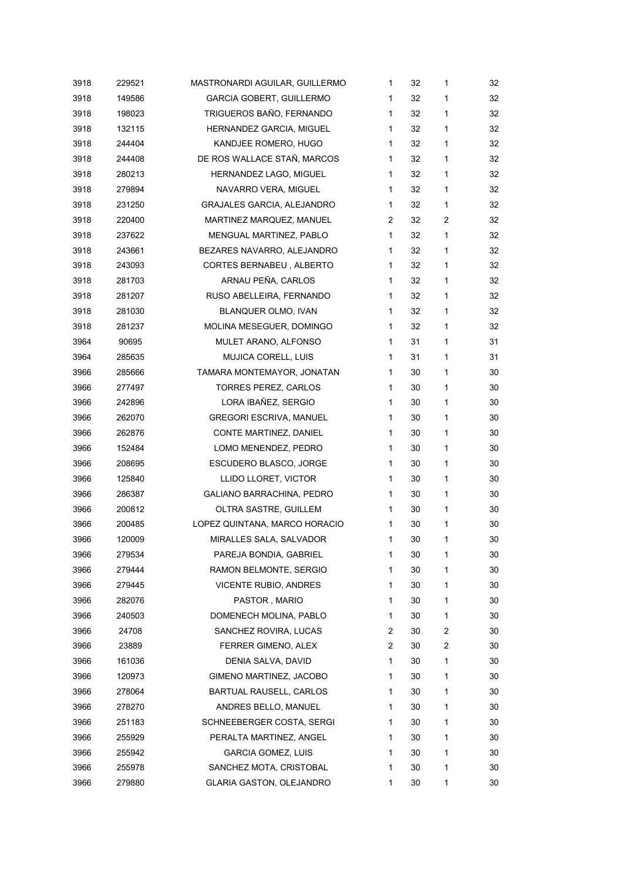| | | | | | | |
|---|---|---|---|---|---|---|
| 3918 | 229521 | MASTRONARDI AGUILAR, GUILLERMO | 1 | 32 | 1 | 32 |
| 3918 | 149586 | GARCIA GOBERT, GUILLERMO | 1 | 32 | 1 | 32 |
| 3918 | 198023 | TRIGUEROS BAÑO, FERNANDO | 1 | 32 | 1 | 32 |
| 3918 | 132115 | HERNANDEZ GARCIA, MIGUEL | 1 | 32 | 1 | 32 |
| 3918 | 244404 | KANDJEE ROMERO, HUGO | 1 | 32 | 1 | 32 |
| 3918 | 244408 | DE ROS WALLACE STAÑ, MARCOS | 1 | 32 | 1 | 32 |
| 3918 | 280213 | HERNANDEZ LAGO, MIGUEL | 1 | 32 | 1 | 32 |
| 3918 | 279894 | NAVARRO VERA, MIGUEL | 1 | 32 | 1 | 32 |
| 3918 | 231250 | GRAJALES GARCIA, ALEJANDRO | 1 | 32 | 1 | 32 |
| 3918 | 220400 | MARTINEZ MARQUEZ, MANUEL | 2 | 32 | 2 | 32 |
| 3918 | 237622 | MENGUAL MARTINEZ, PABLO | 1 | 32 | 1 | 32 |
| 3918 | 243661 | BEZARES NAVARRO, ALEJANDRO | 1 | 32 | 1 | 32 |
| 3918 | 243093 | CORTES BERNABEU , ALBERTO | 1 | 32 | 1 | 32 |
| 3918 | 281703 | ARNAU PEÑA, CARLOS | 1 | 32 | 1 | 32 |
| 3918 | 281207 | RUSO ABELLEIRA, FERNANDO | 1 | 32 | 1 | 32 |
| 3918 | 281030 | BLANQUER OLMO, IVAN | 1 | 32 | 1 | 32 |
| 3918 | 281237 | MOLINA MESEGUER, DOMINGO | 1 | 32 | 1 | 32 |
| 3964 | 90695 | MULET ARANO, ALFONSO | 1 | 31 | 1 | 31 |
| 3964 | 285635 | MUJICA CORELL, LUIS | 1 | 31 | 1 | 31 |
| 3966 | 285666 | TAMARA MONTEMAYOR, JONATAN | 1 | 30 | 1 | 30 |
| 3966 | 277497 | TORRES PEREZ, CARLOS | 1 | 30 | 1 | 30 |
| 3966 | 242896 | LORA IBAÑEZ, SERGIO | 1 | 30 | 1 | 30 |
| 3966 | 262070 | GREGORI ESCRIVA, MANUEL | 1 | 30 | 1 | 30 |
| 3966 | 262876 | CONTE MARTINEZ, DANIEL | 1 | 30 | 1 | 30 |
| 3966 | 152484 | LOMO MENENDEZ, PEDRO | 1 | 30 | 1 | 30 |
| 3966 | 208695 | ESCUDERO BLASCO, JORGE | 1 | 30 | 1 | 30 |
| 3966 | 125840 | LLIDO LLORET, VICTOR | 1 | 30 | 1 | 30 |
| 3966 | 286387 | GALIANO BARRACHINA, PEDRO | 1 | 30 | 1 | 30 |
| 3966 | 200812 | OLTRA SASTRE, GUILLEM | 1 | 30 | 1 | 30 |
| 3966 | 200485 | LOPEZ QUINTANA, MARCO HORACIO | 1 | 30 | 1 | 30 |
| 3966 | 120009 | MIRALLES SALA, SALVADOR | 1 | 30 | 1 | 30 |
| 3966 | 279534 | PAREJA BONDIA, GABRIEL | 1 | 30 | 1 | 30 |
| 3966 | 279444 | RAMON BELMONTE, SERGIO | 1 | 30 | 1 | 30 |
| 3966 | 279445 | VICENTE RUBIO, ANDRES | 1 | 30 | 1 | 30 |
| 3966 | 282076 | PASTOR , MARIO | 1 | 30 | 1 | 30 |
| 3966 | 240503 | DOMENECH MOLINA, PABLO | 1 | 30 | 1 | 30 |
| 3966 | 24708 | SANCHEZ ROVIRA, LUCAS | 2 | 30 | 2 | 30 |
| 3966 | 23889 | FERRER GIMENO, ALEX | 2 | 30 | 2 | 30 |
| 3966 | 161036 | DENIA SALVA, DAVID | 1 | 30 | 1 | 30 |
| 3966 | 120973 | GIMENO MARTINEZ, JACOBO | 1 | 30 | 1 | 30 |
| 3966 | 278064 | BARTUAL RAUSELL, CARLOS | 1 | 30 | 1 | 30 |
| 3966 | 278270 | ANDRES BELLO, MANUEL | 1 | 30 | 1 | 30 |
| 3966 | 251183 | SCHNEEBERGER COSTA, SERGI | 1 | 30 | 1 | 30 |
| 3966 | 255929 | PERALTA MARTINEZ, ANGEL | 1 | 30 | 1 | 30 |
| 3966 | 255942 | GARCIA GOMEZ, LUIS | 1 | 30 | 1 | 30 |
| 3966 | 255978 | SANCHEZ MOTA, CRISTOBAL | 1 | 30 | 1 | 30 |
| 3966 | 279880 | GLARIA GASTON, OLEJANDRO | 1 | 30 | 1 | 30 |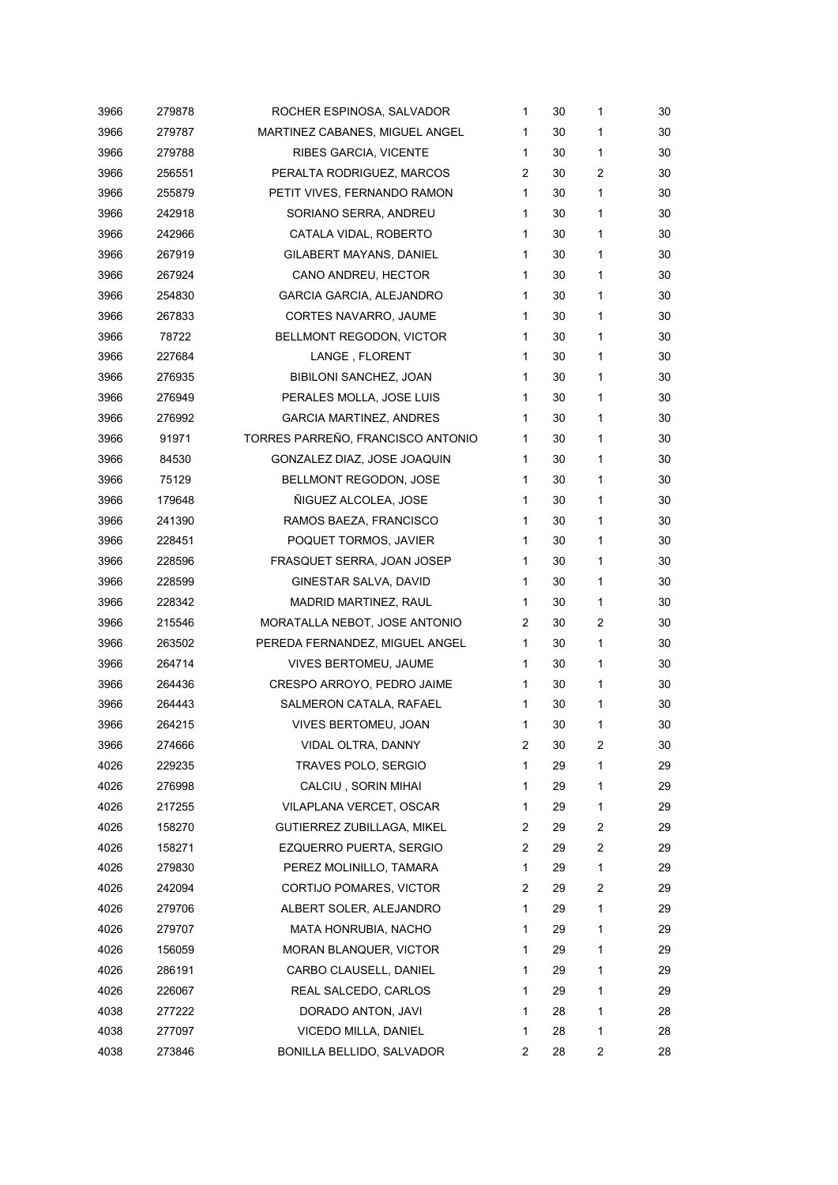| | | | | | | |
|---|---|---|---|---|---|---|
| 3966 | 279878 | ROCHER ESPINOSA, SALVADOR | 1 | 30 | 1 | 30 |
| 3966 | 279787 | MARTINEZ CABANES, MIGUEL ANGEL | 1 | 30 | 1 | 30 |
| 3966 | 279788 | RIBES GARCIA, VICENTE | 1 | 30 | 1 | 30 |
| 3966 | 256551 | PERALTA RODRIGUEZ, MARCOS | 2 | 30 | 2 | 30 |
| 3966 | 255879 | PETIT VIVES, FERNANDO RAMON | 1 | 30 | 1 | 30 |
| 3966 | 242918 | SORIANO SERRA, ANDREU | 1 | 30 | 1 | 30 |
| 3966 | 242966 | CATALA VIDAL, ROBERTO | 1 | 30 | 1 | 30 |
| 3966 | 267919 | GILABERT MAYANS, DANIEL | 1 | 30 | 1 | 30 |
| 3966 | 267924 | CANO ANDREU, HECTOR | 1 | 30 | 1 | 30 |
| 3966 | 254830 | GARCIA GARCIA, ALEJANDRO | 1 | 30 | 1 | 30 |
| 3966 | 267833 | CORTES NAVARRO, JAUME | 1 | 30 | 1 | 30 |
| 3966 | 78722 | BELLMONT REGODON, VICTOR | 1 | 30 | 1 | 30 |
| 3966 | 227684 | LANGE , FLORENT | 1 | 30 | 1 | 30 |
| 3966 | 276935 | BIBILONI SANCHEZ, JOAN | 1 | 30 | 1 | 30 |
| 3966 | 276949 | PERALES MOLLA, JOSE LUIS | 1 | 30 | 1 | 30 |
| 3966 | 276992 | GARCIA MARTINEZ, ANDRES | 1 | 30 | 1 | 30 |
| 3966 | 91971 | TORRES PARREÑO, FRANCISCO ANTONIO | 1 | 30 | 1 | 30 |
| 3966 | 84530 | GONZALEZ DIAZ, JOSE JOAQUIN | 1 | 30 | 1 | 30 |
| 3966 | 75129 | BELLMONT REGODON, JOSE | 1 | 30 | 1 | 30 |
| 3966 | 179648 | ÑIGUEZ ALCOLEA, JOSE | 1 | 30 | 1 | 30 |
| 3966 | 241390 | RAMOS BAEZA, FRANCISCO | 1 | 30 | 1 | 30 |
| 3966 | 228451 | POQUET TORMOS, JAVIER | 1 | 30 | 1 | 30 |
| 3966 | 228596 | FRASQUET SERRA, JOAN JOSEP | 1 | 30 | 1 | 30 |
| 3966 | 228599 | GINESTAR SALVA, DAVID | 1 | 30 | 1 | 30 |
| 3966 | 228342 | MADRID MARTINEZ, RAUL | 1 | 30 | 1 | 30 |
| 3966 | 215546 | MORATALLA NEBOT, JOSE ANTONIO | 2 | 30 | 2 | 30 |
| 3966 | 263502 | PEREDA FERNANDEZ, MIGUEL ANGEL | 1 | 30 | 1 | 30 |
| 3966 | 264714 | VIVES BERTOMEU, JAUME | 1 | 30 | 1 | 30 |
| 3966 | 264436 | CRESPO ARROYO, PEDRO JAIME | 1 | 30 | 1 | 30 |
| 3966 | 264443 | SALMERON CATALA, RAFAEL | 1 | 30 | 1 | 30 |
| 3966 | 264215 | VIVES BERTOMEU, JOAN | 1 | 30 | 1 | 30 |
| 3966 | 274666 | VIDAL OLTRA, DANNY | 2 | 30 | 2 | 30 |
| 4026 | 229235 | TRAVES POLO, SERGIO | 1 | 29 | 1 | 29 |
| 4026 | 276998 | CALCIU , SORIN MIHAI | 1 | 29 | 1 | 29 |
| 4026 | 217255 | VILAPLANA VERCET, OSCAR | 1 | 29 | 1 | 29 |
| 4026 | 158270 | GUTIERREZ ZUBILLAGA, MIKEL | 2 | 29 | 2 | 29 |
| 4026 | 158271 | EZQUERRO PUERTA, SERGIO | 2 | 29 | 2 | 29 |
| 4026 | 279830 | PEREZ MOLINILLO, TAMARA | 1 | 29 | 1 | 29 |
| 4026 | 242094 | CORTIJO POMARES, VICTOR | 2 | 29 | 2 | 29 |
| 4026 | 279706 | ALBERT SOLER, ALEJANDRO | 1 | 29 | 1 | 29 |
| 4026 | 279707 | MATA HONRUBIA, NACHO | 1 | 29 | 1 | 29 |
| 4026 | 156059 | MORAN BLANQUER, VICTOR | 1 | 29 | 1 | 29 |
| 4026 | 286191 | CARBO CLAUSELL, DANIEL | 1 | 29 | 1 | 29 |
| 4026 | 226067 | REAL SALCEDO, CARLOS | 1 | 29 | 1 | 29 |
| 4038 | 277222 | DORADO ANTON, JAVI | 1 | 28 | 1 | 28 |
| 4038 | 277097 | VICEDO MILLA, DANIEL | 1 | 28 | 1 | 28 |
| 4038 | 273846 | BONILLA BELLIDO, SALVADOR | 2 | 28 | 2 | 28 |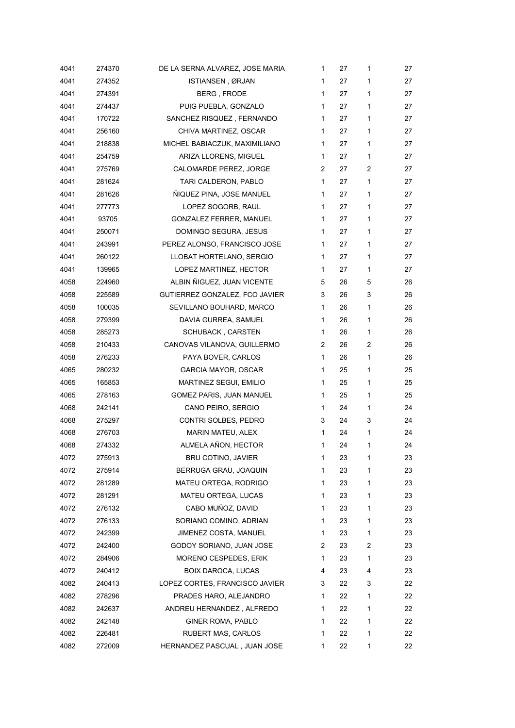| | | | | | | |
|---|---|---|---|---|---|---|
| 4041 | 274370 | DE LA SERNA ALVAREZ, JOSE MARIA | 1 | 27 | 1 | 27 |
| 4041 | 274352 | ISTIANSEN , ØRJAN | 1 | 27 | 1 | 27 |
| 4041 | 274391 | BERG , FRODE | 1 | 27 | 1 | 27 |
| 4041 | 274437 | PUIG PUEBLA, GONZALO | 1 | 27 | 1 | 27 |
| 4041 | 170722 | SANCHEZ RISQUEZ , FERNANDO | 1 | 27 | 1 | 27 |
| 4041 | 256160 | CHIVA MARTINEZ, OSCAR | 1 | 27 | 1 | 27 |
| 4041 | 218838 | MICHEL BABIACZUK, MAXIMILIANO | 1 | 27 | 1 | 27 |
| 4041 | 254759 | ARIZA LLORENS, MIGUEL | 1 | 27 | 1 | 27 |
| 4041 | 275769 | CALOMARDE PEREZ, JORGE | 2 | 27 | 2 | 27 |
| 4041 | 281624 | TARI CALDERON, PABLO | 1 | 27 | 1 | 27 |
| 4041 | 281626 | ÑIQUEZ PINA, JOSE MANUEL | 1 | 27 | 1 | 27 |
| 4041 | 277773 | LOPEZ SOGORB, RAUL | 1 | 27 | 1 | 27 |
| 4041 | 93705 | GONZALEZ FERRER, MANUEL | 1 | 27 | 1 | 27 |
| 4041 | 250071 | DOMINGO SEGURA, JESUS | 1 | 27 | 1 | 27 |
| 4041 | 243991 | PEREZ ALONSO, FRANCISCO JOSE | 1 | 27 | 1 | 27 |
| 4041 | 260122 | LLOBAT HORTELANO, SERGIO | 1 | 27 | 1 | 27 |
| 4041 | 139965 | LOPEZ MARTINEZ, HECTOR | 1 | 27 | 1 | 27 |
| 4058 | 224960 | ALBIN ÑIGUEZ, JUAN VICENTE | 5 | 26 | 5 | 26 |
| 4058 | 225589 | GUTIERREZ GONZALEZ, FCO JAVIER | 3 | 26 | 3 | 26 |
| 4058 | 100035 | SEVILLANO BOUHARD, MARCO | 1 | 26 | 1 | 26 |
| 4058 | 279399 | DAVIA GURREA, SAMUEL | 1 | 26 | 1 | 26 |
| 4058 | 285273 | SCHUBACK , CARSTEN | 1 | 26 | 1 | 26 |
| 4058 | 210433 | CANOVAS VILANOVA, GUILLERMO | 2 | 26 | 2 | 26 |
| 4058 | 276233 | PAYA BOVER, CARLOS | 1 | 26 | 1 | 26 |
| 4065 | 280232 | GARCIA MAYOR, OSCAR | 1 | 25 | 1 | 25 |
| 4065 | 165853 | MARTINEZ SEGUI, EMILIO | 1 | 25 | 1 | 25 |
| 4065 | 278163 | GOMEZ PARIS, JUAN MANUEL | 1 | 25 | 1 | 25 |
| 4068 | 242141 | CANO PEIRO, SERGIO | 1 | 24 | 1 | 24 |
| 4068 | 275297 | CONTRI SOLBES, PEDRO | 3 | 24 | 3 | 24 |
| 4068 | 276703 | MARIN MATEU, ALEX | 1 | 24 | 1 | 24 |
| 4068 | 274332 | ALMELA AÑON, HECTOR | 1 | 24 | 1 | 24 |
| 4072 | 275913 | BRU COTINO, JAVIER | 1 | 23 | 1 | 23 |
| 4072 | 275914 | BERRUGA GRAU, JOAQUIN | 1 | 23 | 1 | 23 |
| 4072 | 281289 | MATEU ORTEGA, RODRIGO | 1 | 23 | 1 | 23 |
| 4072 | 281291 | MATEU ORTEGA, LUCAS | 1 | 23 | 1 | 23 |
| 4072 | 276132 | CABO MUÑOZ, DAVID | 1 | 23 | 1 | 23 |
| 4072 | 276133 | SORIANO COMINO, ADRIAN | 1 | 23 | 1 | 23 |
| 4072 | 242399 | JIMENEZ COSTA, MANUEL | 1 | 23 | 1 | 23 |
| 4072 | 242400 | GODOY SORIANO, JUAN JOSE | 2 | 23 | 2 | 23 |
| 4072 | 284906 | MORENO CESPEDES, ERIK | 1 | 23 | 1 | 23 |
| 4072 | 240412 | BOIX DAROCA, LUCAS | 4 | 23 | 4 | 23 |
| 4082 | 240413 | LOPEZ CORTES, FRANCISCO JAVIER | 3 | 22 | 3 | 22 |
| 4082 | 278296 | PRADES HARO, ALEJANDRO | 1 | 22 | 1 | 22 |
| 4082 | 242637 | ANDREU HERNANDEZ , ALFREDO | 1 | 22 | 1 | 22 |
| 4082 | 242148 | GINER ROMA, PABLO | 1 | 22 | 1 | 22 |
| 4082 | 226481 | RUBERT MAS, CARLOS | 1 | 22 | 1 | 22 |
| 4082 | 272009 | HERNANDEZ PASCUAL , JUAN JOSE | 1 | 22 | 1 | 22 |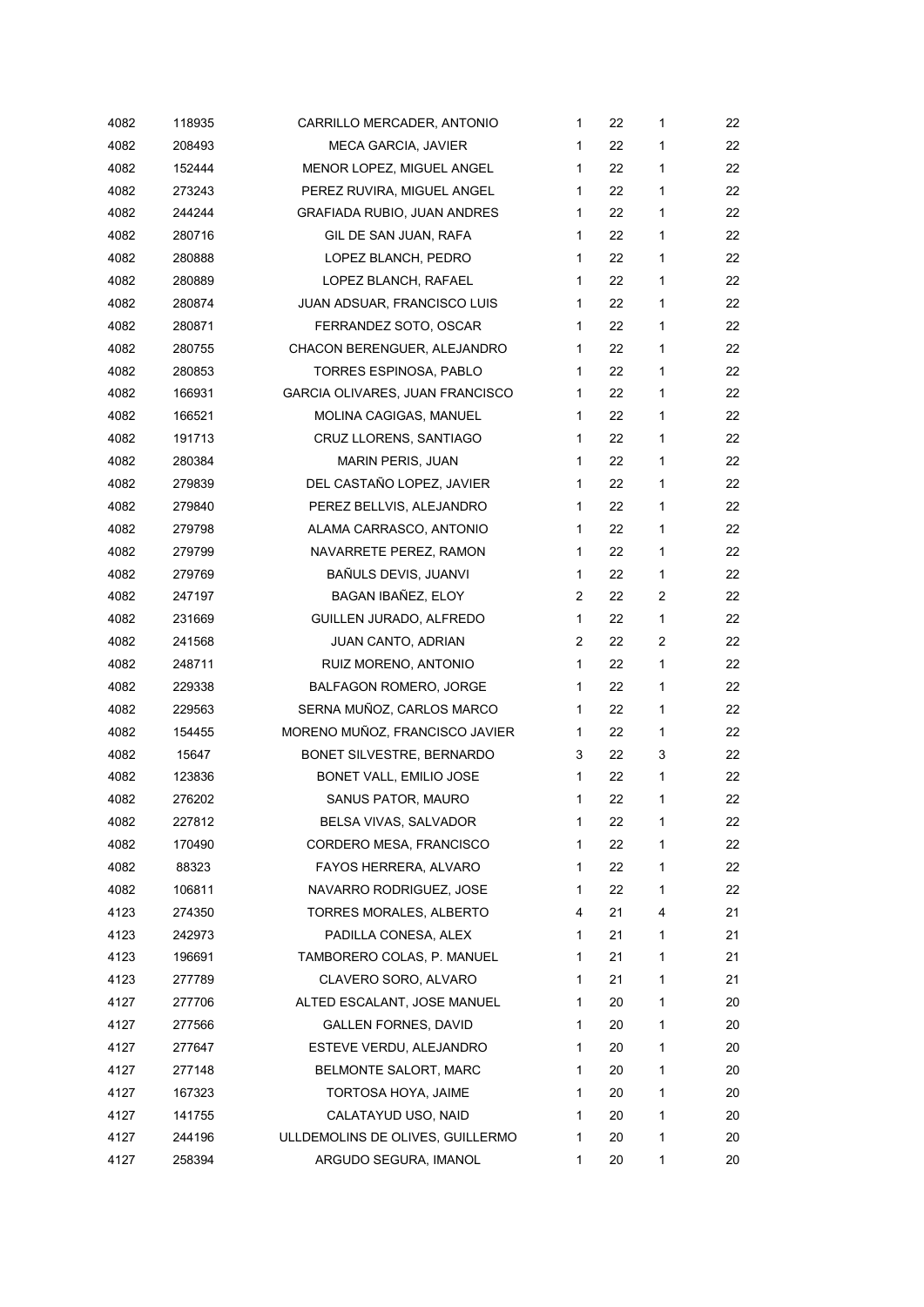| | | | | | | |
|---|---|---|---|---|---|---|
| 4082 | 118935 | CARRILLO MERCADER, ANTONIO | 1 | 22 | 1 | 22 |
| 4082 | 208493 | MECA GARCIA, JAVIER | 1 | 22 | 1 | 22 |
| 4082 | 152444 | MENOR LOPEZ, MIGUEL ANGEL | 1 | 22 | 1 | 22 |
| 4082 | 273243 | PEREZ RUVIRA, MIGUEL ANGEL | 1 | 22 | 1 | 22 |
| 4082 | 244244 | GRAFIADA RUBIO, JUAN ANDRES | 1 | 22 | 1 | 22 |
| 4082 | 280716 | GIL DE SAN JUAN, RAFA | 1 | 22 | 1 | 22 |
| 4082 | 280888 | LOPEZ BLANCH, PEDRO | 1 | 22 | 1 | 22 |
| 4082 | 280889 | LOPEZ BLANCH, RAFAEL | 1 | 22 | 1 | 22 |
| 4082 | 280874 | JUAN ADSUAR, FRANCISCO LUIS | 1 | 22 | 1 | 22 |
| 4082 | 280871 | FERRANDEZ SOTO, OSCAR | 1 | 22 | 1 | 22 |
| 4082 | 280755 | CHACON BERENGUER, ALEJANDRO | 1 | 22 | 1 | 22 |
| 4082 | 280853 | TORRES ESPINOSA, PABLO | 1 | 22 | 1 | 22 |
| 4082 | 166931 | GARCIA OLIVARES, JUAN FRANCISCO | 1 | 22 | 1 | 22 |
| 4082 | 166521 | MOLINA CAGIGAS, MANUEL | 1 | 22 | 1 | 22 |
| 4082 | 191713 | CRUZ LLORENS, SANTIAGO | 1 | 22 | 1 | 22 |
| 4082 | 280384 | MARIN PERIS, JUAN | 1 | 22 | 1 | 22 |
| 4082 | 279839 | DEL CASTAÑO LOPEZ, JAVIER | 1 | 22 | 1 | 22 |
| 4082 | 279840 | PEREZ BELLVIS, ALEJANDRO | 1 | 22 | 1 | 22 |
| 4082 | 279798 | ALAMA CARRASCO, ANTONIO | 1 | 22 | 1 | 22 |
| 4082 | 279799 | NAVARRETE PEREZ, RAMON | 1 | 22 | 1 | 22 |
| 4082 | 279769 | BAÑULS DEVIS, JUANVI | 1 | 22 | 1 | 22 |
| 4082 | 247197 | BAGAN IBAÑEZ, ELOY | 2 | 22 | 2 | 22 |
| 4082 | 231669 | GUILLEN JURADO, ALFREDO | 1 | 22 | 1 | 22 |
| 4082 | 241568 | JUAN CANTO, ADRIAN | 2 | 22 | 2 | 22 |
| 4082 | 248711 | RUIZ MORENO, ANTONIO | 1 | 22 | 1 | 22 |
| 4082 | 229338 | BALFAGON ROMERO, JORGE | 1 | 22 | 1 | 22 |
| 4082 | 229563 | SERNA MUÑOZ, CARLOS MARCO | 1 | 22 | 1 | 22 |
| 4082 | 154455 | MORENO MUÑOZ, FRANCISCO JAVIER | 1 | 22 | 1 | 22 |
| 4082 | 15647 | BONET SILVESTRE, BERNARDO | 3 | 22 | 3 | 22 |
| 4082 | 123836 | BONET VALL, EMILIO JOSE | 1 | 22 | 1 | 22 |
| 4082 | 276202 | SANUS PATOR, MAURO | 1 | 22 | 1 | 22 |
| 4082 | 227812 | BELSA VIVAS, SALVADOR | 1 | 22 | 1 | 22 |
| 4082 | 170490 | CORDERO MESA, FRANCISCO | 1 | 22 | 1 | 22 |
| 4082 | 88323 | FAYOS HERRERA, ALVARO | 1 | 22 | 1 | 22 |
| 4082 | 106811 | NAVARRO RODRIGUEZ, JOSE | 1 | 22 | 1 | 22 |
| 4123 | 274350 | TORRES MORALES, ALBERTO | 4 | 21 | 4 | 21 |
| 4123 | 242973 | PADILLA CONESA, ALEX | 1 | 21 | 1 | 21 |
| 4123 | 196691 | TAMBORERO COLAS, P. MANUEL | 1 | 21 | 1 | 21 |
| 4123 | 277789 | CLAVERO SORO, ALVARO | 1 | 21 | 1 | 21 |
| 4127 | 277706 | ALTED ESCALANT, JOSE MANUEL | 1 | 20 | 1 | 20 |
| 4127 | 277566 | GALLEN FORNES, DAVID | 1 | 20 | 1 | 20 |
| 4127 | 277647 | ESTEVE VERDU, ALEJANDRO | 1 | 20 | 1 | 20 |
| 4127 | 277148 | BELMONTE SALORT, MARC | 1 | 20 | 1 | 20 |
| 4127 | 167323 | TORTOSA HOYA, JAIME | 1 | 20 | 1 | 20 |
| 4127 | 141755 | CALATAYUD USO, NAID | 1 | 20 | 1 | 20 |
| 4127 | 244196 | ULLDEMOLINS DE OLIVES, GUILLERMO | 1 | 20 | 1 | 20 |
| 4127 | 258394 | ARGUDO SEGURA, IMANOL | 1 | 20 | 1 | 20 |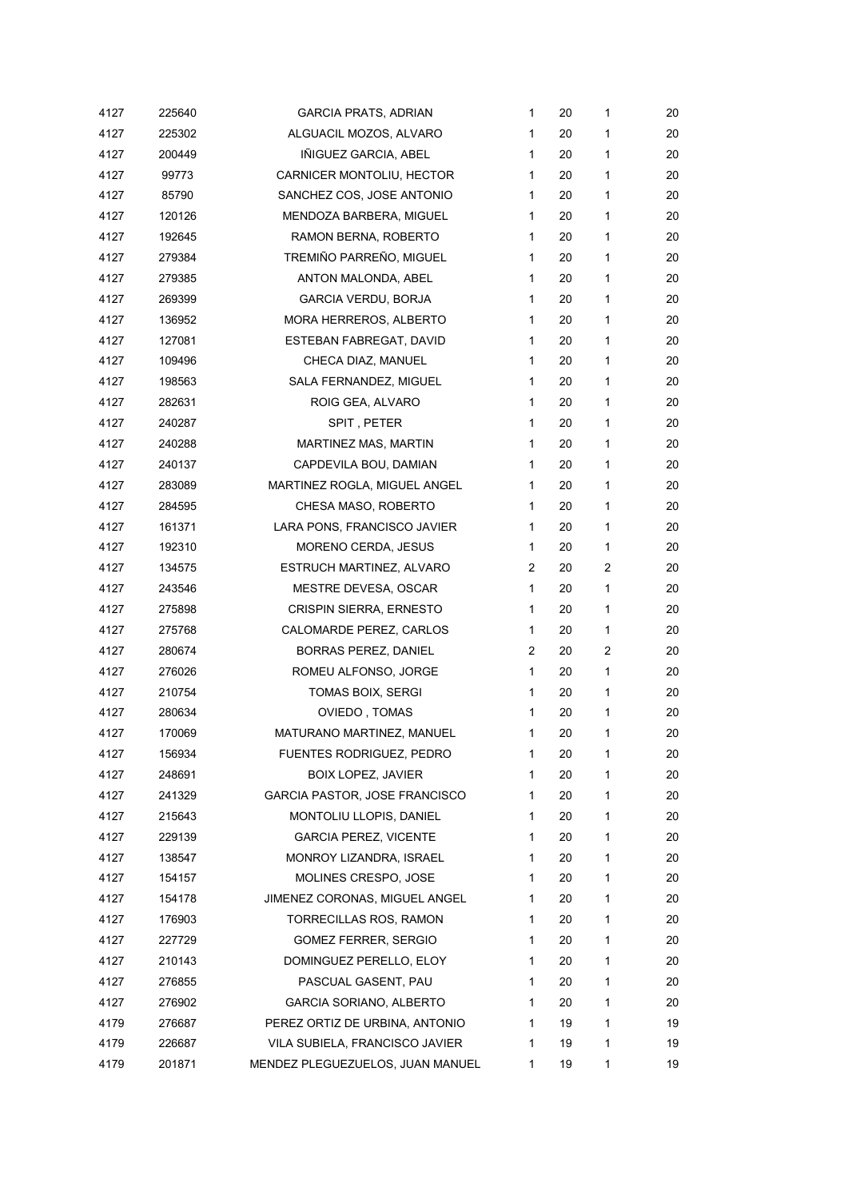| | | | | | | |
|---|---|---|---|---|---|---|
| 4127 | 225640 | GARCIA PRATS, ADRIAN | 1 | 20 | 1 | 20 |
| 4127 | 225302 | ALGUACIL MOZOS, ALVARO | 1 | 20 | 1 | 20 |
| 4127 | 200449 | IÑIGUEZ GARCIA, ABEL | 1 | 20 | 1 | 20 |
| 4127 | 99773 | CARNICER MONTOLIU, HECTOR | 1 | 20 | 1 | 20 |
| 4127 | 85790 | SANCHEZ COS, JOSE ANTONIO | 1 | 20 | 1 | 20 |
| 4127 | 120126 | MENDOZA BARBERA, MIGUEL | 1 | 20 | 1 | 20 |
| 4127 | 192645 | RAMON BERNA, ROBERTO | 1 | 20 | 1 | 20 |
| 4127 | 279384 | TREMIÑO PARREÑO, MIGUEL | 1 | 20 | 1 | 20 |
| 4127 | 279385 | ANTON MALONDA, ABEL | 1 | 20 | 1 | 20 |
| 4127 | 269399 | GARCIA VERDU, BORJA | 1 | 20 | 1 | 20 |
| 4127 | 136952 | MORA HERREROS, ALBERTO | 1 | 20 | 1 | 20 |
| 4127 | 127081 | ESTEBAN FABREGAT, DAVID | 1 | 20 | 1 | 20 |
| 4127 | 109496 | CHECA DIAZ, MANUEL | 1 | 20 | 1 | 20 |
| 4127 | 198563 | SALA FERNANDEZ, MIGUEL | 1 | 20 | 1 | 20 |
| 4127 | 282631 | ROIG GEA, ALVARO | 1 | 20 | 1 | 20 |
| 4127 | 240287 | SPIT , PETER | 1 | 20 | 1 | 20 |
| 4127 | 240288 | MARTINEZ MAS, MARTIN | 1 | 20 | 1 | 20 |
| 4127 | 240137 | CAPDEVILA BOU, DAMIAN | 1 | 20 | 1 | 20 |
| 4127 | 283089 | MARTINEZ ROGLA, MIGUEL ANGEL | 1 | 20 | 1 | 20 |
| 4127 | 284595 | CHESA MASO, ROBERTO | 1 | 20 | 1 | 20 |
| 4127 | 161371 | LARA PONS, FRANCISCO JAVIER | 1 | 20 | 1 | 20 |
| 4127 | 192310 | MORENO CERDA, JESUS | 1 | 20 | 1 | 20 |
| 4127 | 134575 | ESTRUCH MARTINEZ, ALVARO | 2 | 20 | 2 | 20 |
| 4127 | 243546 | MESTRE DEVESA, OSCAR | 1 | 20 | 1 | 20 |
| 4127 | 275898 | CRISPIN SIERRA, ERNESTO | 1 | 20 | 1 | 20 |
| 4127 | 275768 | CALOMARDE PEREZ, CARLOS | 1 | 20 | 1 | 20 |
| 4127 | 280674 | BORRAS PEREZ, DANIEL | 2 | 20 | 2 | 20 |
| 4127 | 276026 | ROMEU ALFONSO, JORGE | 1 | 20 | 1 | 20 |
| 4127 | 210754 | TOMAS BOIX, SERGI | 1 | 20 | 1 | 20 |
| 4127 | 280634 | OVIEDO , TOMAS | 1 | 20 | 1 | 20 |
| 4127 | 170069 | MATURANO MARTINEZ, MANUEL | 1 | 20 | 1 | 20 |
| 4127 | 156934 | FUENTES RODRIGUEZ, PEDRO | 1 | 20 | 1 | 20 |
| 4127 | 248691 | BOIX LOPEZ, JAVIER | 1 | 20 | 1 | 20 |
| 4127 | 241329 | GARCIA PASTOR, JOSE FRANCISCO | 1 | 20 | 1 | 20 |
| 4127 | 215643 | MONTOLIU LLOPIS, DANIEL | 1 | 20 | 1 | 20 |
| 4127 | 229139 | GARCIA PEREZ, VICENTE | 1 | 20 | 1 | 20 |
| 4127 | 138547 | MONROY LIZANDRA, ISRAEL | 1 | 20 | 1 | 20 |
| 4127 | 154157 | MOLINES CRESPO, JOSE | 1 | 20 | 1 | 20 |
| 4127 | 154178 | JIMENEZ CORONAS, MIGUEL ANGEL | 1 | 20 | 1 | 20 |
| 4127 | 176903 | TORRECILLAS ROS, RAMON | 1 | 20 | 1 | 20 |
| 4127 | 227729 | GOMEZ FERRER, SERGIO | 1 | 20 | 1 | 20 |
| 4127 | 210143 | DOMINGUEZ PERELLO, ELOY | 1 | 20 | 1 | 20 |
| 4127 | 276855 | PASCUAL GASENT, PAU | 1 | 20 | 1 | 20 |
| 4127 | 276902 | GARCIA SORIANO, ALBERTO | 1 | 20 | 1 | 20 |
| 4179 | 276687 | PEREZ ORTIZ DE URBINA, ANTONIO | 1 | 19 | 1 | 19 |
| 4179 | 226687 | VILA SUBIELA, FRANCISCO JAVIER | 1 | 19 | 1 | 19 |
| 4179 | 201871 | MENDEZ PLEGUEZUELOS, JUAN MANUEL | 1 | 19 | 1 | 19 |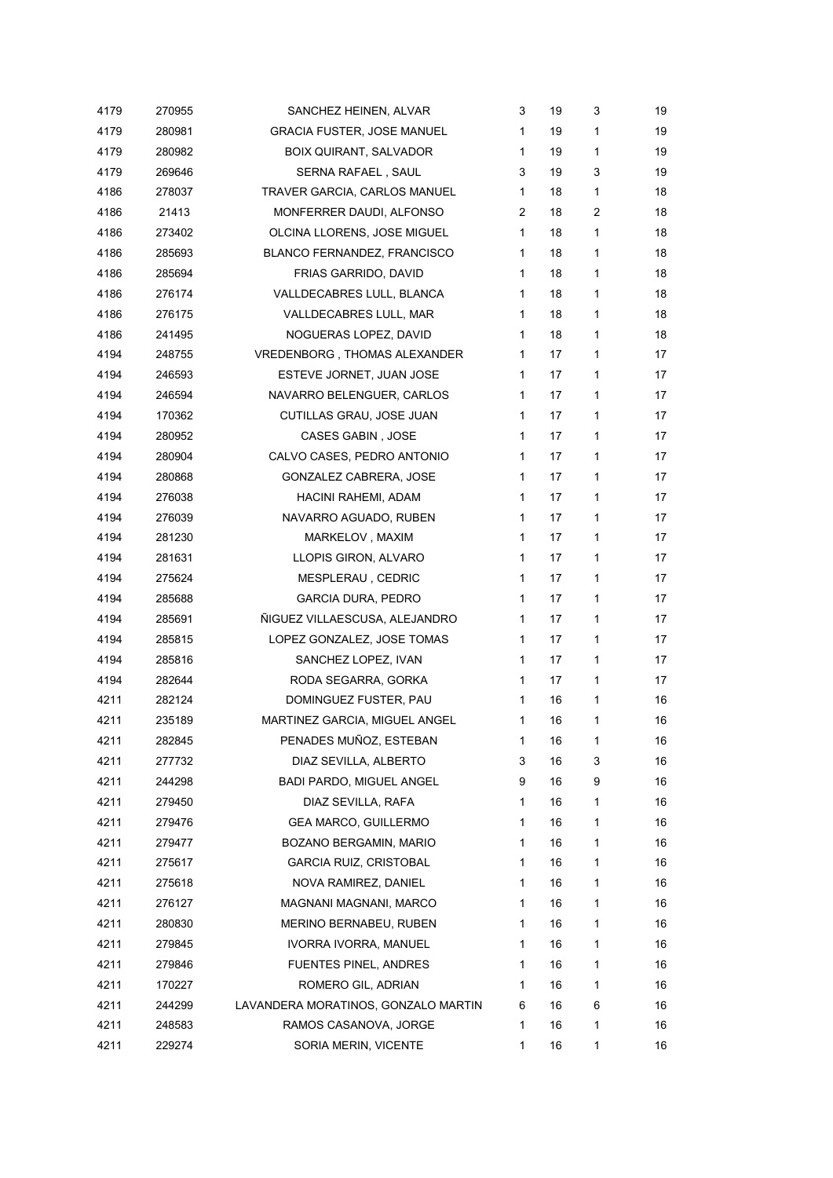| | | | | | | |
|---|---|---|---|---|---|---|
| 4179 | 270955 | SANCHEZ HEINEN, ALVAR | 3 | 19 | 3 | 19 |
| 4179 | 280981 | GRACIA FUSTER, JOSE MANUEL | 1 | 19 | 1 | 19 |
| 4179 | 280982 | BOIX QUIRANT, SALVADOR | 1 | 19 | 1 | 19 |
| 4179 | 269646 | SERNA RAFAEL , SAUL | 3 | 19 | 3 | 19 |
| 4186 | 278037 | TRAVER GARCIA, CARLOS MANUEL | 1 | 18 | 1 | 18 |
| 4186 | 21413 | MONFERRER DAUDI, ALFONSO | 2 | 18 | 2 | 18 |
| 4186 | 273402 | OLCINA LLORENS, JOSE MIGUEL | 1 | 18 | 1 | 18 |
| 4186 | 285693 | BLANCO FERNANDEZ, FRANCISCO | 1 | 18 | 1 | 18 |
| 4186 | 285694 | FRIAS GARRIDO, DAVID | 1 | 18 | 1 | 18 |
| 4186 | 276174 | VALLDECABRES LULL, BLANCA | 1 | 18 | 1 | 18 |
| 4186 | 276175 | VALLDECABRES LULL, MAR | 1 | 18 | 1 | 18 |
| 4186 | 241495 | NOGUERAS LOPEZ, DAVID | 1 | 18 | 1 | 18 |
| 4194 | 248755 | VREDENBORG , THOMAS ALEXANDER | 1 | 17 | 1 | 17 |
| 4194 | 246593 | ESTEVE JORNET, JUAN JOSE | 1 | 17 | 1 | 17 |
| 4194 | 246594 | NAVARRO BELENGUER, CARLOS | 1 | 17 | 1 | 17 |
| 4194 | 170362 | CUTILLAS GRAU, JOSE JUAN | 1 | 17 | 1 | 17 |
| 4194 | 280952 | CASES GABIN , JOSE | 1 | 17 | 1 | 17 |
| 4194 | 280904 | CALVO CASES, PEDRO ANTONIO | 1 | 17 | 1 | 17 |
| 4194 | 280868 | GONZALEZ CABRERA, JOSE | 1 | 17 | 1 | 17 |
| 4194 | 276038 | HACINI RAHEMI, ADAM | 1 | 17 | 1 | 17 |
| 4194 | 276039 | NAVARRO AGUADO, RUBEN | 1 | 17 | 1 | 17 |
| 4194 | 281230 | MARKELOV , MAXIM | 1 | 17 | 1 | 17 |
| 4194 | 281631 | LLOPIS GIRON, ALVARO | 1 | 17 | 1 | 17 |
| 4194 | 275624 | MESPLERAU , CEDRIC | 1 | 17 | 1 | 17 |
| 4194 | 285688 | GARCIA DURA, PEDRO | 1 | 17 | 1 | 17 |
| 4194 | 285691 | ÑIGUEZ VILLAESCUSA, ALEJANDRO | 1 | 17 | 1 | 17 |
| 4194 | 285815 | LOPEZ GONZALEZ, JOSE TOMAS | 1 | 17 | 1 | 17 |
| 4194 | 285816 | SANCHEZ LOPEZ, IVAN | 1 | 17 | 1 | 17 |
| 4194 | 282644 | RODA SEGARRA, GORKA | 1 | 17 | 1 | 17 |
| 4211 | 282124 | DOMINGUEZ FUSTER, PAU | 1 | 16 | 1 | 16 |
| 4211 | 235189 | MARTINEZ GARCIA, MIGUEL ANGEL | 1 | 16 | 1 | 16 |
| 4211 | 282845 | PENADES MUÑOZ, ESTEBAN | 1 | 16 | 1 | 16 |
| 4211 | 277732 | DIAZ SEVILLA, ALBERTO | 3 | 16 | 3 | 16 |
| 4211 | 244298 | BADI PARDO, MIGUEL ANGEL | 9 | 16 | 9 | 16 |
| 4211 | 279450 | DIAZ SEVILLA, RAFA | 1 | 16 | 1 | 16 |
| 4211 | 279476 | GEA MARCO, GUILLERMO | 1 | 16 | 1 | 16 |
| 4211 | 279477 | BOZANO BERGAMIN, MARIO | 1 | 16 | 1 | 16 |
| 4211 | 275617 | GARCIA RUIZ, CRISTOBAL | 1 | 16 | 1 | 16 |
| 4211 | 275618 | NOVA RAMIREZ, DANIEL | 1 | 16 | 1 | 16 |
| 4211 | 276127 | MAGNANI MAGNANI, MARCO | 1 | 16 | 1 | 16 |
| 4211 | 280830 | MERINO BERNABEU, RUBEN | 1 | 16 | 1 | 16 |
| 4211 | 279845 | IVORRA IVORRA, MANUEL | 1 | 16 | 1 | 16 |
| 4211 | 279846 | FUENTES PINEL, ANDRES | 1 | 16 | 1 | 16 |
| 4211 | 170227 | ROMERO GIL, ADRIAN | 1 | 16 | 1 | 16 |
| 4211 | 244299 | LAVANDERA MORATINOS, GONZALO MARTIN | 6 | 16 | 6 | 16 |
| 4211 | 248583 | RAMOS CASANOVA, JORGE | 1 | 16 | 1 | 16 |
| 4211 | 229274 | SORIA MERIN, VICENTE | 1 | 16 | 1 | 16 |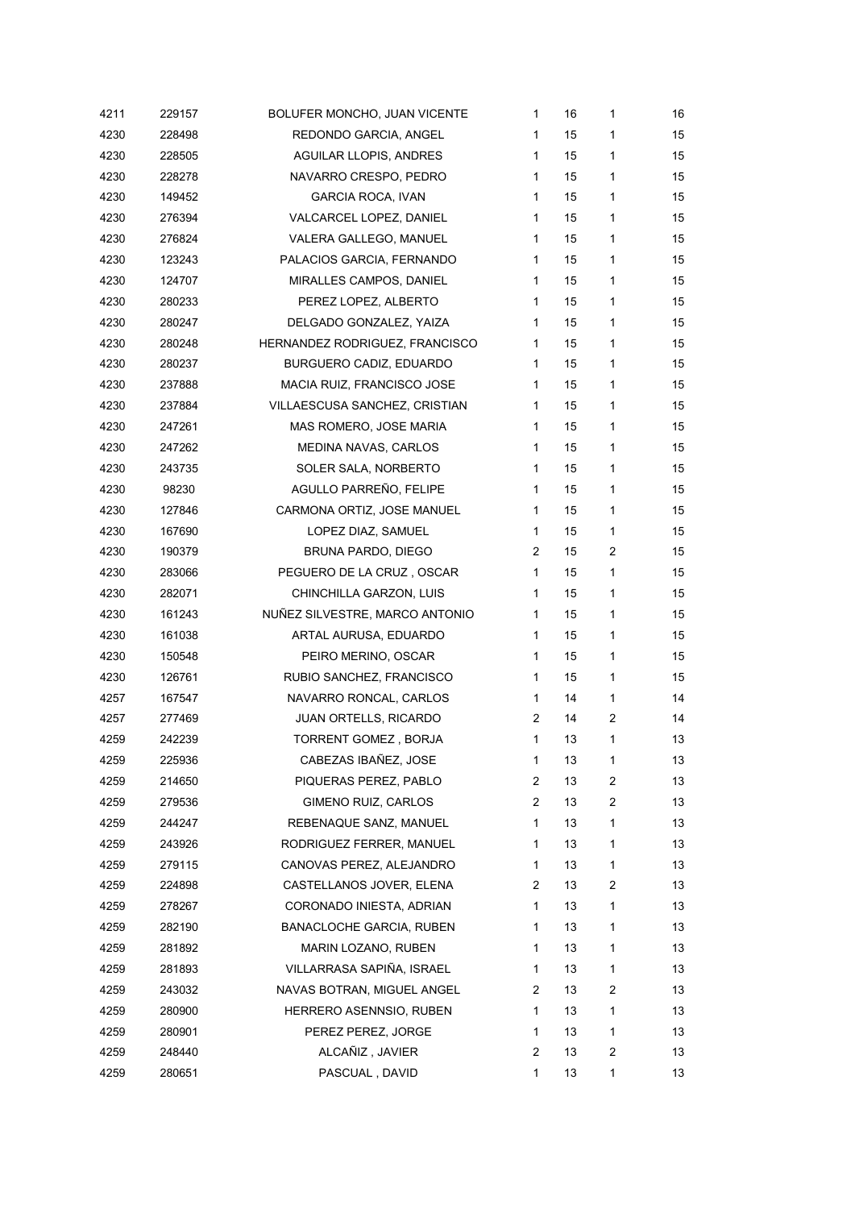| | | | | | | |
|---|---|---|---|---|---|---|
| 4211 | 229157 | BOLUFER MONCHO, JUAN VICENTE | 1 | 16 | 1 | 16 |
| 4230 | 228498 | REDONDO GARCIA, ANGEL | 1 | 15 | 1 | 15 |
| 4230 | 228505 | AGUILAR LLOPIS, ANDRES | 1 | 15 | 1 | 15 |
| 4230 | 228278 | NAVARRO CRESPO, PEDRO | 1 | 15 | 1 | 15 |
| 4230 | 149452 | GARCIA ROCA, IVAN | 1 | 15 | 1 | 15 |
| 4230 | 276394 | VALCARCEL LOPEZ, DANIEL | 1 | 15 | 1 | 15 |
| 4230 | 276824 | VALERA GALLEGO, MANUEL | 1 | 15 | 1 | 15 |
| 4230 | 123243 | PALACIOS GARCIA, FERNANDO | 1 | 15 | 1 | 15 |
| 4230 | 124707 | MIRALLES CAMPOS, DANIEL | 1 | 15 | 1 | 15 |
| 4230 | 280233 | PEREZ LOPEZ, ALBERTO | 1 | 15 | 1 | 15 |
| 4230 | 280247 | DELGADO GONZALEZ, YAIZA | 1 | 15 | 1 | 15 |
| 4230 | 280248 | HERNANDEZ RODRIGUEZ, FRANCISCO | 1 | 15 | 1 | 15 |
| 4230 | 280237 | BURGUERO CADIZ, EDUARDO | 1 | 15 | 1 | 15 |
| 4230 | 237888 | MACIA RUIZ, FRANCISCO JOSE | 1 | 15 | 1 | 15 |
| 4230 | 237884 | VILLAESCUSA SANCHEZ, CRISTIAN | 1 | 15 | 1 | 15 |
| 4230 | 247261 | MAS ROMERO, JOSE MARIA | 1 | 15 | 1 | 15 |
| 4230 | 247262 | MEDINA NAVAS, CARLOS | 1 | 15 | 1 | 15 |
| 4230 | 243735 | SOLER SALA, NORBERTO | 1 | 15 | 1 | 15 |
| 4230 | 98230 | AGULLO PARREÑO, FELIPE | 1 | 15 | 1 | 15 |
| 4230 | 127846 | CARMONA ORTIZ, JOSE MANUEL | 1 | 15 | 1 | 15 |
| 4230 | 167690 | LOPEZ DIAZ, SAMUEL | 1 | 15 | 1 | 15 |
| 4230 | 190379 | BRUNA PARDO, DIEGO | 2 | 15 | 2 | 15 |
| 4230 | 283066 | PEGUERO DE LA CRUZ , OSCAR | 1 | 15 | 1 | 15 |
| 4230 | 282071 | CHINCHILLA GARZON, LUIS | 1 | 15 | 1 | 15 |
| 4230 | 161243 | NUÑEZ SILVESTRE, MARCO ANTONIO | 1 | 15 | 1 | 15 |
| 4230 | 161038 | ARTAL AURUSA, EDUARDO | 1 | 15 | 1 | 15 |
| 4230 | 150548 | PEIRO MERINO, OSCAR | 1 | 15 | 1 | 15 |
| 4230 | 126761 | RUBIO SANCHEZ, FRANCISCO | 1 | 15 | 1 | 15 |
| 4257 | 167547 | NAVARRO RONCAL, CARLOS | 1 | 14 | 1 | 14 |
| 4257 | 277469 | JUAN ORTELLS, RICARDO | 2 | 14 | 2 | 14 |
| 4259 | 242239 | TORRENT GOMEZ , BORJA | 1 | 13 | 1 | 13 |
| 4259 | 225936 | CABEZAS IBAÑEZ, JOSE | 1 | 13 | 1 | 13 |
| 4259 | 214650 | PIQUERAS PEREZ, PABLO | 2 | 13 | 2 | 13 |
| 4259 | 279536 | GIMENO RUIZ, CARLOS | 2 | 13 | 2 | 13 |
| 4259 | 244247 | REBENAQUE SANZ, MANUEL | 1 | 13 | 1 | 13 |
| 4259 | 243926 | RODRIGUEZ FERRER, MANUEL | 1 | 13 | 1 | 13 |
| 4259 | 279115 | CANOVAS PEREZ, ALEJANDRO | 1 | 13 | 1 | 13 |
| 4259 | 224898 | CASTELLANOS JOVER, ELENA | 2 | 13 | 2 | 13 |
| 4259 | 278267 | CORONADO INIESTA, ADRIAN | 1 | 13 | 1 | 13 |
| 4259 | 282190 | BANACLOCHE GARCIA, RUBEN | 1 | 13 | 1 | 13 |
| 4259 | 281892 | MARIN LOZANO, RUBEN | 1 | 13 | 1 | 13 |
| 4259 | 281893 | VILLARRASA SAPIÑA, ISRAEL | 1 | 13 | 1 | 13 |
| 4259 | 243032 | NAVAS BOTRAN, MIGUEL ANGEL | 2 | 13 | 2 | 13 |
| 4259 | 280900 | HERRERO ASENNSIO, RUBEN | 1 | 13 | 1 | 13 |
| 4259 | 280901 | PEREZ PEREZ, JORGE | 1 | 13 | 1 | 13 |
| 4259 | 248440 | ALCAÑIZ , JAVIER | 2 | 13 | 2 | 13 |
| 4259 | 280651 | PASCUAL , DAVID | 1 | 13 | 1 | 13 |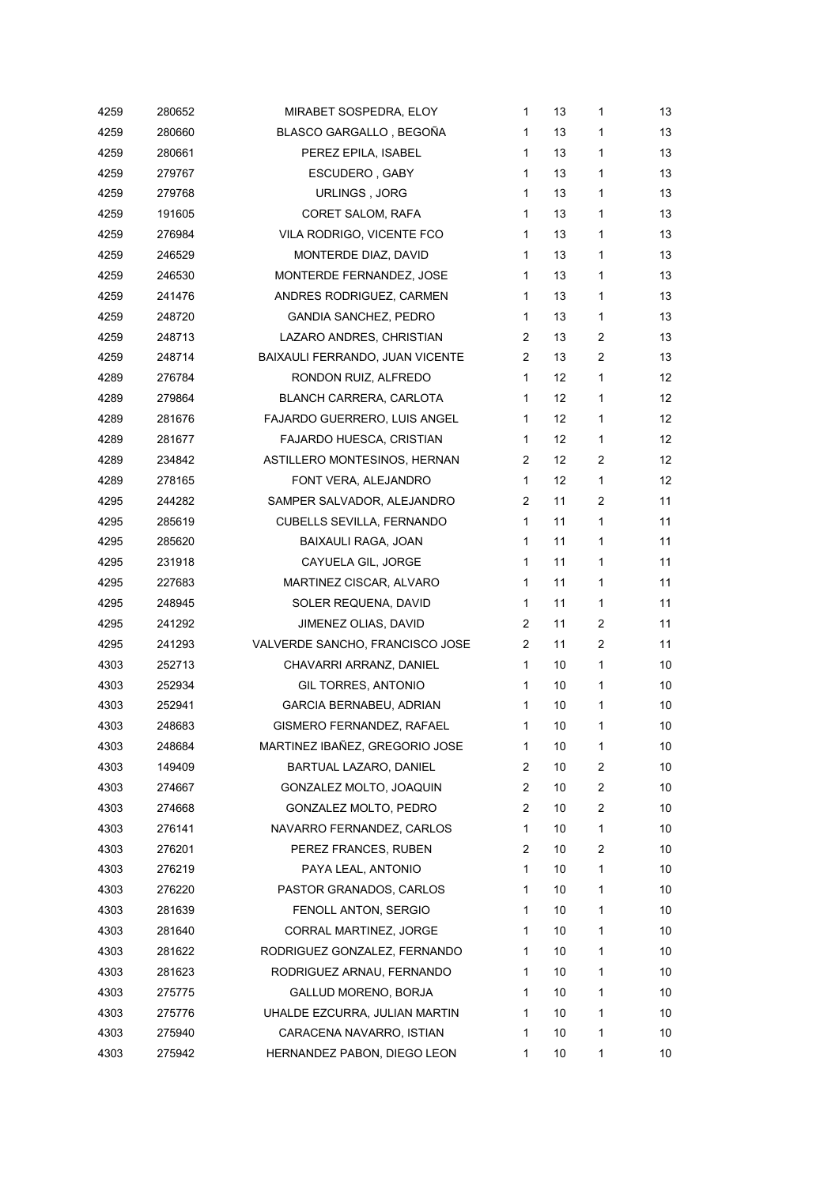| | | | | | | |
|---|---|---|---|---|---|---|
| 4259 | 280652 | MIRABET SOSPEDRA, ELOY | 1 | 13 | 1 | 13 |
| 4259 | 280660 | BLASCO GARGALLO , BEGOÑA | 1 | 13 | 1 | 13 |
| 4259 | 280661 | PEREZ EPILA, ISABEL | 1 | 13 | 1 | 13 |
| 4259 | 279767 | ESCUDERO , GABY | 1 | 13 | 1 | 13 |
| 4259 | 279768 | URLINGS , JORG | 1 | 13 | 1 | 13 |
| 4259 | 191605 | CORET SALOM, RAFA | 1 | 13 | 1 | 13 |
| 4259 | 276984 | VILA RODRIGO, VICENTE FCO | 1 | 13 | 1 | 13 |
| 4259 | 246529 | MONTERDE DIAZ, DAVID | 1 | 13 | 1 | 13 |
| 4259 | 246530 | MONTERDE FERNANDEZ, JOSE | 1 | 13 | 1 | 13 |
| 4259 | 241476 | ANDRES RODRIGUEZ, CARMEN | 1 | 13 | 1 | 13 |
| 4259 | 248720 | GANDIA SANCHEZ, PEDRO | 1 | 13 | 1 | 13 |
| 4259 | 248713 | LAZARO ANDRES, CHRISTIAN | 2 | 13 | 2 | 13 |
| 4259 | 248714 | BAIXAULI FERRANDO, JUAN VICENTE | 2 | 13 | 2 | 13 |
| 4289 | 276784 | RONDON RUIZ, ALFREDO | 1 | 12 | 1 | 12 |
| 4289 | 279864 | BLANCH CARRERA, CARLOTA | 1 | 12 | 1 | 12 |
| 4289 | 281676 | FAJARDO GUERRERO, LUIS ANGEL | 1 | 12 | 1 | 12 |
| 4289 | 281677 | FAJARDO HUESCA, CRISTIAN | 1 | 12 | 1 | 12 |
| 4289 | 234842 | ASTILLERO MONTESINOS, HERNAN | 2 | 12 | 2 | 12 |
| 4289 | 278165 | FONT VERA, ALEJANDRO | 1 | 12 | 1 | 12 |
| 4295 | 244282 | SAMPER SALVADOR, ALEJANDRO | 2 | 11 | 2 | 11 |
| 4295 | 285619 | CUBELLS SEVILLA, FERNANDO | 1 | 11 | 1 | 11 |
| 4295 | 285620 | BAIXAULI RAGA, JOAN | 1 | 11 | 1 | 11 |
| 4295 | 231918 | CAYUELA GIL, JORGE | 1 | 11 | 1 | 11 |
| 4295 | 227683 | MARTINEZ CISCAR, ALVARO | 1 | 11 | 1 | 11 |
| 4295 | 248945 | SOLER REQUENA, DAVID | 1 | 11 | 1 | 11 |
| 4295 | 241292 | JIMENEZ OLIAS, DAVID | 2 | 11 | 2 | 11 |
| 4295 | 241293 | VALVERDE SANCHO, FRANCISCO JOSE | 2 | 11 | 2 | 11 |
| 4303 | 252713 | CHAVARRI ARRANZ, DANIEL | 1 | 10 | 1 | 10 |
| 4303 | 252934 | GIL TORRES, ANTONIO | 1 | 10 | 1 | 10 |
| 4303 | 252941 | GARCIA BERNABEU, ADRIAN | 1 | 10 | 1 | 10 |
| 4303 | 248683 | GISMERO FERNANDEZ, RAFAEL | 1 | 10 | 1 | 10 |
| 4303 | 248684 | MARTINEZ IBAÑEZ, GREGORIO JOSE | 1 | 10 | 1 | 10 |
| 4303 | 149409 | BARTUAL LAZARO, DANIEL | 2 | 10 | 2 | 10 |
| 4303 | 274667 | GONZALEZ MOLTO, JOAQUIN | 2 | 10 | 2 | 10 |
| 4303 | 274668 | GONZALEZ MOLTO, PEDRO | 2 | 10 | 2 | 10 |
| 4303 | 276141 | NAVARRO FERNANDEZ, CARLOS | 1 | 10 | 1 | 10 |
| 4303 | 276201 | PEREZ FRANCES, RUBEN | 2 | 10 | 2 | 10 |
| 4303 | 276219 | PAYA LEAL, ANTONIO | 1 | 10 | 1 | 10 |
| 4303 | 276220 | PASTOR GRANADOS, CARLOS | 1 | 10 | 1 | 10 |
| 4303 | 281639 | FENOLL ANTON, SERGIO | 1 | 10 | 1 | 10 |
| 4303 | 281640 | CORRAL MARTINEZ, JORGE | 1 | 10 | 1 | 10 |
| 4303 | 281622 | RODRIGUEZ GONZALEZ, FERNANDO | 1 | 10 | 1 | 10 |
| 4303 | 281623 | RODRIGUEZ ARNAU, FERNANDO | 1 | 10 | 1 | 10 |
| 4303 | 275775 | GALLUD MORENO, BORJA | 1 | 10 | 1 | 10 |
| 4303 | 275776 | UHALDE EZCURRA, JULIAN MARTIN | 1 | 10 | 1 | 10 |
| 4303 | 275940 | CARACENA NAVARRO, ISTIAN | 1 | 10 | 1 | 10 |
| 4303 | 275942 | HERNANDEZ PABON, DIEGO LEON | 1 | 10 | 1 | 10 |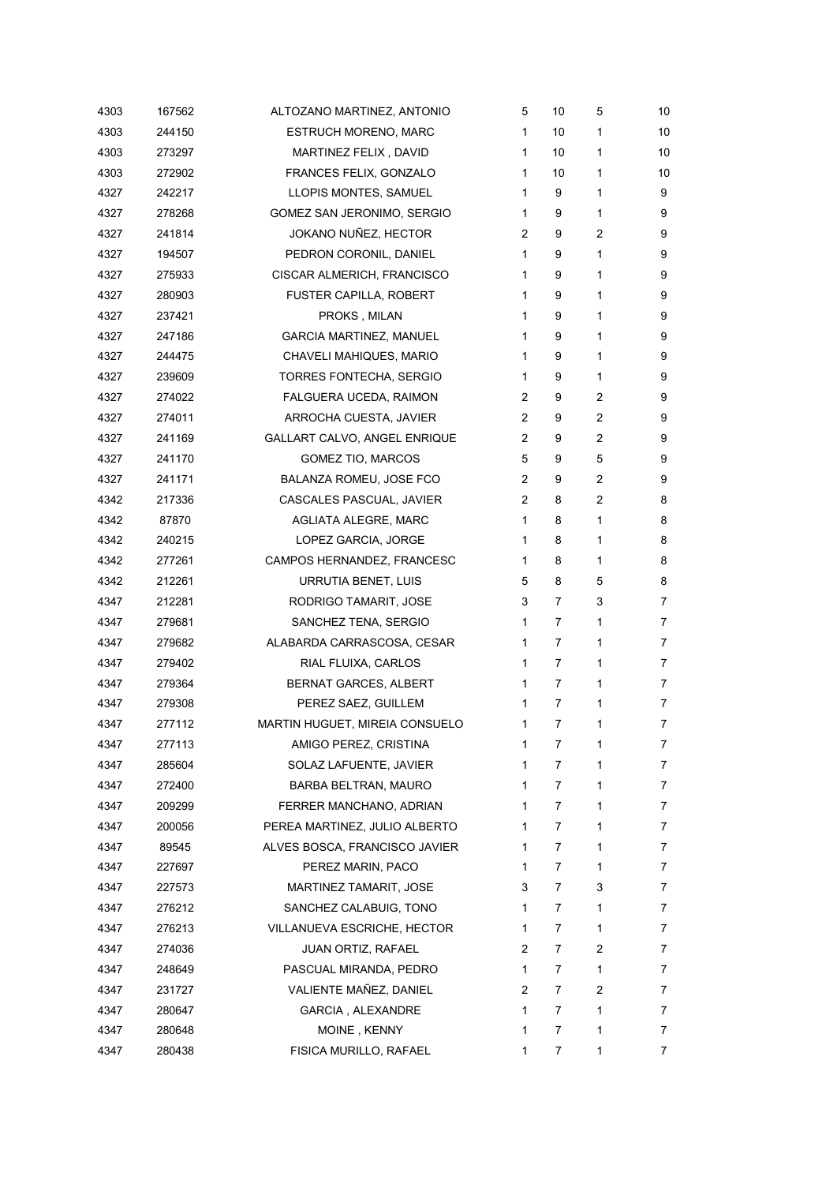| | | | | | | |
|---|---|---|---|---|---|---|
| 4303 | 167562 | ALTOZANO MARTINEZ, ANTONIO | 5 | 10 | 5 | 10 |
| 4303 | 244150 | ESTRUCH MORENO, MARC | 1 | 10 | 1 | 10 |
| 4303 | 273297 | MARTINEZ FELIX , DAVID | 1 | 10 | 1 | 10 |
| 4303 | 272902 | FRANCES FELIX, GONZALO | 1 | 10 | 1 | 10 |
| 4327 | 242217 | LLOPIS MONTES, SAMUEL | 1 | 9 | 1 | 9 |
| 4327 | 278268 | GOMEZ SAN JERONIMO, SERGIO | 1 | 9 | 1 | 9 |
| 4327 | 241814 | JOKANO NUÑEZ, HECTOR | 2 | 9 | 2 | 9 |
| 4327 | 194507 | PEDRON CORONIL, DANIEL | 1 | 9 | 1 | 9 |
| 4327 | 275933 | CISCAR ALMERICH, FRANCISCO | 1 | 9 | 1 | 9 |
| 4327 | 280903 | FUSTER CAPILLA, ROBERT | 1 | 9 | 1 | 9 |
| 4327 | 237421 | PROKS , MILAN | 1 | 9 | 1 | 9 |
| 4327 | 247186 | GARCIA MARTINEZ, MANUEL | 1 | 9 | 1 | 9 |
| 4327 | 244475 | CHAVELI MAHIQUES, MARIO | 1 | 9 | 1 | 9 |
| 4327 | 239609 | TORRES FONTECHA, SERGIO | 1 | 9 | 1 | 9 |
| 4327 | 274022 | FALGUERA UCEDA, RAIMON | 2 | 9 | 2 | 9 |
| 4327 | 274011 | ARROCHA CUESTA, JAVIER | 2 | 9 | 2 | 9 |
| 4327 | 241169 | GALLART CALVO, ANGEL ENRIQUE | 2 | 9 | 2 | 9 |
| 4327 | 241170 | GOMEZ TIO, MARCOS | 5 | 9 | 5 | 9 |
| 4327 | 241171 | BALANZA ROMEU, JOSE FCO | 2 | 9 | 2 | 9 |
| 4342 | 217336 | CASCALES PASCUAL, JAVIER | 2 | 8 | 2 | 8 |
| 4342 | 87870 | AGLIATA ALEGRE, MARC | 1 | 8 | 1 | 8 |
| 4342 | 240215 | LOPEZ GARCIA, JORGE | 1 | 8 | 1 | 8 |
| 4342 | 277261 | CAMPOS HERNANDEZ, FRANCESC | 1 | 8 | 1 | 8 |
| 4342 | 212261 | URRUTIA BENET, LUIS | 5 | 8 | 5 | 8 |
| 4347 | 212281 | RODRIGO TAMARIT, JOSE | 3 | 7 | 3 | 7 |
| 4347 | 279681 | SANCHEZ TENA, SERGIO | 1 | 7 | 1 | 7 |
| 4347 | 279682 | ALABARDA CARRASCOSA, CESAR | 1 | 7 | 1 | 7 |
| 4347 | 279402 | RIAL FLUIXA, CARLOS | 1 | 7 | 1 | 7 |
| 4347 | 279364 | BERNAT GARCES, ALBERT | 1 | 7 | 1 | 7 |
| 4347 | 279308 | PEREZ SAEZ, GUILLEM | 1 | 7 | 1 | 7 |
| 4347 | 277112 | MARTIN HUGUET, MIREIA CONSUELO | 1 | 7 | 1 | 7 |
| 4347 | 277113 | AMIGO PEREZ, CRISTINA | 1 | 7 | 1 | 7 |
| 4347 | 285604 | SOLAZ LAFUENTE, JAVIER | 1 | 7 | 1 | 7 |
| 4347 | 272400 | BARBA BELTRAN, MAURO | 1 | 7 | 1 | 7 |
| 4347 | 209299 | FERRER MANCHANO, ADRIAN | 1 | 7 | 1 | 7 |
| 4347 | 200056 | PEREA MARTINEZ, JULIO ALBERTO | 1 | 7 | 1 | 7 |
| 4347 | 89545 | ALVES BOSCA, FRANCISCO JAVIER | 1 | 7 | 1 | 7 |
| 4347 | 227697 | PEREZ MARIN, PACO | 1 | 7 | 1 | 7 |
| 4347 | 227573 | MARTINEZ TAMARIT, JOSE | 3 | 7 | 3 | 7 |
| 4347 | 276212 | SANCHEZ CALABUIG, TONO | 1 | 7 | 1 | 7 |
| 4347 | 276213 | VILLANUEVA ESCRICHE, HECTOR | 1 | 7 | 1 | 7 |
| 4347 | 274036 | JUAN ORTIZ, RAFAEL | 2 | 7 | 2 | 7 |
| 4347 | 248649 | PASCUAL MIRANDA, PEDRO | 1 | 7 | 1 | 7 |
| 4347 | 231727 | VALIENTE MAÑEZ, DANIEL | 2 | 7 | 2 | 7 |
| 4347 | 280647 | GARCIA , ALEXANDRE | 1 | 7 | 1 | 7 |
| 4347 | 280648 | MOINE , KENNY | 1 | 7 | 1 | 7 |
| 4347 | 280438 | FISICA MURILLO, RAFAEL | 1 | 7 | 1 | 7 |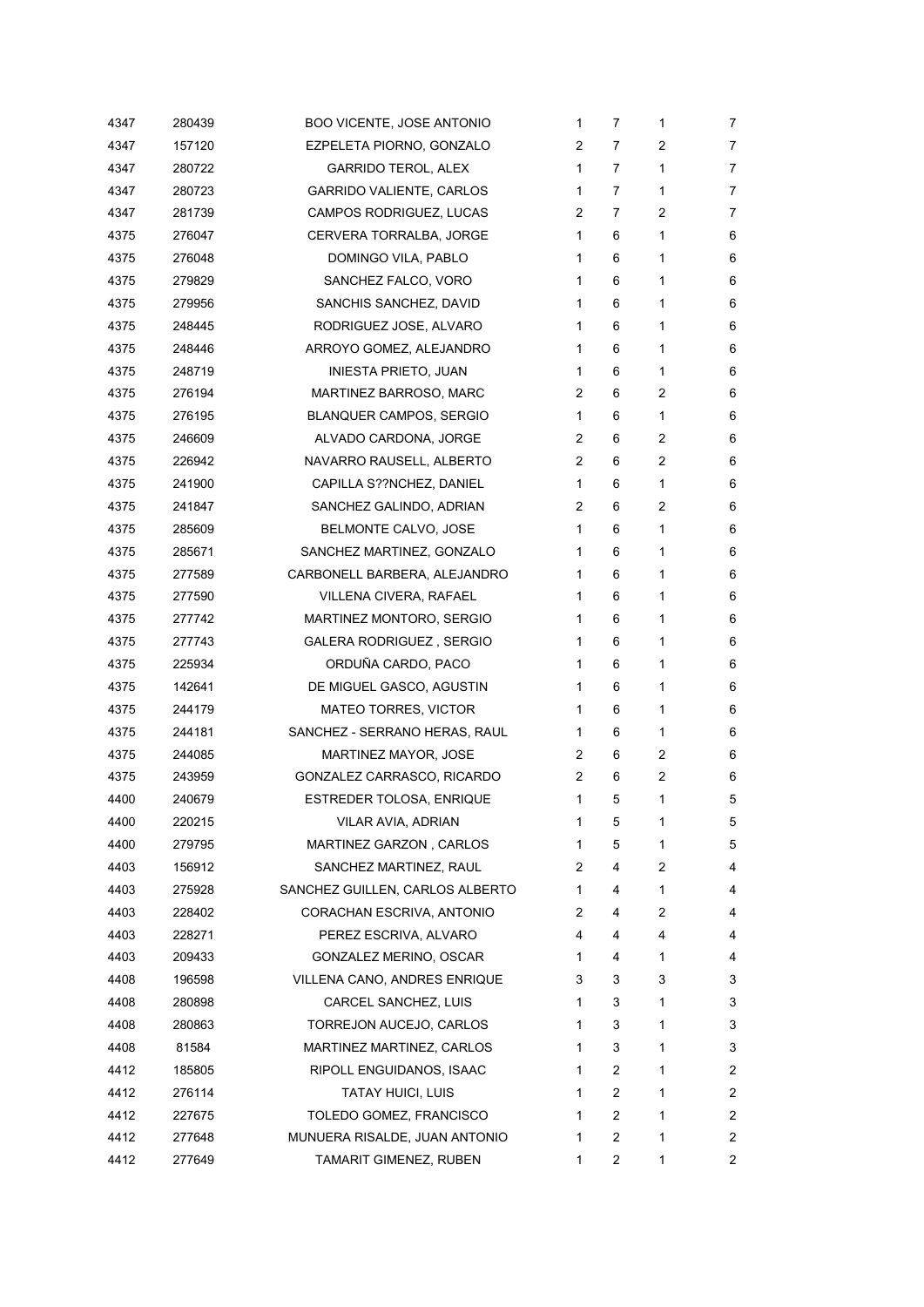| | | | | | | |
|---|---|---|---|---|---|---|
| 4347 | 280439 | BOO VICENTE, JOSE ANTONIO | 1 | 7 | 1 | 7 |
| 4347 | 157120 | EZPELETA PIORNO, GONZALO | 2 | 7 | 2 | 7 |
| 4347 | 280722 | GARRIDO TEROL, ALEX | 1 | 7 | 1 | 7 |
| 4347 | 280723 | GARRIDO VALIENTE, CARLOS | 1 | 7 | 1 | 7 |
| 4347 | 281739 | CAMPOS RODRIGUEZ, LUCAS | 2 | 7 | 2 | 7 |
| 4375 | 276047 | CERVERA TORRALBA, JORGE | 1 | 6 | 1 | 6 |
| 4375 | 276048 | DOMINGO VILA, PABLO | 1 | 6 | 1 | 6 |
| 4375 | 279829 | SANCHEZ FALCO, VORO | 1 | 6 | 1 | 6 |
| 4375 | 279956 | SANCHIS SANCHEZ, DAVID | 1 | 6 | 1 | 6 |
| 4375 | 248445 | RODRIGUEZ JOSE, ALVARO | 1 | 6 | 1 | 6 |
| 4375 | 248446 | ARROYO GOMEZ, ALEJANDRO | 1 | 6 | 1 | 6 |
| 4375 | 248719 | INIESTA PRIETO, JUAN | 1 | 6 | 1 | 6 |
| 4375 | 276194 | MARTINEZ BARROSO, MARC | 2 | 6 | 2 | 6 |
| 4375 | 276195 | BLANQUER CAMPOS, SERGIO | 1 | 6 | 1 | 6 |
| 4375 | 246609 | ALVADO CARDONA, JORGE | 2 | 6 | 2 | 6 |
| 4375 | 226942 | NAVARRO RAUSELL, ALBERTO | 2 | 6 | 2 | 6 |
| 4375 | 241900 | CAPILLA S??NCHEZ, DANIEL | 1 | 6 | 1 | 6 |
| 4375 | 241847 | SANCHEZ GALINDO, ADRIAN | 2 | 6 | 2 | 6 |
| 4375 | 285609 | BELMONTE CALVO, JOSE | 1 | 6 | 1 | 6 |
| 4375 | 285671 | SANCHEZ MARTINEZ, GONZALO | 1 | 6 | 1 | 6 |
| 4375 | 277589 | CARBONELL BARBERA, ALEJANDRO | 1 | 6 | 1 | 6 |
| 4375 | 277590 | VILLENA CIVERA, RAFAEL | 1 | 6 | 1 | 6 |
| 4375 | 277742 | MARTINEZ MONTORO, SERGIO | 1 | 6 | 1 | 6 |
| 4375 | 277743 | GALERA RODRIGUEZ , SERGIO | 1 | 6 | 1 | 6 |
| 4375 | 225934 | ORDUÑA CARDO, PACO | 1 | 6 | 1 | 6 |
| 4375 | 142641 | DE MIGUEL GASCO, AGUSTIN | 1 | 6 | 1 | 6 |
| 4375 | 244179 | MATEO TORRES, VICTOR | 1 | 6 | 1 | 6 |
| 4375 | 244181 | SANCHEZ - SERRANO HERAS, RAUL | 1 | 6 | 1 | 6 |
| 4375 | 244085 | MARTINEZ MAYOR, JOSE | 2 | 6 | 2 | 6 |
| 4375 | 243959 | GONZALEZ CARRASCO, RICARDO | 2 | 6 | 2 | 6 |
| 4400 | 240679 | ESTREDER TOLOSA, ENRIQUE | 1 | 5 | 1 | 5 |
| 4400 | 220215 | VILAR AVIA, ADRIAN | 1 | 5 | 1 | 5 |
| 4400 | 279795 | MARTINEZ GARZON , CARLOS | 1 | 5 | 1 | 5 |
| 4403 | 156912 | SANCHEZ MARTINEZ, RAUL | 2 | 4 | 2 | 4 |
| 4403 | 275928 | SANCHEZ GUILLEN, CARLOS ALBERTO | 1 | 4 | 1 | 4 |
| 4403 | 228402 | CORACHAN ESCRIVA, ANTONIO | 2 | 4 | 2 | 4 |
| 4403 | 228271 | PEREZ ESCRIVA, ALVARO | 4 | 4 | 4 | 4 |
| 4403 | 209433 | GONZALEZ MERINO, OSCAR | 1 | 4 | 1 | 4 |
| 4408 | 196598 | VILLENA CANO, ANDRES ENRIQUE | 3 | 3 | 3 | 3 |
| 4408 | 280898 | CARCEL SANCHEZ, LUIS | 1 | 3 | 1 | 3 |
| 4408 | 280863 | TORREJON AUCEJO, CARLOS | 1 | 3 | 1 | 3 |
| 4408 | 81584 | MARTINEZ MARTINEZ, CARLOS | 1 | 3 | 1 | 3 |
| 4412 | 185805 | RIPOLL ENGUIDANOS, ISAAC | 1 | 2 | 1 | 2 |
| 4412 | 276114 | TATAY HUICI, LUIS | 1 | 2 | 1 | 2 |
| 4412 | 227675 | TOLEDO GOMEZ, FRANCISCO | 1 | 2 | 1 | 2 |
| 4412 | 277648 | MUNUERA RISALDE, JUAN ANTONIO | 1 | 2 | 1 | 2 |
| 4412 | 277649 | TAMARIT GIMENEZ, RUBEN | 1 | 2 | 1 | 2 |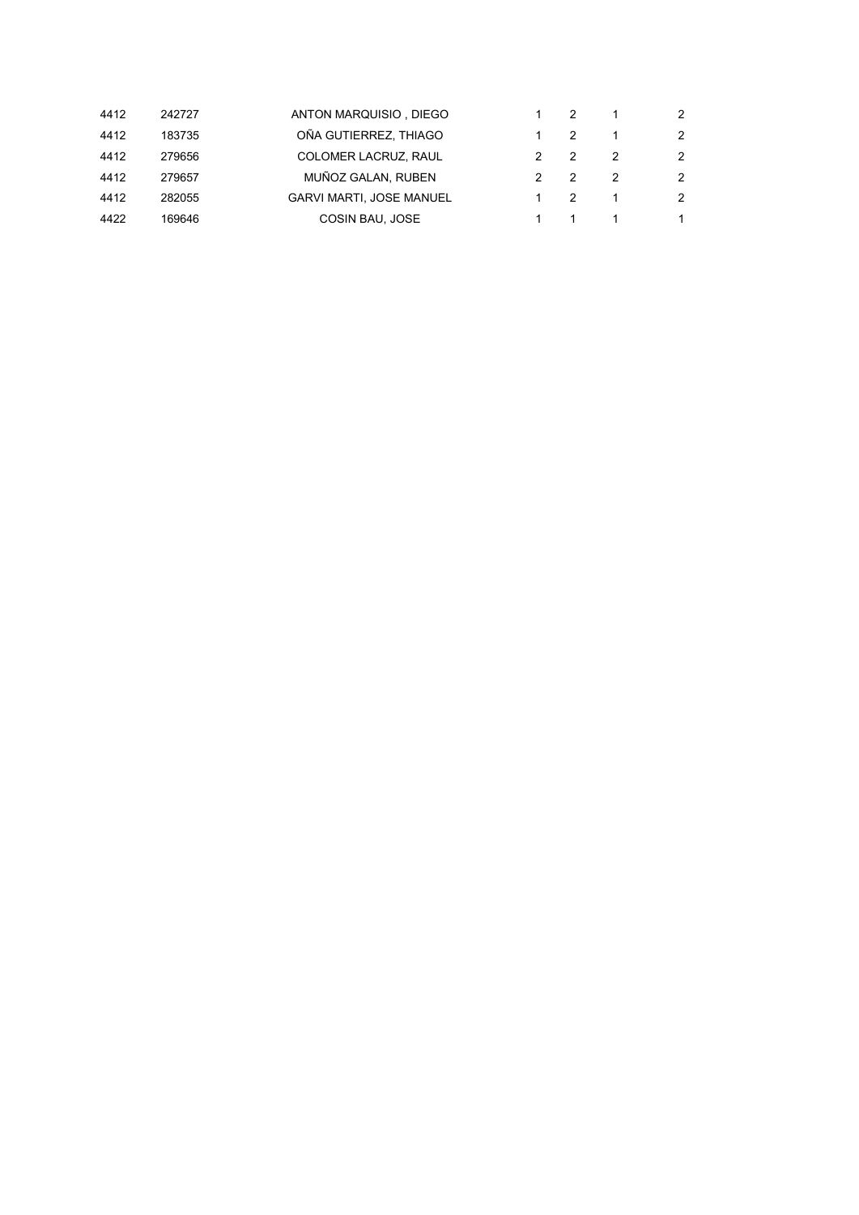| | | | | | | |
|---|---|---|---|---|---|---|
| 4412 | 242727 | ANTON MARQUISIO , DIEGO | 1 | 2 | 1 | 2 |
| 4412 | 183735 | OÑA GUTIERREZ, THIAGO | 1 | 2 | 1 | 2 |
| 4412 | 279656 | COLOMER LACRUZ, RAUL | 2 | 2 | 2 | 2 |
| 4412 | 279657 | MUÑOZ GALAN, RUBEN | 2 | 2 | 2 | 2 |
| 4412 | 282055 | GARVI MARTI, JOSE MANUEL | 1 | 2 | 1 | 2 |
| 4422 | 169646 | COSIN BAU, JOSE | 1 | 1 | 1 | 1 |